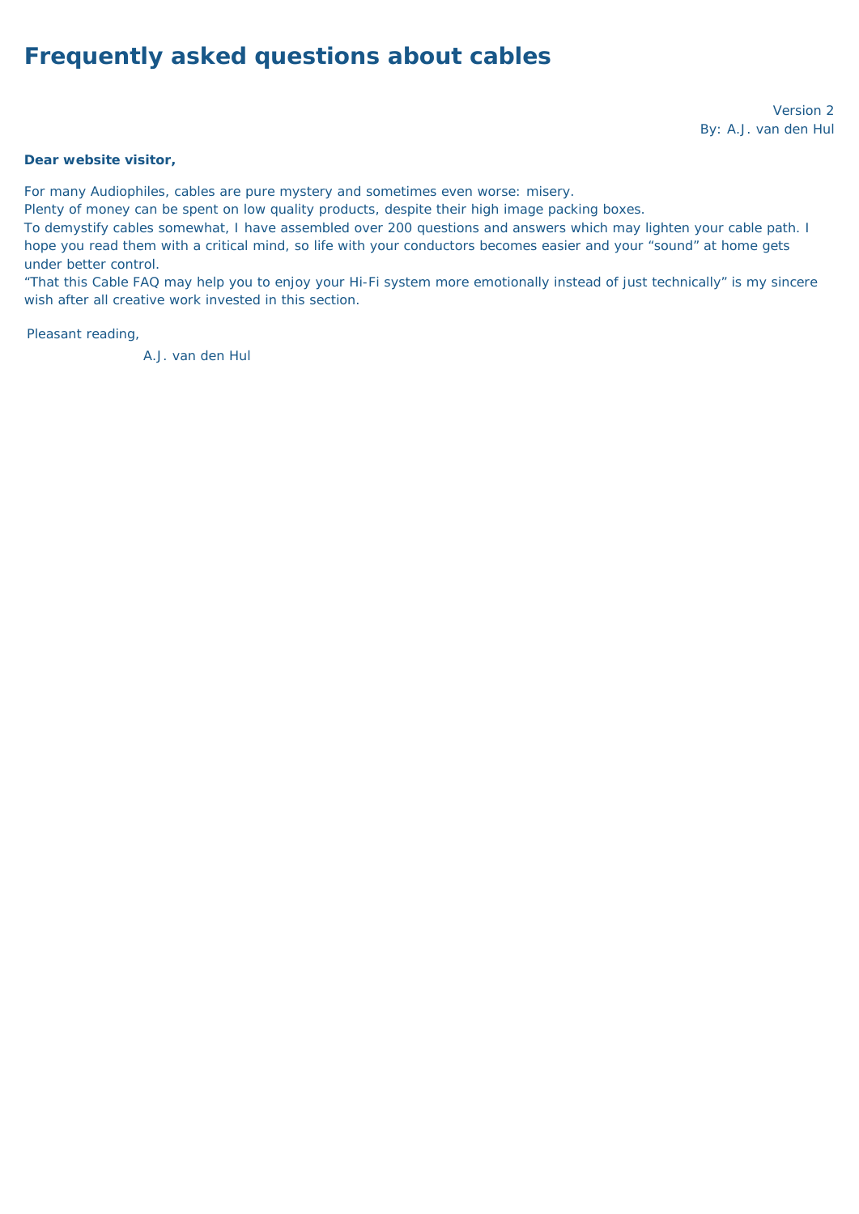# Frequently asked questions about cables

Version 2
By: A.J. van den Hul

**Dear website visitor,**

For many Audiophiles, cables are pure mystery and sometimes even worse: misery.
Plenty of money can be spent on low quality products, despite their high image packing boxes.
To demystify cables somewhat, I have assembled over 200 questions and answers which may lighten your cable path. I hope you read them with a critical mind, so life with your conductors becomes easier and your "sound" at home gets under better control.
"That this Cable FAQ may help you to enjoy your Hi-Fi system more emotionally instead of just technically" is my sincere wish after all creative work invested in this section.

Pleasant reading,

A.J. van den Hul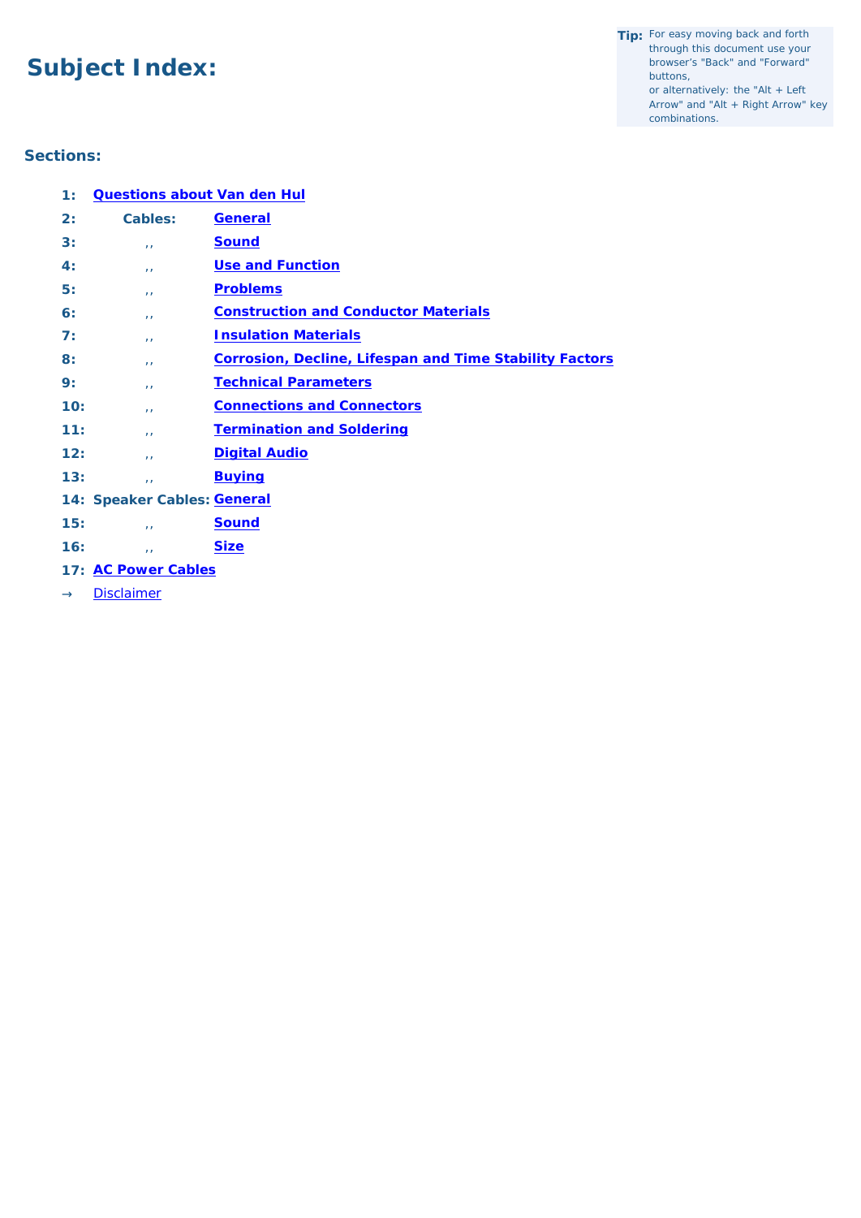# Subject Index:

**Tip:** For easy moving back and forth through this document use your browser's "Back" and "Forward" buttons,
or alternatively: the "Alt + Left Arrow" and "Alt + Right Arrow" key combinations.

## Sections:

| | | |
|---|---|---|
| **1:** | **Questions about Van den Hul** | |
| **2:** | **Cables:** | **General** |
| **3:** | ,, | **Sound** |
| **4:** | ,, | **Use and Function** |
| **5:** | ,, | **Problems** |
| **6:** | ,, | **Construction and Conductor Materials** |
| **7:** | ,, | **Insulation Materials** |
| **8:** | ,, | **Corrosion, Decline, Lifespan and Time Stability Factors** |
| **9:** | ,, | **Technical Parameters** |
| **10:** | ,, | **Connections and Connectors** |
| **11:** | ,, | **Termination and Soldering** |
| **12:** | ,, | **Digital Audio** |
| **13:** | ,, | **Buying** |
| **14:** | **Speaker Cables:** | **General** |
| **15:** | ,, | **Sound** |
| **16:** | ,, | **Size** |
| **17:** | **AC Power Cables** | |
| → | Disclaimer | |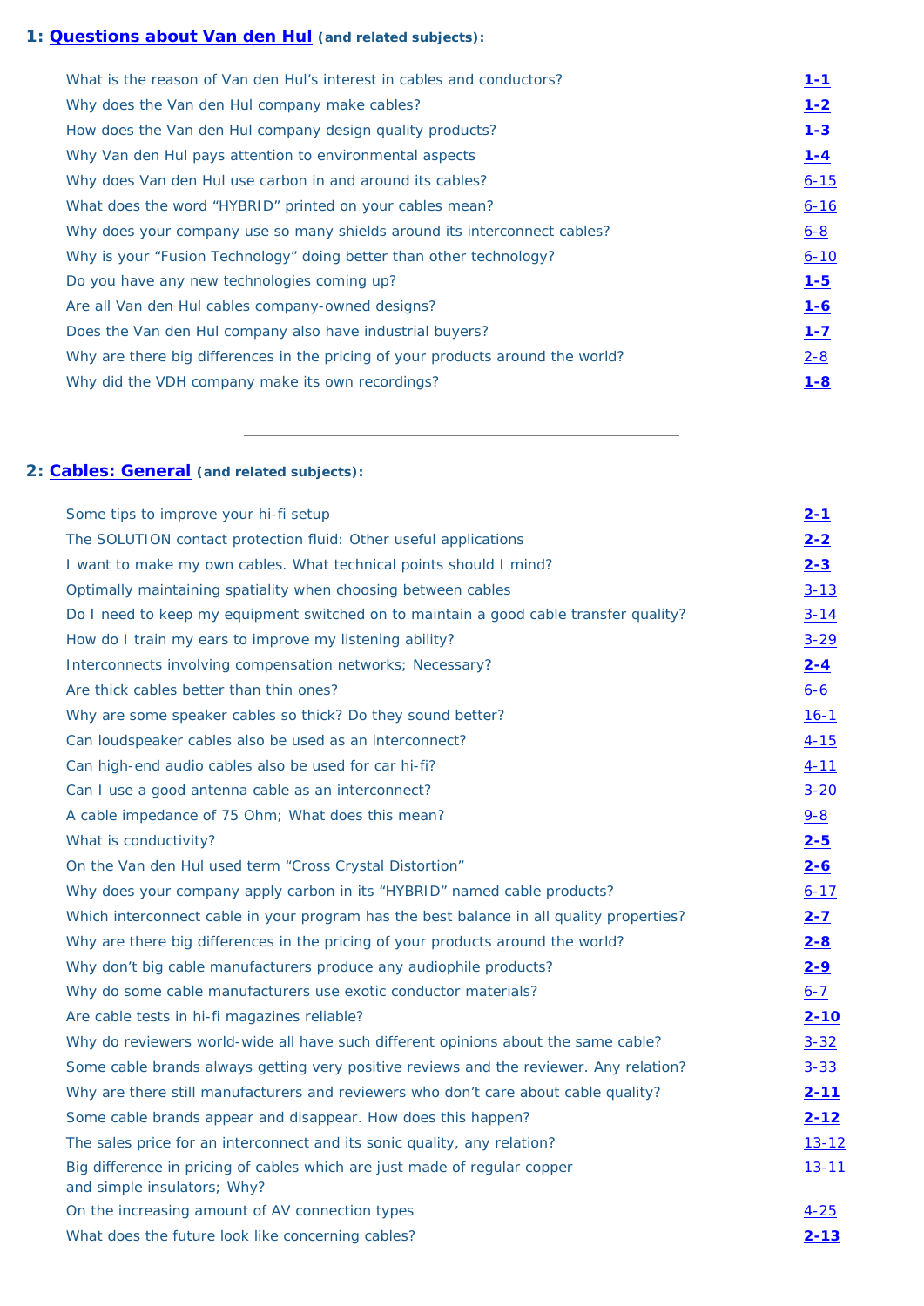## 1: [Questions about Van den Hul](#) (and related subjects):

| | |
|---|---|
| What is the reason of Van den Hul's interest in cables and conductors? | **1-1** |
| Why does the Van den Hul company make cables? | **1-2** |
| How does the Van den Hul company design quality products? | **1-3** |
| Why Van den Hul pays attention to environmental aspects | **1-4** |
| Why does Van den Hul use carbon in and around its cables? | 6-15 |
| What does the word "HYBRID" printed on your cables mean? | 6-16 |
| Why does your company use so many shields around its interconnect cables? | 6-8 |
| Why is your "Fusion Technology" doing better than other technology? | 6-10 |
| Do you have any new technologies coming up? | **1-5** |
| Are all Van den Hul cables company-owned designs? | **1-6** |
| Does the Van den Hul company also have industrial buyers? | **1-7** |
| Why are there big differences in the pricing of your products around the world? | 2-8 |
| Why did the VDH company make its own recordings? | **1-8** |

---

## 2: [Cables: General](#) (and related subjects):

| | |
|---|---|
| Some tips to improve your hi-fi setup | **2-1** |
| The SOLUTION contact protection fluid: Other useful applications | **2-2** |
| I want to make my own cables. What technical points should I mind? | **2-3** |
| Optimally maintaining spatiality when choosing between cables | 3-13 |
| Do I need to keep my equipment switched on to maintain a good cable transfer quality? | 3-14 |
| How do I train my ears to improve my listening ability? | 3-29 |
| Interconnects involving compensation networks; Necessary? | **2-4** |
| Are thick cables better than thin ones? | 6-6 |
| Why are some speaker cables so thick? Do they sound better? | 16-1 |
| Can loudspeaker cables also be used as an interconnect? | 4-15 |
| Can high-end audio cables also be used for car hi-fi? | 4-11 |
| Can I use a good antenna cable as an interconnect? | 3-20 |
| A cable impedance of 75 Ohm; What does this mean? | 9-8 |
| What is conductivity? | **2-5** |
| On the Van den Hul used term "Cross Crystal Distortion" | **2-6** |
| Why does your company apply carbon in its "HYBRID" named cable products? | 6-17 |
| Which interconnect cable in your program has the best balance in all quality properties? | **2-7** |
| Why are there big differences in the pricing of your products around the world? | **2-8** |
| Why don't big cable manufacturers produce any audiophile products? | **2-9** |
| Why do some cable manufacturers use exotic conductor materials? | 6-7 |
| Are cable tests in hi-fi magazines reliable? | **2-10** |
| Why do reviewers world-wide all have such different opinions about the same cable? | 3-32 |
| Some cable brands always getting very positive reviews and the reviewer. Any relation? | 3-33 |
| Why are there still manufacturers and reviewers who don't care about cable quality? | **2-11** |
| Some cable brands appear and disappear. How does this happen? | **2-12** |
| The sales price for an interconnect and its sonic quality, any relation? | 13-12 |
| Big difference in pricing of cables which are just made of regular copper and simple insulators; Why? | 13-11 |
| On the increasing amount of AV connection types | 4-25 |
| What does the future look like concerning cables? | **2-13** |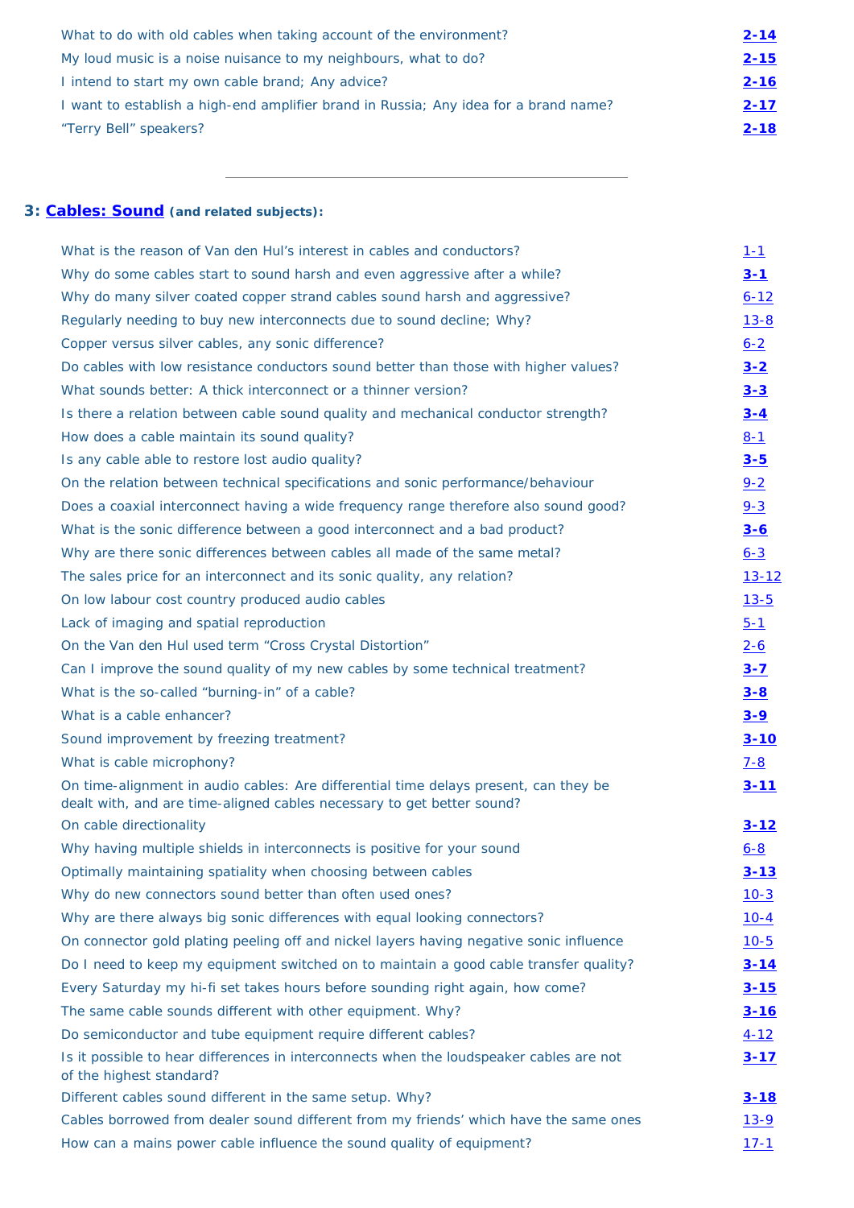| | |
|---|---|
| What to do with old cables when taking account of the environment? | **2-14** |
| My loud music is a noise nuisance to my neighbours, what to do? | **2-15** |
| I intend to start my own cable brand; Any advice? | **2-16** |
| I want to establish a high-end amplifier brand in Russia; Any idea for a brand name? | **2-17** |
| "Terry Bell" speakers? | **2-18** |

---

## 3: Cables: Sound (and related subjects):

| | |
|---|---|
| What is the reason of Van den Hul's interest in cables and conductors? | 1-1 |
| Why do some cables start to sound harsh and even aggressive after a while? | **3-1** |
| Why do many silver coated copper strand cables sound harsh and aggressive? | 6-12 |
| Regularly needing to buy new interconnects due to sound decline; Why? | 13-8 |
| Copper versus silver cables, any sonic difference? | 6-2 |
| Do cables with low resistance conductors sound better than those with higher values? | **3-2** |
| What sounds better: A thick interconnect or a thinner version? | **3-3** |
| Is there a relation between cable sound quality and mechanical conductor strength? | **3-4** |
| How does a cable maintain its sound quality? | 8-1 |
| Is any cable able to restore lost audio quality? | **3-5** |
| On the relation between technical specifications and sonic performance/behaviour | 9-2 |
| Does a coaxial interconnect having a wide frequency range therefore also sound good? | 9-3 |
| What is the sonic difference between a good interconnect and a bad product? | **3-6** |
| Why are there sonic differences between cables all made of the same metal? | 6-3 |
| The sales price for an interconnect and its sonic quality, any relation? | 13-12 |
| On low labour cost country produced audio cables | 13-5 |
| Lack of imaging and spatial reproduction | 5-1 |
| On the Van den Hul used term "Cross Crystal Distortion" | 2-6 |
| Can I improve the sound quality of my new cables by some technical treatment? | **3-7** |
| What is the so-called "burning-in" of a cable? | **3-8** |
| What is a cable enhancer? | **3-9** |
| Sound improvement by freezing treatment? | **3-10** |
| What is cable microphony? | 7-8 |
| On time-alignment in audio cables: Are differential time delays present, can they be dealt with, and are time-aligned cables necessary to get better sound? | **3-11** |
| On cable directionality | **3-12** |
| Why having multiple shields in interconnects is positive for your sound | 6-8 |
| Optimally maintaining spatiality when choosing between cables | **3-13** |
| Why do new connectors sound better than often used ones? | 10-3 |
| Why are there always big sonic differences with equal looking connectors? | 10-4 |
| On connector gold plating peeling off and nickel layers having negative sonic influence | 10-5 |
| Do I need to keep my equipment switched on to maintain a good cable transfer quality? | **3-14** |
| Every Saturday my hi-fi set takes hours before sounding right again, how come? | **3-15** |
| The same cable sounds different with other equipment. Why? | **3-16** |
| Do semiconductor and tube equipment require different cables? | 4-12 |
| Is it possible to hear differences in interconnects when the loudspeaker cables are not of the highest standard? | **3-17** |
| Different cables sound different in the same setup. Why? | **3-18** |
| Cables borrowed from dealer sound different from my friends' which have the same ones | 13-9 |
| How can a mains power cable influence the sound quality of equipment? | 17-1 |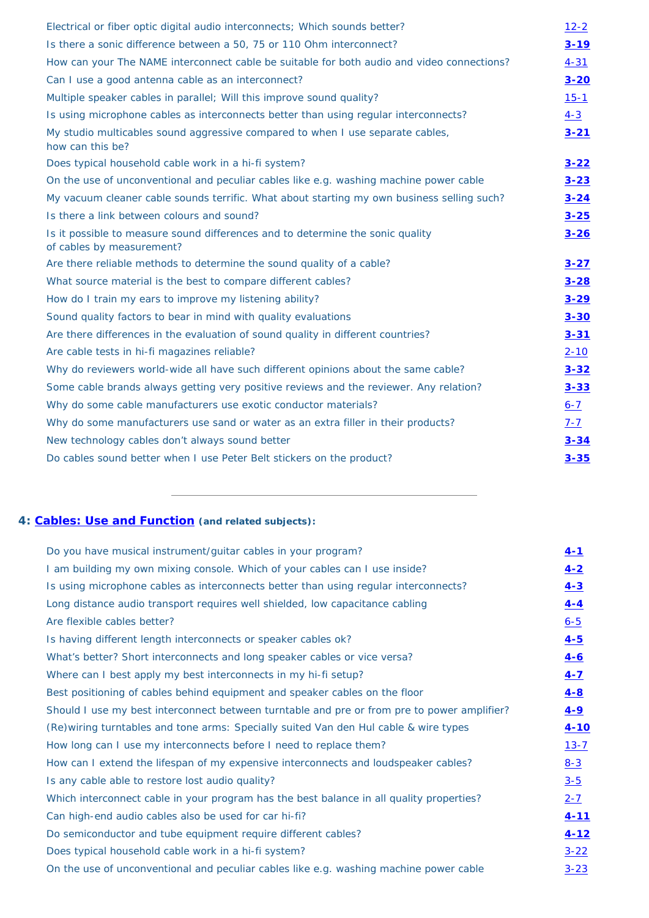| | |
|---|---|
| Electrical or fiber optic digital audio interconnects; Which sounds better? | 12-2 |
| Is there a sonic difference between a 50, 75 or 110 Ohm interconnect? | **3-19** |
| How can your The NAME interconnect cable be suitable for both audio and video connections? | 4-31 |
| Can I use a good antenna cable as an interconnect? | **3-20** |
| Multiple speaker cables in parallel; Will this improve sound quality? | 15-1 |
| Is using microphone cables as interconnects better than using regular interconnects? | 4-3 |
| My studio multicables sound aggressive compared to when I use separate cables, how can this be? | **3-21** |
| Does typical household cable work in a hi-fi system? | **3-22** |
| On the use of unconventional and peculiar cables like e.g. washing machine power cable | **3-23** |
| My vacuum cleaner cable sounds terrific. What about starting my own business selling such? | **3-24** |
| Is there a link between colours and sound? | **3-25** |
| Is it possible to measure sound differences and to determine the sonic quality of cables by measurement? | **3-26** |
| Are there reliable methods to determine the sound quality of a cable? | **3-27** |
| What source material is the best to compare different cables? | **3-28** |
| How do I train my ears to improve my listening ability? | **3-29** |
| Sound quality factors to bear in mind with quality evaluations | **3-30** |
| Are there differences in the evaluation of sound quality in different countries? | **3-31** |
| Are cable tests in hi-fi magazines reliable? | 2-10 |
| Why do reviewers world-wide all have such different opinions about the same cable? | **3-32** |
| Some cable brands always getting very positive reviews and the reviewer. Any relation? | **3-33** |
| Why do some cable manufacturers use exotic conductor materials? | 6-7 |
| Why do some manufacturers use sand or water as an extra filler in their products? | 7-7 |
| New technology cables don't always sound better | **3-34** |
| Do cables sound better when I use Peter Belt stickers on the product? | **3-35** |

---

## 4: Cables: Use and Function (and related subjects):

| | |
|---|---|
| Do you have musical instrument/guitar cables in your program? | **4-1** |
| I am building my own mixing console. Which of your cables can I use inside? | **4-2** |
| Is using microphone cables as interconnects better than using regular interconnects? | **4-3** |
| Long distance audio transport requires well shielded, low capacitance cabling | **4-4** |
| Are flexible cables better? | 6-5 |
| Is having different length interconnects or speaker cables ok? | **4-5** |
| What's better? Short interconnects and long speaker cables or vice versa? | **4-6** |
| Where can I best apply my best interconnects in my hi-fi setup? | **4-7** |
| Best positioning of cables behind equipment and speaker cables on the floor | **4-8** |
| Should I use my best interconnect between turntable and pre or from pre to power amplifier? | **4-9** |
| (Re)wiring turntables and tone arms: Specially suited Van den Hul cable & wire types | **4-10** |
| How long can I use my interconnects before I need to replace them? | 13-7 |
| How can I extend the lifespan of my expensive interconnects and loudspeaker cables? | 8-3 |
| Is any cable able to restore lost audio quality? | 3-5 |
| Which interconnect cable in your program has the best balance in all quality properties? | 2-7 |
| Can high-end audio cables also be used for car hi-fi? | **4-11** |
| Do semiconductor and tube equipment require different cables? | **4-12** |
| Does typical household cable work in a hi-fi system? | 3-22 |
| On the use of unconventional and peculiar cables like e.g. washing machine power cable | 3-23 |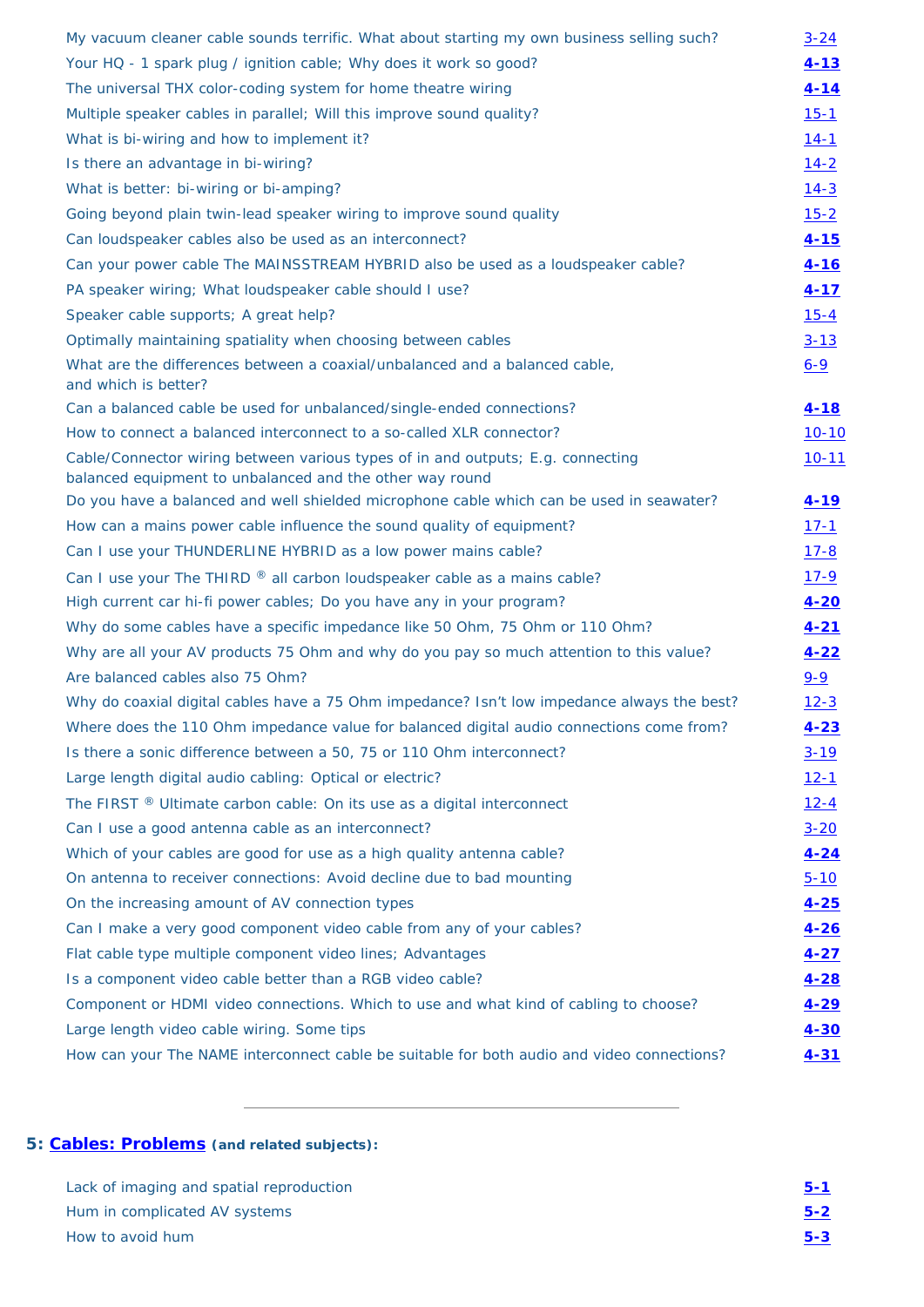| | |
|---|---|
| My vacuum cleaner cable sounds terrific. What about starting my own business selling such? | 3-24 |
| Your HQ - 1 spark plug / ignition cable; Why does it work so good? | **4-13** |
| The universal THX color-coding system for home theatre wiring | **4-14** |
| Multiple speaker cables in parallel; Will this improve sound quality? | 15-1 |
| What is bi-wiring and how to implement it? | 14-1 |
| Is there an advantage in bi-wiring? | 14-2 |
| What is better: bi-wiring or bi-amping? | 14-3 |
| Going beyond plain twin-lead speaker wiring to improve sound quality | 15-2 |
| Can loudspeaker cables also be used as an interconnect? | **4-15** |
| Can your power cable The MAINSSTREAM HYBRID also be used as a loudspeaker cable? | **4-16** |
| PA speaker wiring; What loudspeaker cable should I use? | **4-17** |
| Speaker cable supports; A great help? | 15-4 |
| Optimally maintaining spatiality when choosing between cables | 3-13 |
| What are the differences between a coaxial/unbalanced and a balanced cable, and which is better? | 6-9 |
| Can a balanced cable be used for unbalanced/single-ended connections? | **4-18** |
| How to connect a balanced interconnect to a so-called XLR connector? | 10-10 |
| Cable/Connector wiring between various types of in and outputs; E.g. connecting balanced equipment to unbalanced and the other way round | 10-11 |
| Do you have a balanced and well shielded microphone cable which can be used in seawater? | **4-19** |
| How can a mains power cable influence the sound quality of equipment? | 17-1 |
| Can I use your THUNDERLINE HYBRID as a low power mains cable? | 17-8 |
| Can I use your The THIRD ® all carbon loudspeaker cable as a mains cable? | 17-9 |
| High current car hi-fi power cables; Do you have any in your program? | **4-20** |
| Why do some cables have a specific impedance like 50 Ohm, 75 Ohm or 110 Ohm? | **4-21** |
| Why are all your AV products 75 Ohm and why do you pay so much attention to this value? | **4-22** |
| Are balanced cables also 75 Ohm? | 9-9 |
| Why do coaxial digital cables have a 75 Ohm impedance? Isn't low impedance always the best? | 12-3 |
| Where does the 110 Ohm impedance value for balanced digital audio connections come from? | **4-23** |
| Is there a sonic difference between a 50, 75 or 110 Ohm interconnect? | 3-19 |
| Large length digital audio cabling: Optical or electric? | 12-1 |
| The FIRST ® Ultimate carbon cable: On its use as a digital interconnect | 12-4 |
| Can I use a good antenna cable as an interconnect? | 3-20 |
| Which of your cables are good for use as a high quality antenna cable? | **4-24** |
| On antenna to receiver connections: Avoid decline due to bad mounting | 5-10 |
| On the increasing amount of AV connection types | **4-25** |
| Can I make a very good component video cable from any of your cables? | **4-26** |
| Flat cable type multiple component video lines; Advantages | **4-27** |
| Is a component video cable better than a RGB video cable? | **4-28** |
| Component or HDMI video connections. Which to use and what kind of cabling to choose? | **4-29** |
| Large length video cable wiring. Some tips | **4-30** |
| How can your The NAME interconnect cable be suitable for both audio and video connections? | **4-31** |

---

## 5: Cables: Problems (and related subjects):

| | |
|---|---|
| Lack of imaging and spatial reproduction | **5-1** |
| Hum in complicated AV systems | **5-2** |
| How to avoid hum | **5-3** |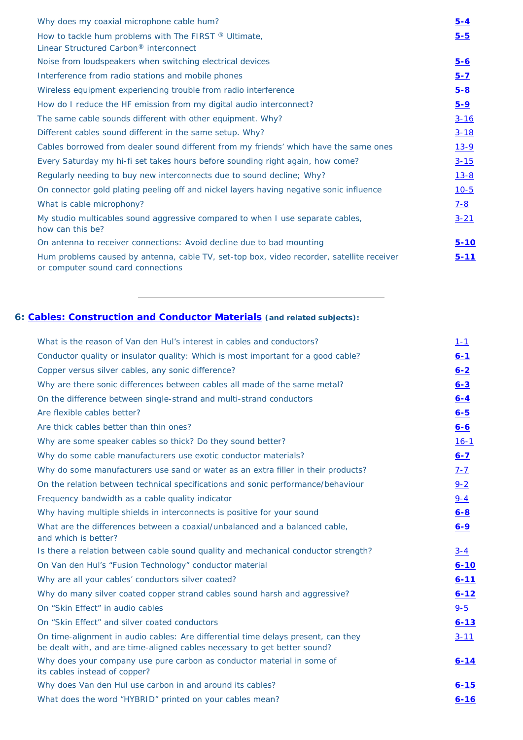| | |
|---|---|
| Why does my coaxial microphone cable hum? | **5-4** |
| How to tackle hum problems with The FIRST ® Ultimate, Linear Structured Carbon® interconnect | **5-5** |
| Noise from loudspeakers when switching electrical devices | **5-6** |
| Interference from radio stations and mobile phones | **5-7** |
| Wireless equipment experiencing trouble from radio interference | **5-8** |
| How do I reduce the HF emission from my digital audio interconnect? | **5-9** |
| The same cable sounds different with other equipment. Why? | 3-16 |
| Different cables sound different in the same setup. Why? | 3-18 |
| Cables borrowed from dealer sound different from my friends' which have the same ones | 13-9 |
| Every Saturday my hi-fi set takes hours before sounding right again, how come? | 3-15 |
| Regularly needing to buy new interconnects due to sound decline; Why? | 13-8 |
| On connector gold plating peeling off and nickel layers having negative sonic influence | 10-5 |
| What is cable microphony? | 7-8 |
| My studio multicables sound aggressive compared to when I use separate cables, how can this be? | 3-21 |
| On antenna to receiver connections: Avoid decline due to bad mounting | **5-10** |
| Hum problems caused by antenna, cable TV, set-top box, video recorder, satellite receiver or computer sound card connections | **5-11** |

---

## 6: Cables: Construction and Conductor Materials (and related subjects):

| | |
|---|---|
| What is the reason of Van den Hul's interest in cables and conductors? | 1-1 |
| Conductor quality or insulator quality: Which is most important for a good cable? | **6-1** |
| Copper versus silver cables, any sonic difference? | **6-2** |
| Why are there sonic differences between cables all made of the same metal? | **6-3** |
| On the difference between single-strand and multi-strand conductors | **6-4** |
| Are flexible cables better? | **6-5** |
| Are thick cables better than thin ones? | **6-6** |
| Why are some speaker cables so thick? Do they sound better? | 16-1 |
| Why do some cable manufacturers use exotic conductor materials? | **6-7** |
| Why do some manufacturers use sand or water as an extra filler in their products? | 7-7 |
| On the relation between technical specifications and sonic performance/behaviour | 9-2 |
| Frequency bandwidth as a cable quality indicator | 9-4 |
| Why having multiple shields in interconnects is positive for your sound | **6-8** |
| What are the differences between a coaxial/unbalanced and a balanced cable, and which is better? | **6-9** |
| Is there a relation between cable sound quality and mechanical conductor strength? | 3-4 |
| On Van den Hul's "Fusion Technology" conductor material | **6-10** |
| Why are all your cables' conductors silver coated? | **6-11** |
| Why do many silver coated copper strand cables sound harsh and aggressive? | **6-12** |
| On "Skin Effect" in audio cables | 9-5 |
| On "Skin Effect" and silver coated conductors | **6-13** |
| On time-alignment in audio cables: Are differential time delays present, can they be dealt with, and are time-aligned cables necessary to get better sound? | 3-11 |
| Why does your company use pure carbon as conductor material in some of its cables instead of copper? | **6-14** |
| Why does Van den Hul use carbon in and around its cables? | **6-15** |
| What does the word "HYBRID" printed on your cables mean? | **6-16** |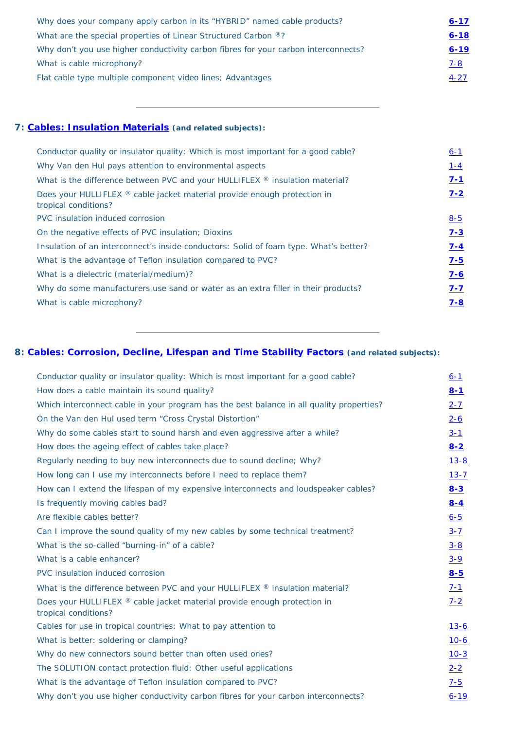| | |
|---|---|
| Why does your company apply carbon in its “HYBRID” named cable products? | **6-17** |
| What are the special properties of Linear Structured Carbon ®? | **6-18** |
| Why don’t you use higher conductivity carbon fibres for your carbon interconnects? | **6-19** |
| What is cable microphony? | 7-8 |
| Flat cable type multiple component video lines; Advantages | 4-27 |

---

## 7: Cables: Insulation Materials (and related subjects):

| | |
|---|---|
| Conductor quality or insulator quality: Which is most important for a good cable? | 6-1 |
| Why Van den Hul pays attention to environmental aspects | 1-4 |
| What is the difference between PVC and your HULLIFLEX ® insulation material? | **7-1** |
| Does your HULLIFLEX ® cable jacket material provide enough protection in tropical conditions? | **7-2** |
| PVC insulation induced corrosion | 8-5 |
| On the negative effects of PVC insulation; Dioxins | **7-3** |
| Insulation of an interconnect’s inside conductors: Solid of foam type. What’s better? | **7-4** |
| What is the advantage of Teflon insulation compared to PVC? | **7-5** |
| What is a dielectric (material/medium)? | **7-6** |
| Why do some manufacturers use sand or water as an extra filler in their products? | **7-7** |
| What is cable microphony? | **7-8** |

---

## 8: Cables: Corrosion, Decline, Lifespan and Time Stability Factors (and related subjects):

| | |
|---|---|
| Conductor quality or insulator quality: Which is most important for a good cable? | 6-1 |
| How does a cable maintain its sound quality? | **8-1** |
| Which interconnect cable in your program has the best balance in all quality properties? | 2-7 |
| On the Van den Hul used term “Cross Crystal Distortion” | 2-6 |
| Why do some cables start to sound harsh and even aggressive after a while? | 3-1 |
| How does the ageing effect of cables take place? | **8-2** |
| Regularly needing to buy new interconnects due to sound decline; Why? | 13-8 |
| How long can I use my interconnects before I need to replace them? | 13-7 |
| How can I extend the lifespan of my expensive interconnects and loudspeaker cables? | **8-3** |
| Is frequently moving cables bad? | **8-4** |
| Are flexible cables better? | 6-5 |
| Can I improve the sound quality of my new cables by some technical treatment? | 3-7 |
| What is the so-called “burning-in” of a cable? | 3-8 |
| What is a cable enhancer? | 3-9 |
| PVC insulation induced corrosion | **8-5** |
| What is the difference between PVC and your HULLIFLEX ® insulation material? | 7-1 |
| Does your HULLIFLEX ® cable jacket material provide enough protection in tropical conditions? | 7-2 |
| Cables for use in tropical countries: What to pay attention to | 13-6 |
| What is better: soldering or clamping? | 10-6 |
| Why do new connectors sound better than often used ones? | 10-3 |
| The SOLUTION contact protection fluid: Other useful applications | 2-2 |
| What is the advantage of Teflon insulation compared to PVC? | 7-5 |
| Why don’t you use higher conductivity carbon fibres for your carbon interconnects? | 6-19 |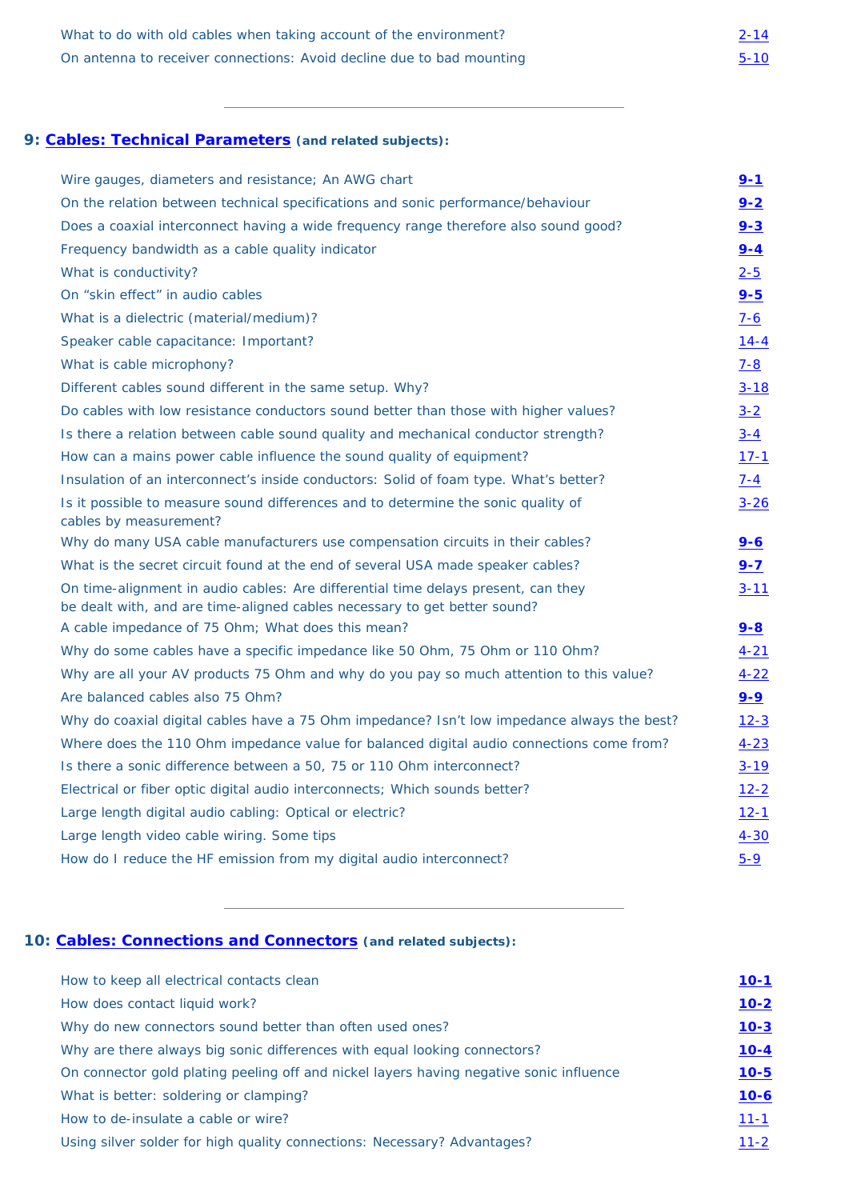| | |
|---|---|
| What to do with old cables when taking account of the environment? | 2-14 |
| On antenna to receiver connections: Avoid decline due to bad mounting | 5-10 |

---

## 9: Cables: Technical Parameters (and related subjects):

| | |
|---|---|
| Wire gauges, diameters and resistance; An AWG chart | **9-1** |
| On the relation between technical specifications and sonic performance/behaviour | **9-2** |
| Does a coaxial interconnect having a wide frequency range therefore also sound good? | **9-3** |
| Frequency bandwidth as a cable quality indicator | **9-4** |
| What is conductivity? | 2-5 |
| On "skin effect" in audio cables | **9-5** |
| What is a dielectric (material/medium)? | 7-6 |
| Speaker cable capacitance: Important? | 14-4 |
| What is cable microphony? | 7-8 |
| Different cables sound different in the same setup. Why? | 3-18 |
| Do cables with low resistance conductors sound better than those with higher values? | 3-2 |
| Is there a relation between cable sound quality and mechanical conductor strength? | 3-4 |
| How can a mains power cable influence the sound quality of equipment? | 17-1 |
| Insulation of an interconnect's inside conductors: Solid of foam type. What's better? | 7-4 |
| Is it possible to measure sound differences and to determine the sonic quality of cables by measurement? | 3-26 |
| Why do many USA cable manufacturers use compensation circuits in their cables? | **9-6** |
| What is the secret circuit found at the end of several USA made speaker cables? | **9-7** |
| On time-alignment in audio cables: Are differential time delays present, can they be dealt with, and are time-aligned cables necessary to get better sound? | 3-11 |
| A cable impedance of 75 Ohm; What does this mean? | **9-8** |
| Why do some cables have a specific impedance like 50 Ohm, 75 Ohm or 110 Ohm? | 4-21 |
| Why are all your AV products 75 Ohm and why do you pay so much attention to this value? | 4-22 |
| Are balanced cables also 75 Ohm? | **9-9** |
| Why do coaxial digital cables have a 75 Ohm impedance? Isn't low impedance always the best? | 12-3 |
| Where does the 110 Ohm impedance value for balanced digital audio connections come from? | 4-23 |
| Is there a sonic difference between a 50, 75 or 110 Ohm interconnect? | 3-19 |
| Electrical or fiber optic digital audio interconnects; Which sounds better? | 12-2 |
| Large length digital audio cabling: Optical or electric? | 12-1 |
| Large length video cable wiring. Some tips | 4-30 |
| How do I reduce the HF emission from my digital audio interconnect? | 5-9 |

---

## 10: Cables: Connections and Connectors (and related subjects):

| | |
|---|---|
| How to keep all electrical contacts clean | **10-1** |
| How does contact liquid work? | **10-2** |
| Why do new connectors sound better than often used ones? | **10-3** |
| Why are there always big sonic differences with equal looking connectors? | **10-4** |
| On connector gold plating peeling off and nickel layers having negative sonic influence | **10-5** |
| What is better: soldering or clamping? | **10-6** |
| How to de-insulate a cable or wire? | 11-1 |
| Using silver solder for high quality connections: Necessary? Advantages? | 11-2 |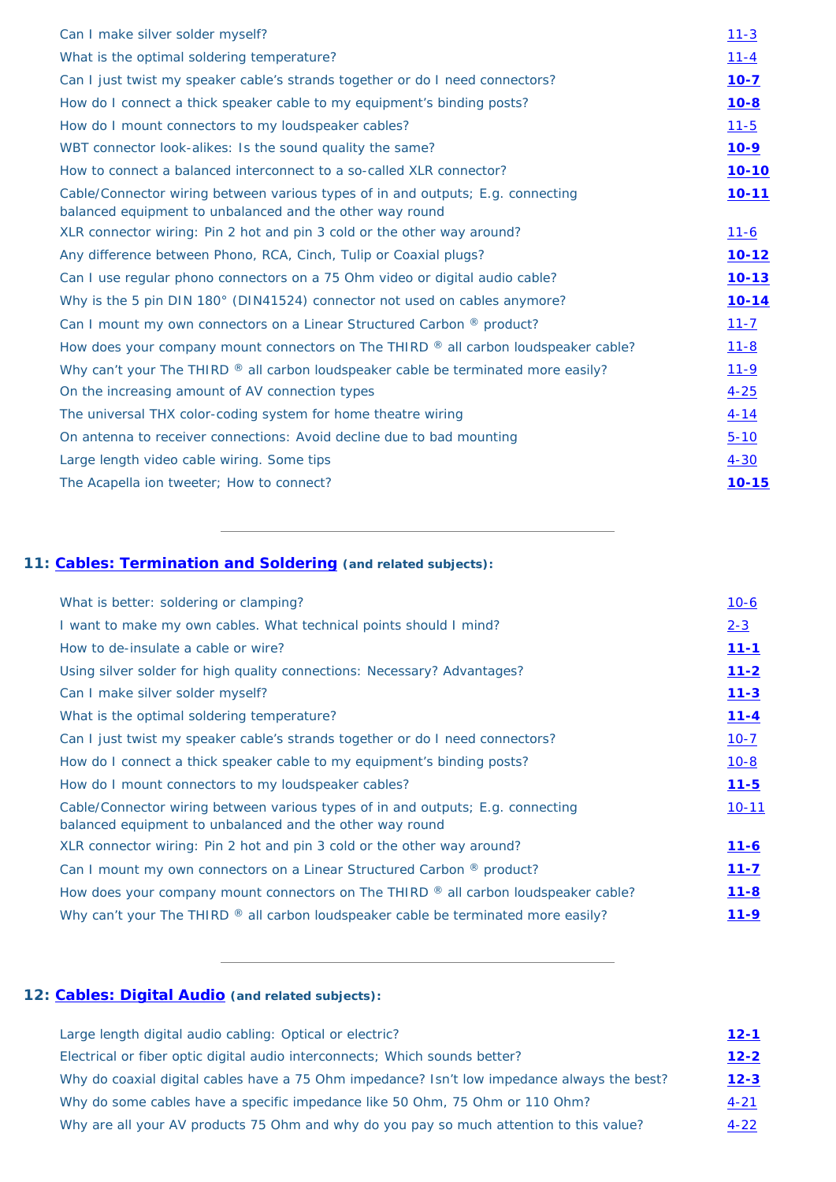| | |
|---|---|
| Can I make silver solder myself? | 11-3 |
| What is the optimal soldering temperature? | 11-4 |
| Can I just twist my speaker cable's strands together or do I need connectors? | **10-7** |
| How do I connect a thick speaker cable to my equipment's binding posts? | **10-8** |
| How do I mount connectors to my loudspeaker cables? | 11-5 |
| WBT connector look-alikes: Is the sound quality the same? | **10-9** |
| How to connect a balanced interconnect to a so-called XLR connector? | **10-10** |
| Cable/Connector wiring between various types of in and outputs; E.g. connecting balanced equipment to unbalanced and the other way round | **10-11** |
| XLR connector wiring: Pin 2 hot and pin 3 cold or the other way around? | 11-6 |
| Any difference between Phono, RCA, Cinch, Tulip or Coaxial plugs? | **10-12** |
| Can I use regular phono connectors on a 75 Ohm video or digital audio cable? | **10-13** |
| Why is the 5 pin DIN 180° (DIN41524) connector not used on cables anymore? | **10-14** |
| Can I mount my own connectors on a Linear Structured Carbon ® product? | 11-7 |
| How does your company mount connectors on The THIRD ® all carbon loudspeaker cable? | 11-8 |
| Why can't your The THIRD ® all carbon loudspeaker cable be terminated more easily? | 11-9 |
| On the increasing amount of AV connection types | 4-25 |
| The universal THX color-coding system for home theatre wiring | 4-14 |
| On antenna to receiver connections: Avoid decline due to bad mounting | 5-10 |
| Large length video cable wiring. Some tips | 4-30 |
| The Acapella ion tweeter; How to connect? | **10-15** |

---

## 11: Cables: Termination and Soldering (and related subjects):

| | |
|---|---|
| What is better: soldering or clamping? | 10-6 |
| I want to make my own cables. What technical points should I mind? | 2-3 |
| How to de-insulate a cable or wire? | **11-1** |
| Using silver solder for high quality connections: Necessary? Advantages? | **11-2** |
| Can I make silver solder myself? | **11-3** |
| What is the optimal soldering temperature? | **11-4** |
| Can I just twist my speaker cable's strands together or do I need connectors? | 10-7 |
| How do I connect a thick speaker cable to my equipment's binding posts? | 10-8 |
| How do I mount connectors to my loudspeaker cables? | **11-5** |
| Cable/Connector wiring between various types of in and outputs; E.g. connecting balanced equipment to unbalanced and the other way round | 10-11 |
| XLR connector wiring: Pin 2 hot and pin 3 cold or the other way around? | **11-6** |
| Can I mount my own connectors on a Linear Structured Carbon ® product? | **11-7** |
| How does your company mount connectors on The THIRD ® all carbon loudspeaker cable? | **11-8** |
| Why can't your The THIRD ® all carbon loudspeaker cable be terminated more easily? | **11-9** |

---

## 12: Cables: Digital Audio (and related subjects):

| | |
|---|---|
| Large length digital audio cabling: Optical or electric? | **12-1** |
| Electrical or fiber optic digital audio interconnects; Which sounds better? | **12-2** |
| Why do coaxial digital cables have a 75 Ohm impedance? Isn't low impedance always the best? | **12-3** |
| Why do some cables have a specific impedance like 50 Ohm, 75 Ohm or 110 Ohm? | 4-21 |
| Why are all your AV products 75 Ohm and why do you pay so much attention to this value? | 4-22 |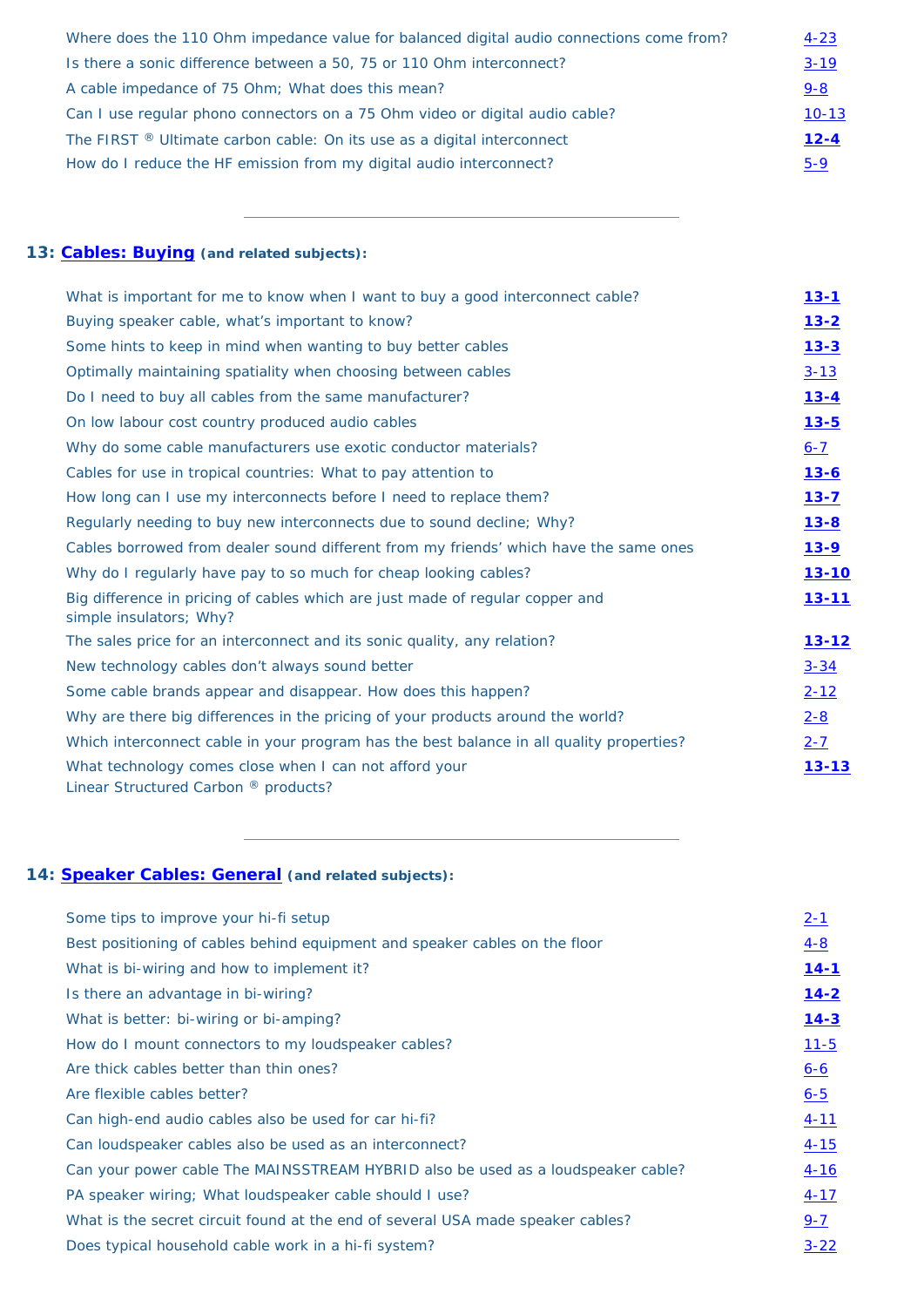| | |
|---|---|
| Where does the 110 Ohm impedance value for balanced digital audio connections come from? | 4-23 |
| Is there a sonic difference between a 50, 75 or 110 Ohm interconnect? | 3-19 |
| A cable impedance of 75 Ohm; What does this mean? | 9-8 |
| Can I use regular phono connectors on a 75 Ohm video or digital audio cable? | 10-13 |
| The FIRST ® Ultimate carbon cable: On its use as a digital interconnect | **12-4** |
| How do I reduce the HF emission from my digital audio interconnect? | 5-9 |

---

## 13: Cables: Buying (and related subjects):

| | |
|---|---|
| What is important for me to know when I want to buy a good interconnect cable? | **13-1** |
| Buying speaker cable, what's important to know? | **13-2** |
| Some hints to keep in mind when wanting to buy better cables | **13-3** |
| Optimally maintaining spatiality when choosing between cables | 3-13 |
| Do I need to buy all cables from the same manufacturer? | **13-4** |
| On low labour cost country produced audio cables | **13-5** |
| Why do some cable manufacturers use exotic conductor materials? | 6-7 |
| Cables for use in tropical countries: What to pay attention to | **13-6** |
| How long can I use my interconnects before I need to replace them? | **13-7** |
| Regularly needing to buy new interconnects due to sound decline; Why? | **13-8** |
| Cables borrowed from dealer sound different from my friends' which have the same ones | **13-9** |
| Why do I regularly have pay to so much for cheap looking cables? | **13-10** |
| Big difference in pricing of cables which are just made of regular copper and simple insulators; Why? | **13-11** |
| The sales price for an interconnect and its sonic quality, any relation? | **13-12** |
| New technology cables don't always sound better | 3-34 |
| Some cable brands appear and disappear. How does this happen? | 2-12 |
| Why are there big differences in the pricing of your products around the world? | 2-8 |
| Which interconnect cable in your program has the best balance in all quality properties? | 2-7 |
| What technology comes close when I can not afford your Linear Structured Carbon ® products? | **13-13** |

---

## 14: Speaker Cables: General (and related subjects):

| | |
|---|---|
| Some tips to improve your hi-fi setup | 2-1 |
| Best positioning of cables behind equipment and speaker cables on the floor | 4-8 |
| What is bi-wiring and how to implement it? | **14-1** |
| Is there an advantage in bi-wiring? | **14-2** |
| What is better: bi-wiring or bi-amping? | **14-3** |
| How do I mount connectors to my loudspeaker cables? | 11-5 |
| Are thick cables better than thin ones? | 6-6 |
| Are flexible cables better? | 6-5 |
| Can high-end audio cables also be used for car hi-fi? | 4-11 |
| Can loudspeaker cables also be used as an interconnect? | 4-15 |
| Can your power cable The MAINSSTREAM HYBRID also be used as a loudspeaker cable? | 4-16 |
| PA speaker wiring; What loudspeaker cable should I use? | 4-17 |
| What is the secret circuit found at the end of several USA made speaker cables? | 9-7 |
| Does typical household cable work in a hi-fi system? | 3-22 |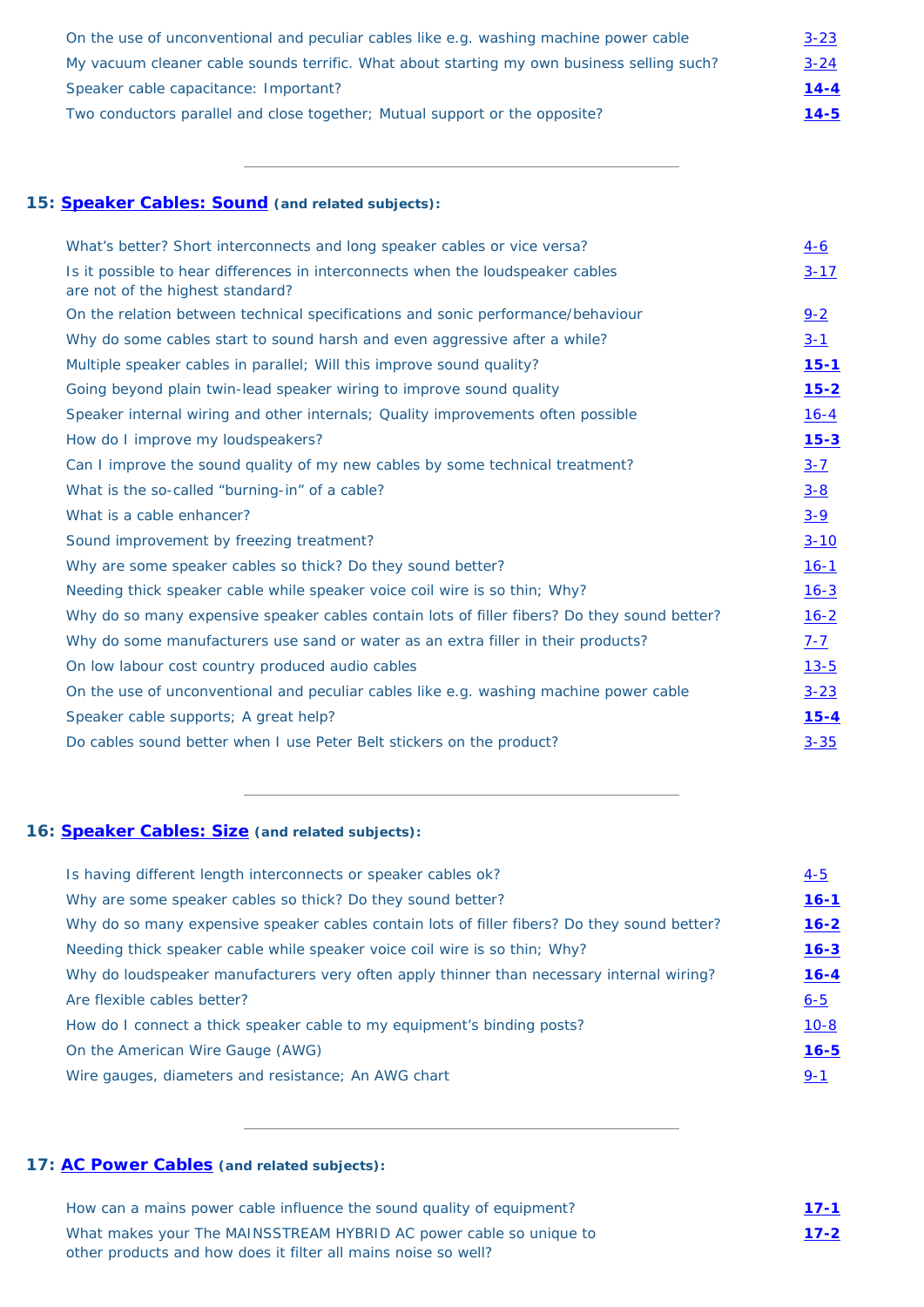| | |
|---|---|
| On the use of unconventional and peculiar cables like e.g. washing machine power cable | 3-23 |
| My vacuum cleaner cable sounds terrific. What about starting my own business selling such? | 3-24 |
| Speaker cable capacitance: Important? | **14-4** |
| Two conductors parallel and close together; Mutual support or the opposite? | **14-5** |

---

## 15: Speaker Cables: Sound (and related subjects):

| | |
|---|---|
| What's better? Short interconnects and long speaker cables or vice versa? | 4-6 |
| Is it possible to hear differences in interconnects when the loudspeaker cables are not of the highest standard? | 3-17 |
| On the relation between technical specifications and sonic performance/behaviour | 9-2 |
| Why do some cables start to sound harsh and even aggressive after a while? | 3-1 |
| Multiple speaker cables in parallel; Will this improve sound quality? | **15-1** |
| Going beyond plain twin-lead speaker wiring to improve sound quality | **15-2** |
| Speaker internal wiring and other internals; Quality improvements often possible | 16-4 |
| How do I improve my loudspeakers? | **15-3** |
| Can I improve the sound quality of my new cables by some technical treatment? | 3-7 |
| What is the so-called "burning-in" of a cable? | 3-8 |
| What is a cable enhancer? | 3-9 |
| Sound improvement by freezing treatment? | 3-10 |
| Why are some speaker cables so thick? Do they sound better? | 16-1 |
| Needing thick speaker cable while speaker voice coil wire is so thin; Why? | 16-3 |
| Why do so many expensive speaker cables contain lots of filler fibers? Do they sound better? | 16-2 |
| Why do some manufacturers use sand or water as an extra filler in their products? | 7-7 |
| On low labour cost country produced audio cables | 13-5 |
| On the use of unconventional and peculiar cables like e.g. washing machine power cable | 3-23 |
| Speaker cable supports; A great help? | **15-4** |
| Do cables sound better when I use Peter Belt stickers on the product? | 3-35 |

---

## 16: Speaker Cables: Size (and related subjects):

| | |
|---|---|
| Is having different length interconnects or speaker cables ok? | 4-5 |
| Why are some speaker cables so thick? Do they sound better? | **16-1** |
| Why do so many expensive speaker cables contain lots of filler fibers? Do they sound better? | **16-2** |
| Needing thick speaker cable while speaker voice coil wire is so thin; Why? | **16-3** |
| Why do loudspeaker manufacturers very often apply thinner than necessary internal wiring? | **16-4** |
| Are flexible cables better? | 6-5 |
| How do I connect a thick speaker cable to my equipment's binding posts? | 10-8 |
| On the American Wire Gauge (AWG) | **16-5** |
| Wire gauges, diameters and resistance; An AWG chart | 9-1 |

---

## 17: AC Power Cables (and related subjects):

| | |
|---|---|
| How can a mains power cable influence the sound quality of equipment? | **17-1** |
| What makes your The MAINSSTREAM HYBRID AC power cable so unique to other products and how does it filter all mains noise so well? | **17-2** |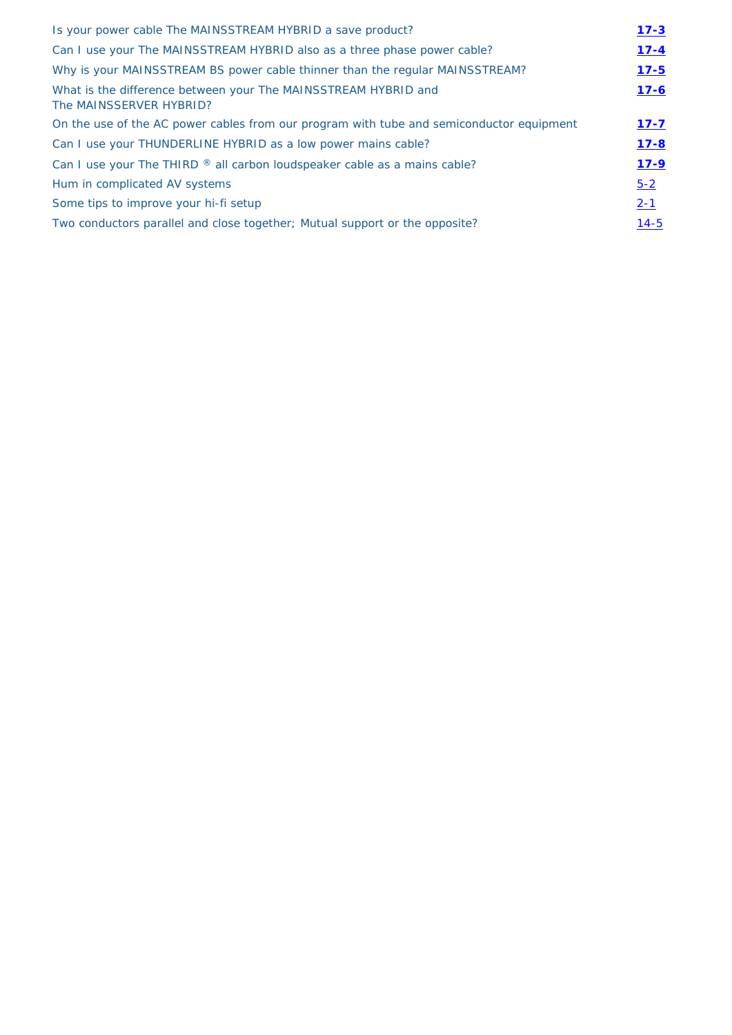| | |
|---|---|
| Is your power cable The MAINSSTREAM HYBRID a save product? | **17-3** |
| Can I use your The MAINSSTREAM HYBRID also as a three phase power cable? | **17-4** |
| Why is your MAINSSTREAM BS power cable thinner than the regular MAINSSTREAM? | **17-5** |
| What is the difference between your The MAINSSTREAM HYBRID and The MAINSSERVER HYBRID? | **17-6** |
| On the use of the AC power cables from our program with tube and semiconductor equipment | **17-7** |
| Can I use your THUNDERLINE HYBRID as a low power mains cable? | **17-8** |
| Can I use your The THIRD ® all carbon loudspeaker cable as a mains cable? | **17-9** |
| Hum in complicated AV systems | 5-2 |
| Some tips to improve your hi-fi setup | 2-1 |
| Two conductors parallel and close together; Mutual support or the opposite? | 14-5 |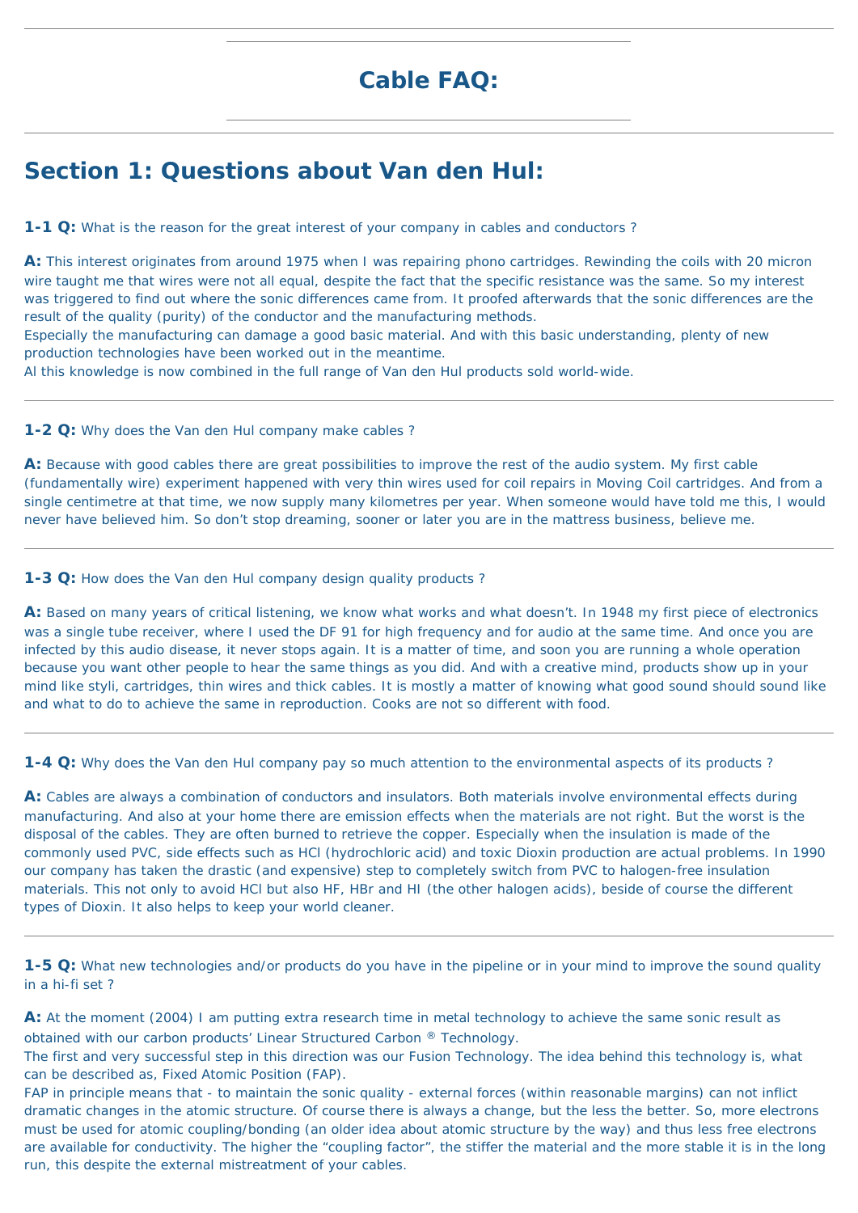# Cable FAQ:

## Section 1: Questions about Van den Hul:

**1-1 Q:** What is the reason for the great interest of your company in cables and conductors ?

**A:** This interest originates from around 1975 when I was repairing phono cartridges. Rewinding the coils with 20 micron wire taught me that wires were not all equal, despite the fact that the specific resistance was the same. So my interest was triggered to find out where the sonic differences came from. It proofed afterwards that the sonic differences are the result of the quality (purity) of the conductor and the manufacturing methods.
Especially the manufacturing can damage a good basic material. And with this basic understanding, plenty of new production technologies have been worked out in the meantime.
Al this knowledge is now combined in the full range of Van den Hul products sold world-wide.

---

**1-2 Q:** Why does the Van den Hul company make cables ?

**A:** Because with good cables there are great possibilities to improve the rest of the audio system. My first cable (fundamentally wire) experiment happened with very thin wires used for coil repairs in Moving Coil cartridges. And from a single centimetre at that time, we now supply many kilometres per year. When someone would have told me this, I would never have believed him. So don't stop dreaming, sooner or later you are in the mattress business, believe me.

---

**1-3 Q:** How does the Van den Hul company design quality products ?

**A:** Based on many years of critical listening, we know what works and what doesn't. In 1948 my first piece of electronics was a single tube receiver, where I used the DF 91 for high frequency and for audio at the same time. And once you are infected by this audio disease, it never stops again. It is a matter of time, and soon you are running a whole operation because you want other people to hear the same things as you did. And with a creative mind, products show up in your mind like styli, cartridges, thin wires and thick cables. It is mostly a matter of knowing what good sound should sound like and what to do to achieve the same in reproduction. Cooks are not so different with food.

---

**1-4 Q:** Why does the Van den Hul company pay so much attention to the environmental aspects of its products ?

**A:** Cables are always a combination of conductors and insulators. Both materials involve environmental effects during manufacturing. And also at your home there are emission effects when the materials are not right. But the worst is the disposal of the cables. They are often burned to retrieve the copper. Especially when the insulation is made of the commonly used PVC, side effects such as HCl (hydrochloric acid) and toxic Dioxin production are actual problems. In 1990 our company has taken the drastic (and expensive) step to completely switch from PVC to halogen-free insulation materials. This not only to avoid HCl but also HF, HBr and HI (the other halogen acids), beside of course the different types of Dioxin. It also helps to keep your world cleaner.

---

**1-5 Q:** What new technologies and/or products do you have in the pipeline or in your mind to improve the sound quality in a hi-fi set ?

**A:** At the moment (2004) I am putting extra research time in metal technology to achieve the same sonic result as obtained with our carbon products' Linear Structured Carbon ® Technology.
The first and very successful step in this direction was our Fusion Technology. The idea behind this technology is, what can be described as, Fixed Atomic Position (FAP).
FAP in principle means that - to maintain the sonic quality - external forces (within reasonable margins) can not inflict dramatic changes in the atomic structure. Of course there is always a change, but the less the better. So, more electrons must be used for atomic coupling/bonding (an older idea about atomic structure by the way) and thus less free electrons are available for conductivity. The higher the "coupling factor", the stiffer the material and the more stable it is in the long run, this despite the external mistreatment of your cables.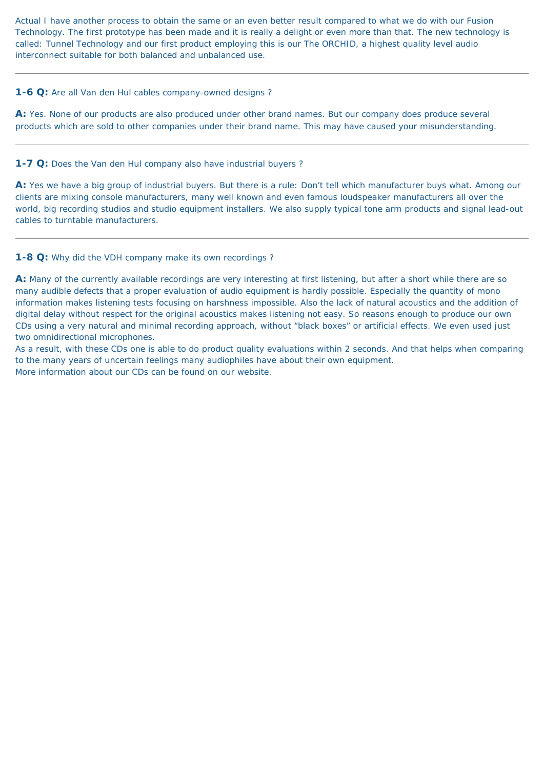Actual I have another process to obtain the same or an even better result compared to what we do with our Fusion Technology. The first prototype has been made and it is really a delight or even more than that. The new technology is called: Tunnel Technology and our first product employing this is our The ORCHID, a highest quality level audio interconnect suitable for both balanced and unbalanced use.

---

**1-6 Q:** Are all Van den Hul cables company-owned designs ?

**A:** Yes. None of our products are also produced under other brand names. But our company does produce several products which are sold to other companies under their brand name. This may have caused your misunderstanding.

---

**1-7 Q:** Does the Van den Hul company also have industrial buyers ?

**A:** Yes we have a big group of industrial buyers. But there is a rule: Don't tell which manufacturer buys what. Among our clients are mixing console manufacturers, many well known and even famous loudspeaker manufacturers all over the world, big recording studios and studio equipment installers. We also supply typical tone arm products and signal lead-out cables to turntable manufacturers.

---

**1-8 Q:** Why did the VDH company make its own recordings ?

**A:** Many of the currently available recordings are very interesting at first listening, but after a short while there are so many audible defects that a proper evaluation of audio equipment is hardly possible. Especially the quantity of mono information makes listening tests focusing on harshness impossible. Also the lack of natural acoustics and the addition of digital delay without respect for the original acoustics makes listening not easy. So reasons enough to produce our own CDs using a very natural and minimal recording approach, without "black boxes" or artificial effects. We even used just two omnidirectional microphones.
As a result, with these CDs one is able to do product quality evaluations within 2 seconds. And that helps when comparing to the many years of uncertain feelings many audiophiles have about their own equipment.
More information about our CDs can be found on our website.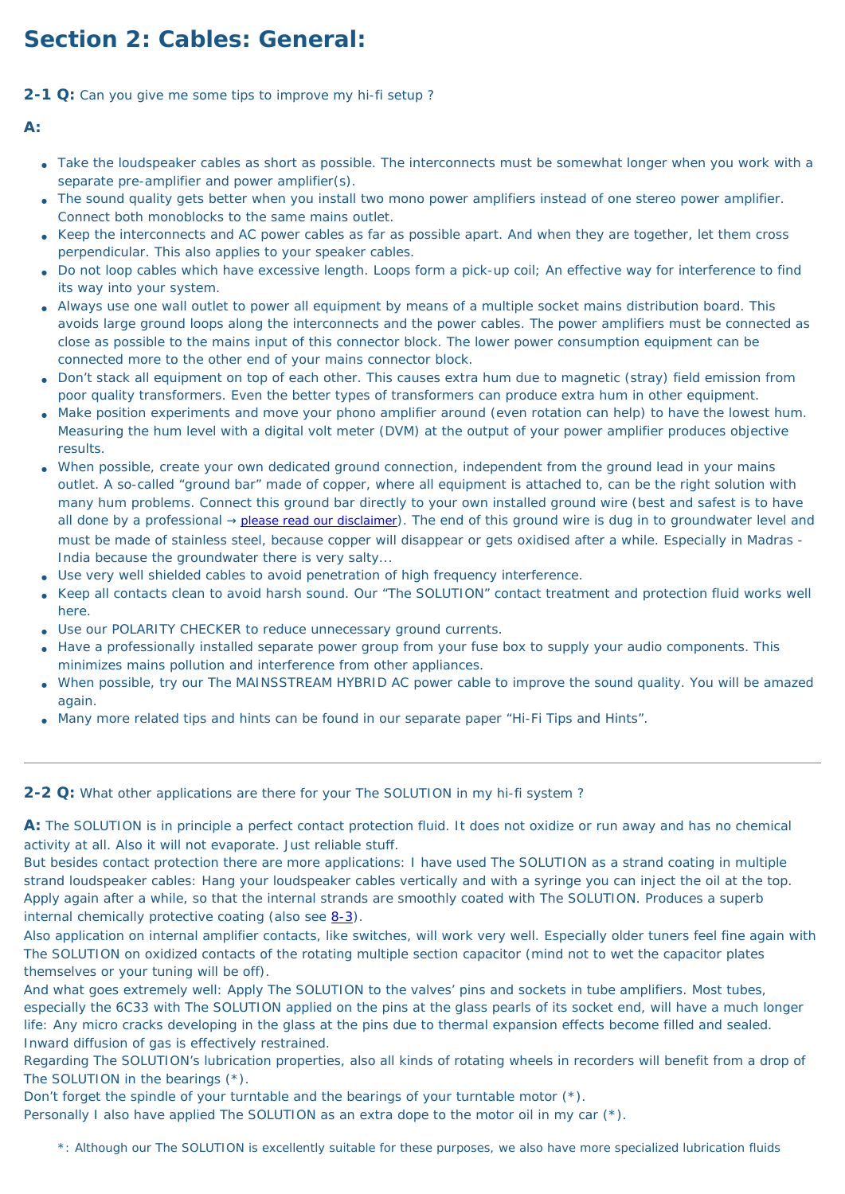# Section 2: Cables: General:

**2-1 Q:** Can you give me some tips to improve my hi-fi setup ?

**A:**

- Take the loudspeaker cables as short as possible. The interconnects must be somewhat longer when you work with a separate pre-amplifier and power amplifier(s).
- The sound quality gets better when you install two mono power amplifiers instead of one stereo power amplifier. Connect both monoblocks to the same mains outlet.
- Keep the interconnects and AC power cables as far as possible apart. And when they are together, let them cross perpendicular. This also applies to your speaker cables.
- Do not loop cables which have excessive length. Loops form a pick-up coil; An effective way for interference to find its way into your system.
- Always use one wall outlet to power all equipment by means of a multiple socket mains distribution board. This avoids large ground loops along the interconnects and the power cables. The power amplifiers must be connected as close as possible to the mains input of this connector block. The lower power consumption equipment can be connected more to the other end of your mains connector block.
- Don't stack all equipment on top of each other. This causes extra hum due to magnetic (stray) field emission from poor quality transformers. Even the better types of transformers can produce extra hum in other equipment.
- Make position experiments and move your phono amplifier around (even rotation can help) to have the lowest hum. Measuring the hum level with a digital volt meter (DVM) at the output of your power amplifier produces objective results.
- When possible, create your own dedicated ground connection, independent from the ground lead in your mains outlet. A so-called "ground bar" made of copper, where all equipment is attached to, can be the right solution with many hum problems. Connect this ground bar directly to your own installed ground wire (best and safest is to have all done by a professional → please read our disclaimer). The end of this ground wire is dug in to groundwater level and must be made of stainless steel, because copper will disappear or gets oxidised after a while. Especially in Madras - India because the groundwater there is very salty...
- Use very well shielded cables to avoid penetration of high frequency interference.
- Keep all contacts clean to avoid harsh sound. Our "The SOLUTION" contact treatment and protection fluid works well here.
- Use our POLARITY CHECKER to reduce unnecessary ground currents.
- Have a professionally installed separate power group from your fuse box to supply your audio components. This minimizes mains pollution and interference from other appliances.
- When possible, try our The MAINSSTREAM HYBRID AC power cable to improve the sound quality. You will be amazed again.
- Many more related tips and hints can be found in our separate paper "Hi-Fi Tips and Hints".

---

**2-2 Q:** What other applications are there for your The SOLUTION in my hi-fi system ?

**A:** The SOLUTION is in principle a perfect contact protection fluid. It does not oxidize or run away and has no chemical activity at all. Also it will not evaporate. Just reliable stuff.
But besides contact protection there are more applications: I have used The SOLUTION as a strand coating in multiple strand loudspeaker cables: Hang your loudspeaker cables vertically and with a syringe you can inject the oil at the top. Apply again after a while, so that the internal strands are smoothly coated with The SOLUTION. Produces a superb internal chemically protective coating (also see 8-3).
Also application on internal amplifier contacts, like switches, will work very well. Especially older tuners feel fine again with The SOLUTION on oxidized contacts of the rotating multiple section capacitor (mind not to wet the capacitor plates themselves or your tuning will be off).
And what goes extremely well: Apply The SOLUTION to the valves' pins and sockets in tube amplifiers. Most tubes, especially the 6C33 with The SOLUTION applied on the pins at the glass pearls of its socket end, will have a much longer life: Any micro cracks developing in the glass at the pins due to thermal expansion effects become filled and sealed. Inward diffusion of gas is effectively restrained.
Regarding The SOLUTION's lubrication properties, also all kinds of rotating wheels in recorders will benefit from a drop of The SOLUTION in the bearings (*).
Don't forget the spindle of your turntable and the bearings of your turntable motor (*).
Personally I also have applied The SOLUTION as an extra dope to the motor oil in my car (*).

*: Although our The SOLUTION is excellently suitable for these purposes, we also have more specialized lubrication fluids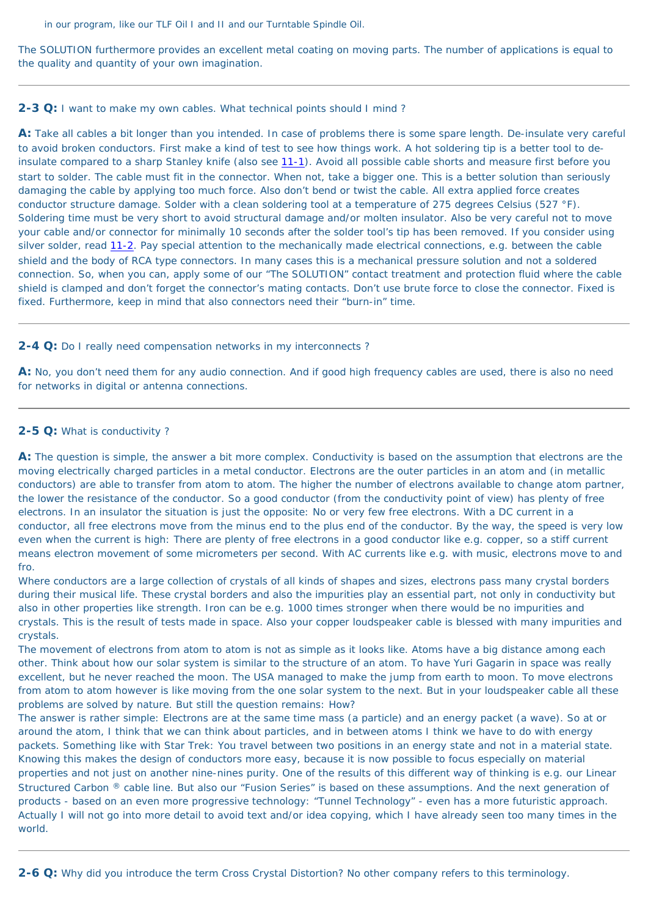in our program, like our TLF Oil I and II and our Turntable Spindle Oil.

The SOLUTION furthermore provides an excellent metal coating on moving parts. The number of applications is equal to the quality and quantity of your own imagination.

---

**2-3 Q:** I want to make my own cables. What technical points should I mind ?

**A:** Take all cables a bit longer than you intended. In case of problems there is some spare length. De-insulate very careful to avoid broken conductors. First make a kind of test to see how things work. A hot soldering tip is a better tool to de-insulate compared to a sharp Stanley knife (also see 11-1). Avoid all possible cable shorts and measure first before you start to solder. The cable must fit in the connector. When not, take a bigger one. This is a better solution than seriously damaging the cable by applying too much force. Also don't bend or twist the cable. All extra applied force creates conductor structure damage. Solder with a clean soldering tool at a temperature of 275 degrees Celsius (527 °F). Soldering time must be very short to avoid structural damage and/or molten insulator. Also be very careful not to move your cable and/or connector for minimally 10 seconds after the solder tool's tip has been removed. If you consider using silver solder, read 11-2. Pay special attention to the mechanically made electrical connections, e.g. between the cable shield and the body of RCA type connectors. In many cases this is a mechanical pressure solution and not a soldered connection. So, when you can, apply some of our "The SOLUTION" contact treatment and protection fluid where the cable shield is clamped and don't forget the connector's mating contacts. Don't use brute force to close the connector. Fixed is fixed. Furthermore, keep in mind that also connectors need their "burn-in" time.

---

**2-4 Q:** Do I really need compensation networks in my interconnects ?

**A:** No, you don't need them for any audio connection. And if good high frequency cables are used, there is also no need for networks in digital or antenna connections.

---

**2-5 Q:** What is conductivity ?

**A:** The question is simple, the answer a bit more complex. Conductivity is based on the assumption that electrons are the moving electrically charged particles in a metal conductor. Electrons are the outer particles in an atom and (in metallic conductors) are able to transfer from atom to atom. The higher the number of electrons available to change atom partner, the lower the resistance of the conductor. So a good conductor (from the conductivity point of view) has plenty of free electrons. In an insulator the situation is just the opposite: No or very few free electrons. With a DC current in a conductor, all free electrons move from the minus end to the plus end of the conductor. By the way, the speed is very low even when the current is high: There are plenty of free electrons in a good conductor like e.g. copper, so a stiff current means electron movement of some micrometers per second. With AC currents like e.g. with music, electrons move to and fro.
Where conductors are a large collection of crystals of all kinds of shapes and sizes, electrons pass many crystal borders during their musical life. These crystal borders and also the impurities play an essential part, not only in conductivity but also in other properties like strength. Iron can be e.g. 1000 times stronger when there would be no impurities and crystals. This is the result of tests made in space. Also your copper loudspeaker cable is blessed with many impurities and crystals.
The movement of electrons from atom to atom is not as simple as it looks like. Atoms have a big distance among each other. Think about how our solar system is similar to the structure of an atom. To have Yuri Gagarin in space was really excellent, but he never reached the moon. The USA managed to make the jump from earth to moon. To move electrons from atom to atom however is like moving from the one solar system to the next. But in your loudspeaker cable all these problems are solved by nature. But still the question remains: How?
The answer is rather simple: Electrons are at the same time mass (a particle) and an energy packet (a wave). So at or around the atom, I think that we can think about particles, and in between atoms I think we have to do with energy packets. Something like with Star Trek: You travel between two positions in an energy state and not in a material state. Knowing this makes the design of conductors more easy, because it is now possible to focus especially on material properties and not just on another nine-nines purity. One of the results of this different way of thinking is e.g. our Linear Structured Carbon ® cable line. But also our "Fusion Series" is based on these assumptions. And the next generation of products - based on an even more progressive technology: "Tunnel Technology" - even has a more futuristic approach. Actually I will not go into more detail to avoid text and/or idea copying, which I have already seen too many times in the world.

---

**2-6 Q:** Why did you introduce the term Cross Crystal Distortion? No other company refers to this terminology.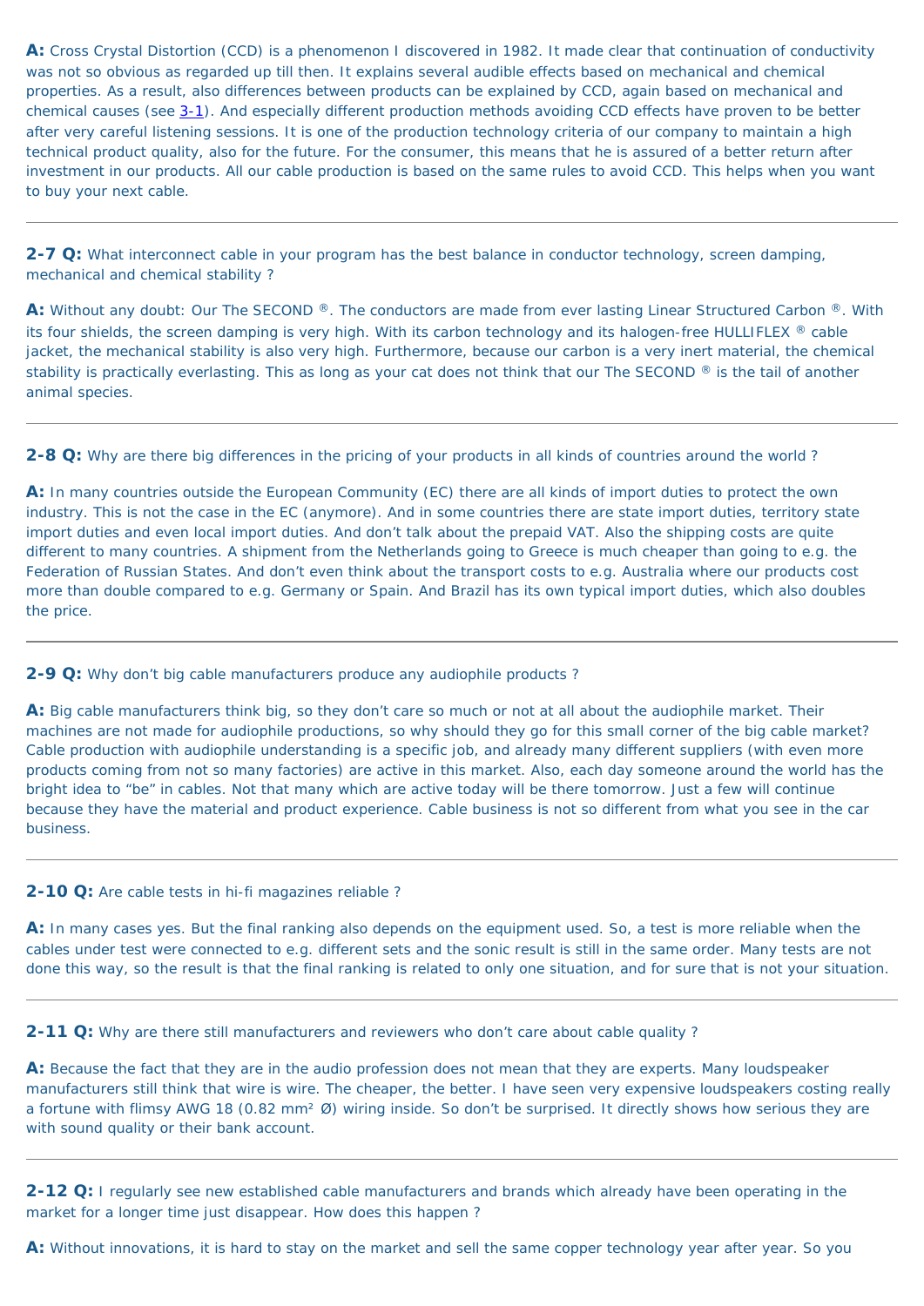**A:** Cross Crystal Distortion (CCD) is a phenomenon I discovered in 1982. It made clear that continuation of conductivity was not so obvious as regarded up till then. It explains several audible effects based on mechanical and chemical properties. As a result, also differences between products can be explained by CCD, again based on mechanical and chemical causes (see 3-1). And especially different production methods avoiding CCD effects have proven to be better after very careful listening sessions. It is one of the production technology criteria of our company to maintain a high technical product quality, also for the future. For the consumer, this means that he is assured of a better return after investment in our products. All our cable production is based on the same rules to avoid CCD. This helps when you want to buy your next cable.

---

**2-7 Q:** What interconnect cable in your program has the best balance in conductor technology, screen damping, mechanical and chemical stability ?

**A:** Without any doubt: Our The SECOND ®. The conductors are made from ever lasting Linear Structured Carbon ®. With its four shields, the screen damping is very high. With its carbon technology and its halogen-free HULLIFLEX ® cable jacket, the mechanical stability is also very high. Furthermore, because our carbon is a very inert material, the chemical stability is practically everlasting. This as long as your cat does not think that our The SECOND ® is the tail of another animal species.

---

**2-8 Q:** Why are there big differences in the pricing of your products in all kinds of countries around the world ?

**A:** In many countries outside the European Community (EC) there are all kinds of import duties to protect the own industry. This is not the case in the EC (anymore). And in some countries there are state import duties, territory state import duties and even local import duties. And don't talk about the prepaid VAT. Also the shipping costs are quite different to many countries. A shipment from the Netherlands going to Greece is much cheaper than going to e.g. the Federation of Russian States. And don't even think about the transport costs to e.g. Australia where our products cost more than double compared to e.g. Germany or Spain. And Brazil has its own typical import duties, which also doubles the price.

---

**2-9 Q:** Why don't big cable manufacturers produce any audiophile products ?

**A:** Big cable manufacturers think big, so they don't care so much or not at all about the audiophile market. Their machines are not made for audiophile productions, so why should they go for this small corner of the big cable market? Cable production with audiophile understanding is a specific job, and already many different suppliers (with even more products coming from not so many factories) are active in this market. Also, each day someone around the world has the bright idea to "be" in cables. Not that many which are active today will be there tomorrow. Just a few will continue because they have the material and product experience. Cable business is not so different from what you see in the car business.

---

**2-10 Q:** Are cable tests in hi-fi magazines reliable ?

**A:** In many cases yes. But the final ranking also depends on the equipment used. So, a test is more reliable when the cables under test were connected to e.g. different sets and the sonic result is still in the same order. Many tests are not done this way, so the result is that the final ranking is related to only one situation, and for sure that is not your situation.

---

**2-11 Q:** Why are there still manufacturers and reviewers who don't care about cable quality ?

**A:** Because the fact that they are in the audio profession does not mean that they are experts. Many loudspeaker manufacturers still think that wire is wire. The cheaper, the better. I have seen very expensive loudspeakers costing really a fortune with flimsy AWG 18 (0.82 mm² Ø) wiring inside. So don't be surprised. It directly shows how serious they are with sound quality or their bank account.

---

**2-12 Q:** I regularly see new established cable manufacturers and brands which already have been operating in the market for a longer time just disappear. How does this happen ?

**A:** Without innovations, it is hard to stay on the market and sell the same copper technology year after year. So you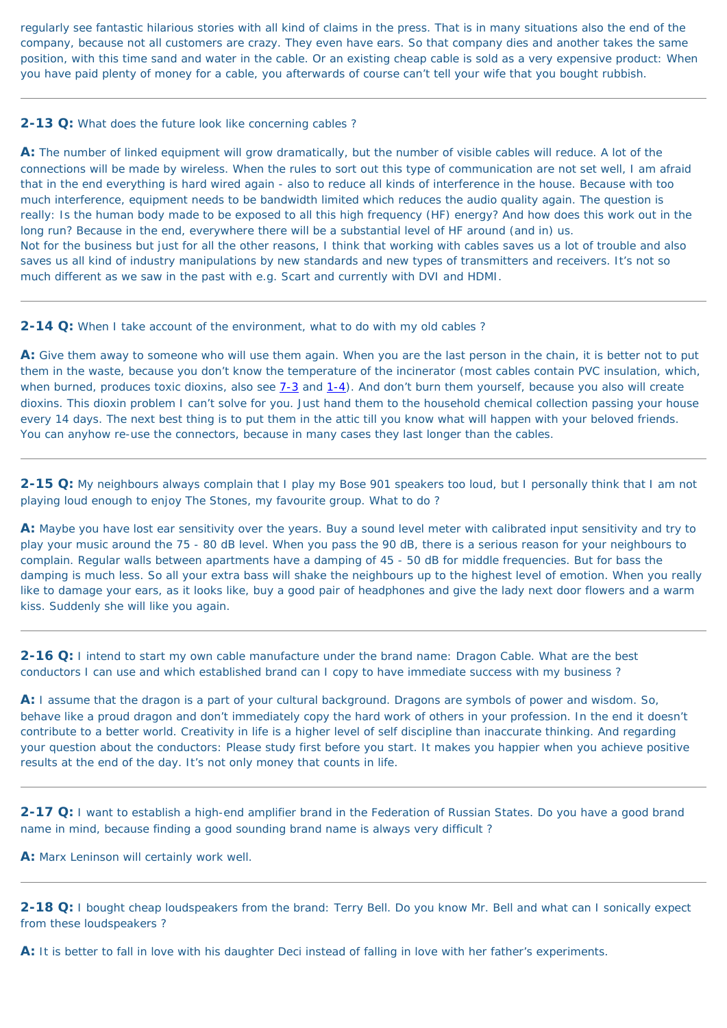regularly see fantastic hilarious stories with all kind of claims in the press. That is in many situations also the end of the company, because not all customers are crazy. They even have ears. So that company dies and another takes the same position, with this time sand and water in the cable. Or an existing cheap cable is sold as a very expensive product: When you have paid plenty of money for a cable, you afterwards of course can't tell your wife that you bought rubbish.

---

**2-13 Q:** What does the future look like concerning cables ?

**A:** The number of linked equipment will grow dramatically, but the number of visible cables will reduce. A lot of the connections will be made by wireless. When the rules to sort out this type of communication are not set well, I am afraid that in the end everything is hard wired again - also to reduce all kinds of interference in the house. Because with too much interference, equipment needs to be bandwidth limited which reduces the audio quality again. The question is really: Is the human body made to be exposed to all this high frequency (HF) energy? And how does this work out in the long run? Because in the end, everywhere there will be a substantial level of HF around (and in) us.
Not for the business but just for all the other reasons, I think that working with cables saves us a lot of trouble and also saves us all kind of industry manipulations by new standards and new types of transmitters and receivers. It's not so much different as we saw in the past with e.g. Scart and currently with DVI and HDMI.

---

**2-14 Q:** When I take account of the environment, what to do with my old cables ?

**A:** Give them away to someone who will use them again. When you are the last person in the chain, it is better not to put them in the waste, because you don't know the temperature of the incinerator (most cables contain PVC insulation, which, when burned, produces toxic dioxins, also see 7-3 and 1-4). And don't burn them yourself, because you also will create dioxins. This dioxin problem I can't solve for you. Just hand them to the household chemical collection passing your house every 14 days. The next best thing is to put them in the attic till you know what will happen with your beloved friends. You can anyhow re-use the connectors, because in many cases they last longer than the cables.

---

**2-15 Q:** My neighbours always complain that I play my Bose 901 speakers too loud, but I personally think that I am not playing loud enough to enjoy The Stones, my favourite group. What to do ?

**A:** Maybe you have lost ear sensitivity over the years. Buy a sound level meter with calibrated input sensitivity and try to play your music around the 75 - 80 dB level. When you pass the 90 dB, there is a serious reason for your neighbours to complain. Regular walls between apartments have a damping of 45 - 50 dB for middle frequencies. But for bass the damping is much less. So all your extra bass will shake the neighbours up to the highest level of emotion. When you really like to damage your ears, as it looks like, buy a good pair of headphones and give the lady next door flowers and a warm kiss. Suddenly she will like you again.

---

**2-16 Q:** I intend to start my own cable manufacture under the brand name: Dragon Cable. What are the best conductors I can use and which established brand can I copy to have immediate success with my business ?

**A:** I assume that the dragon is a part of your cultural background. Dragons are symbols of power and wisdom. So, behave like a proud dragon and don't immediately copy the hard work of others in your profession. In the end it doesn't contribute to a better world. Creativity in life is a higher level of self discipline than inaccurate thinking. And regarding your question about the conductors: Please study first before you start. It makes you happier when you achieve positive results at the end of the day. It's not only money that counts in life.

---

**2-17 Q:** I want to establish a high-end amplifier brand in the Federation of Russian States. Do you have a good brand name in mind, because finding a good sounding brand name is always very difficult ?

**A:** Marx Leninson will certainly work well.

---

**2-18 Q:** I bought cheap loudspeakers from the brand: Terry Bell. Do you know Mr. Bell and what can I sonically expect from these loudspeakers ?

**A:** It is better to fall in love with his daughter Deci instead of falling in love with her father's experiments.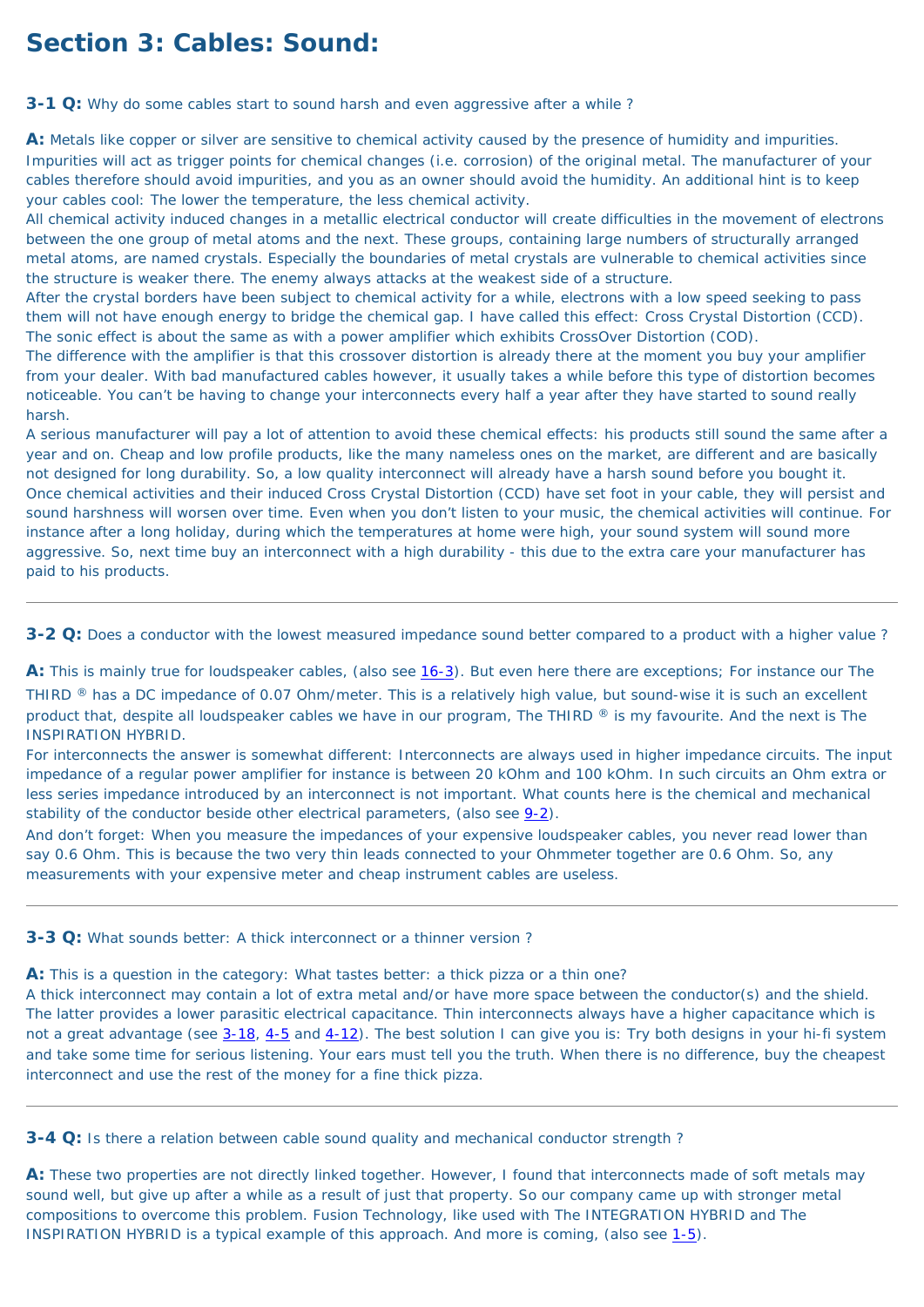# Section 3: Cables: Sound:

**3-1 Q:** Why do some cables start to sound harsh and even aggressive after a while ?

**A:** Metals like copper or silver are sensitive to chemical activity caused by the presence of humidity and impurities. Impurities will act as trigger points for chemical changes (i.e. corrosion) of the original metal. The manufacturer of your cables therefore should avoid impurities, and you as an owner should avoid the humidity. An additional hint is to keep your cables cool: The lower the temperature, the less chemical activity.
All chemical activity induced changes in a metallic electrical conductor will create difficulties in the movement of electrons between the one group of metal atoms and the next. These groups, containing large numbers of structurally arranged metal atoms, are named crystals. Especially the boundaries of metal crystals are vulnerable to chemical activities since the structure is weaker there. The enemy always attacks at the weakest side of a structure.
After the crystal borders have been subject to chemical activity for a while, electrons with a low speed seeking to pass them will not have enough energy to bridge the chemical gap. I have called this effect: Cross Crystal Distortion (CCD). The sonic effect is about the same as with a power amplifier which exhibits CrossOver Distortion (COD).
The difference with the amplifier is that this crossover distortion is already there at the moment you buy your amplifier from your dealer. With bad manufactured cables however, it usually takes a while before this type of distortion becomes noticeable. You can't be having to change your interconnects every half a year after they have started to sound really harsh.
A serious manufacturer will pay a lot of attention to avoid these chemical effects: his products still sound the same after a year and on. Cheap and low profile products, like the many nameless ones on the market, are different and are basically not designed for long durability. So, a low quality interconnect will already have a harsh sound before you bought it.
Once chemical activities and their induced Cross Crystal Distortion (CCD) have set foot in your cable, they will persist and sound harshness will worsen over time. Even when you don't listen to your music, the chemical activities will continue. For instance after a long holiday, during which the temperatures at home were high, your sound system will sound more aggressive. So, next time buy an interconnect with a high durability - this due to the extra care your manufacturer has paid to his products.

---

**3-2 Q:** Does a conductor with the lowest measured impedance sound better compared to a product with a higher value ?

**A:** This is mainly true for loudspeaker cables, (also see 16-3). But even here there are exceptions; For instance our The THIRD ® has a DC impedance of 0.07 Ohm/meter. This is a relatively high value, but sound-wise it is such an excellent product that, despite all loudspeaker cables we have in our program, The THIRD ® is my favourite. And the next is The INSPIRATION HYBRID.
For interconnects the answer is somewhat different: Interconnects are always used in higher impedance circuits. The input impedance of a regular power amplifier for instance is between 20 kOhm and 100 kOhm. In such circuits an Ohm extra or less series impedance introduced by an interconnect is not important. What counts here is the chemical and mechanical stability of the conductor beside other electrical parameters, (also see 9-2).
And don't forget: When you measure the impedances of your expensive loudspeaker cables, you never read lower than say 0.6 Ohm. This is because the two very thin leads connected to your Ohmmeter together are 0.6 Ohm. So, any measurements with your expensive meter and cheap instrument cables are useless.

---

**3-3 Q:** What sounds better: A thick interconnect or a thinner version ?

**A:** This is a question in the category: What tastes better: a thick pizza or a thin one?
A thick interconnect may contain a lot of extra metal and/or have more space between the conductor(s) and the shield. The latter provides a lower parasitic electrical capacitance. Thin interconnects always have a higher capacitance which is not a great advantage (see 3-18, 4-5 and 4-12). The best solution I can give you is: Try both designs in your hi-fi system and take some time for serious listening. Your ears must tell you the truth. When there is no difference, buy the cheapest interconnect and use the rest of the money for a fine thick pizza.

---

**3-4 Q:** Is there a relation between cable sound quality and mechanical conductor strength ?

**A:** These two properties are not directly linked together. However, I found that interconnects made of soft metals may sound well, but give up after a while as a result of just that property. So our company came up with stronger metal compositions to overcome this problem. Fusion Technology, like used with The INTEGRATION HYBRID and The INSPIRATION HYBRID is a typical example of this approach. And more is coming, (also see 1-5).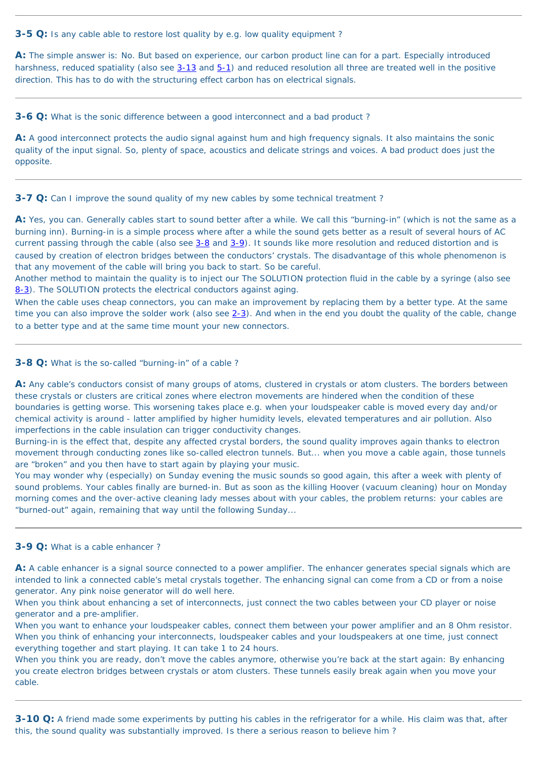---

**3-5 Q:** Is any cable able to restore lost quality by e.g. low quality equipment ?

**A:** The simple answer is: No. But based on experience, our carbon product line can for a part. Especially introduced harshness, reduced spatiality (also see 3-13 and 5-1) and reduced resolution all three are treated well in the positive direction. This has to do with the structuring effect carbon has on electrical signals.

---

**3-6 Q:** What is the sonic difference between a good interconnect and a bad product ?

**A:** A good interconnect protects the audio signal against hum and high frequency signals. It also maintains the sonic quality of the input signal. So, plenty of space, acoustics and delicate strings and voices. A bad product does just the opposite.

---

**3-7 Q:** Can I improve the sound quality of my new cables by some technical treatment ?

**A:** Yes, you can. Generally cables start to sound better after a while. We call this "burning-in" (which is not the same as a burning inn). Burning-in is a simple process where after a while the sound gets better as a result of several hours of AC current passing through the cable (also see 3-8 and 3-9). It sounds like more resolution and reduced distortion and is caused by creation of electron bridges between the conductors' crystals. The disadvantage of this whole phenomenon is that any movement of the cable will bring you back to start. So be careful.
Another method to maintain the quality is to inject our The SOLUTION protection fluid in the cable by a syringe (also see 8-3). The SOLUTION protects the electrical conductors against aging.
When the cable uses cheap connectors, you can make an improvement by replacing them by a better type. At the same time you can also improve the solder work (also see 2-3). And when in the end you doubt the quality of the cable, change to a better type and at the same time mount your new connectors.

---

**3-8 Q:** What is the so-called "burning-in" of a cable ?

**A:** Any cable's conductors consist of many groups of atoms, clustered in crystals or atom clusters. The borders between these crystals or clusters are critical zones where electron movements are hindered when the condition of these boundaries is getting worse. This worsening takes place e.g. when your loudspeaker cable is moved every day and/or chemical activity is around - latter amplified by higher humidity levels, elevated temperatures and air pollution. Also imperfections in the cable insulation can trigger conductivity changes.
Burning-in is the effect that, despite any affected crystal borders, the sound quality improves again thanks to electron movement through conducting zones like so-called electron tunnels. But... when you move a cable again, those tunnels are "broken" and you then have to start again by playing your music.
You may wonder why (especially) on Sunday evening the music sounds so good again, this after a week with plenty of sound problems. Your cables finally are burned-in. But as soon as the killing Hoover (vacuum cleaning) hour on Monday morning comes and the over-active cleaning lady messes about with your cables, the problem returns: your cables are "burned-out" again, remaining that way until the following Sunday...

---

**3-9 Q:** What is a cable enhancer ?

**A:** A cable enhancer is a signal source connected to a power amplifier. The enhancer generates special signals which are intended to link a connected cable's metal crystals together. The enhancing signal can come from a CD or from a noise generator. Any pink noise generator will do well here.
When you think about enhancing a set of interconnects, just connect the two cables between your CD player or noise generator and a pre-amplifier.
When you want to enhance your loudspeaker cables, connect them between your power amplifier and an 8 Ohm resistor.
When you think of enhancing your interconnects, loudspeaker cables and your loudspeakers at one time, just connect everything together and start playing. It can take 1 to 24 hours.
When you think you are ready, don't move the cables anymore, otherwise you're back at the start again: By enhancing you create electron bridges between crystals or atom clusters. These tunnels easily break again when you move your cable.

---

**3-10 Q:** A friend made some experiments by putting his cables in the refrigerator for a while. His claim was that, after this, the sound quality was substantially improved. Is there a serious reason to believe him ?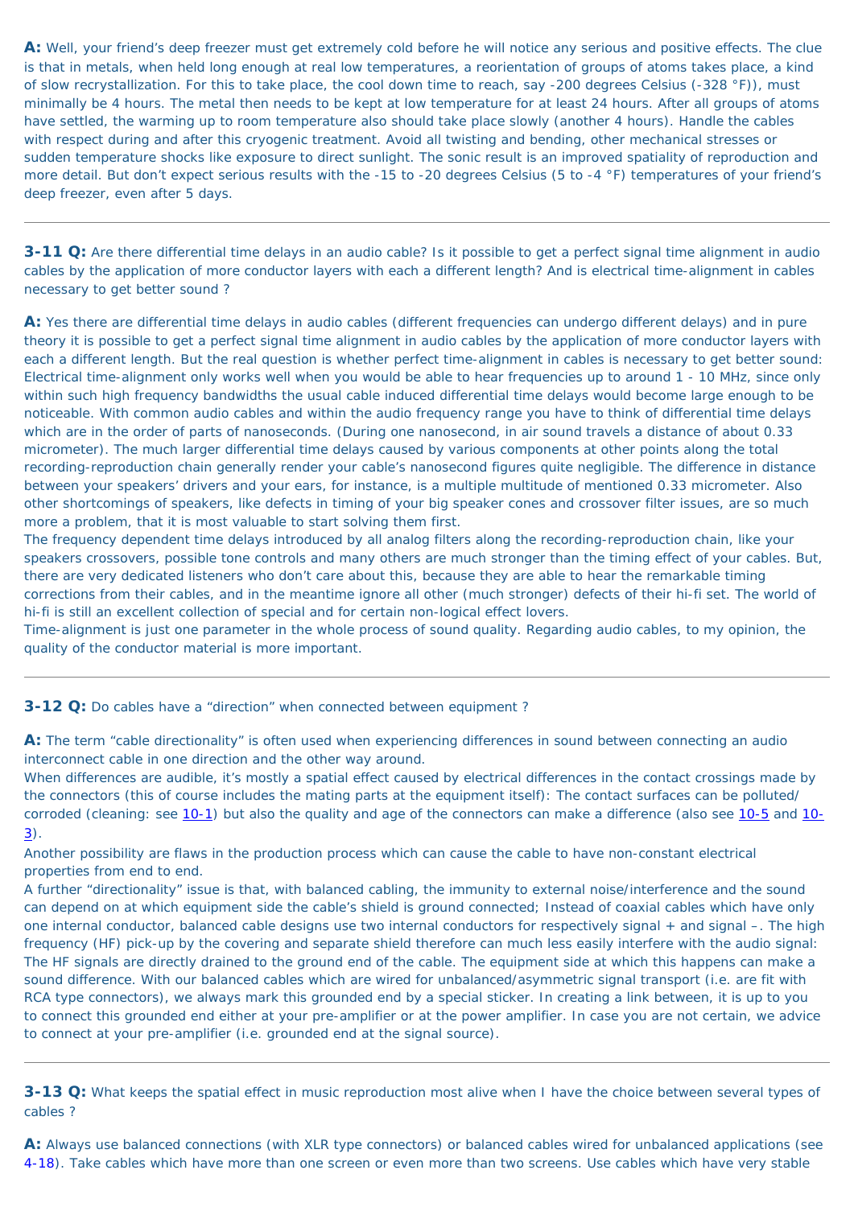**A:** Well, your friend's deep freezer must get extremely cold before he will notice any serious and positive effects. The clue is that in metals, when held long enough at real low temperatures, a reorientation of groups of atoms takes place, a kind of slow recrystallization. For this to take place, the cool down time to reach, say -200 degrees Celsius (-328 °F)), must minimally be 4 hours. The metal then needs to be kept at low temperature for at least 24 hours. After all groups of atoms have settled, the warming up to room temperature also should take place slowly (another 4 hours). Handle the cables with respect during and after this cryogenic treatment. Avoid all twisting and bending, other mechanical stresses or sudden temperature shocks like exposure to direct sunlight. The sonic result is an improved spatiality of reproduction and more detail. But don't expect serious results with the -15 to -20 degrees Celsius (5 to -4 °F) temperatures of your friend's deep freezer, even after 5 days.

---

**3-11 Q:** Are there differential time delays in an audio cable? Is it possible to get a perfect signal time alignment in audio cables by the application of more conductor layers with each a different length? And is electrical time-alignment in cables necessary to get better sound ?

**A:** Yes there are differential time delays in audio cables (different frequencies can undergo different delays) and in pure theory it is possible to get a perfect signal time alignment in audio cables by the application of more conductor layers with each a different length. But the real question is whether perfect time-alignment in cables is necessary to get better sound: Electrical time-alignment only works well when you would be able to hear frequencies up to around 1 - 10 MHz, since only within such high frequency bandwidths the usual cable induced differential time delays would become large enough to be noticeable. With common audio cables and within the audio frequency range you have to think of differential time delays which are in the order of parts of nanoseconds. (During one nanosecond, in air sound travels a distance of about 0.33 micrometer). The much larger differential time delays caused by various components at other points along the total recording-reproduction chain generally render your cable's nanosecond figures quite negligible. The difference in distance between your speakers' drivers and your ears, for instance, is a multiple multitude of mentioned 0.33 micrometer. Also other shortcomings of speakers, like defects in timing of your big speaker cones and crossover filter issues, are so much more a problem, that it is most valuable to start solving them first.
The frequency dependent time delays introduced by all analog filters along the recording-reproduction chain, like your speakers crossovers, possible tone controls and many others are much stronger than the timing effect of your cables. But, there are very dedicated listeners who don't care about this, because they are able to hear the remarkable timing corrections from their cables, and in the meantime ignore all other (much stronger) defects of their hi-fi set. The world of hi-fi is still an excellent collection of special and for certain non-logical effect lovers.
Time-alignment is just one parameter in the whole process of sound quality. Regarding audio cables, to my opinion, the quality of the conductor material is more important.

---

**3-12 Q:** Do cables have a "direction" when connected between equipment ?

**A:** The term "cable directionality" is often used when experiencing differences in sound between connecting an audio interconnect cable in one direction and the other way around.
When differences are audible, it's mostly a spatial effect caused by electrical differences in the contact crossings made by the connectors (this of course includes the mating parts at the equipment itself): The contact surfaces can be polluted/ corroded (cleaning: see 10-1) but also the quality and age of the connectors can make a difference (also see 10-5 and 10-3).
Another possibility are flaws in the production process which can cause the cable to have non-constant electrical properties from end to end.
A further "directionality" issue is that, with balanced cabling, the immunity to external noise/interference and the sound can depend on at which equipment side the cable's shield is ground connected; Instead of coaxial cables which have only one internal conductor, balanced cable designs use two internal conductors for respectively signal + and signal –. The high frequency (HF) pick-up by the covering and separate shield therefore can much less easily interfere with the audio signal: The HF signals are directly drained to the ground end of the cable. The equipment side at which this happens can make a sound difference. With our balanced cables which are wired for unbalanced/asymmetric signal transport (i.e. are fit with RCA type connectors), we always mark this grounded end by a special sticker. In creating a link between, it is up to you to connect this grounded end either at your pre-amplifier or at the power amplifier. In case you are not certain, we advice to connect at your pre-amplifier (i.e. grounded end at the signal source).

---

**3-13 Q:** What keeps the spatial effect in music reproduction most alive when I have the choice between several types of cables ?

**A:** Always use balanced connections (with XLR type connectors) or balanced cables wired for unbalanced applications (see 4-18). Take cables which have more than one screen or even more than two screens. Use cables which have very stable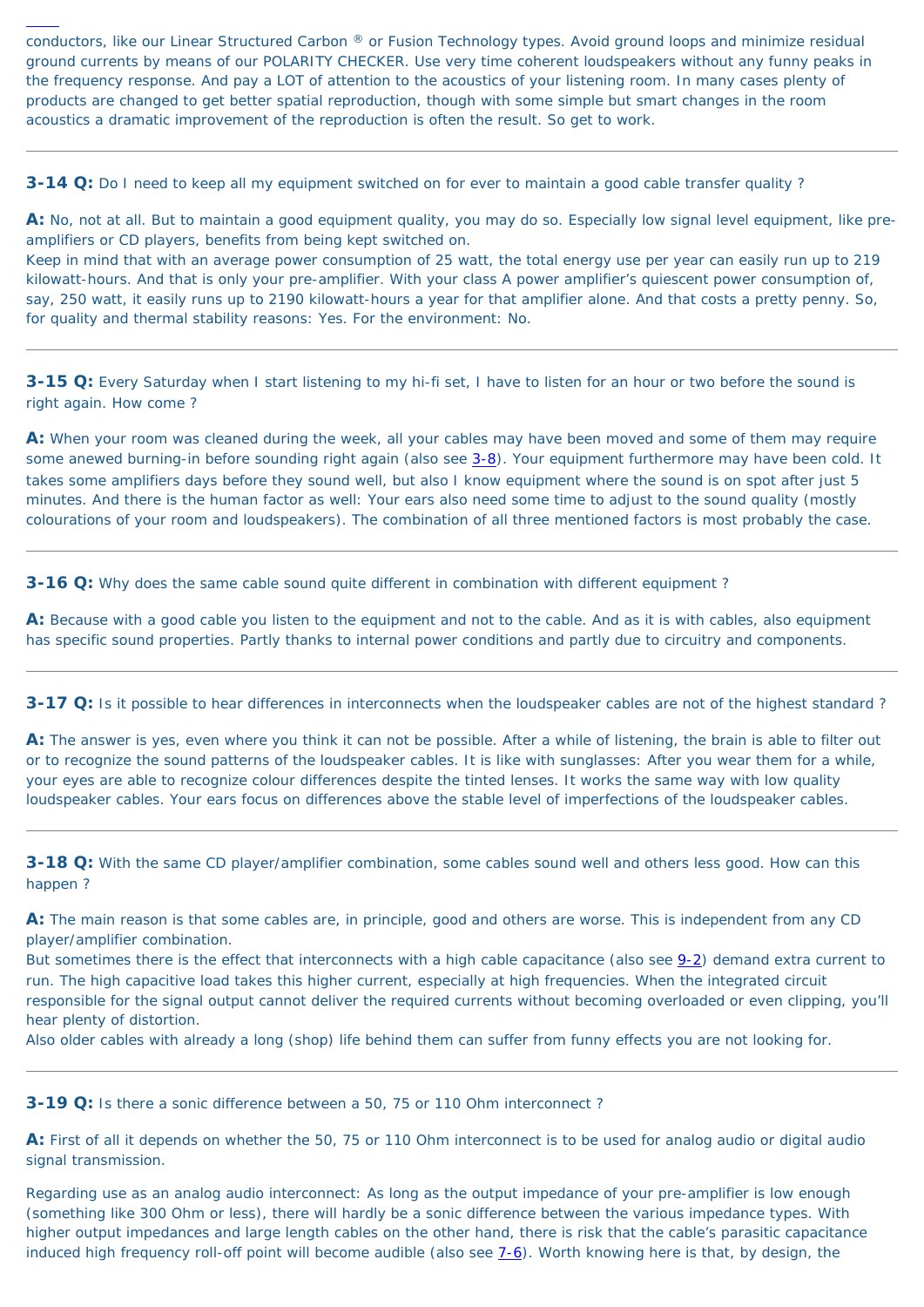conductors, like our Linear Structured Carbon ® or Fusion Technology types. Avoid ground loops and minimize residual ground currents by means of our POLARITY CHECKER. Use very time coherent loudspeakers without any funny peaks in the frequency response. And pay a LOT of attention to the acoustics of your listening room. In many cases plenty of products are changed to get better spatial reproduction, though with some simple but smart changes in the room acoustics a dramatic improvement of the reproduction is often the result. So get to work.

---

**3-14 Q:** Do I need to keep all my equipment switched on for ever to maintain a good cable transfer quality ?

**A:** No, not at all. But to maintain a good equipment quality, you may do so. Especially low signal level equipment, like pre-amplifiers or CD players, benefits from being kept switched on.
Keep in mind that with an average power consumption of 25 watt, the total energy use per year can easily run up to 219 kilowatt-hours. And that is only your pre-amplifier. With your class A power amplifier's quiescent power consumption of, say, 250 watt, it easily runs up to 2190 kilowatt-hours a year for that amplifier alone. And that costs a pretty penny. So, for quality and thermal stability reasons: Yes. For the environment: No.

---

**3-15 Q:** Every Saturday when I start listening to my hi-fi set, I have to listen for an hour or two before the sound is right again. How come ?

**A:** When your room was cleaned during the week, all your cables may have been moved and some of them may require some anewed burning-in before sounding right again (also see 3-8). Your equipment furthermore may have been cold. It takes some amplifiers days before they sound well, but also I know equipment where the sound is on spot after just 5 minutes. And there is the human factor as well: Your ears also need some time to adjust to the sound quality (mostly colourations of your room and loudspeakers). The combination of all three mentioned factors is most probably the case.

---

**3-16 Q:** Why does the same cable sound quite different in combination with different equipment ?

**A:** Because with a good cable you listen to the equipment and not to the cable. And as it is with cables, also equipment has specific sound properties. Partly thanks to internal power conditions and partly due to circuitry and components.

---

**3-17 Q:** Is it possible to hear differences in interconnects when the loudspeaker cables are not of the highest standard ?

**A:** The answer is yes, even where you think it can not be possible. After a while of listening, the brain is able to filter out or to recognize the sound patterns of the loudspeaker cables. It is like with sunglasses: After you wear them for a while, your eyes are able to recognize colour differences despite the tinted lenses. It works the same way with low quality loudspeaker cables. Your ears focus on differences above the stable level of imperfections of the loudspeaker cables.

---

**3-18 Q:** With the same CD player/amplifier combination, some cables sound well and others less good. How can this happen ?

**A:** The main reason is that some cables are, in principle, good and others are worse. This is independent from any CD player/amplifier combination.
But sometimes there is the effect that interconnects with a high cable capacitance (also see 9-2) demand extra current to run. The high capacitive load takes this higher current, especially at high frequencies. When the integrated circuit responsible for the signal output cannot deliver the required currents without becoming overloaded or even clipping, you'll hear plenty of distortion.
Also older cables with already a long (shop) life behind them can suffer from funny effects you are not looking for.

---

**3-19 Q:** Is there a sonic difference between a 50, 75 or 110 Ohm interconnect ?

**A:** First of all it depends on whether the 50, 75 or 110 Ohm interconnect is to be used for analog audio or digital audio signal transmission.

Regarding use as an analog audio interconnect: As long as the output impedance of your pre-amplifier is low enough (something like 300 Ohm or less), there will hardly be a sonic difference between the various impedance types. With higher output impedances and large length cables on the other hand, there is risk that the cable's parasitic capacitance induced high frequency roll-off point will become audible (also see 7-6). Worth knowing here is that, by design, the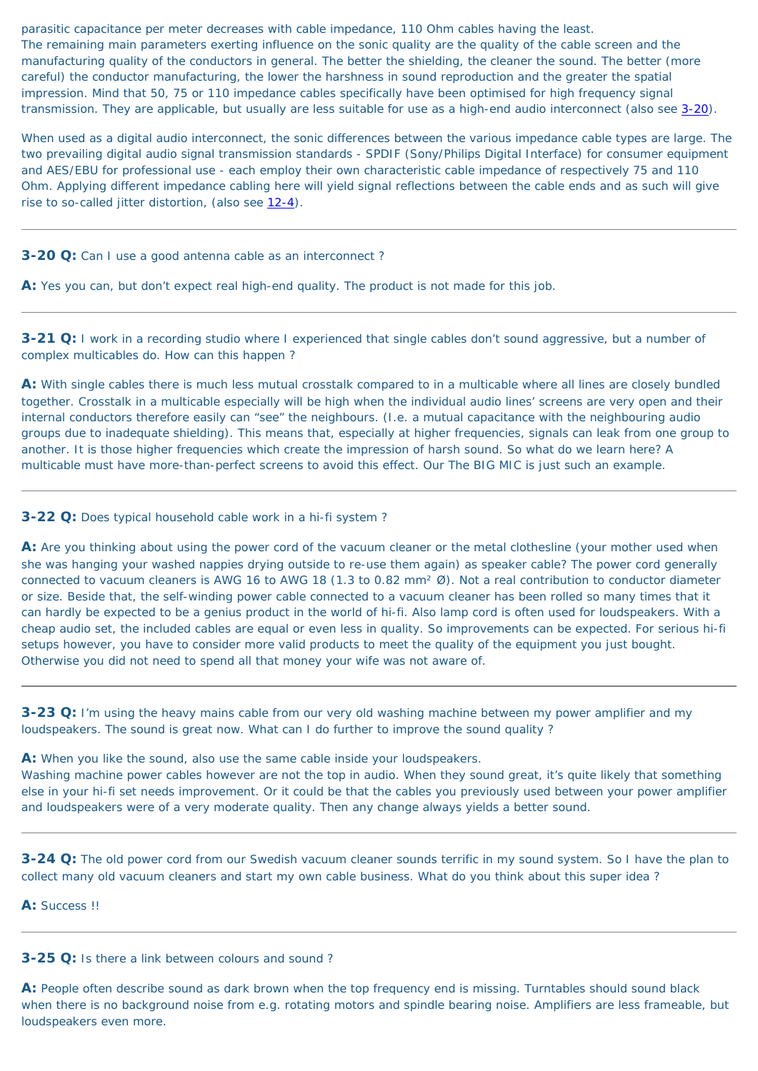parasitic capacitance per meter decreases with cable impedance, 110 Ohm cables having the least.
The remaining main parameters exerting influence on the sonic quality are the quality of the cable screen and the manufacturing quality of the conductors in general. The better the shielding, the cleaner the sound. The better (more careful) the conductor manufacturing, the lower the harshness in sound reproduction and the greater the spatial impression. Mind that 50, 75 or 110 impedance cables specifically have been optimised for high frequency signal transmission. They are applicable, but usually are less suitable for use as a high-end audio interconnect (also see 3-20).

When used as a digital audio interconnect, the sonic differences between the various impedance cable types are large. The two prevailing digital audio signal transmission standards - SPDIF (Sony/Philips Digital Interface) for consumer equipment and AES/EBU for professional use - each employ their own characteristic cable impedance of respectively 75 and 110 Ohm. Applying different impedance cabling here will yield signal reflections between the cable ends and as such will give rise to so-called jitter distortion, (also see 12-4).

---

**3-20 Q:** Can I use a good antenna cable as an interconnect ?

**A:** Yes you can, but don't expect real high-end quality. The product is not made for this job.

---

**3-21 Q:** I work in a recording studio where I experienced that single cables don't sound aggressive, but a number of complex multicables do. How can this happen ?

**A:** With single cables there is much less mutual crosstalk compared to in a multicable where all lines are closely bundled together. Crosstalk in a multicable especially will be high when the individual audio lines' screens are very open and their internal conductors therefore easily can "see" the neighbours. (I.e. a mutual capacitance with the neighbouring audio groups due to inadequate shielding). This means that, especially at higher frequencies, signals can leak from one group to another. It is those higher frequencies which create the impression of harsh sound. So what do we learn here? A multicable must have more-than-perfect screens to avoid this effect. Our The BIG MIC is just such an example.

---

**3-22 Q:** Does typical household cable work in a hi-fi system ?

**A:** Are you thinking about using the power cord of the vacuum cleaner or the metal clothesline (your mother used when she was hanging your washed nappies drying outside to re-use them again) as speaker cable? The power cord generally connected to vacuum cleaners is AWG 16 to AWG 18 (1.3 to 0.82 mm² Ø). Not a real contribution to conductor diameter or size. Beside that, the self-winding power cable connected to a vacuum cleaner has been rolled so many times that it can hardly be expected to be a genius product in the world of hi-fi. Also lamp cord is often used for loudspeakers. With a cheap audio set, the included cables are equal or even less in quality. So improvements can be expected. For serious hi-fi setups however, you have to consider more valid products to meet the quality of the equipment you just bought. Otherwise you did not need to spend all that money your wife was not aware of.

---

**3-23 Q:** I'm using the heavy mains cable from our very old washing machine between my power amplifier and my loudspeakers. The sound is great now. What can I do further to improve the sound quality ?

**A:** When you like the sound, also use the same cable inside your loudspeakers.
Washing machine power cables however are not the top in audio. When they sound great, it's quite likely that something else in your hi-fi set needs improvement. Or it could be that the cables you previously used between your power amplifier and loudspeakers were of a very moderate quality. Then any change always yields a better sound.

---

**3-24 Q:** The old power cord from our Swedish vacuum cleaner sounds terrific in my sound system. So I have the plan to collect many old vacuum cleaners and start my own cable business. What do you think about this super idea ?

**A:** Success !!

---

**3-25 Q:** Is there a link between colours and sound ?

**A:** People often describe sound as dark brown when the top frequency end is missing. Turntables should sound black when there is no background noise from e.g. rotating motors and spindle bearing noise. Amplifiers are less frameable, but loudspeakers even more.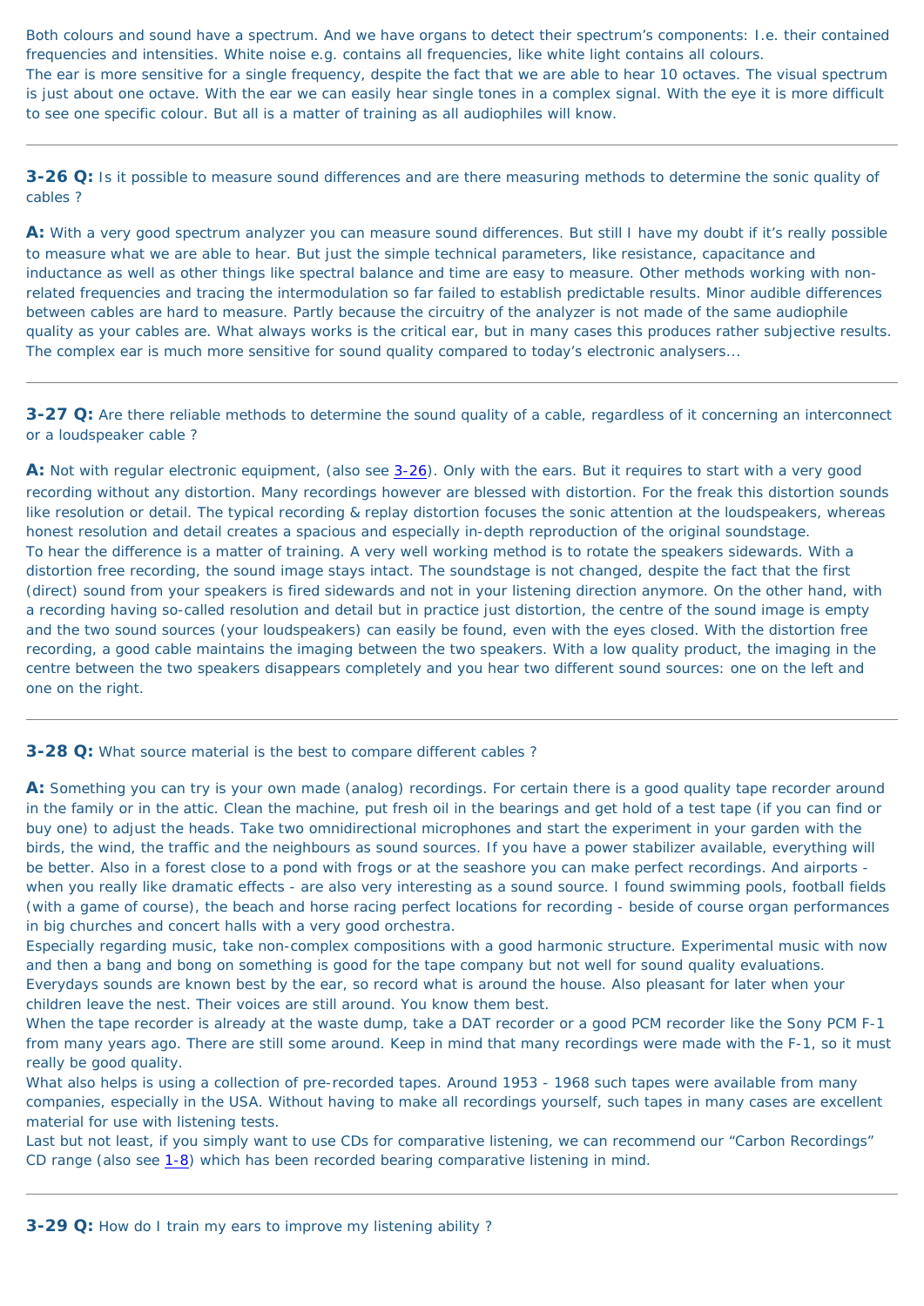Both colours and sound have a spectrum. And we have organs to detect their spectrum's components: I.e. their contained frequencies and intensities. White noise e.g. contains all frequencies, like white light contains all colours.
The ear is more sensitive for a single frequency, despite the fact that we are able to hear 10 octaves. The visual spectrum is just about one octave. With the ear we can easily hear single tones in a complex signal. With the eye it is more difficult to see one specific colour. But all is a matter of training as all audiophiles will know.

---

**3-26 Q:** Is it possible to measure sound differences and are there measuring methods to determine the sonic quality of cables ?

**A:** With a very good spectrum analyzer you can measure sound differences. But still I have my doubt if it's really possible to measure what we are able to hear. But just the simple technical parameters, like resistance, capacitance and inductance as well as other things like spectral balance and time are easy to measure. Other methods working with non-related frequencies and tracing the intermodulation so far failed to establish predictable results. Minor audible differences between cables are hard to measure. Partly because the circuitry of the analyzer is not made of the same audiophile quality as your cables are. What always works is the critical ear, but in many cases this produces rather subjective results. The complex ear is much more sensitive for sound quality compared to today's electronic analysers...

---

**3-27 Q:** Are there reliable methods to determine the sound quality of a cable, regardless of it concerning an interconnect or a loudspeaker cable ?

**A:** Not with regular electronic equipment, (also see 3-26). Only with the ears. But it requires to start with a very good recording without any distortion. Many recordings however are blessed with distortion. For the freak this distortion sounds like resolution or detail. The typical recording & replay distortion focuses the sonic attention at the loudspeakers, whereas honest resolution and detail creates a spacious and especially in-depth reproduction of the original soundstage.
To hear the difference is a matter of training. A very well working method is to rotate the speakers sidewards. With a distortion free recording, the sound image stays intact. The soundstage is not changed, despite the fact that the first (direct) sound from your speakers is fired sidewards and not in your listening direction anymore. On the other hand, with a recording having so-called resolution and detail but in practice just distortion, the centre of the sound image is empty and the two sound sources (your loudspeakers) can easily be found, even with the eyes closed. With the distortion free recording, a good cable maintains the imaging between the two speakers. With a low quality product, the imaging in the centre between the two speakers disappears completely and you hear two different sound sources: one on the left and one on the right.

---

**3-28 Q:** What source material is the best to compare different cables ?

**A:** Something you can try is your own made (analog) recordings. For certain there is a good quality tape recorder around in the family or in the attic. Clean the machine, put fresh oil in the bearings and get hold of a test tape (if you can find or buy one) to adjust the heads. Take two omnidirectional microphones and start the experiment in your garden with the birds, the wind, the traffic and the neighbours as sound sources. If you have a power stabilizer available, everything will be better. Also in a forest close to a pond with frogs or at the seashore you can make perfect recordings. And airports - when you really like dramatic effects - are also very interesting as a sound source. I found swimming pools, football fields (with a game of course), the beach and horse racing perfect locations for recording - beside of course organ performances in big churches and concert halls with a very good orchestra.
Especially regarding music, take non-complex compositions with a good harmonic structure. Experimental music with now and then a bang and bong on something is good for the tape company but not well for sound quality evaluations.
Everydays sounds are known best by the ear, so record what is around the house. Also pleasant for later when your children leave the nest. Their voices are still around. You know them best.
When the tape recorder is already at the waste dump, take a DAT recorder or a good PCM recorder like the Sony PCM F-1 from many years ago. There are still some around. Keep in mind that many recordings were made with the F-1, so it must really be good quality.
What also helps is using a collection of pre-recorded tapes. Around 1953 - 1968 such tapes were available from many companies, especially in the USA. Without having to make all recordings yourself, such tapes in many cases are excellent material for use with listening tests.
Last but not least, if you simply want to use CDs for comparative listening, we can recommend our "Carbon Recordings" CD range (also see 1-8) which has been recorded bearing comparative listening in mind.

---

**3-29 Q:** How do I train my ears to improve my listening ability ?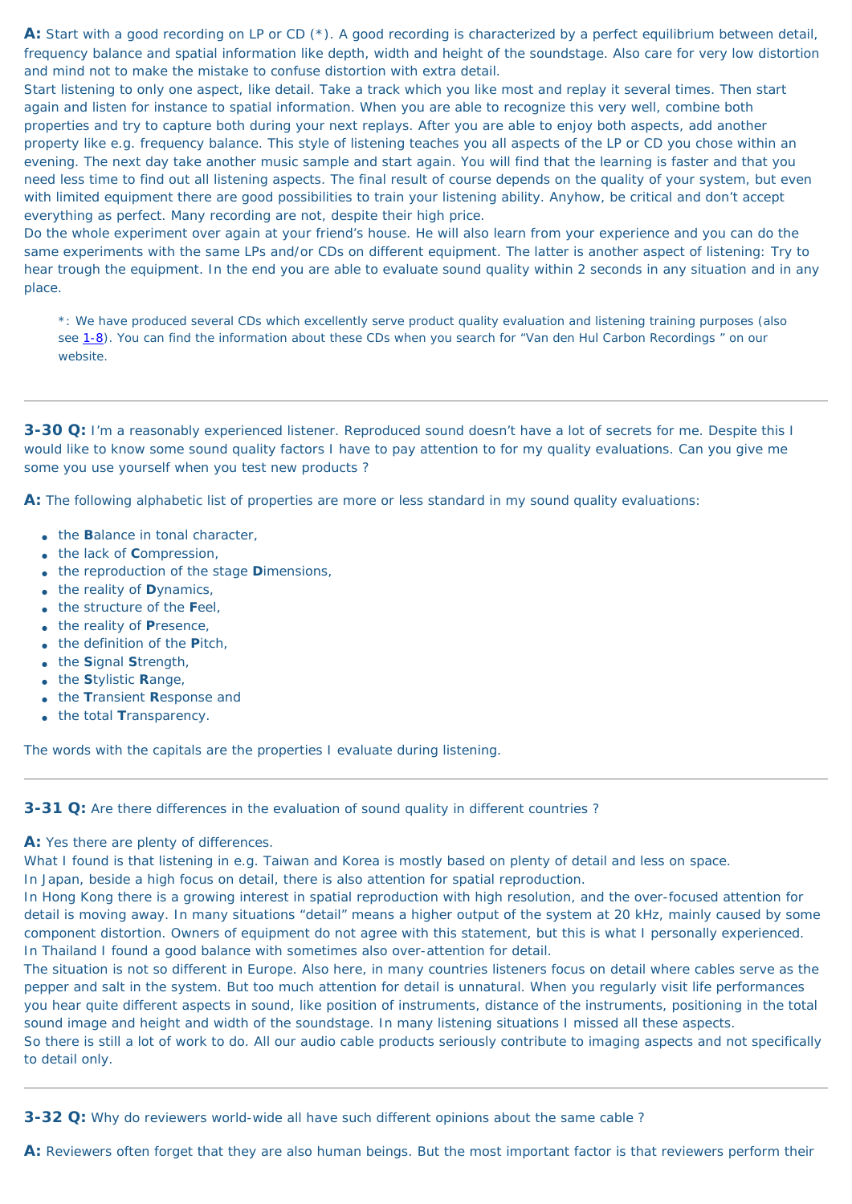**A:** Start with a good recording on LP or CD (*). A good recording is characterized by a perfect equilibrium between detail, frequency balance and spatial information like depth, width and height of the soundstage. Also care for very low distortion and mind not to make the mistake to confuse distortion with extra detail.
Start listening to only one aspect, like detail. Take a track which you like most and replay it several times. Then start again and listen for instance to spatial information. When you are able to recognize this very well, combine both properties and try to capture both during your next replays. After you are able to enjoy both aspects, add another property like e.g. frequency balance. This style of listening teaches you all aspects of the LP or CD you chose within an evening. The next day take another music sample and start again. You will find that the learning is faster and that you need less time to find out all listening aspects. The final result of course depends on the quality of your system, but even with limited equipment there are good possibilities to train your listening ability. Anyhow, be critical and don't accept everything as perfect. Many recording are not, despite their high price.
Do the whole experiment over again at your friend's house. He will also learn from your experience and you can do the same experiments with the same LPs and/or CDs on different equipment. The latter is another aspect of listening: Try to hear trough the equipment. In the end you are able to evaluate sound quality within 2 seconds in any situation and in any place.

> *: We have produced several CDs which excellently serve product quality evaluation and listening training purposes (also see 1-8). You can find the information about these CDs when you search for "Van den Hul Carbon Recordings " on our website.

---

**3-30 Q:** I'm a reasonably experienced listener. Reproduced sound doesn't have a lot of secrets for me. Despite this I would like to know some sound quality factors I have to pay attention to for my quality evaluations. Can you give me some you use yourself when you test new products ?

**A:** The following alphabetic list of properties are more or less standard in my sound quality evaluations:

- the **B**alance in tonal character,
- the lack of **C**ompression,
- the reproduction of the stage **D**imensions,
- the reality of **D**ynamics,
- the structure of the **F**eel,
- the reality of **P**resence,
- the definition of the **P**itch,
- the **S**ignal **S**trength,
- the **S**tylistic **R**ange,
- the **T**ransient **R**esponse and
- the total **T**ransparency.

The words with the capitals are the properties I evaluate during listening.

---

**3-31 Q:** Are there differences in the evaluation of sound quality in different countries ?

**A:** Yes there are plenty of differences.
What I found is that listening in e.g. Taiwan and Korea is mostly based on plenty of detail and less on space.
In Japan, beside a high focus on detail, there is also attention for spatial reproduction.
In Hong Kong there is a growing interest in spatial reproduction with high resolution, and the over-focused attention for detail is moving away. In many situations "detail" means a higher output of the system at 20 kHz, mainly caused by some component distortion. Owners of equipment do not agree with this statement, but this is what I personally experienced.
In Thailand I found a good balance with sometimes also over-attention for detail.
The situation is not so different in Europe. Also here, in many countries listeners focus on detail where cables serve as the pepper and salt in the system. But too much attention for detail is unnatural. When you regularly visit life performances you hear quite different aspects in sound, like position of instruments, distance of the instruments, positioning in the total sound image and height and width of the soundstage. In many listening situations I missed all these aspects.
So there is still a lot of work to do. All our audio cable products seriously contribute to imaging aspects and not specifically to detail only.

---

**3-32 Q:** Why do reviewers world-wide all have such different opinions about the same cable ?

**A:** Reviewers often forget that they are also human beings. But the most important factor is that reviewers perform their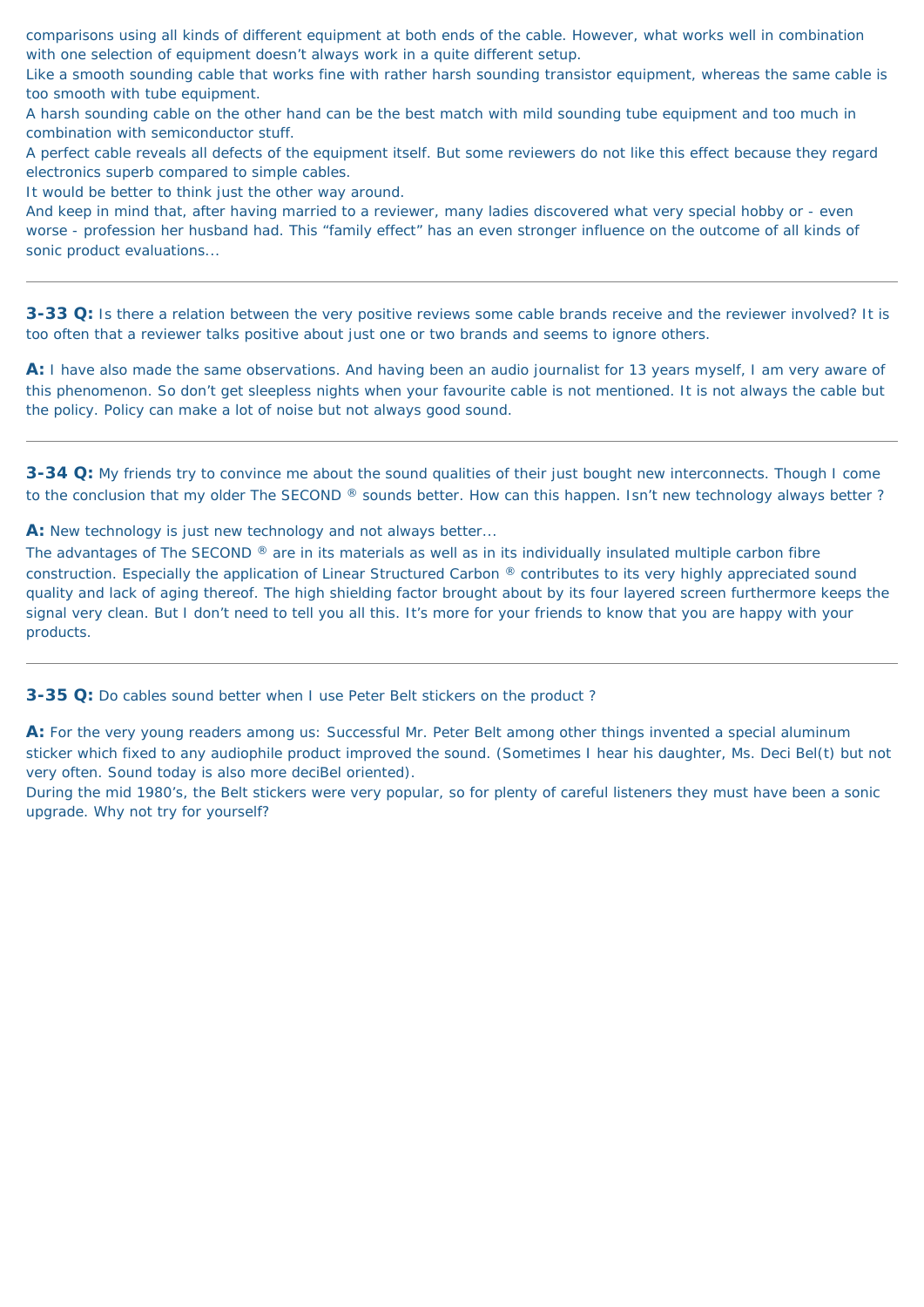comparisons using all kinds of different equipment at both ends of the cable. However, what works well in combination with one selection of equipment doesn't always work in a quite different setup.
Like a smooth sounding cable that works fine with rather harsh sounding transistor equipment, whereas the same cable is too smooth with tube equipment.
A harsh sounding cable on the other hand can be the best match with mild sounding tube equipment and too much in combination with semiconductor stuff.
A perfect cable reveals all defects of the equipment itself. But some reviewers do not like this effect because they regard electronics superb compared to simple cables.
It would be better to think just the other way around.
And keep in mind that, after having married to a reviewer, many ladies discovered what very special hobby or - even worse - profession her husband had. This "family effect" has an even stronger influence on the outcome of all kinds of sonic product evaluations...

---

**3-33 Q:** Is there a relation between the very positive reviews some cable brands receive and the reviewer involved? It is too often that a reviewer talks positive about just one or two brands and seems to ignore others.

**A:** I have also made the same observations. And having been an audio journalist for 13 years myself, I am very aware of this phenomenon. So don't get sleepless nights when your favourite cable is not mentioned. It is not always the cable but the policy. Policy can make a lot of noise but not always good sound.

---

**3-34 Q:** My friends try to convince me about the sound qualities of their just bought new interconnects. Though I come to the conclusion that my older The SECOND ® sounds better. How can this happen. Isn't new technology always better ?

**A:** New technology is just new technology and not always better...
The advantages of The SECOND ® are in its materials as well as in its individually insulated multiple carbon fibre construction. Especially the application of Linear Structured Carbon ® contributes to its very highly appreciated sound quality and lack of aging thereof. The high shielding factor brought about by its four layered screen furthermore keeps the signal very clean. But I don't need to tell you all this. It's more for your friends to know that you are happy with your products.

---

**3-35 Q:** Do cables sound better when I use Peter Belt stickers on the product ?

**A:** For the very young readers among us: Successful Mr. Peter Belt among other things invented a special aluminum sticker which fixed to any audiophile product improved the sound. (Sometimes I hear his daughter, Ms. Deci Bel(t) but not very often. Sound today is also more deciBel oriented).
During the mid 1980's, the Belt stickers were very popular, so for plenty of careful listeners they must have been a sonic upgrade. Why not try for yourself?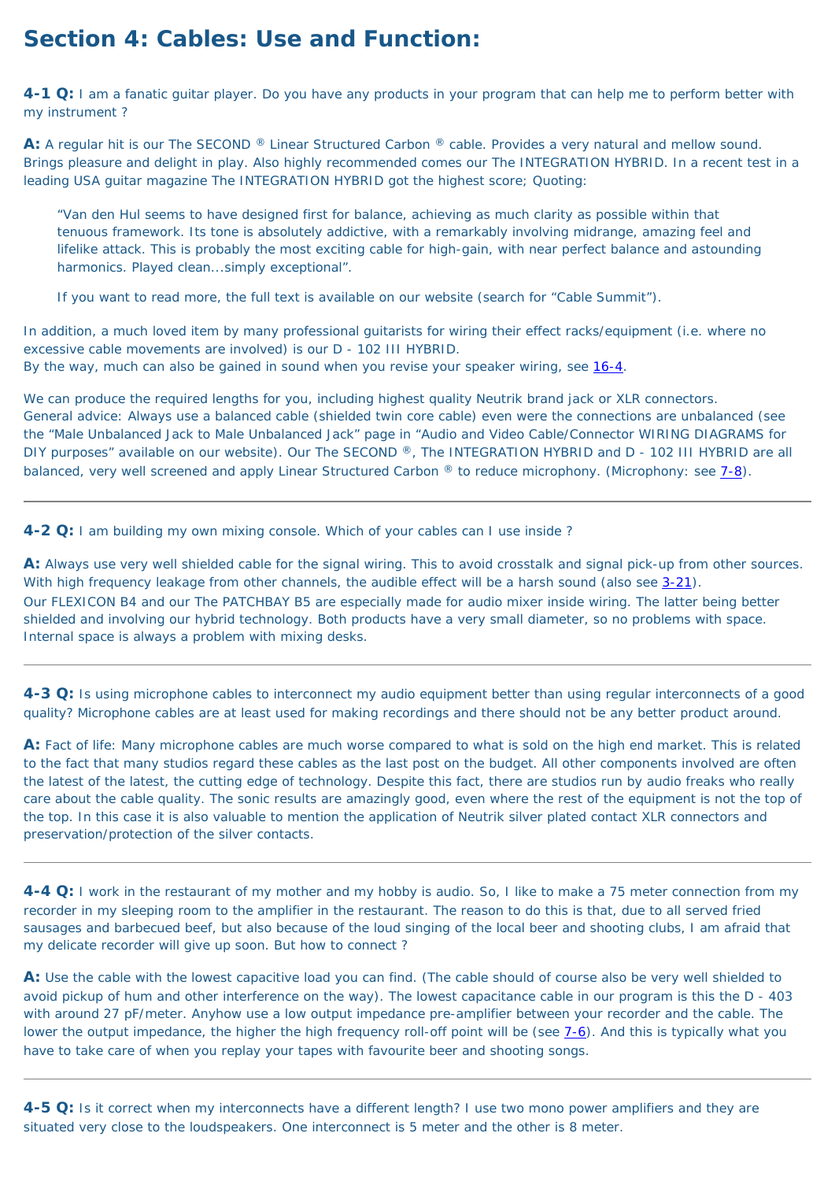# Section 4: Cables: Use and Function:

**4-1 Q:** I am a fanatic guitar player. Do you have any products in your program that can help me to perform better with my instrument ?

**A:** A regular hit is our The SECOND ® Linear Structured Carbon ® cable. Provides a very natural and mellow sound. Brings pleasure and delight in play. Also highly recommended comes our The INTEGRATION HYBRID. In a recent test in a leading USA guitar magazine The INTEGRATION HYBRID got the highest score; Quoting:

> "Van den Hul seems to have designed first for balance, achieving as much clarity as possible within that tenuous framework. Its tone is absolutely addictive, with a remarkably involving midrange, amazing feel and lifelike attack. This is probably the most exciting cable for high-gain, with near perfect balance and astounding harmonics. Played clean...simply exceptional".
>
> If you want to read more, the full text is available on our website (search for "Cable Summit").

In addition, a much loved item by many professional guitarists for wiring their effect racks/equipment (i.e. where no excessive cable movements are involved) is our D - 102 III HYBRID.
By the way, much can also be gained in sound when you revise your speaker wiring, see 16-4.

We can produce the required lengths for you, including highest quality Neutrik brand jack or XLR connectors.
General advice: Always use a balanced cable (shielded twin core cable) even were the connections are unbalanced (see the "Male Unbalanced Jack to Male Unbalanced Jack" page in "Audio and Video Cable/Connector WIRING DIAGRAMS for DIY purposes" available on our website). Our The SECOND ®, The INTEGRATION HYBRID and D - 102 III HYBRID are all balanced, very well screened and apply Linear Structured Carbon ® to reduce microphony. (Microphony: see 7-8).

---

**4-2 Q:** I am building my own mixing console. Which of your cables can I use inside ?

**A:** Always use very well shielded cable for the signal wiring. This to avoid crosstalk and signal pick-up from other sources. With high frequency leakage from other channels, the audible effect will be a harsh sound (also see 3-21).
Our FLEXICON B4 and our The PATCHBAY B5 are especially made for audio mixer inside wiring. The latter being better shielded and involving our hybrid technology. Both products have a very small diameter, so no problems with space. Internal space is always a problem with mixing desks.

---

**4-3 Q:** Is using microphone cables to interconnect my audio equipment better than using regular interconnects of a good quality? Microphone cables are at least used for making recordings and there should not be any better product around.

**A:** Fact of life: Many microphone cables are much worse compared to what is sold on the high end market. This is related to the fact that many studios regard these cables as the last post on the budget. All other components involved are often the latest of the latest, the cutting edge of technology. Despite this fact, there are studios run by audio freaks who really care about the cable quality. The sonic results are amazingly good, even where the rest of the equipment is not the top of the top. In this case it is also valuable to mention the application of Neutrik silver plated contact XLR connectors and preservation/protection of the silver contacts.

---

**4-4 Q:** I work in the restaurant of my mother and my hobby is audio. So, I like to make a 75 meter connection from my recorder in my sleeping room to the amplifier in the restaurant. The reason to do this is that, due to all served fried sausages and barbecued beef, but also because of the loud singing of the local beer and shooting clubs, I am afraid that my delicate recorder will give up soon. But how to connect ?

**A:** Use the cable with the lowest capacitive load you can find. (The cable should of course also be very well shielded to avoid pickup of hum and other interference on the way). The lowest capacitance cable in our program is this the D - 403 with around 27 pF/meter. Anyhow use a low output impedance pre-amplifier between your recorder and the cable. The lower the output impedance, the higher the high frequency roll-off point will be (see 7-6). And this is typically what you have to take care of when you replay your tapes with favourite beer and shooting songs.

---

**4-5 Q:** Is it correct when my interconnects have a different length? I use two mono power amplifiers and they are situated very close to the loudspeakers. One interconnect is 5 meter and the other is 8 meter.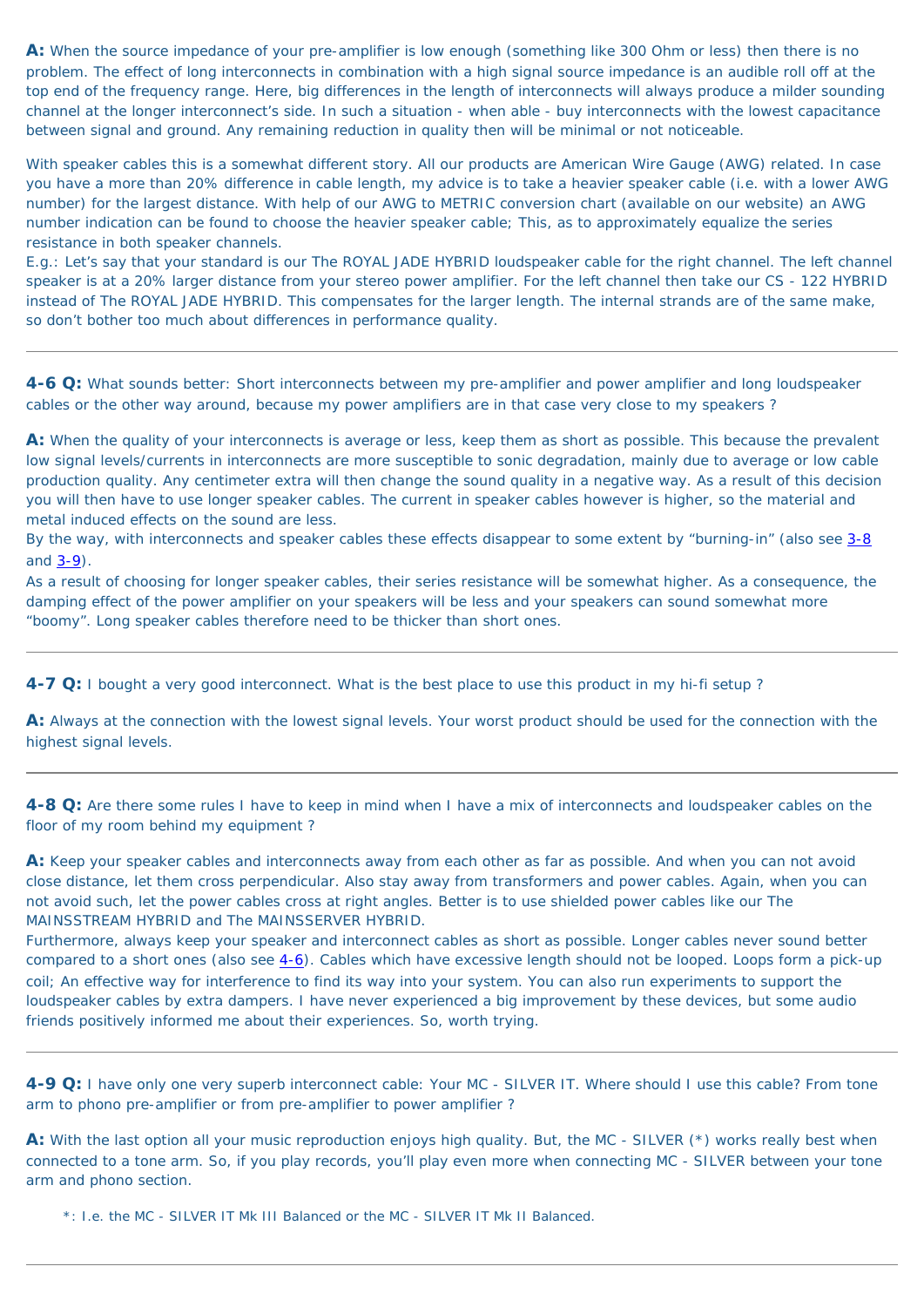**A:** When the source impedance of your pre-amplifier is low enough (something like 300 Ohm or less) then there is no problem. The effect of long interconnects in combination with a high signal source impedance is an audible roll off at the top end of the frequency range. Here, big differences in the length of interconnects will always produce a milder sounding channel at the longer interconnect's side. In such a situation - when able - buy interconnects with the lowest capacitance between signal and ground. Any remaining reduction in quality then will be minimal or not noticeable.

With speaker cables this is a somewhat different story. All our products are American Wire Gauge (AWG) related. In case you have a more than 20% difference in cable length, my advice is to take a heavier speaker cable (i.e. with a lower AWG number) for the largest distance. With help of our AWG to METRIC conversion chart (available on our website) an AWG number indication can be found to choose the heavier speaker cable; This, as to approximately equalize the series resistance in both speaker channels.
E.g.: Let's say that your standard is our The ROYAL JADE HYBRID loudspeaker cable for the right channel. The left channel speaker is at a 20% larger distance from your stereo power amplifier. For the left channel then take our CS - 122 HYBRID instead of The ROYAL JADE HYBRID. This compensates for the larger length. The internal strands are of the same make, so don't bother too much about differences in performance quality.

---

**4-6 Q:** What sounds better: Short interconnects between my pre-amplifier and power amplifier and long loudspeaker cables or the other way around, because my power amplifiers are in that case very close to my speakers ?

**A:** When the quality of your interconnects is average or less, keep them as short as possible. This because the prevalent low signal levels/currents in interconnects are more susceptible to sonic degradation, mainly due to average or low cable production quality. Any centimeter extra will then change the sound quality in a negative way. As a result of this decision you will then have to use longer speaker cables. The current in speaker cables however is higher, so the material and metal induced effects on the sound are less.
By the way, with interconnects and speaker cables these effects disappear to some extent by "burning-in" (also see 3-8 and 3-9).
As a result of choosing for longer speaker cables, their series resistance will be somewhat higher. As a consequence, the damping effect of the power amplifier on your speakers will be less and your speakers can sound somewhat more "boomy". Long speaker cables therefore need to be thicker than short ones.

---

**4-7 Q:** I bought a very good interconnect. What is the best place to use this product in my hi-fi setup ?

**A:** Always at the connection with the lowest signal levels. Your worst product should be used for the connection with the highest signal levels.

---

**4-8 Q:** Are there some rules I have to keep in mind when I have a mix of interconnects and loudspeaker cables on the floor of my room behind my equipment ?

**A:** Keep your speaker cables and interconnects away from each other as far as possible. And when you can not avoid close distance, let them cross perpendicular. Also stay away from transformers and power cables. Again, when you can not avoid such, let the power cables cross at right angles. Better is to use shielded power cables like our The MAINSSTREAM HYBRID and The MAINSSERVER HYBRID.
Furthermore, always keep your speaker and interconnect cables as short as possible. Longer cables never sound better compared to a short ones (also see 4-6). Cables which have excessive length should not be looped. Loops form a pick-up coil; An effective way for interference to find its way into your system. You can also run experiments to support the loudspeaker cables by extra dampers. I have never experienced a big improvement by these devices, but some audio friends positively informed me about their experiences. So, worth trying.

---

**4-9 Q:** I have only one very superb interconnect cable: Your MC - SILVER IT. Where should I use this cable? From tone arm to phono pre-amplifier or from pre-amplifier to power amplifier ?

**A:** With the last option all your music reproduction enjoys high quality. But, the MC - SILVER (*) works really best when connected to a tone arm. So, if you play records, you'll play even more when connecting MC - SILVER between your tone arm and phono section.

*: I.e. the MC - SILVER IT Mk III Balanced or the MC - SILVER IT Mk II Balanced.

---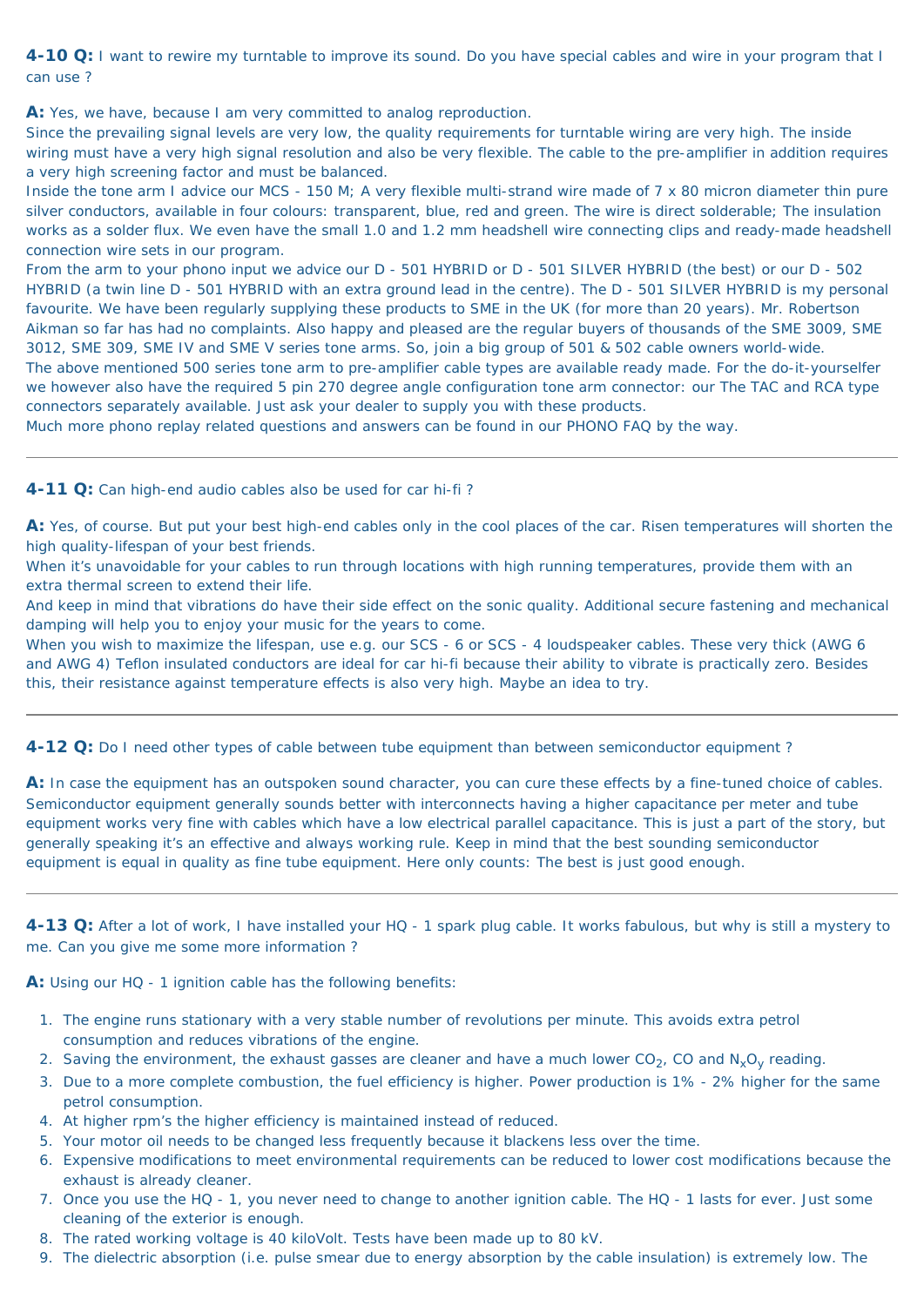**4-10 Q:** I want to rewire my turntable to improve its sound. Do you have special cables and wire in your program that I can use ?

**A:** Yes, we have, because I am very committed to analog reproduction.
Since the prevailing signal levels are very low, the quality requirements for turntable wiring are very high. The inside wiring must have a very high signal resolution and also be very flexible. The cable to the pre-amplifier in addition requires a very high screening factor and must be balanced.
Inside the tone arm I advice our MCS - 150 M; A very flexible multi-strand wire made of 7 x 80 micron diameter thin pure silver conductors, available in four colours: transparent, blue, red and green. The wire is direct solderable; The insulation works as a solder flux. We even have the small 1.0 and 1.2 mm headshell wire connecting clips and ready-made headshell connection wire sets in our program.
From the arm to your phono input we advice our D - 501 HYBRID or D - 501 SILVER HYBRID (the best) or our D - 502 HYBRID (a twin line D - 501 HYBRID with an extra ground lead in the centre). The D - 501 SILVER HYBRID is my personal favourite. We have been regularly supplying these products to SME in the UK (for more than 20 years). Mr. Robertson Aikman so far has had no complaints. Also happy and pleased are the regular buyers of thousands of the SME 3009, SME 3012, SME 309, SME IV and SME V series tone arms. So, join a big group of 501 & 502 cable owners world-wide.
The above mentioned 500 series tone arm to pre-amplifier cable types are available ready made. For the do-it-yourselfer we however also have the required 5 pin 270 degree angle configuration tone arm connector: our The TAC and RCA type connectors separately available. Just ask your dealer to supply you with these products.
Much more phono replay related questions and answers can be found in our PHONO FAQ by the way.

---

**4-11 Q:** Can high-end audio cables also be used for car hi-fi ?

**A:** Yes, of course. But put your best high-end cables only in the cool places of the car. Risen temperatures will shorten the high quality-lifespan of your best friends.
When it's unavoidable for your cables to run through locations with high running temperatures, provide them with an extra thermal screen to extend their life.
And keep in mind that vibrations do have their side effect on the sonic quality. Additional secure fastening and mechanical damping will help you to enjoy your music for the years to come.
When you wish to maximize the lifespan, use e.g. our SCS - 6 or SCS - 4 loudspeaker cables. These very thick (AWG 6 and AWG 4) Teflon insulated conductors are ideal for car hi-fi because their ability to vibrate is practically zero. Besides this, their resistance against temperature effects is also very high. Maybe an idea to try.

---

**4-12 Q:** Do I need other types of cable between tube equipment than between semiconductor equipment ?

**A:** In case the equipment has an outspoken sound character, you can cure these effects by a fine-tuned choice of cables. Semiconductor equipment generally sounds better with interconnects having a higher capacitance per meter and tube equipment works very fine with cables which have a low electrical parallel capacitance. This is just a part of the story, but generally speaking it's an effective and always working rule. Keep in mind that the best sounding semiconductor equipment is equal in quality as fine tube equipment. Here only counts: The best is just good enough.

---

**4-13 Q:** After a lot of work, I have installed your HQ - 1 spark plug cable. It works fabulous, but why is still a mystery to me. Can you give me some more information ?

**A:** Using our HQ - 1 ignition cable has the following benefits:

1. The engine runs stationary with a very stable number of revolutions per minute. This avoids extra petrol consumption and reduces vibrations of the engine.
2. Saving the environment, the exhaust gasses are cleaner and have a much lower $CO_2$, CO and $N_xO_y$ reading.
3. Due to a more complete combustion, the fuel efficiency is higher. Power production is 1% - 2% higher for the same petrol consumption.
4. At higher rpm's the higher efficiency is maintained instead of reduced.
5. Your motor oil needs to be changed less frequently because it blackens less over the time.
6. Expensive modifications to meet environmental requirements can be reduced to lower cost modifications because the exhaust is already cleaner.
7. Once you use the HQ - 1, you never need to change to another ignition cable. The HQ - 1 lasts for ever. Just some cleaning of the exterior is enough.
8. The rated working voltage is 40 kiloVolt. Tests have been made up to 80 kV.
9. The dielectric absorption (i.e. pulse smear due to energy absorption by the cable insulation) is extremely low. The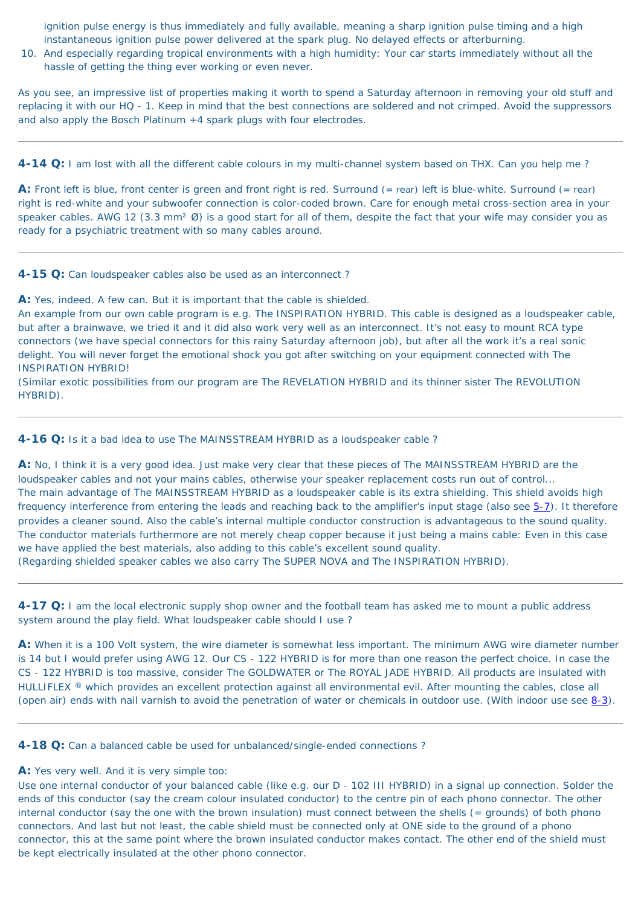ignition pulse energy is thus immediately and fully available, meaning a sharp ignition pulse timing and a high instantaneous ignition pulse power delivered at the spark plug. No delayed effects or afterburning.

10. And especially regarding tropical environments with a high humidity: Your car starts immediately without all the hassle of getting the thing ever working or even never.

As you see, an impressive list of properties making it worth to spend a Saturday afternoon in removing your old stuff and replacing it with our HQ - 1. Keep in mind that the best connections are soldered and not crimped. Avoid the suppressors and also apply the Bosch Platinum +4 spark plugs with four electrodes.

---

**4-14 Q:** I am lost with all the different cable colours in my multi-channel system based on THX. Can you help me ?

**A:** Front left is blue, front center is green and front right is red. Surround (= rear) left is blue-white. Surround (= rear) right is red-white and your subwoofer connection is color-coded brown. Care for enough metal cross-section area in your speaker cables. AWG 12 (3.3 mm² Ø) is a good start for all of them, despite the fact that your wife may consider you as ready for a psychiatric treatment with so many cables around.

---

**4-15 Q:** Can loudspeaker cables also be used as an interconnect ?

**A:** Yes, indeed. A few can. But it is important that the cable is shielded.
An example from our own cable program is e.g. The INSPIRATION HYBRID. This cable is designed as a loudspeaker cable, but after a brainwave, we tried it and it did also work very well as an interconnect. It's not easy to mount RCA type connectors (we have special connectors for this rainy Saturday afternoon job), but after all the work it's a real sonic delight. You will never forget the emotional shock you got after switching on your equipment connected with The INSPIRATION HYBRID!
(Similar exotic possibilities from our program are The REVELATION HYBRID and its thinner sister The REVOLUTION HYBRID).

---

**4-16 Q:** Is it a bad idea to use The MAINSSTREAM HYBRID as a loudspeaker cable ?

**A:** No, I think it is a very good idea. Just make very clear that these pieces of The MAINSSTREAM HYBRID are the loudspeaker cables and not your mains cables, otherwise your speaker replacement costs run out of control...
The main advantage of The MAINSSTREAM HYBRID as a loudspeaker cable is its extra shielding. This shield avoids high frequency interference from entering the leads and reaching back to the amplifier's input stage (also see 5-7). It therefore provides a cleaner sound. Also the cable's internal multiple conductor construction is advantageous to the sound quality. The conductor materials furthermore are not merely cheap copper because it just being a mains cable: Even in this case we have applied the best materials, also adding to this cable's excellent sound quality.
(Regarding shielded speaker cables we also carry The SUPER NOVA and The INSPIRATION HYBRID).

---

**4-17 Q:** I am the local electronic supply shop owner and the football team has asked me to mount a public address system around the play field. What loudspeaker cable should I use ?

**A:** When it is a 100 Volt system, the wire diameter is somewhat less important. The minimum AWG wire diameter number is 14 but I would prefer using AWG 12. Our CS - 122 HYBRID is for more than one reason the perfect choice. In case the CS - 122 HYBRID is too massive, consider The GOLDWATER or The ROYAL JADE HYBRID. All products are insulated with HULLIFLEX ® which provides an excellent protection against all environmental evil. After mounting the cables, close all (open air) ends with nail varnish to avoid the penetration of water or chemicals in outdoor use. (With indoor use see 8-3).

---

**4-18 Q:** Can a balanced cable be used for unbalanced/single-ended connections ?

**A:** Yes very well. And it is very simple too:
Use one internal conductor of your balanced cable (like e.g. our D - 102 III HYBRID) in a signal up connection. Solder the ends of this conductor (say the cream colour insulated conductor) to the centre pin of each phono connector. The other internal conductor (say the one with the brown insulation) must connect between the shells (= grounds) of both phono connectors. And last but not least, the cable shield must be connected only at ONE side to the ground of a phono connector, this at the same point where the brown insulated conductor makes contact. The other end of the shield must be kept electrically insulated at the other phono connector.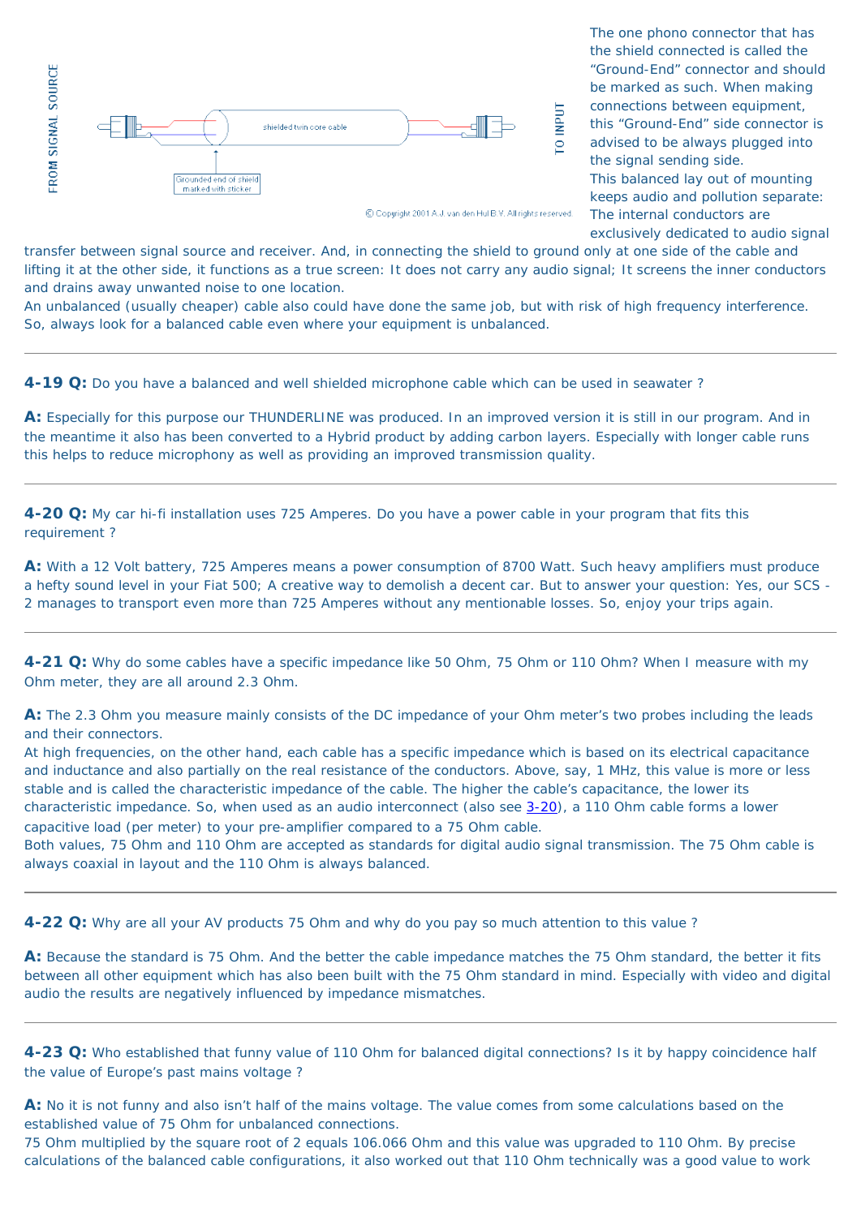FROM SIGNAL SOURCE

shielded twin core cable

Grounded end of shield marked with sticker

TO INPUT

© Copyright 2001 A.J. van den Hul B.V. All rights reserved.

The one phono connector that has the shield connected is called the "Ground-End" connector and should be marked as such. When making connections between equipment, this "Ground-End" side connector is advised to be always plugged into the signal sending side.
This balanced lay out of mounting keeps audio and pollution separate: The internal conductors are exclusively dedicated to audio signal transfer between signal source and receiver. And, in connecting the shield to ground only at one side of the cable and lifting it at the other side, it functions as a true screen: It does not carry any audio signal; It screens the inner conductors and drains away unwanted noise to one location.
An unbalanced (usually cheaper) cable also could have done the same job, but with risk of high frequency interference. So, always look for a balanced cable even where your equipment is unbalanced.

---

**4-19 Q:** Do you have a balanced and well shielded microphone cable which can be used in seawater ?

**A:** Especially for this purpose our THUNDERLINE was produced. In an improved version it is still in our program. And in the meantime it also has been converted to a Hybrid product by adding carbon layers. Especially with longer cable runs this helps to reduce microphony as well as providing an improved transmission quality.

---

**4-20 Q:** My car hi-fi installation uses 725 Amperes. Do you have a power cable in your program that fits this requirement ?

**A:** With a 12 Volt battery, 725 Amperes means a power consumption of 8700 Watt. Such heavy amplifiers must produce a hefty sound level in your Fiat 500; A creative way to demolish a decent car. But to answer your question: Yes, our SCS - 2 manages to transport even more than 725 Amperes without any mentionable losses. So, enjoy your trips again.

---

**4-21 Q:** Why do some cables have a specific impedance like 50 Ohm, 75 Ohm or 110 Ohm? When I measure with my Ohm meter, they are all around 2.3 Ohm.

**A:** The 2.3 Ohm you measure mainly consists of the DC impedance of your Ohm meter's two probes including the leads and their connectors.
At high frequencies, on the other hand, each cable has a specific impedance which is based on its electrical capacitance and inductance and also partially on the real resistance of the conductors. Above, say, 1 MHz, this value is more or less stable and is called the characteristic impedance of the cable. The higher the cable's capacitance, the lower its characteristic impedance. So, when used as an audio interconnect (also see 3-20), a 110 Ohm cable forms a lower capacitive load (per meter) to your pre-amplifier compared to a 75 Ohm cable.
Both values, 75 Ohm and 110 Ohm are accepted as standards for digital audio signal transmission. The 75 Ohm cable is always coaxial in layout and the 110 Ohm is always balanced.

---

**4-22 Q:** Why are all your AV products 75 Ohm and why do you pay so much attention to this value ?

**A:** Because the standard is 75 Ohm. And the better the cable impedance matches the 75 Ohm standard, the better it fits between all other equipment which has also been built with the 75 Ohm standard in mind. Especially with video and digital audio the results are negatively influenced by impedance mismatches.

---

**4-23 Q:** Who established that funny value of 110 Ohm for balanced digital connections? Is it by happy coincidence half the value of Europe's past mains voltage ?

**A:** No it is not funny and also isn't half of the mains voltage. The value comes from some calculations based on the established value of 75 Ohm for unbalanced connections.
75 Ohm multiplied by the square root of 2 equals 106.066 Ohm and this value was upgraded to 110 Ohm. By precise calculations of the balanced cable configurations, it also worked out that 110 Ohm technically was a good value to work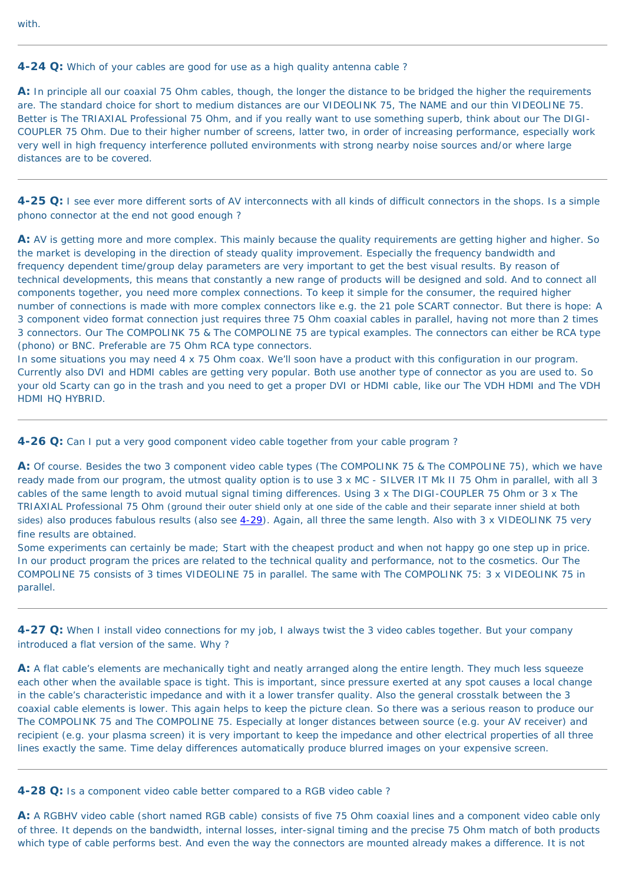with.

---

**4-24 Q:** Which of your cables are good for use as a high quality antenna cable ?

**A:** In principle all our coaxial 75 Ohm cables, though, the longer the distance to be bridged the higher the requirements are. The standard choice for short to medium distances are our VIDEOLINK 75, The NAME and our thin VIDEOLINE 75. Better is The TRIAXIAL Professional 75 Ohm, and if you really want to use something superb, think about our The DIGI-COUPLER 75 Ohm. Due to their higher number of screens, latter two, in order of increasing performance, especially work very well in high frequency interference polluted environments with strong nearby noise sources and/or where large distances are to be covered.

---

**4-25 Q:** I see ever more different sorts of AV interconnects with all kinds of difficult connectors in the shops. Is a simple phono connector at the end not good enough ?

**A:** AV is getting more and more complex. This mainly because the quality requirements are getting higher and higher. So the market is developing in the direction of steady quality improvement. Especially the frequency bandwidth and frequency dependent time/group delay parameters are very important to get the best visual results. By reason of technical developments, this means that constantly a new range of products will be designed and sold. And to connect all components together, you need more complex connections. To keep it simple for the consumer, the required higher number of connections is made with more complex connectors like e.g. the 21 pole SCART connector. But there is hope: A 3 component video format connection just requires three 75 Ohm coaxial cables in parallel, having not more than 2 times 3 connectors. Our The COMPOLINK 75 & The COMPOLINE 75 are typical examples. The connectors can either be RCA type (phono) or BNC. Preferable are 75 Ohm RCA type connectors.
In some situations you may need 4 x 75 Ohm coax. We'll soon have a product with this configuration in our program. Currently also DVI and HDMI cables are getting very popular. Both use another type of connector as you are used to. So your old Scarty can go in the trash and you need to get a proper DVI or HDMI cable, like our The VDH HDMI and The VDH HDMI HQ HYBRID.

---

**4-26 Q:** Can I put a very good component video cable together from your cable program ?

**A:** Of course. Besides the two 3 component video cable types (The COMPOLINK 75 & The COMPOLINE 75), which we have ready made from our program, the utmost quality option is to use 3 x MC - SILVER IT Mk II 75 Ohm in parallel, with all 3 cables of the same length to avoid mutual signal timing differences. Using 3 x The DIGI-COUPLER 75 Ohm or 3 x The TRIAXIAL Professional 75 Ohm (ground their outer shield only at one side of the cable and their separate inner shield at both sides) also produces fabulous results (also see 4-29). Again, all three the same length. Also with 3 x VIDEOLINK 75 very fine results are obtained.
Some experiments can certainly be made; Start with the cheapest product and when not happy go one step up in price. In our product program the prices are related to the technical quality and performance, not to the cosmetics. Our The COMPOLINE 75 consists of 3 times VIDEOLINE 75 in parallel. The same with The COMPOLINK 75: 3 x VIDEOLINK 75 in parallel.

---

**4-27 Q:** When I install video connections for my job, I always twist the 3 video cables together. But your company introduced a flat version of the same. Why ?

**A:** A flat cable's elements are mechanically tight and neatly arranged along the entire length. They much less squeeze each other when the available space is tight. This is important, since pressure exerted at any spot causes a local change in the cable's characteristic impedance and with it a lower transfer quality. Also the general crosstalk between the 3 coaxial cable elements is lower. This again helps to keep the picture clean. So there was a serious reason to produce our The COMPOLINK 75 and The COMPOLINE 75. Especially at longer distances between source (e.g. your AV receiver) and recipient (e.g. your plasma screen) it is very important to keep the impedance and other electrical properties of all three lines exactly the same. Time delay differences automatically produce blurred images on your expensive screen.

---

**4-28 Q:** Is a component video cable better compared to a RGB video cable ?

**A:** A RGBHV video cable (short named RGB cable) consists of five 75 Ohm coaxial lines and a component video cable only of three. It depends on the bandwidth, internal losses, inter-signal timing and the precise 75 Ohm match of both products which type of cable performs best. And even the way the connectors are mounted already makes a difference. It is not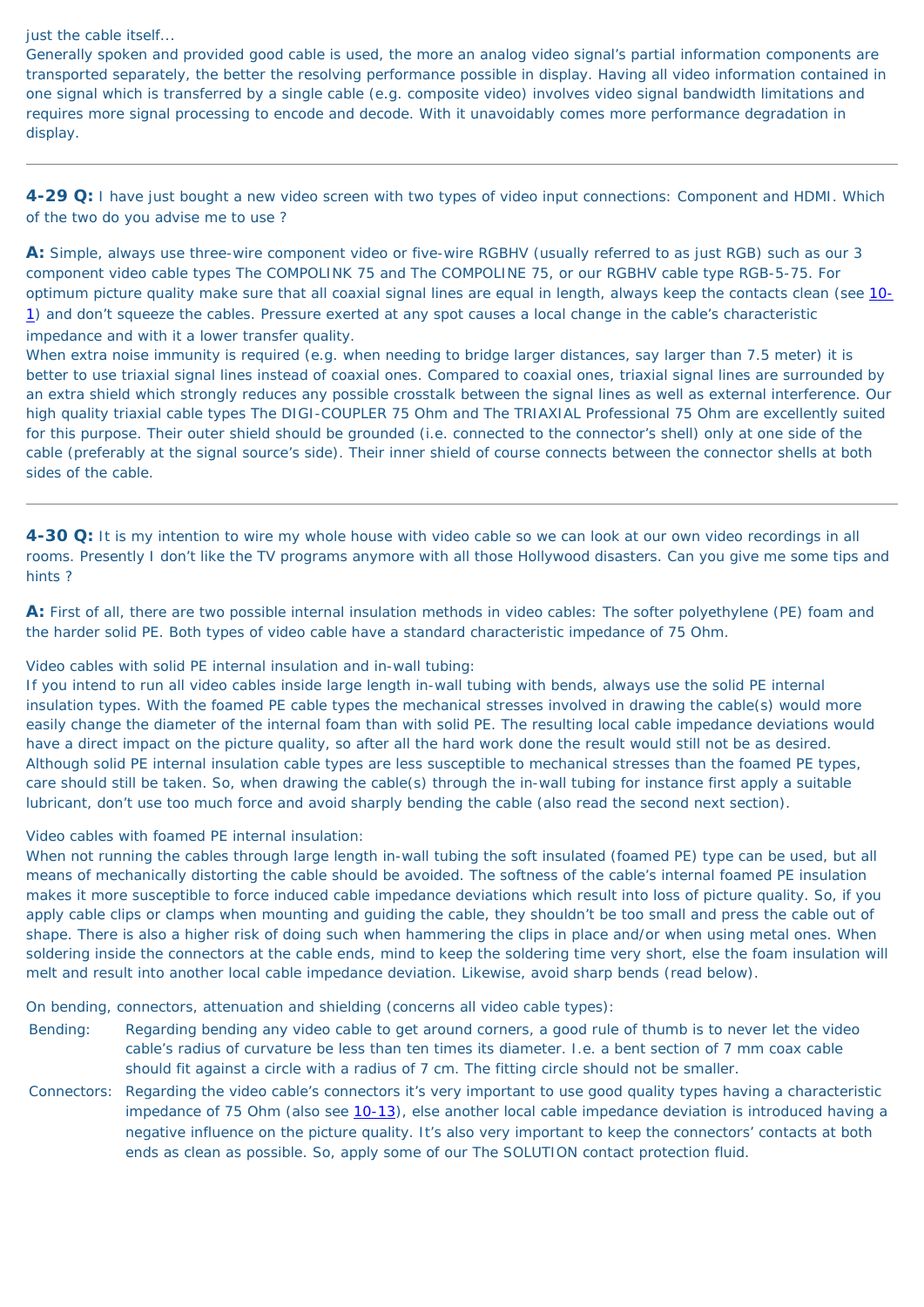just the cable itself...
Generally spoken and provided good cable is used, the more an analog video signal's partial information components are transported separately, the better the resolving performance possible in display. Having all video information contained in one signal which is transferred by a single cable (e.g. composite video) involves video signal bandwidth limitations and requires more signal processing to encode and decode. With it unavoidably comes more performance degradation in display.

---

**4-29 Q:** I have just bought a new video screen with two types of video input connections: Component and HDMI. Which of the two do you advise me to use ?

**A:** Simple, always use three-wire component video or five-wire RGBHV (usually referred to as just RGB) such as our 3 component video cable types The COMPOLINK 75 and The COMPOLINE 75, or our RGBHV cable type RGB-5-75. For optimum picture quality make sure that all coaxial signal lines are equal in length, always keep the contacts clean (see 10-1) and don't squeeze the cables. Pressure exerted at any spot causes a local change in the cable's characteristic impedance and with it a lower transfer quality.
When extra noise immunity is required (e.g. when needing to bridge larger distances, say larger than 7.5 meter) it is better to use triaxial signal lines instead of coaxial ones. Compared to coaxial ones, triaxial signal lines are surrounded by an extra shield which strongly reduces any possible crosstalk between the signal lines as well as external interference. Our high quality triaxial cable types The DIGI-COUPLER 75 Ohm and The TRIAXIAL Professional 75 Ohm are excellently suited for this purpose. Their outer shield should be grounded (i.e. connected to the connector's shell) only at one side of the cable (preferably at the signal source's side). Their inner shield of course connects between the connector shells at both sides of the cable.

---

**4-30 Q:** It is my intention to wire my whole house with video cable so we can look at our own video recordings in all rooms. Presently I don't like the TV programs anymore with all those Hollywood disasters. Can you give me some tips and hints ?

**A:** First of all, there are two possible internal insulation methods in video cables: The softer polyethylene (PE) foam and the harder solid PE. Both types of video cable have a standard characteristic impedance of 75 Ohm.

Video cables with solid PE internal insulation and in-wall tubing:
If you intend to run all video cables inside large length in-wall tubing with bends, always use the solid PE internal insulation types. With the foamed PE cable types the mechanical stresses involved in drawing the cable(s) would more easily change the diameter of the internal foam than with solid PE. The resulting local cable impedance deviations would have a direct impact on the picture quality, so after all the hard work done the result would still not be as desired. Although solid PE internal insulation cable types are less susceptible to mechanical stresses than the foamed PE types, care should still be taken. So, when drawing the cable(s) through the in-wall tubing for instance first apply a suitable lubricant, don't use too much force and avoid sharply bending the cable (also read the second next section).

Video cables with foamed PE internal insulation:
When not running the cables through large length in-wall tubing the soft insulated (foamed PE) type can be used, but all means of mechanically distorting the cable should be avoided. The softness of the cable's internal foamed PE insulation makes it more susceptible to force induced cable impedance deviations which result into loss of picture quality. So, if you apply cable clips or clamps when mounting and guiding the cable, they shouldn't be too small and press the cable out of shape. There is also a higher risk of doing such when hammering the clips in place and/or when using metal ones. When soldering inside the connectors at the cable ends, mind to keep the soldering time very short, else the foam insulation will melt and result into another local cable impedance deviation. Likewise, avoid sharp bends (read below).

On bending, connectors, attenuation and shielding (concerns all video cable types):

Bending: Regarding bending any video cable to get around corners, a good rule of thumb is to never let the video cable's radius of curvature be less than ten times its diameter. I.e. a bent section of 7 mm coax cable should fit against a circle with a radius of 7 cm. The fitting circle should not be smaller.

Connectors: Regarding the video cable's connectors it's very important to use good quality types having a characteristic impedance of 75 Ohm (also see 10-13), else another local cable impedance deviation is introduced having a negative influence on the picture quality. It's also very important to keep the connectors' contacts at both ends as clean as possible. So, apply some of our The SOLUTION contact protection fluid.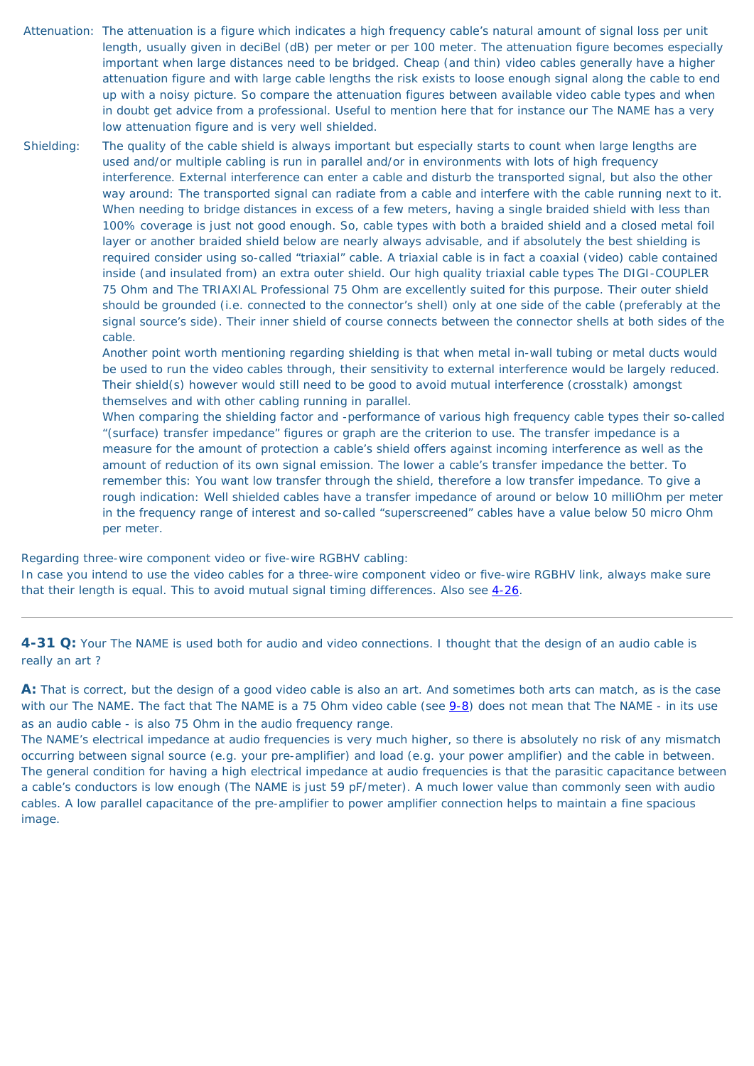**Attenuation:** The attenuation is a figure which indicates a high frequency cable's natural amount of signal loss per unit length, usually given in deciBel (dB) per meter or per 100 meter. The attenuation figure becomes especially important when large distances need to be bridged. Cheap (and thin) video cables generally have a higher attenuation figure and with large cable lengths the risk exists to loose enough signal along the cable to end up with a noisy picture. So compare the attenuation figures between available video cable types and when in doubt get advice from a professional. Useful to mention here that for instance our The NAME has a very low attenuation figure and is very well shielded.

**Shielding:** The quality of the cable shield is always important but especially starts to count when large lengths are used and/or multiple cabling is run in parallel and/or in environments with lots of high frequency interference. External interference can enter a cable and disturb the transported signal, but also the other way around: The transported signal can radiate from a cable and interfere with the cable running next to it. When needing to bridge distances in excess of a few meters, having a single braided shield with less than 100% coverage is just not good enough. So, cable types with both a braided shield and a closed metal foil layer or another braided shield below are nearly always advisable, and if absolutely the best shielding is required consider using so-called "triaxial" cable. A triaxial cable is in fact a coaxial (video) cable contained inside (and insulated from) an extra outer shield. Our high quality triaxial cable types The DIGI-COUPLER 75 Ohm and The TRIAXIAL Professional 75 Ohm are excellently suited for this purpose. Their outer shield should be grounded (i.e. connected to the connector's shell) only at one side of the cable (preferably at the signal source's side). Their inner shield of course connects between the connector shells at both sides of the cable.

Another point worth mentioning regarding shielding is that when metal in-wall tubing or metal ducts would be used to run the video cables through, their sensitivity to external interference would be largely reduced. Their shield(s) however would still need to be good to avoid mutual interference (crosstalk) amongst themselves and with other cabling running in parallel.

When comparing the shielding factor and -performance of various high frequency cable types their so-called "(surface) transfer impedance" figures or graph are the criterion to use. The transfer impedance is a measure for the amount of protection a cable's shield offers against incoming interference as well as the amount of reduction of its own signal emission. The lower a cable's transfer impedance the better. To remember this: You want low transfer through the shield, therefore a low transfer impedance. To give a rough indication: Well shielded cables have a transfer impedance of around or below 10 milliOhm per meter in the frequency range of interest and so-called "superscreened" cables have a value below 50 micro Ohm per meter.

Regarding three-wire component video or five-wire RGBHV cabling:
In case you intend to use the video cables for a three-wire component video or five-wire RGBHV link, always make sure that their length is equal. This to avoid mutual signal timing differences. Also see 4-26.

---

**4-31 Q:** Your The NAME is used both for audio and video connections. I thought that the design of an audio cable is really an art ?

**A:** That is correct, but the design of a good video cable is also an art. And sometimes both arts can match, as is the case with our The NAME. The fact that The NAME is a 75 Ohm video cable (see 9-8) does not mean that The NAME - in its use as an audio cable - is also 75 Ohm in the audio frequency range.
The NAME's electrical impedance at audio frequencies is very much higher, so there is absolutely no risk of any mismatch occurring between signal source (e.g. your pre-amplifier) and load (e.g. your power amplifier) and the cable in between. The general condition for having a high electrical impedance at audio frequencies is that the parasitic capacitance between a cable's conductors is low enough (The NAME is just 59 pF/meter). A much lower value than commonly seen with audio cables. A low parallel capacitance of the pre-amplifier to power amplifier connection helps to maintain a fine spacious image.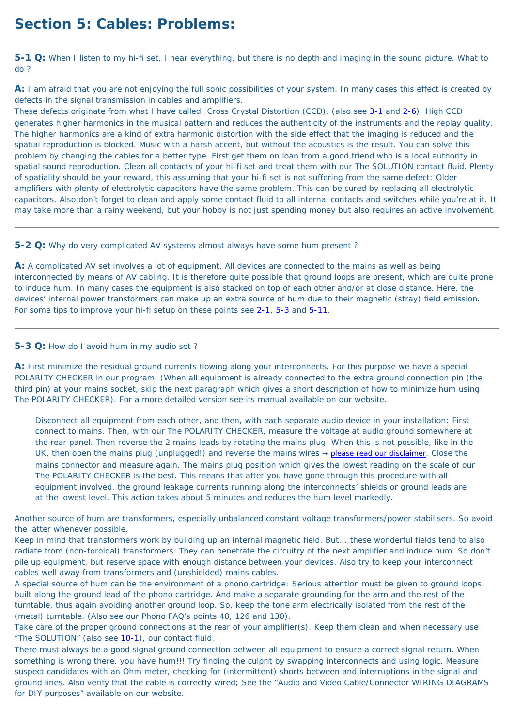# Section 5: Cables: Problems:

**5-1 Q:** When I listen to my hi-fi set, I hear everything, but there is no depth and imaging in the sound picture. What to do ?

**A:** I am afraid that you are not enjoying the full sonic possibilities of your system. In many cases this effect is created by defects in the signal transmission in cables and amplifiers.
These defects originate from what I have called: Cross Crystal Distortion (CCD), (also see 3-1 and 2-6). High CCD generates higher harmonics in the musical pattern and reduces the authenticity of the instruments and the replay quality. The higher harmonics are a kind of extra harmonic distortion with the side effect that the imaging is reduced and the spatial reproduction is blocked. Music with a harsh accent, but without the acoustics is the result. You can solve this problem by changing the cables for a better type. First get them on loan from a good friend who is a local authority in spatial sound reproduction. Clean all contacts of your hi-fi set and treat them with our The SOLUTION contact fluid. Plenty of spatiality should be your reward, this assuming that your hi-fi set is not suffering from the same defect: Older amplifiers with plenty of electrolytic capacitors have the same problem. This can be cured by replacing all electrolytic capacitors. Also don't forget to clean and apply some contact fluid to all internal contacts and switches while you're at it. It may take more than a rainy weekend, but your hobby is not just spending money but also requires an active involvement.

---

**5-2 Q:** Why do very complicated AV systems almost always have some hum present ?

**A:** A complicated AV set involves a lot of equipment. All devices are connected to the mains as well as being interconnected by means of AV cabling. It is therefore quite possible that ground loops are present, which are quite prone to induce hum. In many cases the equipment is also stacked on top of each other and/or at close distance. Here, the devices' internal power transformers can make up an extra source of hum due to their magnetic (stray) field emission. For some tips to improve your hi-fi setup on these points see 2-1, 5-3 and 5-11.

---

**5-3 Q:** How do I avoid hum in my audio set ?

**A:** First minimize the residual ground currents flowing along your interconnects. For this purpose we have a special POLARITY CHECKER in our program. (When all equipment is already connected to the extra ground connection pin (the third pin) at your mains socket, skip the next paragraph which gives a short description of how to minimize hum using The POLARITY CHECKER). For a more detailed version see its manual available on our website.

> Disconnect all equipment from each other, and then, with each separate audio device in your installation: First connect to mains. Then, with our The POLARITY CHECKER, measure the voltage at audio ground somewhere at the rear panel. Then reverse the 2 mains leads by rotating the mains plug. When this is not possible, like in the UK, then open the mains plug (unplugged!) and reverse the mains wires → please read our disclaimer. Close the mains connector and measure again. The mains plug position which gives the lowest reading on the scale of our The POLARITY CHECKER is the best. This means that after you have gone through this procedure with all equipment involved, the ground leakage currents running along the interconnects' shields or ground leads are at the lowest level. This action takes about 5 minutes and reduces the hum level markedly.

Another source of hum are transformers, especially unbalanced constant voltage transformers/power stabilisers. So avoid the latter whenever possible.
Keep in mind that transformers work by building up an internal magnetic field. But... these wonderful fields tend to also radiate from (non-toroidal) transformers. They can penetrate the circuitry of the next amplifier and induce hum. So don't pile up equipment, but reserve space with enough distance between your devices. Also try to keep your interconnect cables well away from transformers and (unshielded) mains cables.
A special source of hum can be the environment of a phono cartridge: Serious attention must be given to ground loops built along the ground lead of the phono cartridge. And make a separate grounding for the arm and the rest of the turntable, thus again avoiding another ground loop. So, keep the tone arm electrically isolated from the rest of the (metal) turntable. (Also see our Phono FAQ's points 48, 126 and 130).
Take care of the proper ground connections at the rear of your amplifier(s). Keep them clean and when necessary use "The SOLUTION" (also see 10-1), our contact fluid.
There must always be a good signal ground connection between all equipment to ensure a correct signal return. When something is wrong there, you have hum!!! Try finding the culprit by swapping interconnects and using logic. Measure suspect candidates with an Ohm meter, checking for (intermittent) shorts between and interruptions in the signal and ground lines. Also verify that the cable is correctly wired; See the "Audio and Video Cable/Connector WIRING DIAGRAMS for DIY purposes" available on our website.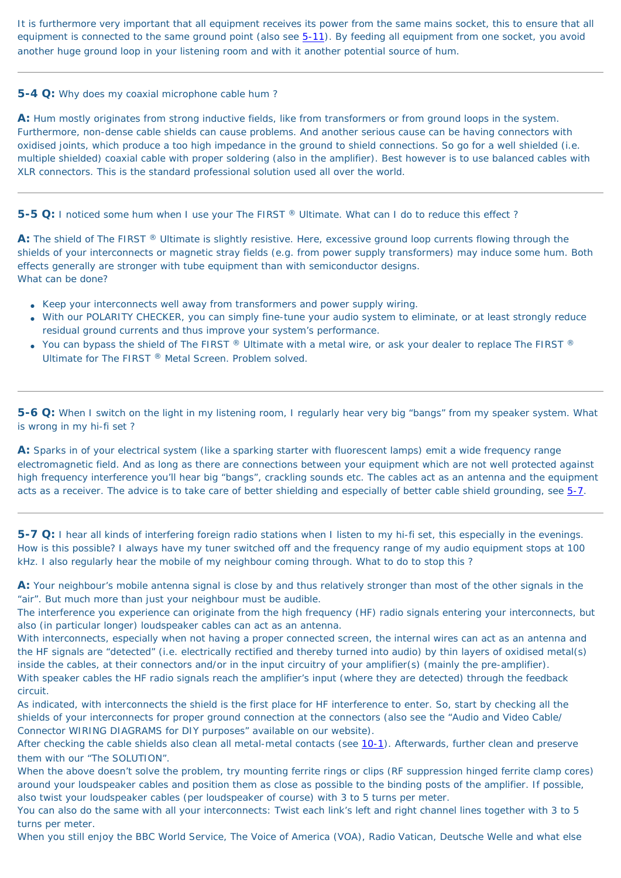It is furthermore very important that all equipment receives its power from the same mains socket, this to ensure that all equipment is connected to the same ground point (also see 5-11). By feeding all equipment from one socket, you avoid another huge ground loop in your listening room and with it another potential source of hum.

---

**5-4 Q:** Why does my coaxial microphone cable hum ?

**A:** Hum mostly originates from strong inductive fields, like from transformers or from ground loops in the system. Furthermore, non-dense cable shields can cause problems. And another serious cause can be having connectors with oxidised joints, which produce a too high impedance in the ground to shield connections. So go for a well shielded (i.e. multiple shielded) coaxial cable with proper soldering (also in the amplifier). Best however is to use balanced cables with XLR connectors. This is the standard professional solution used all over the world.

---

**5-5 Q:** I noticed some hum when I use your The FIRST ® Ultimate. What can I do to reduce this effect ?

**A:** The shield of The FIRST ® Ultimate is slightly resistive. Here, excessive ground loop currents flowing through the shields of your interconnects or magnetic stray fields (e.g. from power supply transformers) may induce some hum. Both effects generally are stronger with tube equipment than with semiconductor designs.
What can be done?

- Keep your interconnects well away from transformers and power supply wiring.
- With our POLARITY CHECKER, you can simply fine-tune your audio system to eliminate, or at least strongly reduce residual ground currents and thus improve your system's performance.
- You can bypass the shield of The FIRST ® Ultimate with a metal wire, or ask your dealer to replace The FIRST ® Ultimate for The FIRST ® Metal Screen. Problem solved.

---

**5-6 Q:** When I switch on the light in my listening room, I regularly hear very big "bangs" from my speaker system. What is wrong in my hi-fi set ?

**A:** Sparks in of your electrical system (like a sparking starter with fluorescent lamps) emit a wide frequency range electromagnetic field. And as long as there are connections between your equipment which are not well protected against high frequency interference you'll hear big "bangs", crackling sounds etc. The cables act as an antenna and the equipment acts as a receiver. The advice is to take care of better shielding and especially of better cable shield grounding, see 5-7.

---

**5-7 Q:** I hear all kinds of interfering foreign radio stations when I listen to my hi-fi set, this especially in the evenings. How is this possible? I always have my tuner switched off and the frequency range of my audio equipment stops at 100 kHz. I also regularly hear the mobile of my neighbour coming through. What to do to stop this ?

**A:** Your neighbour's mobile antenna signal is close by and thus relatively stronger than most of the other signals in the "air". But much more than just your neighbour must be audible.
The interference you experience can originate from the high frequency (HF) radio signals entering your interconnects, but also (in particular longer) loudspeaker cables can act as an antenna.
With interconnects, especially when not having a proper connected screen, the internal wires can act as an antenna and the HF signals are "detected" (i.e. electrically rectified and thereby turned into audio) by thin layers of oxidised metal(s) inside the cables, at their connectors and/or in the input circuitry of your amplifier(s) (mainly the pre-amplifier).
With speaker cables the HF radio signals reach the amplifier's input (where they are detected) through the feedback circuit.
As indicated, with interconnects the shield is the first place for HF interference to enter. So, start by checking all the shields of your interconnects for proper ground connection at the connectors (also see the "Audio and Video Cable/ Connector WIRING DIAGRAMS for DIY purposes" available on our website).
After checking the cable shields also clean all metal-metal contacts (see 10-1). Afterwards, further clean and preserve them with our "The SOLUTION".
When the above doesn't solve the problem, try mounting ferrite rings or clips (RF suppression hinged ferrite clamp cores) around your loudspeaker cables and position them as close as possible to the binding posts of the amplifier. If possible, also twist your loudspeaker cables (per loudspeaker of course) with 3 to 5 turns per meter.
You can also do the same with all your interconnects: Twist each link's left and right channel lines together with 3 to 5 turns per meter.
When you still enjoy the BBC World Service, The Voice of America (VOA), Radio Vatican, Deutsche Welle and what else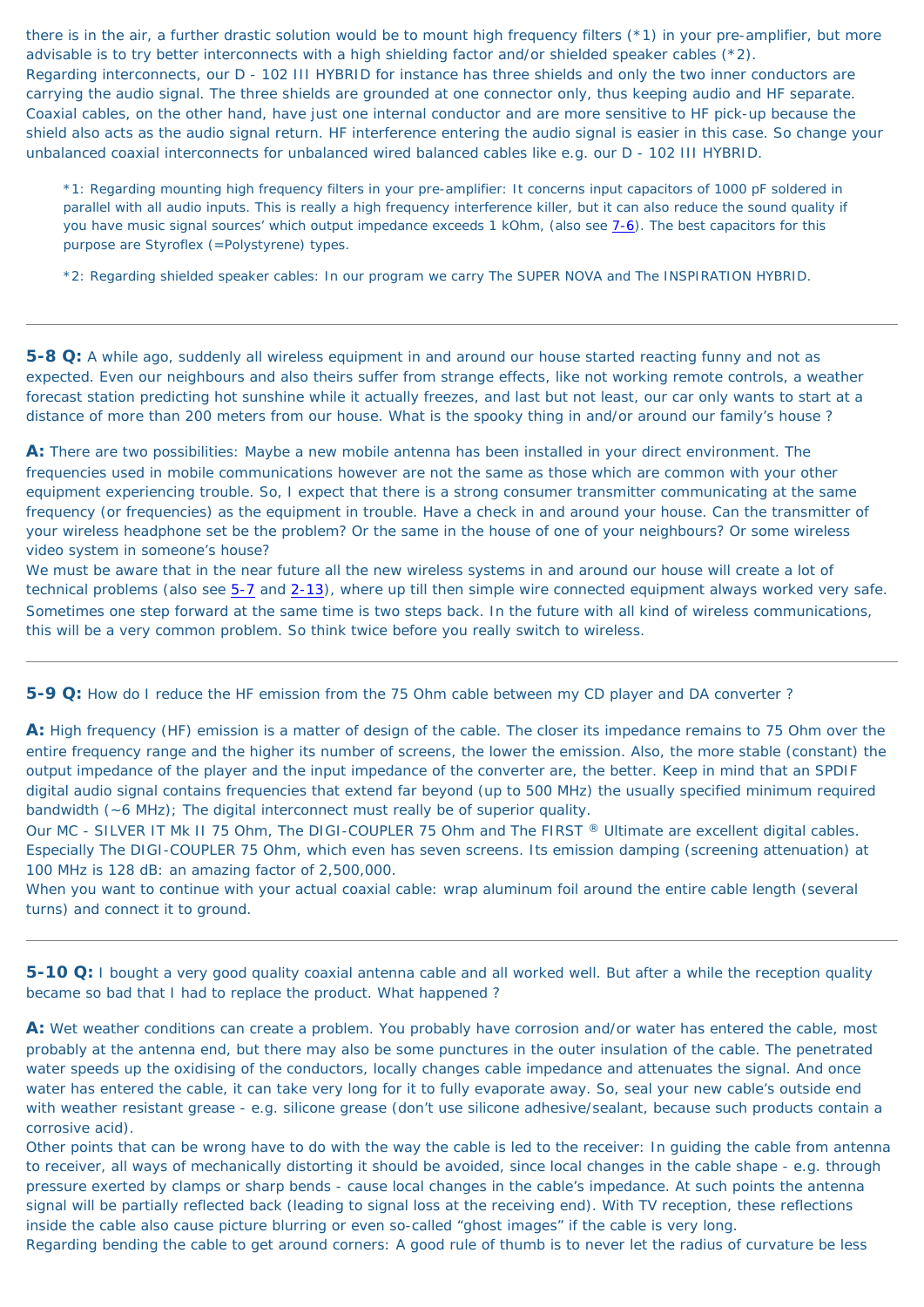there is in the air, a further drastic solution would be to mount high frequency filters (*1) in your pre-amplifier, but more advisable is to try better interconnects with a high shielding factor and/or shielded speaker cables (*2).
Regarding interconnects, our D - 102 III HYBRID for instance has three shields and only the two inner conductors are carrying the audio signal. The three shields are grounded at one connector only, thus keeping audio and HF separate. Coaxial cables, on the other hand, have just one internal conductor and are more sensitive to HF pick-up because the shield also acts as the audio signal return. HF interference entering the audio signal is easier in this case. So change your unbalanced coaxial interconnects for unbalanced wired balanced cables like e.g. our D - 102 III HYBRID.

> *1: Regarding mounting high frequency filters in your pre-amplifier: It concerns input capacitors of 1000 pF soldered in parallel with all audio inputs. This is really a high frequency interference killer, but it can also reduce the sound quality if you have music signal sources' which output impedance exceeds 1 kOhm, (also see 7-6). The best capacitors for this purpose are Styroflex (=Polystyrene) types.
>
> *2: Regarding shielded speaker cables: In our program we carry The SUPER NOVA and The INSPIRATION HYBRID.

---

**5-8 Q:** A while ago, suddenly all wireless equipment in and around our house started reacting funny and not as expected. Even our neighbours and also theirs suffer from strange effects, like not working remote controls, a weather forecast station predicting hot sunshine while it actually freezes, and last but not least, our car only wants to start at a distance of more than 200 meters from our house. What is the spooky thing in and/or around our family's house ?

**A:** There are two possibilities: Maybe a new mobile antenna has been installed in your direct environment. The frequencies used in mobile communications however are not the same as those which are common with your other equipment experiencing trouble. So, I expect that there is a strong consumer transmitter communicating at the same frequency (or frequencies) as the equipment in trouble. Have a check in and around your house. Can the transmitter of your wireless headphone set be the problem? Or the same in the house of one of your neighbours? Or some wireless video system in someone's house?
We must be aware that in the near future all the new wireless systems in and around our house will create a lot of technical problems (also see 5-7 and 2-13), where up till then simple wire connected equipment always worked very safe. Sometimes one step forward at the same time is two steps back. In the future with all kind of wireless communications, this will be a very common problem. So think twice before you really switch to wireless.

---

**5-9 Q:** How do I reduce the HF emission from the 75 Ohm cable between my CD player and DA converter ?

**A:** High frequency (HF) emission is a matter of design of the cable. The closer its impedance remains to 75 Ohm over the entire frequency range and the higher its number of screens, the lower the emission. Also, the more stable (constant) the output impedance of the player and the input impedance of the converter are, the better. Keep in mind that an SPDIF digital audio signal contains frequencies that extend far beyond (up to 500 MHz) the usually specified minimum required bandwidth (~6 MHz); The digital interconnect must really be of superior quality.
Our MC - SILVER IT Mk II 75 Ohm, The DIGI-COUPLER 75 Ohm and The FIRST ® Ultimate are excellent digital cables. Especially The DIGI-COUPLER 75 Ohm, which even has seven screens. Its emission damping (screening attenuation) at 100 MHz is 128 dB: an amazing factor of 2,500,000.
When you want to continue with your actual coaxial cable: wrap aluminum foil around the entire cable length (several turns) and connect it to ground.

---

**5-10 Q:** I bought a very good quality coaxial antenna cable and all worked well. But after a while the reception quality became so bad that I had to replace the product. What happened ?

**A:** Wet weather conditions can create a problem. You probably have corrosion and/or water has entered the cable, most probably at the antenna end, but there may also be some punctures in the outer insulation of the cable. The penetrated water speeds up the oxidising of the conductors, locally changes cable impedance and attenuates the signal. And once water has entered the cable, it can take very long for it to fully evaporate away. So, seal your new cable's outside end with weather resistant grease - e.g. silicone grease (don't use silicone adhesive/sealant, because such products contain a corrosive acid).
Other points that can be wrong have to do with the way the cable is led to the receiver: In guiding the cable from antenna to receiver, all ways of mechanically distorting it should be avoided, since local changes in the cable shape - e.g. through pressure exerted by clamps or sharp bends - cause local changes in the cable's impedance. At such points the antenna signal will be partially reflected back (leading to signal loss at the receiving end). With TV reception, these reflections inside the cable also cause picture blurring or even so-called "ghost images" if the cable is very long.
Regarding bending the cable to get around corners: A good rule of thumb is to never let the radius of curvature be less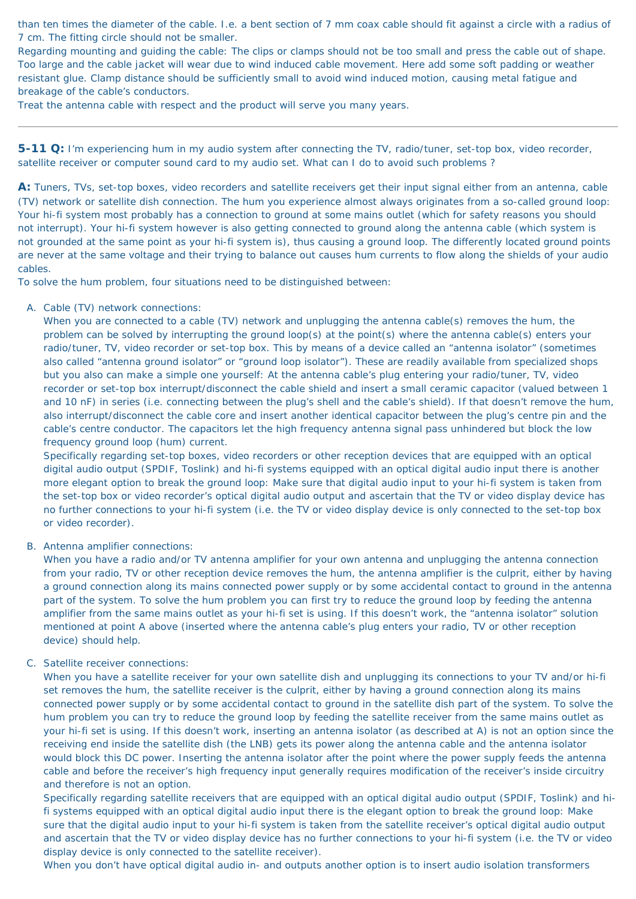than ten times the diameter of the cable. I.e. a bent section of 7 mm coax cable should fit against a circle with a radius of 7 cm. The fitting circle should not be smaller.
Regarding mounting and guiding the cable: The clips or clamps should not be too small and press the cable out of shape. Too large and the cable jacket will wear due to wind induced cable movement. Here add some soft padding or weather resistant glue. Clamp distance should be sufficiently small to avoid wind induced motion, causing metal fatigue and breakage of the cable's conductors.
Treat the antenna cable with respect and the product will serve you many years.

---

**5-11 Q:** I'm experiencing hum in my audio system after connecting the TV, radio/tuner, set-top box, video recorder, satellite receiver or computer sound card to my audio set. What can I do to avoid such problems ?

**A:** Tuners, TVs, set-top boxes, video recorders and satellite receivers get their input signal either from an antenna, cable (TV) network or satellite dish connection. The hum you experience almost always originates from a so-called ground loop: Your hi-fi system most probably has a connection to ground at some mains outlet (which for safety reasons you should not interrupt). Your hi-fi system however is also getting connected to ground along the antenna cable (which system is not grounded at the same point as your hi-fi system is), thus causing a ground loop. The differently located ground points are never at the same voltage and their trying to balance out causes hum currents to flow along the shields of your audio cables.
To solve the hum problem, four situations need to be distinguished between:

A. Cable (TV) network connections:
   When you are connected to a cable (TV) network and unplugging the antenna cable(s) removes the hum, the problem can be solved by interrupting the ground loop(s) at the point(s) where the antenna cable(s) enters your radio/tuner, TV, video recorder or set-top box. This by means of a device called an "antenna isolator" (sometimes also called "antenna ground isolator" or "ground loop isolator"). These are readily available from specialized shops but you also can make a simple one yourself: At the antenna cable's plug entering your radio/tuner, TV, video recorder or set-top box interrupt/disconnect the cable shield and insert a small ceramic capacitor (valued between 1 and 10 nF) in series (i.e. connecting between the plug's shell and the cable's shield). If that doesn't remove the hum, also interrupt/disconnect the cable core and insert another identical capacitor between the plug's centre pin and the cable's centre conductor. The capacitors let the high frequency antenna signal pass unhindered but block the low frequency ground loop (hum) current.
   Specifically regarding set-top boxes, video recorders or other reception devices that are equipped with an optical digital audio output (SPDIF, Toslink) and hi-fi systems equipped with an optical digital audio input there is another more elegant option to break the ground loop: Make sure that digital audio input to your hi-fi system is taken from the set-top box or video recorder's optical digital audio output and ascertain that the TV or video display device has no further connections to your hi-fi system (i.e. the TV or video display device is only connected to the set-top box or video recorder).

B. Antenna amplifier connections:
   When you have a radio and/or TV antenna amplifier for your own antenna and unplugging the antenna connection from your radio, TV or other reception device removes the hum, the antenna amplifier is the culprit, either by having a ground connection along its mains connected power supply or by some accidental contact to ground in the antenna part of the system. To solve the hum problem you can first try to reduce the ground loop by feeding the antenna amplifier from the same mains outlet as your hi-fi set is using. If this doesn't work, the "antenna isolator" solution mentioned at point A above (inserted where the antenna cable's plug enters your radio, TV or other reception device) should help.

C. Satellite receiver connections:
   When you have a satellite receiver for your own satellite dish and unplugging its connections to your TV and/or hi-fi set removes the hum, the satellite receiver is the culprit, either by having a ground connection along its mains connected power supply or by some accidental contact to ground in the satellite dish part of the system. To solve the hum problem you can try to reduce the ground loop by feeding the satellite receiver from the same mains outlet as your hi-fi set is using. If this doesn't work, inserting an antenna isolator (as described at A) is not an option since the receiving end inside the satellite dish (the LNB) gets its power along the antenna cable and the antenna isolator would block this DC power. Inserting the antenna isolator after the point where the power supply feeds the antenna cable and before the receiver's high frequency input generally requires modification of the receiver's inside circuitry and therefore is not an option.
   Specifically regarding satellite receivers that are equipped with an optical digital audio output (SPDIF, Toslink) and hi-fi systems equipped with an optical digital audio input there is the elegant option to break the ground loop: Make sure that the digital audio input to your hi-fi system is taken from the satellite receiver's optical digital audio output and ascertain that the TV or video display device has no further connections to your hi-fi system (i.e. the TV or video display device is only connected to the satellite receiver).
   When you don't have optical digital audio in- and outputs another option is to insert audio isolation transformers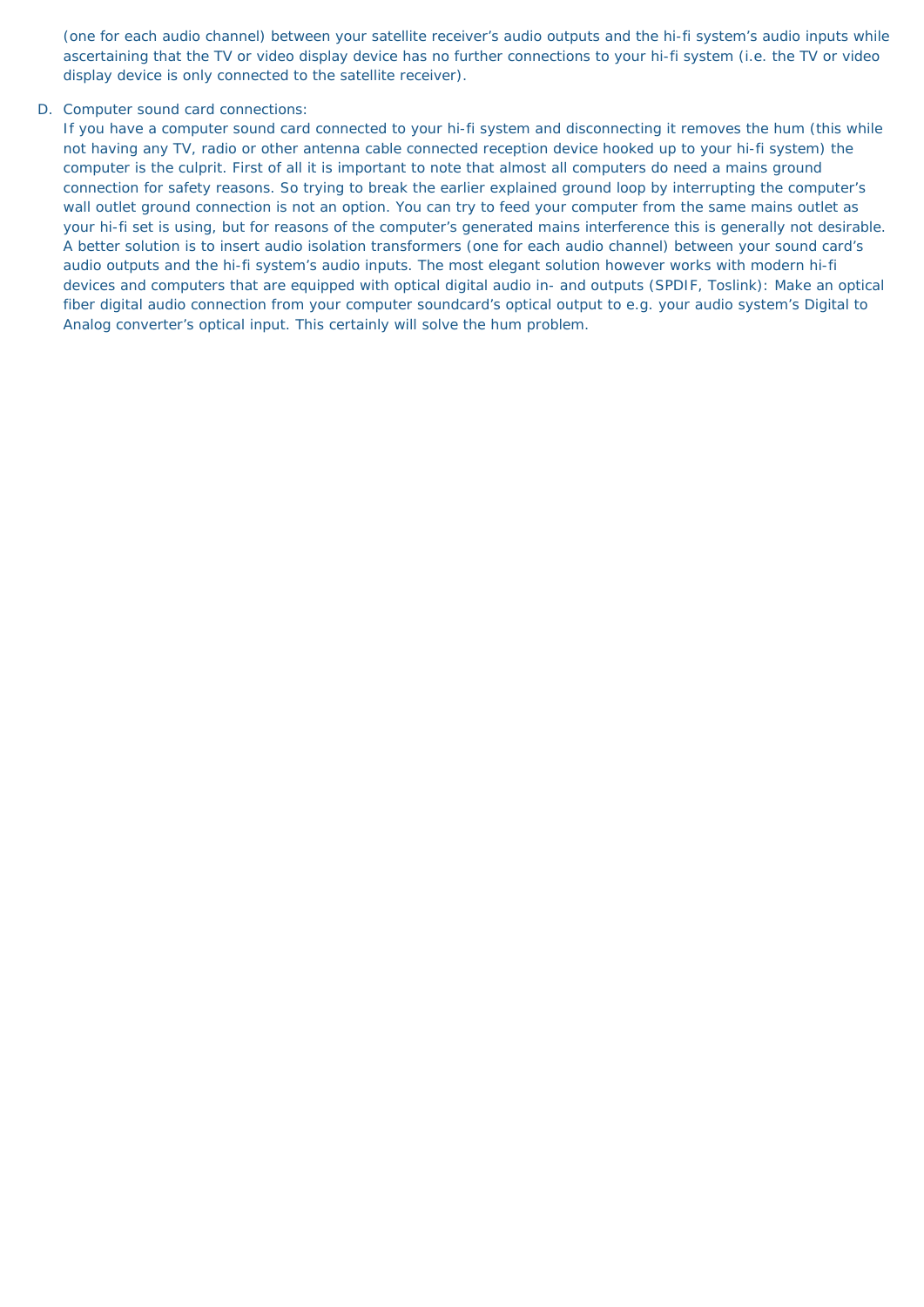(one for each audio channel) between your satellite receiver's audio outputs and the hi-fi system's audio inputs while ascertaining that the TV or video display device has no further connections to your hi-fi system (i.e. the TV or video display device is only connected to the satellite receiver).

D. Computer sound card connections:
   If you have a computer sound card connected to your hi-fi system and disconnecting it removes the hum (this while not having any TV, radio or other antenna cable connected reception device hooked up to your hi-fi system) the computer is the culprit. First of all it is important to note that almost all computers do need a mains ground connection for safety reasons. So trying to break the earlier explained ground loop by interrupting the computer's wall outlet ground connection is not an option. You can try to feed your computer from the same mains outlet as your hi-fi set is using, but for reasons of the computer's generated mains interference this is generally not desirable. A better solution is to insert audio isolation transformers (one for each audio channel) between your sound card's audio outputs and the hi-fi system's audio inputs. The most elegant solution however works with modern hi-fi devices and computers that are equipped with optical digital audio in- and outputs (SPDIF, Toslink): Make an optical fiber digital audio connection from your computer soundcard's optical output to e.g. your audio system's Digital to Analog converter's optical input. This certainly will solve the hum problem.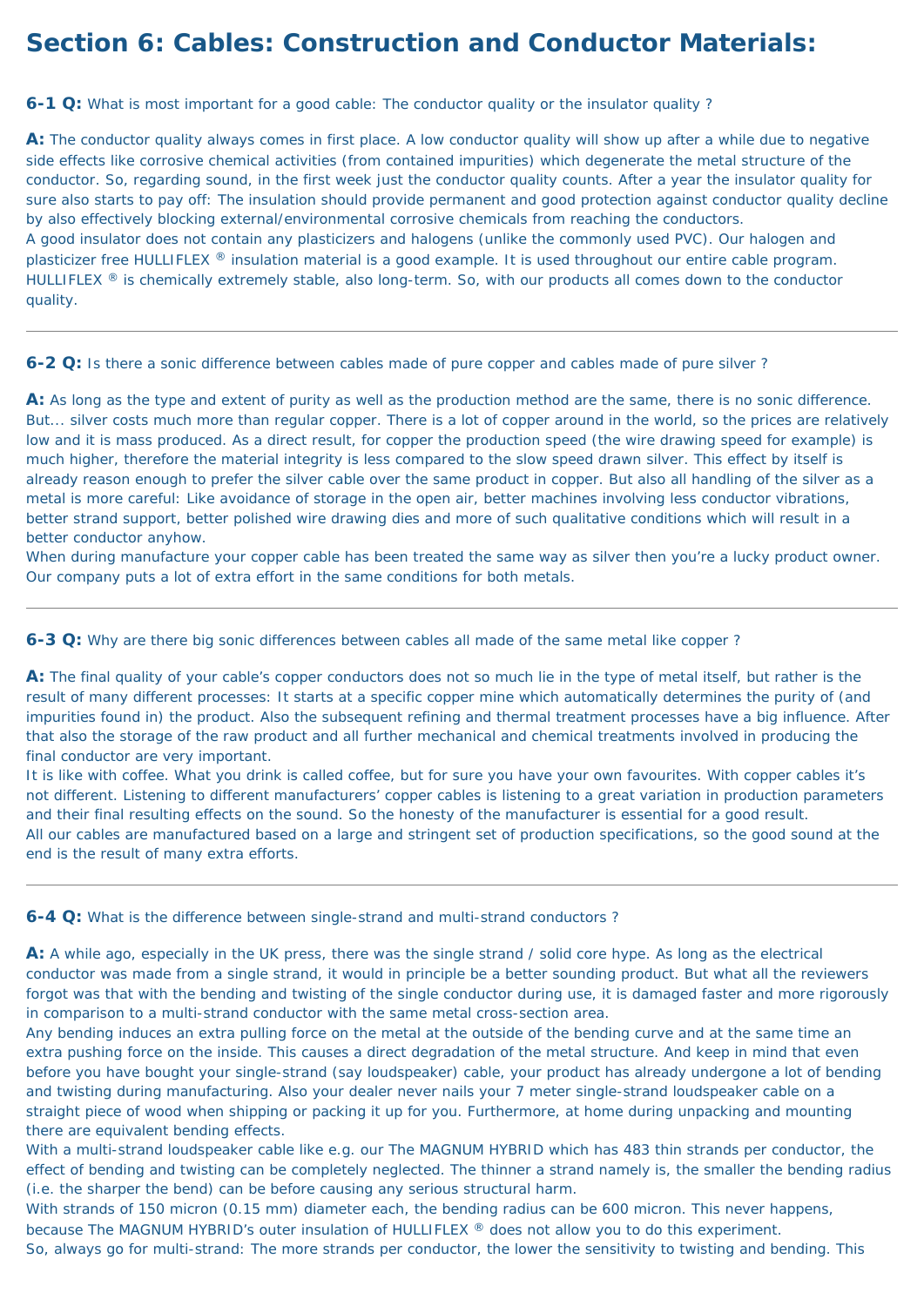# Section 6: Cables: Construction and Conductor Materials:

**6-1 Q:** What is most important for a good cable: The conductor quality or the insulator quality ?

**A:** The conductor quality always comes in first place. A low conductor quality will show up after a while due to negative side effects like corrosive chemical activities (from contained impurities) which degenerate the metal structure of the conductor. So, regarding sound, in the first week just the conductor quality counts. After a year the insulator quality for sure also starts to pay off: The insulation should provide permanent and good protection against conductor quality decline by also effectively blocking external/environmental corrosive chemicals from reaching the conductors.
A good insulator does not contain any plasticizers and halogens (unlike the commonly used PVC). Our halogen and plasticizer free HULLIFLEX ® insulation material is a good example. It is used throughout our entire cable program. HULLIFLEX ® is chemically extremely stable, also long-term. So, with our products all comes down to the conductor quality.

---

**6-2 Q:** Is there a sonic difference between cables made of pure copper and cables made of pure silver ?

**A:** As long as the type and extent of purity as well as the production method are the same, there is no sonic difference. But... silver costs much more than regular copper. There is a lot of copper around in the world, so the prices are relatively low and it is mass produced. As a direct result, for copper the production speed (the wire drawing speed for example) is much higher, therefore the material integrity is less compared to the slow speed drawn silver. This effect by itself is already reason enough to prefer the silver cable over the same product in copper. But also all handling of the silver as a metal is more careful: Like avoidance of storage in the open air, better machines involving less conductor vibrations, better strand support, better polished wire drawing dies and more of such qualitative conditions which will result in a better conductor anyhow.
When during manufacture your copper cable has been treated the same way as silver then you're a lucky product owner. Our company puts a lot of extra effort in the same conditions for both metals.

---

**6-3 Q:** Why are there big sonic differences between cables all made of the same metal like copper ?

**A:** The final quality of your cable's copper conductors does not so much lie in the type of metal itself, but rather is the result of many different processes: It starts at a specific copper mine which automatically determines the purity of (and impurities found in) the product. Also the subsequent refining and thermal treatment processes have a big influence. After that also the storage of the raw product and all further mechanical and chemical treatments involved in producing the final conductor are very important.
It is like with coffee. What you drink is called coffee, but for sure you have your own favourites. With copper cables it's not different. Listening to different manufacturers' copper cables is listening to a great variation in production parameters and their final resulting effects on the sound. So the honesty of the manufacturer is essential for a good result.
All our cables are manufactured based on a large and stringent set of production specifications, so the good sound at the end is the result of many extra efforts.

---

**6-4 Q:** What is the difference between single-strand and multi-strand conductors ?

**A:** A while ago, especially in the UK press, there was the single strand / solid core hype. As long as the electrical conductor was made from a single strand, it would in principle be a better sounding product. But what all the reviewers forgot was that with the bending and twisting of the single conductor during use, it is damaged faster and more rigorously in comparison to a multi-strand conductor with the same metal cross-section area.
Any bending induces an extra pulling force on the metal at the outside of the bending curve and at the same time an extra pushing force on the inside. This causes a direct degradation of the metal structure. And keep in mind that even before you have bought your single-strand (say loudspeaker) cable, your product has already undergone a lot of bending and twisting during manufacturing. Also your dealer never nails your 7 meter single-strand loudspeaker cable on a straight piece of wood when shipping or packing it up for you. Furthermore, at home during unpacking and mounting there are equivalent bending effects.
With a multi-strand loudspeaker cable like e.g. our The MAGNUM HYBRID which has 483 thin strands per conductor, the effect of bending and twisting can be completely neglected. The thinner a strand namely is, the smaller the bending radius (i.e. the sharper the bend) can be before causing any serious structural harm.
With strands of 150 micron (0.15 mm) diameter each, the bending radius can be 600 micron. This never happens, because The MAGNUM HYBRID's outer insulation of HULLIFLEX ® does not allow you to do this experiment.
So, always go for multi-strand: The more strands per conductor, the lower the sensitivity to twisting and bending. This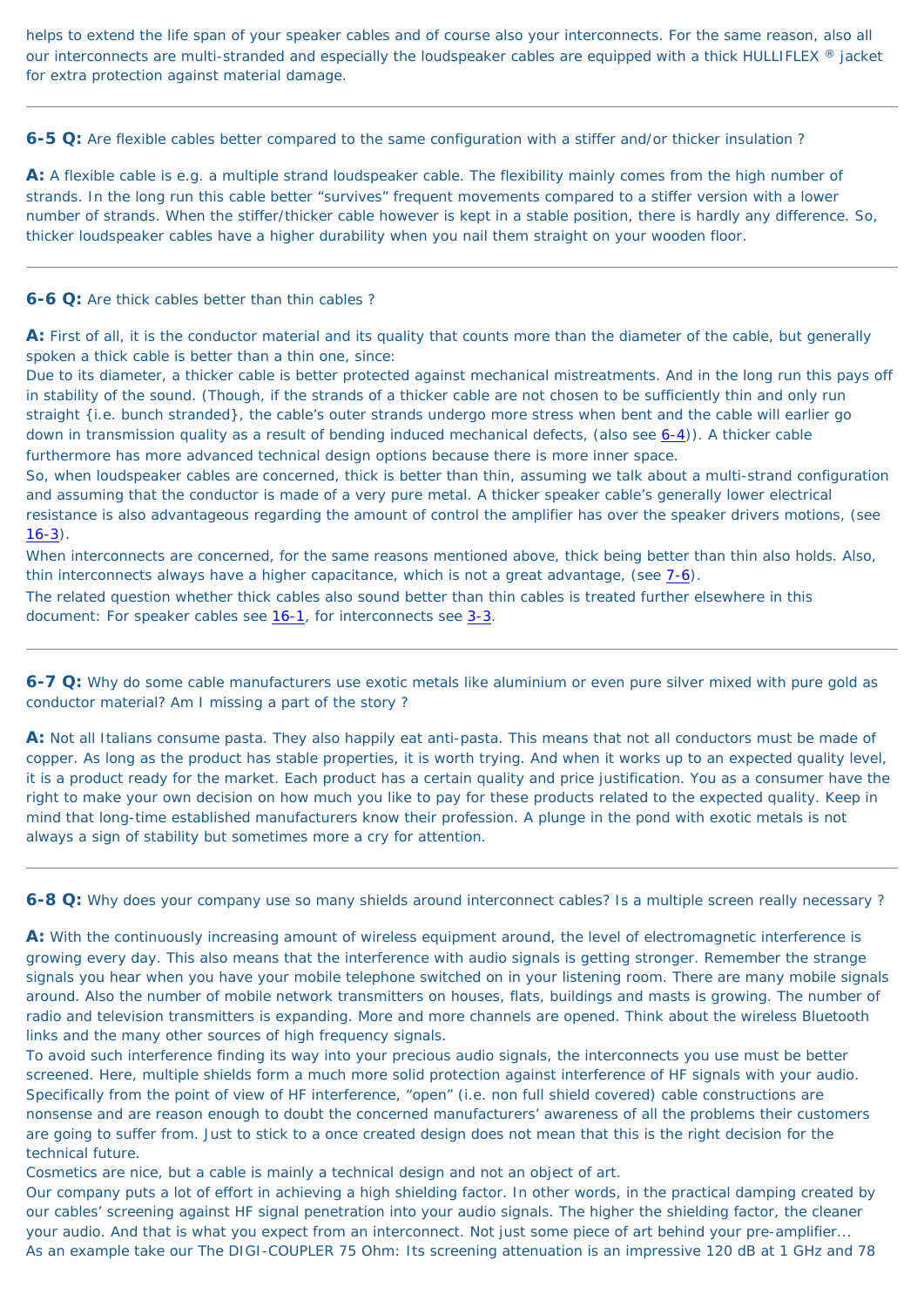helps to extend the life span of your speaker cables and of course also your interconnects. For the same reason, also all our interconnects are multi-stranded and especially the loudspeaker cables are equipped with a thick HULLIFLEX ® jacket for extra protection against material damage.

---

**6-5 Q:** Are flexible cables better compared to the same configuration with a stiffer and/or thicker insulation ?

**A:** A flexible cable is e.g. a multiple strand loudspeaker cable. The flexibility mainly comes from the high number of strands. In the long run this cable better "survives" frequent movements compared to a stiffer version with a lower number of strands. When the stiffer/thicker cable however is kept in a stable position, there is hardly any difference. So, thicker loudspeaker cables have a higher durability when you nail them straight on your wooden floor.

---

**6-6 Q:** Are thick cables better than thin cables ?

**A:** First of all, it is the conductor material and its quality that counts more than the diameter of the cable, but generally spoken a thick cable is better than a thin one, since:
Due to its diameter, a thicker cable is better protected against mechanical mistreatments. And in the long run this pays off in stability of the sound. (Though, if the strands of a thicker cable are not chosen to be sufficiently thin and only run straight {i.e. bunch stranded}, the cable's outer strands undergo more stress when bent and the cable will earlier go down in transmission quality as a result of bending induced mechanical defects, (also see 6-4)). A thicker cable furthermore has more advanced technical design options because there is more inner space.
So, when loudspeaker cables are concerned, thick is better than thin, assuming we talk about a multi-strand configuration and assuming that the conductor is made of a very pure metal. A thicker speaker cable's generally lower electrical resistance is also advantageous regarding the amount of control the amplifier has over the speaker drivers motions, (see 16-3).
When interconnects are concerned, for the same reasons mentioned above, thick being better than thin also holds. Also, thin interconnects always have a higher capacitance, which is not a great advantage, (see 7-6).
The related question whether thick cables also sound better than thin cables is treated further elsewhere in this document: For speaker cables see 16-1, for interconnects see 3-3.

---

**6-7 Q:** Why do some cable manufacturers use exotic metals like aluminium or even pure silver mixed with pure gold as conductor material? Am I missing a part of the story ?

**A:** Not all Italians consume pasta. They also happily eat anti-pasta. This means that not all conductors must be made of copper. As long as the product has stable properties, it is worth trying. And when it works up to an expected quality level, it is a product ready for the market. Each product has a certain quality and price justification. You as a consumer have the right to make your own decision on how much you like to pay for these products related to the expected quality. Keep in mind that long-time established manufacturers know their profession. A plunge in the pond with exotic metals is not always a sign of stability but sometimes more a cry for attention.

---

**6-8 Q:** Why does your company use so many shields around interconnect cables? Is a multiple screen really necessary ?

**A:** With the continuously increasing amount of wireless equipment around, the level of electromagnetic interference is growing every day. This also means that the interference with audio signals is getting stronger. Remember the strange signals you hear when you have your mobile telephone switched on in your listening room. There are many mobile signals around. Also the number of mobile network transmitters on houses, flats, buildings and masts is growing. The number of radio and television transmitters is expanding. More and more channels are opened. Think about the wireless Bluetooth links and the many other sources of high frequency signals.
To avoid such interference finding its way into your precious audio signals, the interconnects you use must be better screened. Here, multiple shields form a much more solid protection against interference of HF signals with your audio. Specifically from the point of view of HF interference, "open" (i.e. non full shield covered) cable constructions are nonsense and are reason enough to doubt the concerned manufacturers' awareness of all the problems their customers are going to suffer from. Just to stick to a once created design does not mean that this is the right decision for the technical future.
Cosmetics are nice, but a cable is mainly a technical design and not an object of art.
Our company puts a lot of effort in achieving a high shielding factor. In other words, in the practical damping created by our cables' screening against HF signal penetration into your audio signals. The higher the shielding factor, the cleaner your audio. And that is what you expect from an interconnect. Not just some piece of art behind your pre-amplifier...
As an example take our The DIGI-COUPLER 75 Ohm: Its screening attenuation is an impressive 120 dB at 1 GHz and 78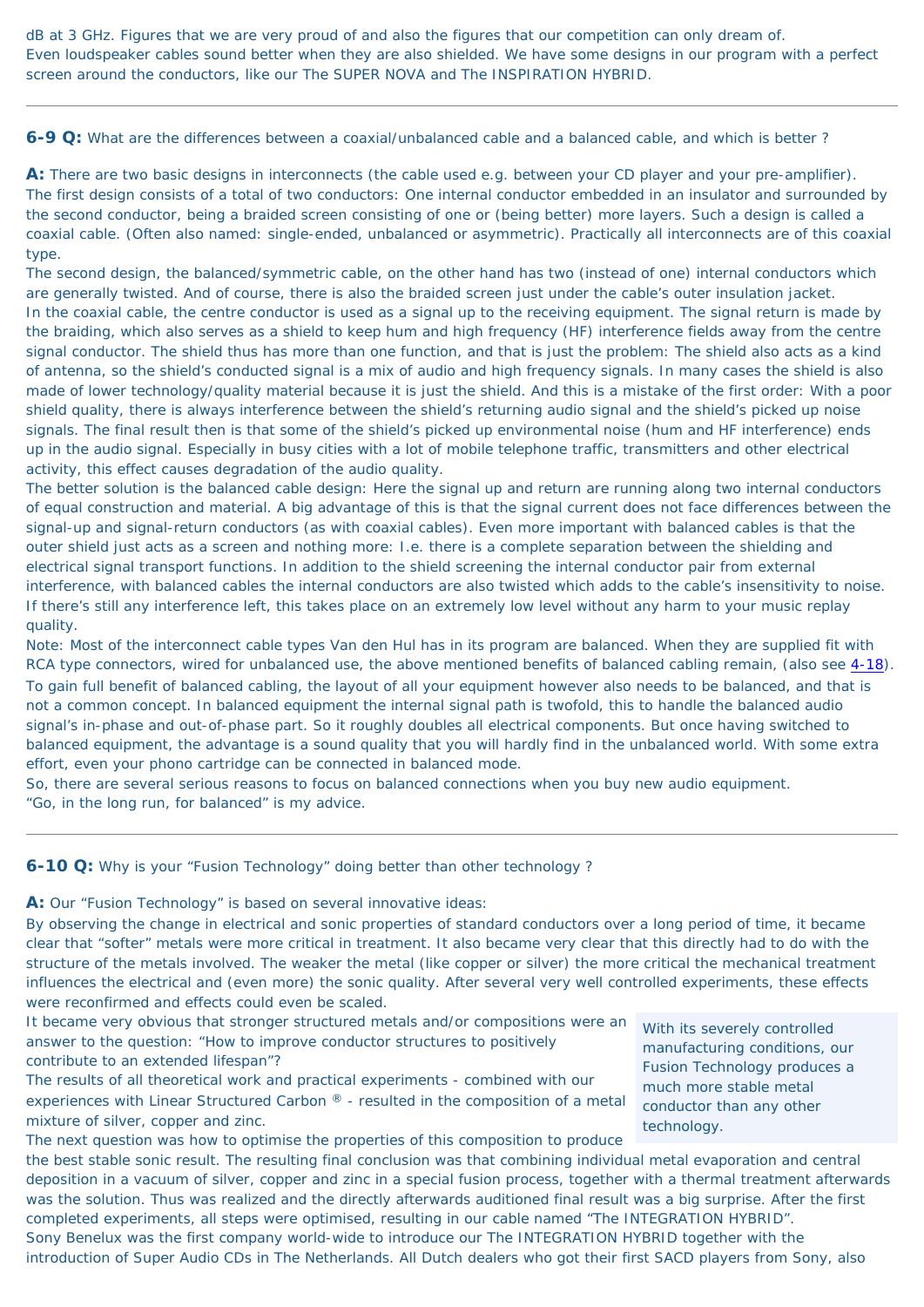dB at 3 GHz. Figures that we are very proud of and also the figures that our competition can only dream of.
Even loudspeaker cables sound better when they are also shielded. We have some designs in our program with a perfect screen around the conductors, like our The SUPER NOVA and The INSPIRATION HYBRID.

---

**6-9 Q:** What are the differences between a coaxial/unbalanced cable and a balanced cable, and which is better ?

**A:** There are two basic designs in interconnects (the cable used e.g. between your CD player and your pre-amplifier).
The first design consists of a total of two conductors: One internal conductor embedded in an insulator and surrounded by the second conductor, being a braided screen consisting of one or (being better) more layers. Such a design is called a coaxial cable. (Often also named: single-ended, unbalanced or asymmetric). Practically all interconnects are of this coaxial type.
The second design, the balanced/symmetric cable, on the other hand has two (instead of one) internal conductors which are generally twisted. And of course, there is also the braided screen just under the cable's outer insulation jacket.
In the coaxial cable, the centre conductor is used as a signal up to the receiving equipment. The signal return is made by the braiding, which also serves as a shield to keep hum and high frequency (HF) interference fields away from the centre signal conductor. The shield thus has more than one function, and that is just the problem: The shield also acts as a kind of antenna, so the shield's conducted signal is a mix of audio and high frequency signals. In many cases the shield is also made of lower technology/quality material because it is just the shield. And this is a mistake of the first order: With a poor shield quality, there is always interference between the shield's returning audio signal and the shield's picked up noise signals. The final result then is that some of the shield's picked up environmental noise (hum and HF interference) ends up in the audio signal. Especially in busy cities with a lot of mobile telephone traffic, transmitters and other electrical activity, this effect causes degradation of the audio quality.
The better solution is the balanced cable design: Here the signal up and return are running along two internal conductors of equal construction and material. A big advantage of this is that the signal current does not face differences between the signal-up and signal-return conductors (as with coaxial cables). Even more important with balanced cables is that the outer shield just acts as a screen and nothing more: I.e. there is a complete separation between the shielding and electrical signal transport functions. In addition to the shield screening the internal conductor pair from external interference, with balanced cables the internal conductors are also twisted which adds to the cable's insensitivity to noise. If there's still any interference left, this takes place on an extremely low level without any harm to your music replay quality.
Note: Most of the interconnect cable types Van den Hul has in its program are balanced. When they are supplied fit with RCA type connectors, wired for unbalanced use, the above mentioned benefits of balanced cabling remain, (also see 4-18).
To gain full benefit of balanced cabling, the layout of all your equipment however also needs to be balanced, and that is not a common concept. In balanced equipment the internal signal path is twofold, this to handle the balanced audio signal's in-phase and out-of-phase part. So it roughly doubles all electrical components. But once having switched to balanced equipment, the advantage is a sound quality that you will hardly find in the unbalanced world. With some extra effort, even your phono cartridge can be connected in balanced mode.
So, there are several serious reasons to focus on balanced connections when you buy new audio equipment.
"Go, in the long run, for balanced" is my advice.

---

**6-10 Q:** Why is your "Fusion Technology" doing better than other technology ?

**A:** Our "Fusion Technology" is based on several innovative ideas:
By observing the change in electrical and sonic properties of standard conductors over a long period of time, it became clear that "softer" metals were more critical in treatment. It also became very clear that this directly had to do with the structure of the metals involved. The weaker the metal (like copper or silver) the more critical the mechanical treatment influences the electrical and (even more) the sonic quality. After several very well controlled experiments, these effects were reconfirmed and effects could even be scaled.
It became very obvious that stronger structured metals and/or compositions were an answer to the question: "How to improve conductor structures to positively contribute to an extended lifespan"?
The results of all theoretical work and practical experiments - combined with our experiences with Linear Structured Carbon ® - resulted in the composition of a metal mixture of silver, copper and zinc.
The next question was how to optimise the properties of this composition to produce the best stable sonic result. The resulting final conclusion was that combining individual metal evaporation and central deposition in a vacuum of silver, copper and zinc in a special fusion process, together with a thermal treatment afterwards was the solution. Thus was realized and the directly afterwards auditioned final result was a big surprise. After the first completed experiments, all steps were optimised, resulting in our cable named "The INTEGRATION HYBRID".

> With its severely controlled manufacturing conditions, our Fusion Technology produces a much more stable metal conductor than any other technology.

Sony Benelux was the first company world-wide to introduce our The INTEGRATION HYBRID together with the introduction of Super Audio CDs in The Netherlands. All Dutch dealers who got their first SACD players from Sony, also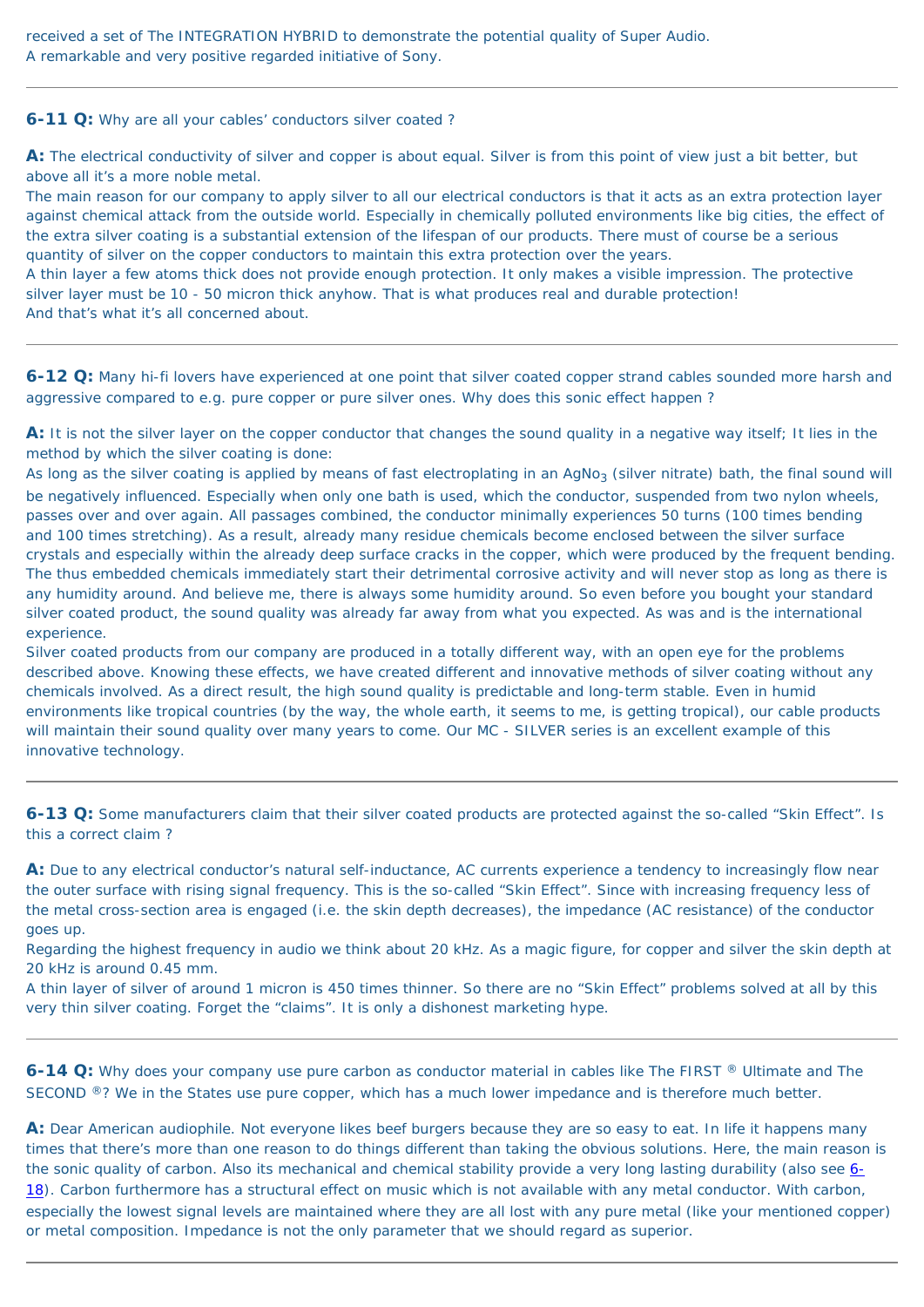received a set of The INTEGRATION HYBRID to demonstrate the potential quality of Super Audio.
A remarkable and very positive regarded initiative of Sony.

---

**6-11 Q:** Why are all your cables' conductors silver coated ?

**A:** The electrical conductivity of silver and copper is about equal. Silver is from this point of view just a bit better, but above all it's a more noble metal.
The main reason for our company to apply silver to all our electrical conductors is that it acts as an extra protection layer against chemical attack from the outside world. Especially in chemically polluted environments like big cities, the effect of the extra silver coating is a substantial extension of the lifespan of our products. There must of course be a serious quantity of silver on the copper conductors to maintain this extra protection over the years.
A thin layer a few atoms thick does not provide enough protection. It only makes a visible impression. The protective silver layer must be 10 - 50 micron thick anyhow. That is what produces real and durable protection!
And that's what it's all concerned about.

---

**6-12 Q:** Many hi-fi lovers have experienced at one point that silver coated copper strand cables sounded more harsh and aggressive compared to e.g. pure copper or pure silver ones. Why does this sonic effect happen ?

**A:** It is not the silver layer on the copper conductor that changes the sound quality in a negative way itself; It lies in the method by which the silver coating is done:
As long as the silver coating is applied by means of fast electroplating in an $AgNo_3$ (silver nitrate) bath, the final sound will be negatively influenced. Especially when only one bath is used, which the conductor, suspended from two nylon wheels, passes over and over again. All passages combined, the conductor minimally experiences 50 turns (100 times bending and 100 times stretching). As a result, already many residue chemicals become enclosed between the silver surface crystals and especially within the already deep surface cracks in the copper, which were produced by the frequent bending. The thus embedded chemicals immediately start their detrimental corrosive activity and will never stop as long as there is any humidity around. And believe me, there is always some humidity around. So even before you bought your standard silver coated product, the sound quality was already far away from what you expected. As was and is the international experience.
Silver coated products from our company are produced in a totally different way, with an open eye for the problems described above. Knowing these effects, we have created different and innovative methods of silver coating without any chemicals involved. As a direct result, the high sound quality is predictable and long-term stable. Even in humid environments like tropical countries (by the way, the whole earth, it seems to me, is getting tropical), our cable products will maintain their sound quality over many years to come. Our MC - SILVER series is an excellent example of this innovative technology.

---

**6-13 Q:** Some manufacturers claim that their silver coated products are protected against the so-called "Skin Effect". Is this a correct claim ?

**A:** Due to any electrical conductor's natural self-inductance, AC currents experience a tendency to increasingly flow near the outer surface with rising signal frequency. This is the so-called "Skin Effect". Since with increasing frequency less of the metal cross-section area is engaged (i.e. the skin depth decreases), the impedance (AC resistance) of the conductor goes up.
Regarding the highest frequency in audio we think about 20 kHz. As a magic figure, for copper and silver the skin depth at 20 kHz is around 0.45 mm.
A thin layer of silver of around 1 micron is 450 times thinner. So there are no "Skin Effect" problems solved at all by this very thin silver coating. Forget the "claims". It is only a dishonest marketing hype.

---

**6-14 Q:** Why does your company use pure carbon as conductor material in cables like The FIRST ® Ultimate and The SECOND ®? We in the States use pure copper, which has a much lower impedance and is therefore much better.

**A:** Dear American audiophile. Not everyone likes beef burgers because they are so easy to eat. In life it happens many times that there's more than one reason to do things different than taking the obvious solutions. Here, the main reason is the sonic quality of carbon. Also its mechanical and chemical stability provide a very long lasting durability (also see 6-18). Carbon furthermore has a structural effect on music which is not available with any metal conductor. With carbon, especially the lowest signal levels are maintained where they are all lost with any pure metal (like your mentioned copper) or metal composition. Impedance is not the only parameter that we should regard as superior.

---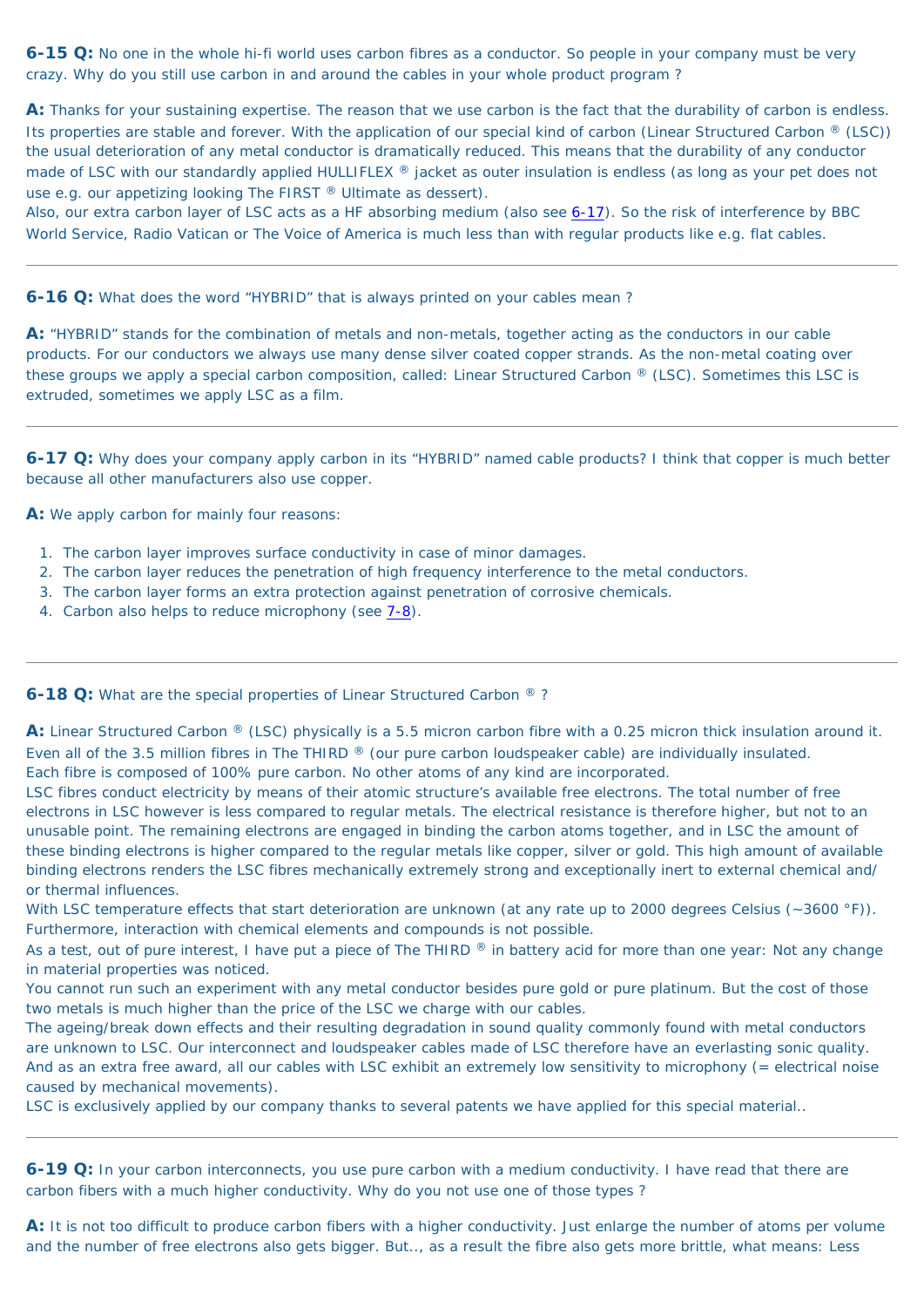**6-15 Q:** No one in the whole hi-fi world uses carbon fibres as a conductor. So people in your company must be very crazy. Why do you still use carbon in and around the cables in your whole product program ?

**A:** Thanks for your sustaining expertise. The reason that we use carbon is the fact that the durability of carbon is endless. Its properties are stable and forever. With the application of our special kind of carbon (Linear Structured Carbon ® (LSC)) the usual deterioration of any metal conductor is dramatically reduced. This means that the durability of any conductor made of LSC with our standardly applied HULLIFLEX ® jacket as outer insulation is endless (as long as your pet does not use e.g. our appetizing looking The FIRST ® Ultimate as dessert).
Also, our extra carbon layer of LSC acts as a HF absorbing medium (also see 6-17). So the risk of interference by BBC World Service, Radio Vatican or The Voice of America is much less than with regular products like e.g. flat cables.

---

**6-16 Q:** What does the word "HYBRID" that is always printed on your cables mean ?

**A:** "HYBRID" stands for the combination of metals and non-metals, together acting as the conductors in our cable products. For our conductors we always use many dense silver coated copper strands. As the non-metal coating over these groups we apply a special carbon composition, called: Linear Structured Carbon ® (LSC). Sometimes this LSC is extruded, sometimes we apply LSC as a film.

---

**6-17 Q:** Why does your company apply carbon in its "HYBRID" named cable products? I think that copper is much better because all other manufacturers also use copper.

**A:** We apply carbon for mainly four reasons:

1. The carbon layer improves surface conductivity in case of minor damages.
2. The carbon layer reduces the penetration of high frequency interference to the metal conductors.
3. The carbon layer forms an extra protection against penetration of corrosive chemicals.
4. Carbon also helps to reduce microphony (see 7-8).

---

**6-18 Q:** What are the special properties of Linear Structured Carbon ® ?

**A:** Linear Structured Carbon ® (LSC) physically is a 5.5 micron carbon fibre with a 0.25 micron thick insulation around it.
Even all of the 3.5 million fibres in The THIRD ® (our pure carbon loudspeaker cable) are individually insulated.
Each fibre is composed of 100% pure carbon. No other atoms of any kind are incorporated.
LSC fibres conduct electricity by means of their atomic structure's available free electrons. The total number of free electrons in LSC however is less compared to regular metals. The electrical resistance is therefore higher, but not to an unusable point. The remaining electrons are engaged in binding the carbon atoms together, and in LSC the amount of these binding electrons is higher compared to the regular metals like copper, silver or gold. This high amount of available binding electrons renders the LSC fibres mechanically extremely strong and exceptionally inert to external chemical and/or thermal influences.
With LSC temperature effects that start deterioration are unknown (at any rate up to 2000 degrees Celsius (~3600 °F)).
Furthermore, interaction with chemical elements and compounds is not possible.
As a test, out of pure interest, I have put a piece of The THIRD ® in battery acid for more than one year: Not any change in material properties was noticed.
You cannot run such an experiment with any metal conductor besides pure gold or pure platinum. But the cost of those two metals is much higher than the price of the LSC we charge with our cables.
The ageing/break down effects and their resulting degradation in sound quality commonly found with metal conductors are unknown to LSC. Our interconnect and loudspeaker cables made of LSC therefore have an everlasting sonic quality.
And as an extra free award, all our cables with LSC exhibit an extremely low sensitivity to microphony (= electrical noise caused by mechanical movements).
LSC is exclusively applied by our company thanks to several patents we have applied for this special material..

---

**6-19 Q:** In your carbon interconnects, you use pure carbon with a medium conductivity. I have read that there are carbon fibers with a much higher conductivity. Why do you not use one of those types ?

**A:** It is not too difficult to produce carbon fibers with a higher conductivity. Just enlarge the number of atoms per volume and the number of free electrons also gets bigger. But.., as a result the fibre also gets more brittle, what means: Less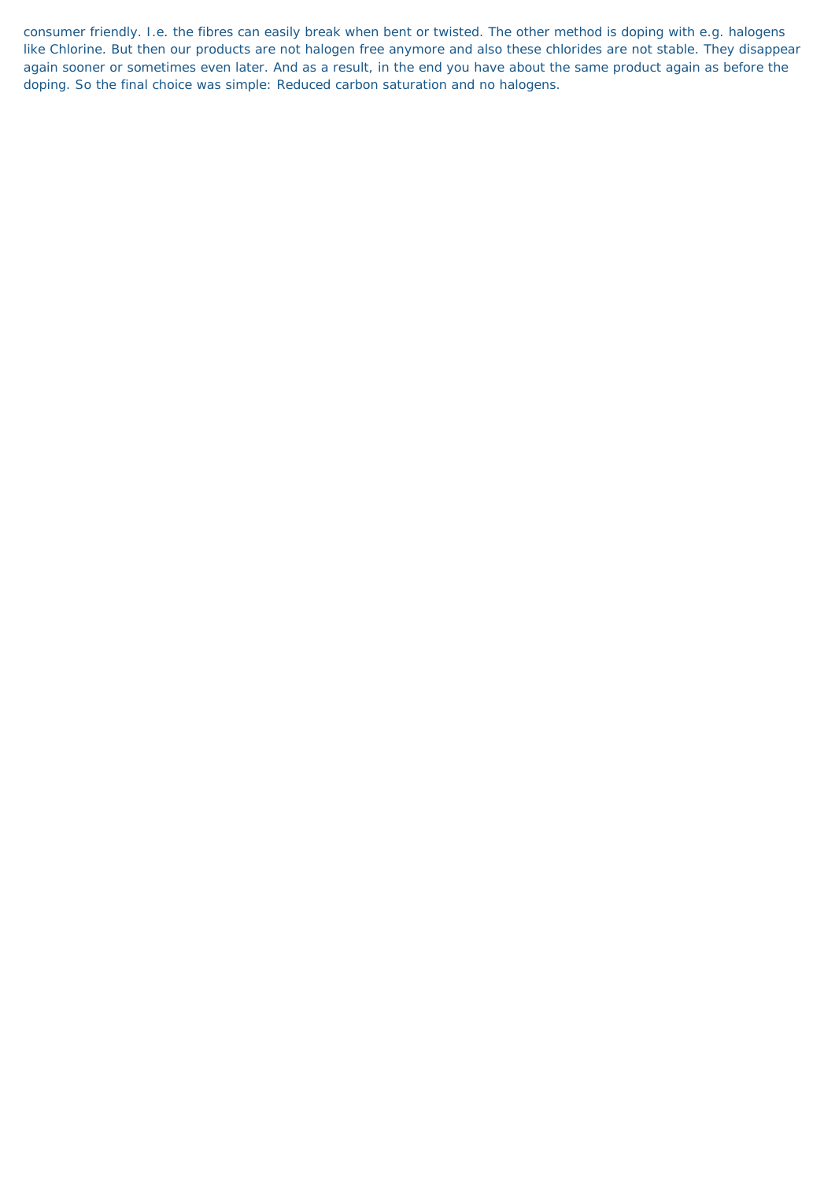consumer friendly. I.e. the fibres can easily break when bent or twisted. The other method is doping with e.g. halogens like Chlorine. But then our products are not halogen free anymore and also these chlorides are not stable. They disappear again sooner or sometimes even later. And as a result, in the end you have about the same product again as before the doping. So the final choice was simple: Reduced carbon saturation and no halogens.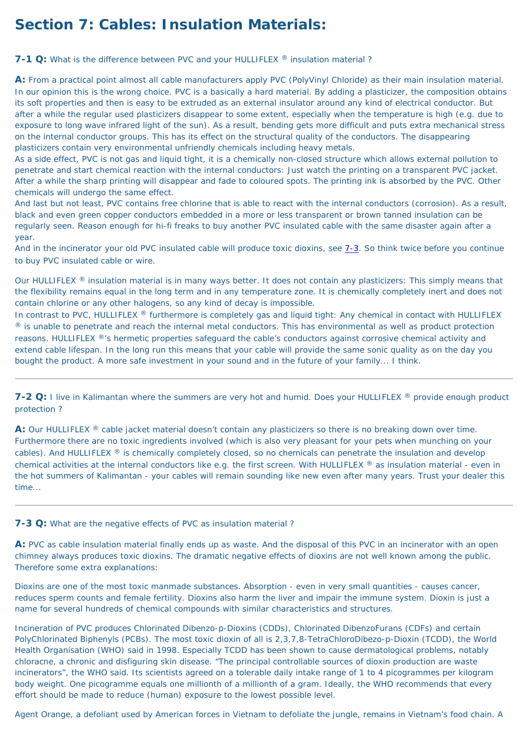# Section 7: Cables: Insulation Materials:

**7-1 Q:** What is the difference between PVC and your HULLIFLEX ® insulation material ?

**A:** From a practical point almost all cable manufacturers apply PVC (PolyVinyl Chloride) as their main insulation material. In our opinion this is the wrong choice. PVC is a basically a hard material. By adding a plasticizer, the composition obtains its soft properties and then is easy to be extruded as an external insulator around any kind of electrical conductor. But after a while the regular used plasticizers disappear to some extent, especially when the temperature is high (e.g. due to exposure to long wave infrared light of the sun). As a result, bending gets more difficult and puts extra mechanical stress on the internal conductor groups. This has its effect on the structural quality of the conductors. The disappearing plasticizers contain very environmental unfriendly chemicals including heavy metals.
As a side effect, PVC is not gas and liquid tight, it is a chemically non-closed structure which allows external pollution to penetrate and start chemical reaction with the internal conductors: Just watch the printing on a transparent PVC jacket. After a while the sharp printing will disappear and fade to coloured spots. The printing ink is absorbed by the PVC. Other chemicals will undergo the same effect.
And last but not least, PVC contains free chlorine that is able to react with the internal conductors (corrosion). As a result, black and even green copper conductors embedded in a more or less transparent or brown tanned insulation can be regularly seen. Reason enough for hi-fi freaks to buy another PVC insulated cable with the same disaster again after a year.
And in the incinerator your old PVC insulated cable will produce toxic dioxins, see 7-3. So think twice before you continue to buy PVC insulated cable or wire.

Our HULLIFLEX ® insulation material is in many ways better. It does not contain any plasticizers: This simply means that the flexibility remains equal in the long term and in any temperature zone. It is chemically completely inert and does not contain chlorine or any other halogens, so any kind of decay is impossible.
In contrast to PVC, HULLIFLEX ® furthermore is completely gas and liquid tight: Any chemical in contact with HULLIFLEX ® is unable to penetrate and reach the internal metal conductors. This has environmental as well as product protection reasons. HULLIFLEX ®'s hermetic properties safeguard the cable's conductors against corrosive chemical activity and extend cable lifespan. In the long run this means that your cable will provide the same sonic quality as on the day you bought the product. A more safe investment in your sound and in the future of your family... I think.

---

**7-2 Q:** I live in Kalimantan where the summers are very hot and humid. Does your HULLIFLEX ® provide enough product protection ?

**A:** Our HULLIFLEX ® cable jacket material doesn't contain any plasticizers so there is no breaking down over time. Furthermore there are no toxic ingredients involved (which is also very pleasant for your pets when munching on your cables). And HULLIFLEX ® is chemically completely closed, so no chemicals can penetrate the insulation and develop chemical activities at the internal conductors like e.g. the first screen. With HULLIFLEX ® as insulation material - even in the hot summers of Kalimantan - your cables will remain sounding like new even after many years. Trust your dealer this time...

---

**7-3 Q:** What are the negative effects of PVC as insulation material ?

**A:** PVC as cable insulation material finally ends up as waste. And the disposal of this PVC in an incinerator with an open chimney always produces toxic dioxins. The dramatic negative effects of dioxins are not well known among the public. Therefore some extra explanations:

Dioxins are one of the most toxic manmade substances. Absorption - even in very small quantities - causes cancer, reduces sperm counts and female fertility. Dioxins also harm the liver and impair the immune system. Dioxin is just a name for several hundreds of chemical compounds with similar characteristics and structures.

Incineration of PVC produces Chlorinated Dibenzo-p-Dioxins (CDDs), Chlorinated DibenzoFurans (CDFs) and certain PolyChlorinated Biphenyls (PCBs). The most toxic dioxin of all is 2,3,7,8-TetraChloroDibezo-p-Dioxin (TCDD), the World Health Organisation (WHO) said in 1998. Especially TCDD has been shown to cause dermatological problems, notably chloracne, a chronic and disfiguring skin disease. "The principal controllable sources of dioxin production are waste incinerators", the WHO said. Its scientists agreed on a tolerable daily intake range of 1 to 4 picogrammes per kilogram body weight. One picogramme equals one millionth of a millionth of a gram. Ideally, the WHO recommends that every effort should be made to reduce (human) exposure to the lowest possible level.

Agent Orange, a defoliant used by American forces in Vietnam to defoliate the jungle, remains in Vietnam's food chain. A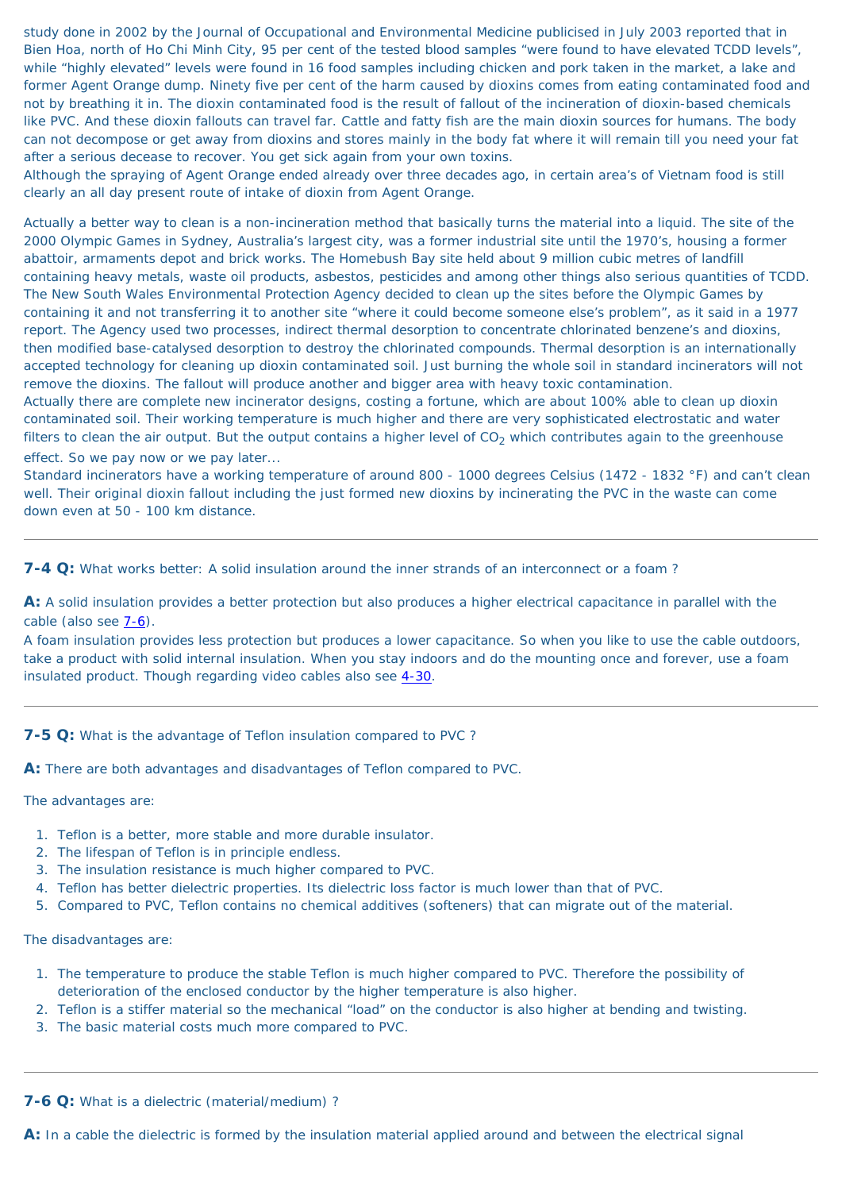study done in 2002 by the Journal of Occupational and Environmental Medicine publicised in July 2003 reported that in Bien Hoa, north of Ho Chi Minh City, 95 per cent of the tested blood samples “were found to have elevated TCDD levels”, while “highly elevated” levels were found in 16 food samples including chicken and pork taken in the market, a lake and former Agent Orange dump. Ninety five per cent of the harm caused by dioxins comes from eating contaminated food and not by breathing it in. The dioxin contaminated food is the result of fallout of the incineration of dioxin-based chemicals like PVC. And these dioxin fallouts can travel far. Cattle and fatty fish are the main dioxin sources for humans. The body can not decompose or get away from dioxins and stores mainly in the body fat where it will remain till you need your fat after a serious decease to recover. You get sick again from your own toxins.
Although the spraying of Agent Orange ended already over three decades ago, in certain area’s of Vietnam food is still clearly an all day present route of intake of dioxin from Agent Orange.

Actually a better way to clean is a non-incineration method that basically turns the material into a liquid. The site of the 2000 Olympic Games in Sydney, Australia’s largest city, was a former industrial site until the 1970’s, housing a former abattoir, armaments depot and brick works. The Homebush Bay site held about 9 million cubic metres of landfill containing heavy metals, waste oil products, asbestos, pesticides and among other things also serious quantities of TCDD. The New South Wales Environmental Protection Agency decided to clean up the sites before the Olympic Games by containing it and not transferring it to another site “where it could become someone else’s problem”, as it said in a 1977 report. The Agency used two processes, indirect thermal desorption to concentrate chlorinated benzene’s and dioxins, then modified base-catalysed desorption to destroy the chlorinated compounds. Thermal desorption is an internationally accepted technology for cleaning up dioxin contaminated soil. Just burning the whole soil in standard incinerators will not remove the dioxins. The fallout will produce another and bigger area with heavy toxic contamination.
Actually there are complete new incinerator designs, costing a fortune, which are about 100% able to clean up dioxin contaminated soil. Their working temperature is much higher and there are very sophisticated electrostatic and water filters to clean the air output. But the output contains a higher level of $CO_2$ which contributes again to the greenhouse effect. So we pay now or we pay later...
Standard incinerators have a working temperature of around 800 - 1000 degrees Celsius (1472 - 1832 °F) and can’t clean well. Their original dioxin fallout including the just formed new dioxins by incinerating the PVC in the waste can come down even at 50 - 100 km distance.

---

**7-4 Q:** What works better: A solid insulation around the inner strands of an interconnect or a foam ?

**A:** A solid insulation provides a better protection but also produces a higher electrical capacitance in parallel with the cable (also see 7-6).
A foam insulation provides less protection but produces a lower capacitance. So when you like to use the cable outdoors, take a product with solid internal insulation. When you stay indoors and do the mounting once and forever, use a foam insulated product. Though regarding video cables also see 4-30.

---

**7-5 Q:** What is the advantage of Teflon insulation compared to PVC ?

**A:** There are both advantages and disadvantages of Teflon compared to PVC.

The advantages are:

1. Teflon is a better, more stable and more durable insulator.
2. The lifespan of Teflon is in principle endless.
3. The insulation resistance is much higher compared to PVC.
4. Teflon has better dielectric properties. Its dielectric loss factor is much lower than that of PVC.
5. Compared to PVC, Teflon contains no chemical additives (softeners) that can migrate out of the material.

The disadvantages are:

1. The temperature to produce the stable Teflon is much higher compared to PVC. Therefore the possibility of deterioration of the enclosed conductor by the higher temperature is also higher.
2. Teflon is a stiffer material so the mechanical “load” on the conductor is also higher at bending and twisting.
3. The basic material costs much more compared to PVC.

---

**7-6 Q:** What is a dielectric (material/medium) ?

**A:** In a cable the dielectric is formed by the insulation material applied around and between the electrical signal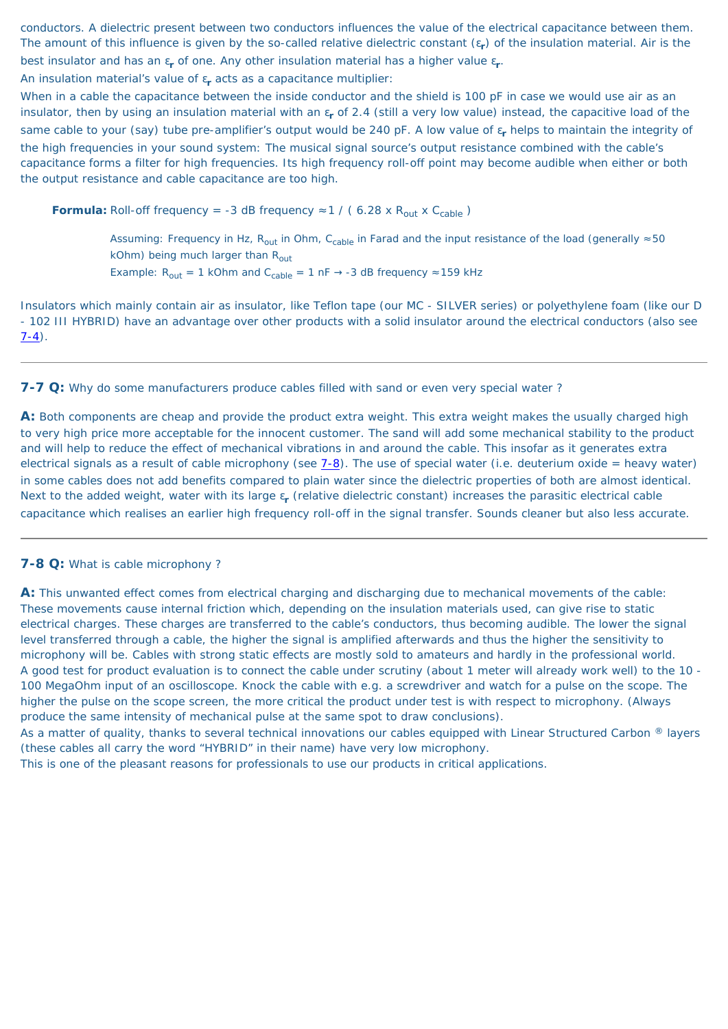conductors. A dielectric present between two conductors influences the value of the electrical capacitance between them. The amount of this influence is given by the so-called relative dielectric constant ($\varepsilon_r$) of the insulation material. Air is the best insulator and has an $\varepsilon_r$ of one. Any other insulation material has a higher value $\varepsilon_r$.

An insulation material's value of $\varepsilon_r$ acts as a capacitance multiplier:

When in a cable the capacitance between the inside conductor and the shield is 100 pF in case we would use air as an insulator, then by using an insulation material with an $\varepsilon_r$ of 2.4 (still a very low value) instead, the capacitive load of the same cable to your (say) tube pre-amplifier's output would be 240 pF. A low value of $\varepsilon_r$ helps to maintain the integrity of the high frequencies in your sound system: The musical signal source's output resistance combined with the cable's capacitance forms a filter for high frequencies. Its high frequency roll-off point may become audible when either or both the output resistance and cable capacitance are too high.

> **Formula:** Roll-off frequency = -3 dB frequency $\approx 1 / ( 6.28 \times R_{out} \times C_{cable} )$
>
> Assuming: Frequency in Hz, $R_{out}$ in Ohm, $C_{cable}$ in Farad and the input resistance of the load (generally ≈50 kOhm) being much larger than $R_{out}$
>
> Example: $R_{out}$ = 1 kOhm and $C_{cable}$ = 1 nF → -3 dB frequency ≈159 kHz

Insulators which mainly contain air as insulator, like Teflon tape (our MC - SILVER series) or polyethylene foam (like our D - 102 III HYBRID) have an advantage over other products with a solid insulator around the electrical conductors (also see 7-4).

---

**7-7 Q:** Why do some manufacturers produce cables filled with sand or even very special water ?

**A:** Both components are cheap and provide the product extra weight. This extra weight makes the usually charged high to very high price more acceptable for the innocent customer. The sand will add some mechanical stability to the product and will help to reduce the effect of mechanical vibrations in and around the cable. This insofar as it generates extra electrical signals as a result of cable microphony (see 7-8). The use of special water (i.e. deuterium oxide = heavy water) in some cables does not add benefits compared to plain water since the dielectric properties of both are almost identical. Next to the added weight, water with its large $\varepsilon_r$ (relative dielectric constant) increases the parasitic electrical cable capacitance which realises an earlier high frequency roll-off in the signal transfer. Sounds cleaner but also less accurate.

---

**7-8 Q:** What is cable microphony ?

**A:** This unwanted effect comes from electrical charging and discharging due to mechanical movements of the cable: These movements cause internal friction which, depending on the insulation materials used, can give rise to static electrical charges. These charges are transferred to the cable's conductors, thus becoming audible. The lower the signal level transferred through a cable, the higher the signal is amplified afterwards and thus the higher the sensitivity to microphony will be. Cables with strong static effects are mostly sold to amateurs and hardly in the professional world.

A good test for product evaluation is to connect the cable under scrutiny (about 1 meter will already work well) to the 10 - 100 MegaOhm input of an oscilloscope. Knock the cable with e.g. a screwdriver and watch for a pulse on the scope. The higher the pulse on the scope screen, the more critical the product under test is with respect to microphony. (Always produce the same intensity of mechanical pulse at the same spot to draw conclusions).

As a matter of quality, thanks to several technical innovations our cables equipped with Linear Structured Carbon ® layers (these cables all carry the word "HYBRID" in their name) have very low microphony.

This is one of the pleasant reasons for professionals to use our products in critical applications.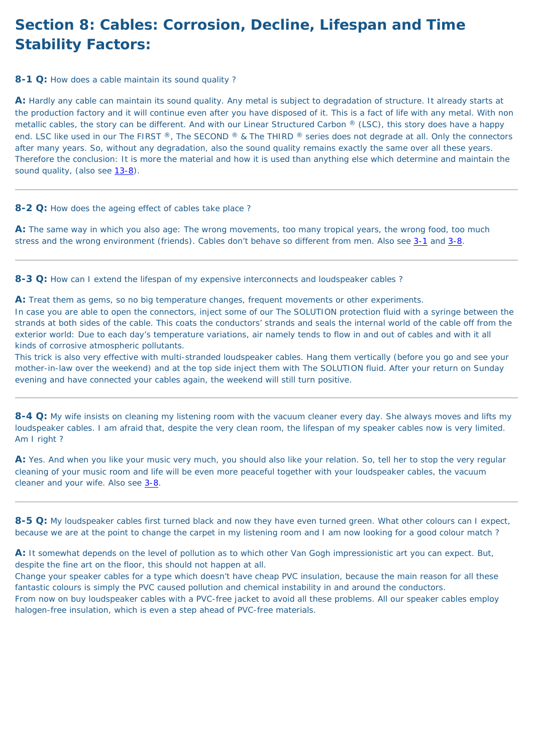# Section 8: Cables: Corrosion, Decline, Lifespan and Time Stability Factors:

**8-1 Q:** How does a cable maintain its sound quality ?

**A:** Hardly any cable can maintain its sound quality. Any metal is subject to degradation of structure. It already starts at the production factory and it will continue even after you have disposed of it. This is a fact of life with any metal. With non metallic cables, the story can be different. And with our Linear Structured Carbon ® (LSC), this story does have a happy end. LSC like used in our The FIRST ®, The SECOND ® & The THIRD ® series does not degrade at all. Only the connectors after many years. So, without any degradation, also the sound quality remains exactly the same over all these years. Therefore the conclusion: It is more the material and how it is used than anything else which determine and maintain the sound quality, (also see 13-8).

---

**8-2 Q:** How does the ageing effect of cables take place ?

**A:** The same way in which you also age: The wrong movements, too many tropical years, the wrong food, too much stress and the wrong environment (friends). Cables don't behave so different from men. Also see 3-1 and 3-8.

---

**8-3 Q:** How can I extend the lifespan of my expensive interconnects and loudspeaker cables ?

**A:** Treat them as gems, so no big temperature changes, frequent movements or other experiments.
In case you are able to open the connectors, inject some of our The SOLUTION protection fluid with a syringe between the strands at both sides of the cable. This coats the conductors' strands and seals the internal world of the cable off from the exterior world: Due to each day's temperature variations, air namely tends to flow in and out of cables and with it all kinds of corrosive atmospheric pollutants.
This trick is also very effective with multi-stranded loudspeaker cables. Hang them vertically (before you go and see your mother-in-law over the weekend) and at the top side inject them with The SOLUTION fluid. After your return on Sunday evening and have connected your cables again, the weekend will still turn positive.

---

**8-4 Q:** My wife insists on cleaning my listening room with the vacuum cleaner every day. She always moves and lifts my loudspeaker cables. I am afraid that, despite the very clean room, the lifespan of my speaker cables now is very limited. Am I right ?

**A:** Yes. And when you like your music very much, you should also like your relation. So, tell her to stop the very regular cleaning of your music room and life will be even more peaceful together with your loudspeaker cables, the vacuum cleaner and your wife. Also see 3-8.

---

**8-5 Q:** My loudspeaker cables first turned black and now they have even turned green. What other colours can I expect, because we are at the point to change the carpet in my listening room and I am now looking for a good colour match ?

**A:** It somewhat depends on the level of pollution as to which other Van Gogh impressionistic art you can expect. But, despite the fine art on the floor, this should not happen at all.
Change your speaker cables for a type which doesn't have cheap PVC insulation, because the main reason for all these fantastic colours is simply the PVC caused pollution and chemical instability in and around the conductors.
From now on buy loudspeaker cables with a PVC-free jacket to avoid all these problems. All our speaker cables employ halogen-free insulation, which is even a step ahead of PVC-free materials.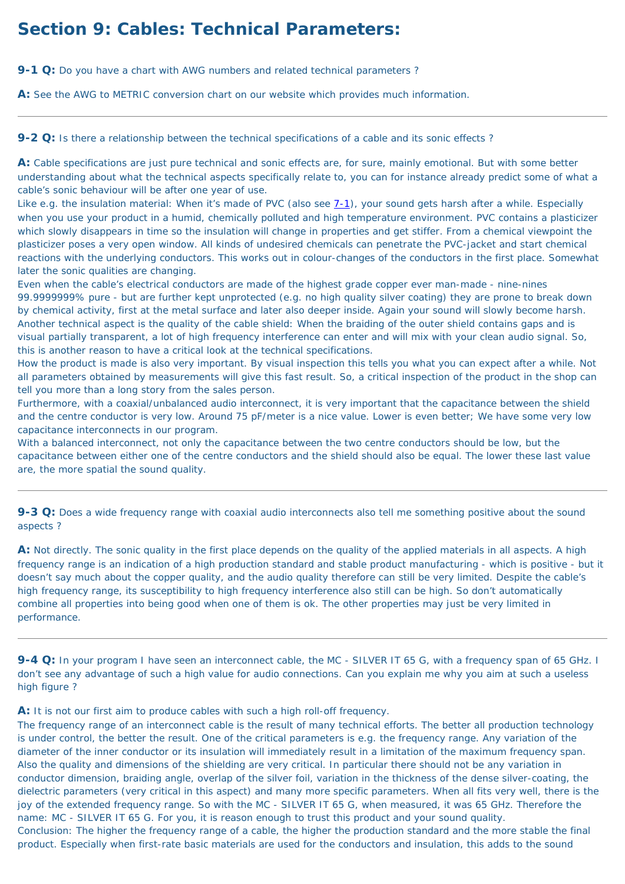# Section 9: Cables: Technical Parameters:

**9-1 Q:** Do you have a chart with AWG numbers and related technical parameters ?

**A:** See the AWG to METRIC conversion chart on our website which provides much information.

---

**9-2 Q:** Is there a relationship between the technical specifications of a cable and its sonic effects ?

**A:** Cable specifications are just pure technical and sonic effects are, for sure, mainly emotional. But with some better understanding about what the technical aspects specifically relate to, you can for instance already predict some of what a cable's sonic behaviour will be after one year of use.
Like e.g. the insulation material: When it's made of PVC (also see 7-1), your sound gets harsh after a while. Especially when you use your product in a humid, chemically polluted and high temperature environment. PVC contains a plasticizer which slowly disappears in time so the insulation will change in properties and get stiffer. From a chemical viewpoint the plasticizer poses a very open window. All kinds of undesired chemicals can penetrate the PVC-jacket and start chemical reactions with the underlying conductors. This works out in colour-changes of the conductors in the first place. Somewhat later the sonic qualities are changing.
Even when the cable's electrical conductors are made of the highest grade copper ever man-made - nine-nines 99.9999999% pure - but are further kept unprotected (e.g. no high quality silver coating) they are prone to break down by chemical activity, first at the metal surface and later also deeper inside. Again your sound will slowly become harsh.
Another technical aspect is the quality of the cable shield: When the braiding of the outer shield contains gaps and is visual partially transparent, a lot of high frequency interference can enter and will mix with your clean audio signal. So, this is another reason to have a critical look at the technical specifications.
How the product is made is also very important. By visual inspection this tells you what you can expect after a while. Not all parameters obtained by measurements will give this fast result. So, a critical inspection of the product in the shop can tell you more than a long story from the sales person.
Furthermore, with a coaxial/unbalanced audio interconnect, it is very important that the capacitance between the shield and the centre conductor is very low. Around 75 pF/meter is a nice value. Lower is even better; We have some very low capacitance interconnects in our program.
With a balanced interconnect, not only the capacitance between the two centre conductors should be low, but the capacitance between either one of the centre conductors and the shield should also be equal. The lower these last value are, the more spatial the sound quality.

---

**9-3 Q:** Does a wide frequency range with coaxial audio interconnects also tell me something positive about the sound aspects ?

**A:** Not directly. The sonic quality in the first place depends on the quality of the applied materials in all aspects. A high frequency range is an indication of a high production standard and stable product manufacturing - which is positive - but it doesn't say much about the copper quality, and the audio quality therefore can still be very limited. Despite the cable's high frequency range, its susceptibility to high frequency interference also still can be high. So don't automatically combine all properties into being good when one of them is ok. The other properties may just be very limited in performance.

---

**9-4 Q:** In your program I have seen an interconnect cable, the MC - SILVER IT 65 G, with a frequency span of 65 GHz. I don't see any advantage of such a high value for audio connections. Can you explain me why you aim at such a useless high figure ?

**A:** It is not our first aim to produce cables with such a high roll-off frequency.
The frequency range of an interconnect cable is the result of many technical efforts. The better all production technology is under control, the better the result. One of the critical parameters is e.g. the frequency range. Any variation of the diameter of the inner conductor or its insulation will immediately result in a limitation of the maximum frequency span. Also the quality and dimensions of the shielding are very critical. In particular there should not be any variation in conductor dimension, braiding angle, overlap of the silver foil, variation in the thickness of the dense silver-coating, the dielectric parameters (very critical in this aspect) and many more specific parameters. When all fits very well, there is the joy of the extended frequency range. So with the MC - SILVER IT 65 G, when measured, it was 65 GHz. Therefore the name: MC - SILVER IT 65 G. For you, it is reason enough to trust this product and your sound quality.
Conclusion: The higher the frequency range of a cable, the higher the production standard and the more stable the final product. Especially when first-rate basic materials are used for the conductors and insulation, this adds to the sound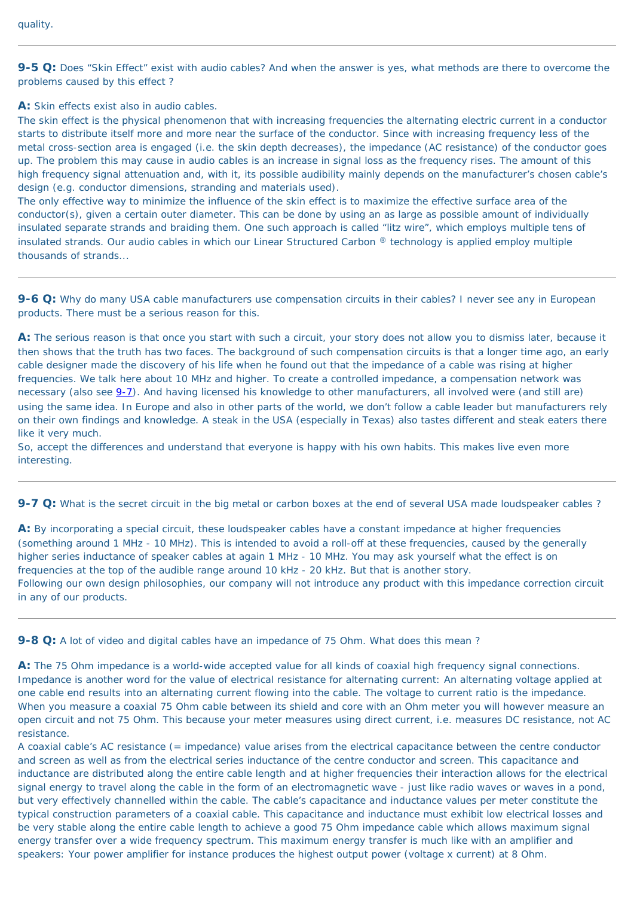quality.

---

**9-5 Q:** Does “Skin Effect” exist with audio cables? And when the answer is yes, what methods are there to overcome the problems caused by this effect ?

**A:** Skin effects exist also in audio cables.
The skin effect is the physical phenomenon that with increasing frequencies the alternating electric current in a conductor starts to distribute itself more and more near the surface of the conductor. Since with increasing frequency less of the metal cross-section area is engaged (i.e. the skin depth decreases), the impedance (AC resistance) of the conductor goes up. The problem this may cause in audio cables is an increase in signal loss as the frequency rises. The amount of this high frequency signal attenuation and, with it, its possible audibility mainly depends on the manufacturer’s chosen cable’s design (e.g. conductor dimensions, stranding and materials used).
The only effective way to minimize the influence of the skin effect is to maximize the effective surface area of the conductor(s), given a certain outer diameter. This can be done by using an as large as possible amount of individually insulated separate strands and braiding them. One such approach is called “litz wire”, which employs multiple tens of insulated strands. Our audio cables in which our Linear Structured Carbon ® technology is applied employ multiple thousands of strands...

---

**9-6 Q:** Why do many USA cable manufacturers use compensation circuits in their cables? I never see any in European products. There must be a serious reason for this.

**A:** The serious reason is that once you start with such a circuit, your story does not allow you to dismiss later, because it then shows that the truth has two faces. The background of such compensation circuits is that a longer time ago, an early cable designer made the discovery of his life when he found out that the impedance of a cable was rising at higher frequencies. We talk here about 10 MHz and higher. To create a controlled impedance, a compensation network was necessary (also see 9-7). And having licensed his knowledge to other manufacturers, all involved were (and still are) using the same idea. In Europe and also in other parts of the world, we don’t follow a cable leader but manufacturers rely on their own findings and knowledge. A steak in the USA (especially in Texas) also tastes different and steak eaters there like it very much.
So, accept the differences and understand that everyone is happy with his own habits. This makes live even more interesting.

---

**9-7 Q:** What is the secret circuit in the big metal or carbon boxes at the end of several USA made loudspeaker cables ?

**A:** By incorporating a special circuit, these loudspeaker cables have a constant impedance at higher frequencies (something around 1 MHz - 10 MHz). This is intended to avoid a roll-off at these frequencies, caused by the generally higher series inductance of speaker cables at again 1 MHz - 10 MHz. You may ask yourself what the effect is on frequencies at the top of the audible range around 10 kHz - 20 kHz. But that is another story.
Following our own design philosophies, our company will not introduce any product with this impedance correction circuit in any of our products.

---

**9-8 Q:** A lot of video and digital cables have an impedance of 75 Ohm. What does this mean ?

**A:** The 75 Ohm impedance is a world-wide accepted value for all kinds of coaxial high frequency signal connections. Impedance is another word for the value of electrical resistance for alternating current: An alternating voltage applied at one cable end results into an alternating current flowing into the cable. The voltage to current ratio is the impedance. When you measure a coaxial 75 Ohm cable between its shield and core with an Ohm meter you will however measure an open circuit and not 75 Ohm. This because your meter measures using direct current, i.e. measures DC resistance, not AC resistance.
A coaxial cable’s AC resistance (= impedance) value arises from the electrical capacitance between the centre conductor and screen as well as from the electrical series inductance of the centre conductor and screen. This capacitance and inductance are distributed along the entire cable length and at higher frequencies their interaction allows for the electrical signal energy to travel along the cable in the form of an electromagnetic wave - just like radio waves or waves in a pond, but very effectively channelled within the cable. The cable’s capacitance and inductance values per meter constitute the typical construction parameters of a coaxial cable. This capacitance and inductance must exhibit low electrical losses and be very stable along the entire cable length to achieve a good 75 Ohm impedance cable which allows maximum signal energy transfer over a wide frequency spectrum. This maximum energy transfer is much like with an amplifier and speakers: Your power amplifier for instance produces the highest output power (voltage x current) at 8 Ohm.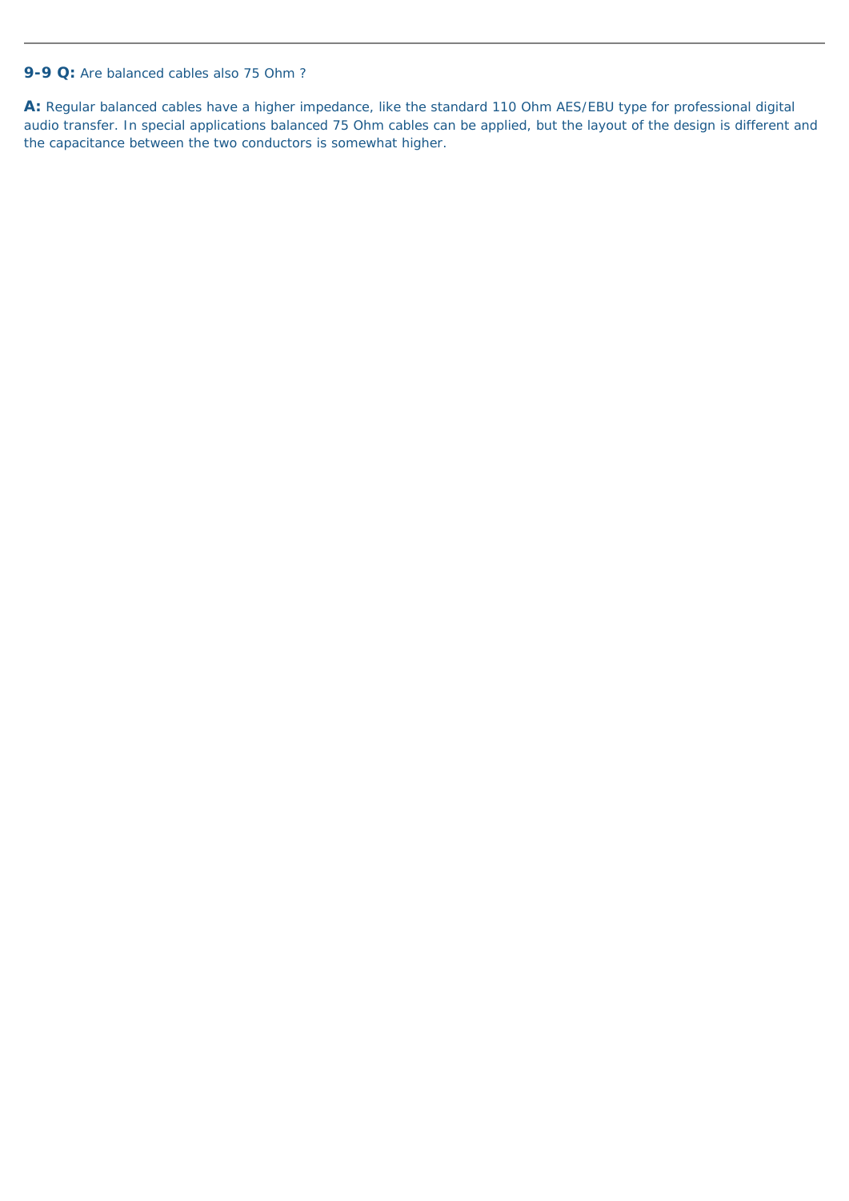**9-9 Q:** Are balanced cables also 75 Ohm ?

**A:** Regular balanced cables have a higher impedance, like the standard 110 Ohm AES/EBU type for professional digital audio transfer. In special applications balanced 75 Ohm cables can be applied, but the layout of the design is different and the capacitance between the two conductors is somewhat higher.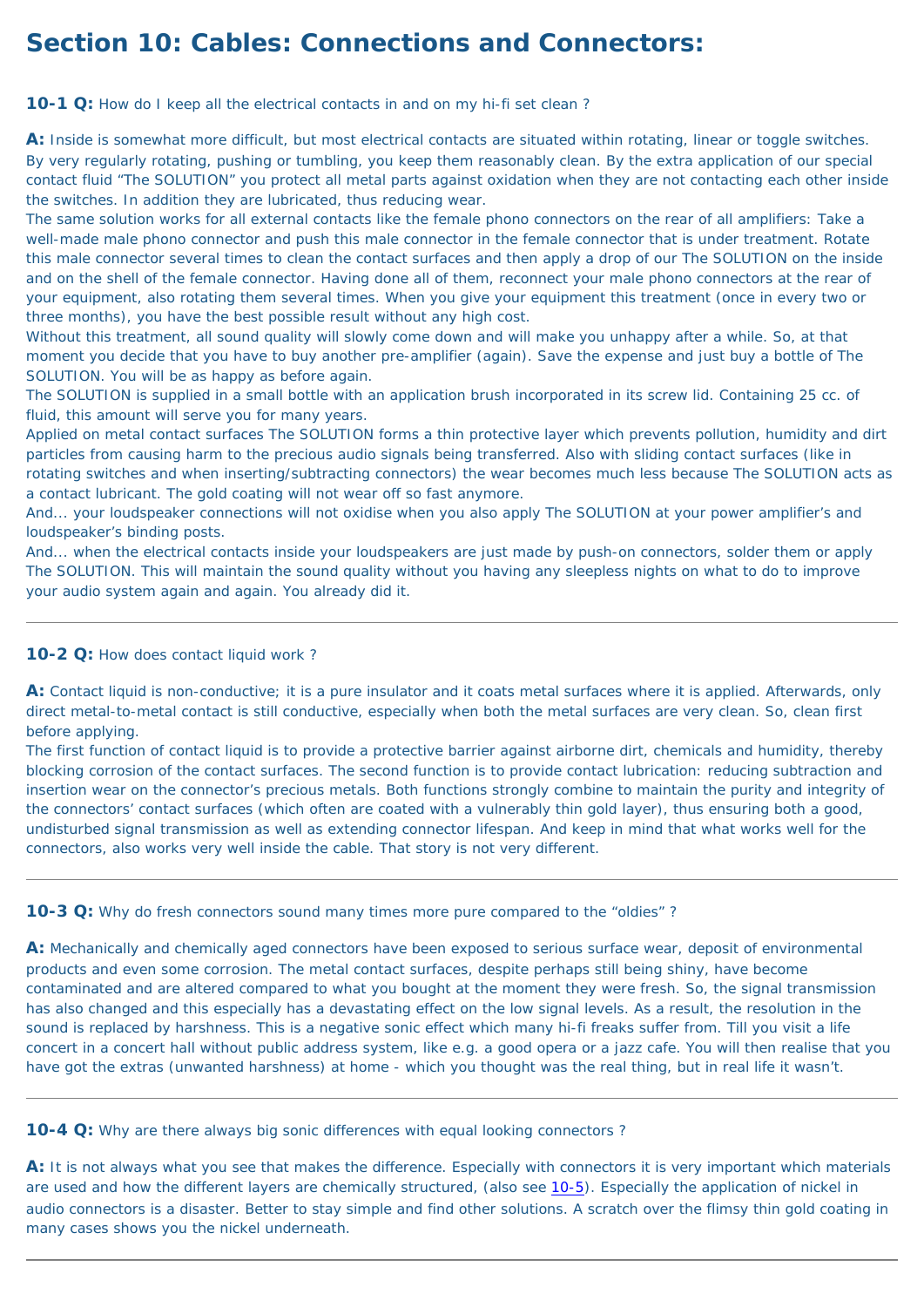# Section 10: Cables: Connections and Connectors:

**10-1 Q:** How do I keep all the electrical contacts in and on my hi-fi set clean ?

**A:** Inside is somewhat more difficult, but most electrical contacts are situated within rotating, linear or toggle switches. By very regularly rotating, pushing or tumbling, you keep them reasonably clean. By the extra application of our special contact fluid "The SOLUTION" you protect all metal parts against oxidation when they are not contacting each other inside the switches. In addition they are lubricated, thus reducing wear.
The same solution works for all external contacts like the female phono connectors on the rear of all amplifiers: Take a well-made male phono connector and push this male connector in the female connector that is under treatment. Rotate this male connector several times to clean the contact surfaces and then apply a drop of our The SOLUTION on the inside and on the shell of the female connector. Having done all of them, reconnect your male phono connectors at the rear of your equipment, also rotating them several times. When you give your equipment this treatment (once in every two or three months), you have the best possible result without any high cost.
Without this treatment, all sound quality will slowly come down and will make you unhappy after a while. So, at that moment you decide that you have to buy another pre-amplifier (again). Save the expense and just buy a bottle of The SOLUTION. You will be as happy as before again.
The SOLUTION is supplied in a small bottle with an application brush incorporated in its screw lid. Containing 25 cc. of fluid, this amount will serve you for many years.
Applied on metal contact surfaces The SOLUTION forms a thin protective layer which prevents pollution, humidity and dirt particles from causing harm to the precious audio signals being transferred. Also with sliding contact surfaces (like in rotating switches and when inserting/subtracting connectors) the wear becomes much less because The SOLUTION acts as a contact lubricant. The gold coating will not wear off so fast anymore.
And... your loudspeaker connections will not oxidise when you also apply The SOLUTION at your power amplifier's and loudspeaker's binding posts.
And... when the electrical contacts inside your loudspeakers are just made by push-on connectors, solder them or apply The SOLUTION. This will maintain the sound quality without you having any sleepless nights on what to do to improve your audio system again and again. You already did it.

---

**10-2 Q:** How does contact liquid work ?

**A:** Contact liquid is non-conductive; it is a pure insulator and it coats metal surfaces where it is applied. Afterwards, only direct metal-to-metal contact is still conductive, especially when both the metal surfaces are very clean. So, clean first before applying.
The first function of contact liquid is to provide a protective barrier against airborne dirt, chemicals and humidity, thereby blocking corrosion of the contact surfaces. The second function is to provide contact lubrication: reducing subtraction and insertion wear on the connector's precious metals. Both functions strongly combine to maintain the purity and integrity of the connectors' contact surfaces (which often are coated with a vulnerably thin gold layer), thus ensuring both a good, undisturbed signal transmission as well as extending connector lifespan. And keep in mind that what works well for the connectors, also works very well inside the cable. That story is not very different.

---

**10-3 Q:** Why do fresh connectors sound many times more pure compared to the "oldies" ?

**A:** Mechanically and chemically aged connectors have been exposed to serious surface wear, deposit of environmental products and even some corrosion. The metal contact surfaces, despite perhaps still being shiny, have become contaminated and are altered compared to what you bought at the moment they were fresh. So, the signal transmission has also changed and this especially has a devastating effect on the low signal levels. As a result, the resolution in the sound is replaced by harshness. This is a negative sonic effect which many hi-fi freaks suffer from. Till you visit a life concert in a concert hall without public address system, like e.g. a good opera or a jazz cafe. You will then realise that you have got the extras (unwanted harshness) at home - which you thought was the real thing, but in real life it wasn't.

---

**10-4 Q:** Why are there always big sonic differences with equal looking connectors ?

**A:** It is not always what you see that makes the difference. Especially with connectors it is very important which materials are used and how the different layers are chemically structured, (also see 10-5). Especially the application of nickel in audio connectors is a disaster. Better to stay simple and find other solutions. A scratch over the flimsy thin gold coating in many cases shows you the nickel underneath.

---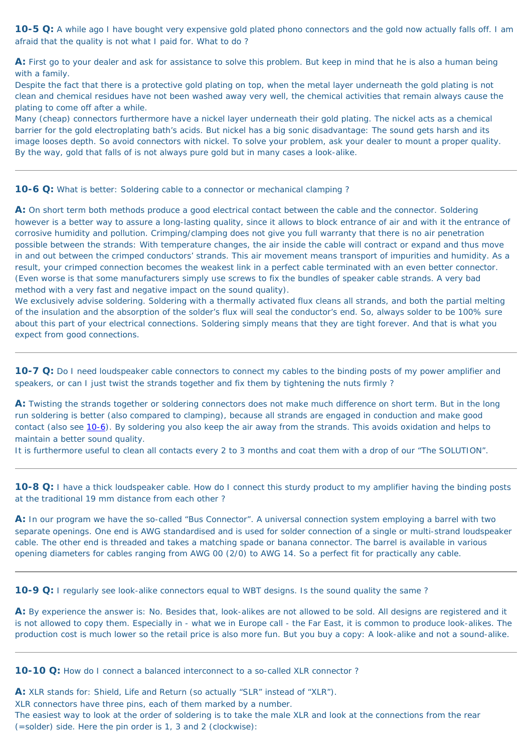**10-5 Q:** A while ago I have bought very expensive gold plated phono connectors and the gold now actually falls off. I am afraid that the quality is not what I paid for. What to do ?

**A:** First go to your dealer and ask for assistance to solve this problem. But keep in mind that he is also a human being with a family.
Despite the fact that there is a protective gold plating on top, when the metal layer underneath the gold plating is not clean and chemical residues have not been washed away very well, the chemical activities that remain always cause the plating to come off after a while.
Many (cheap) connectors furthermore have a nickel layer underneath their gold plating. The nickel acts as a chemical barrier for the gold electroplating bath's acids. But nickel has a big sonic disadvantage: The sound gets harsh and its image looses depth. So avoid connectors with nickel. To solve your problem, ask your dealer to mount a proper quality.
By the way, gold that falls of is not always pure gold but in many cases a look-alike.

---

**10-6 Q:** What is better: Soldering cable to a connector or mechanical clamping ?

**A:** On short term both methods produce a good electrical contact between the cable and the connector. Soldering however is a better way to assure a long-lasting quality, since it allows to block entrance of air and with it the entrance of corrosive humidity and pollution. Crimping/clamping does not give you full warranty that there is no air penetration possible between the strands: With temperature changes, the air inside the cable will contract or expand and thus move in and out between the crimped conductors' strands. This air movement means transport of impurities and humidity. As a result, your crimped connection becomes the weakest link in a perfect cable terminated with an even better connector.
(Even worse is that some manufacturers simply use screws to fix the bundles of speaker cable strands. A very bad method with a very fast and negative impact on the sound quality).
We exclusively advise soldering. Soldering with a thermally activated flux cleans all strands, and both the partial melting of the insulation and the absorption of the solder's flux will seal the conductor's end. So, always solder to be 100% sure about this part of your electrical connections. Soldering simply means that they are tight forever. And that is what you expect from good connections.

---

**10-7 Q:** Do I need loudspeaker cable connectors to connect my cables to the binding posts of my power amplifier and speakers, or can I just twist the strands together and fix them by tightening the nuts firmly ?

**A:** Twisting the strands together or soldering connectors does not make much difference on short term. But in the long run soldering is better (also compared to clamping), because all strands are engaged in conduction and make good contact (also see 10-6). By soldering you also keep the air away from the strands. This avoids oxidation and helps to maintain a better sound quality.
It is furthermore useful to clean all contacts every 2 to 3 months and coat them with a drop of our "The SOLUTION".

---

**10-8 Q:** I have a thick loudspeaker cable. How do I connect this sturdy product to my amplifier having the binding posts at the traditional 19 mm distance from each other ?

**A:** In our program we have the so-called "Bus Connector". A universal connection system employing a barrel with two separate openings. One end is AWG standardised and is used for solder connection of a single or multi-strand loudspeaker cable. The other end is threaded and takes a matching spade or banana connector. The barrel is available in various opening diameters for cables ranging from AWG 00 (2/0) to AWG 14. So a perfect fit for practically any cable.

---

**10-9 Q:** I regularly see look-alike connectors equal to WBT designs. Is the sound quality the same ?

**A:** By experience the answer is: No. Besides that, look-alikes are not allowed to be sold. All designs are registered and it is not allowed to copy them. Especially in - what we in Europe call - the Far East, it is common to produce look-alikes. The production cost is much lower so the retail price is also more fun. But you buy a copy: A look-alike and not a sound-alike.

---

**10-10 Q:** How do I connect a balanced interconnect to a so-called XLR connector ?

**A:** XLR stands for: Shield, Life and Return (so actually "SLR" instead of "XLR").
XLR connectors have three pins, each of them marked by a number.
The easiest way to look at the order of soldering is to take the male XLR and look at the connections from the rear (=solder) side. Here the pin order is 1, 3 and 2 (clockwise):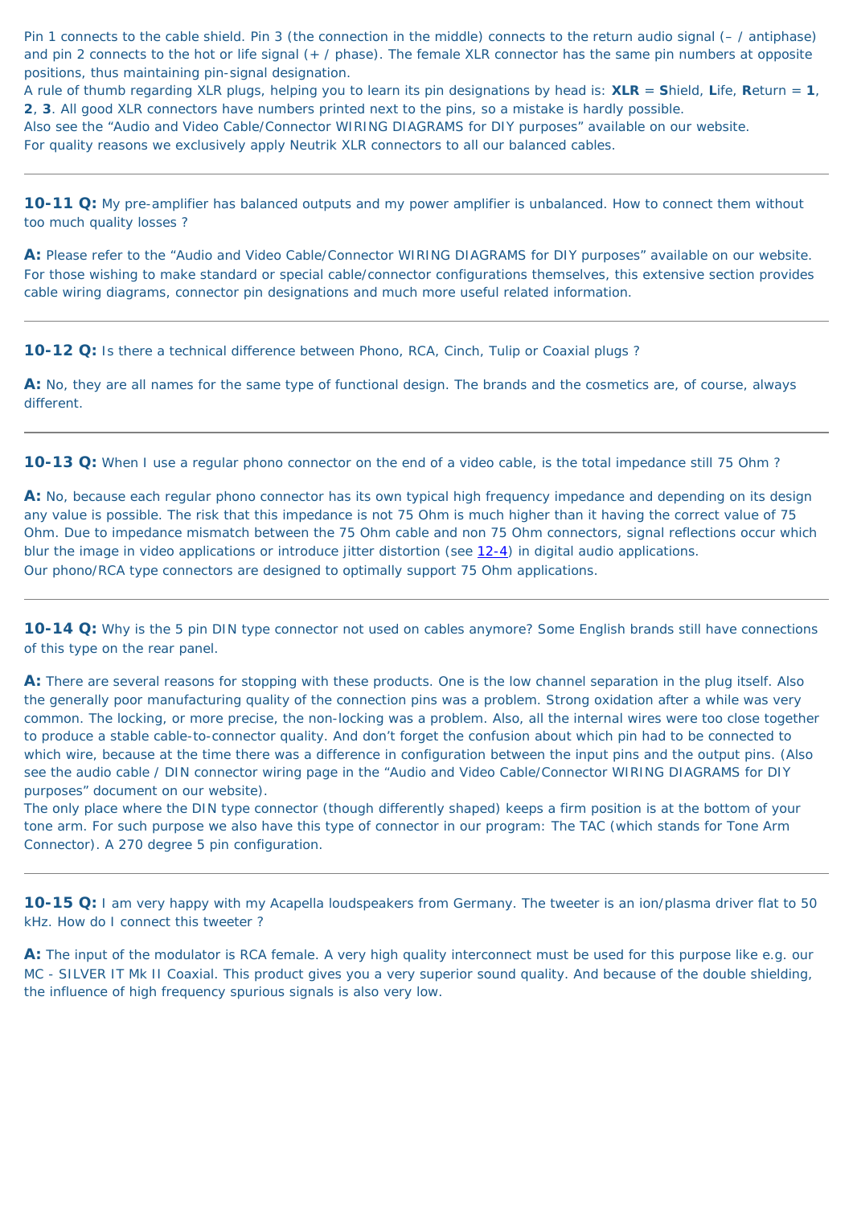Pin 1 connects to the cable shield. Pin 3 (the connection in the middle) connects to the return audio signal (– / antiphase) and pin 2 connects to the hot or life signal (+ / phase). The female XLR connector has the same pin numbers at opposite positions, thus maintaining pin-signal designation.
A rule of thumb regarding XLR plugs, helping you to learn its pin designations by head is: **XLR** = **S**hield, **L**ife, **R**eturn = **1**, **2**, **3**. All good XLR connectors have numbers printed next to the pins, so a mistake is hardly possible.
Also see the "Audio and Video Cable/Connector WIRING DIAGRAMS for DIY purposes" available on our website.
For quality reasons we exclusively apply Neutrik XLR connectors to all our balanced cables.

---

**10-11 Q:** My pre-amplifier has balanced outputs and my power amplifier is unbalanced. How to connect them without too much quality losses ?

**A:** Please refer to the "Audio and Video Cable/Connector WIRING DIAGRAMS for DIY purposes" available on our website. For those wishing to make standard or special cable/connector configurations themselves, this extensive section provides cable wiring diagrams, connector pin designations and much more useful related information.

---

**10-12 Q:** Is there a technical difference between Phono, RCA, Cinch, Tulip or Coaxial plugs ?

**A:** No, they are all names for the same type of functional design. The brands and the cosmetics are, of course, always different.

---

**10-13 Q:** When I use a regular phono connector on the end of a video cable, is the total impedance still 75 Ohm ?

**A:** No, because each regular phono connector has its own typical high frequency impedance and depending on its design any value is possible. The risk that this impedance is not 75 Ohm is much higher than it having the correct value of 75 Ohm. Due to impedance mismatch between the 75 Ohm cable and non 75 Ohm connectors, signal reflections occur which blur the image in video applications or introduce jitter distortion (see 12-4) in digital audio applications.
Our phono/RCA type connectors are designed to optimally support 75 Ohm applications.

---

**10-14 Q:** Why is the 5 pin DIN type connector not used on cables anymore? Some English brands still have connections of this type on the rear panel.

**A:** There are several reasons for stopping with these products. One is the low channel separation in the plug itself. Also the generally poor manufacturing quality of the connection pins was a problem. Strong oxidation after a while was very common. The locking, or more precise, the non-locking was a problem. Also, all the internal wires were too close together to produce a stable cable-to-connector quality. And don't forget the confusion about which pin had to be connected to which wire, because at the time there was a difference in configuration between the input pins and the output pins. (Also see the audio cable / DIN connector wiring page in the "Audio and Video Cable/Connector WIRING DIAGRAMS for DIY purposes" document on our website).
The only place where the DIN type connector (though differently shaped) keeps a firm position is at the bottom of your tone arm. For such purpose we also have this type of connector in our program: The TAC (which stands for Tone Arm Connector). A 270 degree 5 pin configuration.

---

**10-15 Q:** I am very happy with my Acapella loudspeakers from Germany. The tweeter is an ion/plasma driver flat to 50 kHz. How do I connect this tweeter ?

**A:** The input of the modulator is RCA female. A very high quality interconnect must be used for this purpose like e.g. our MC - SILVER IT Mk II Coaxial. This product gives you a very superior sound quality. And because of the double shielding, the influence of high frequency spurious signals is also very low.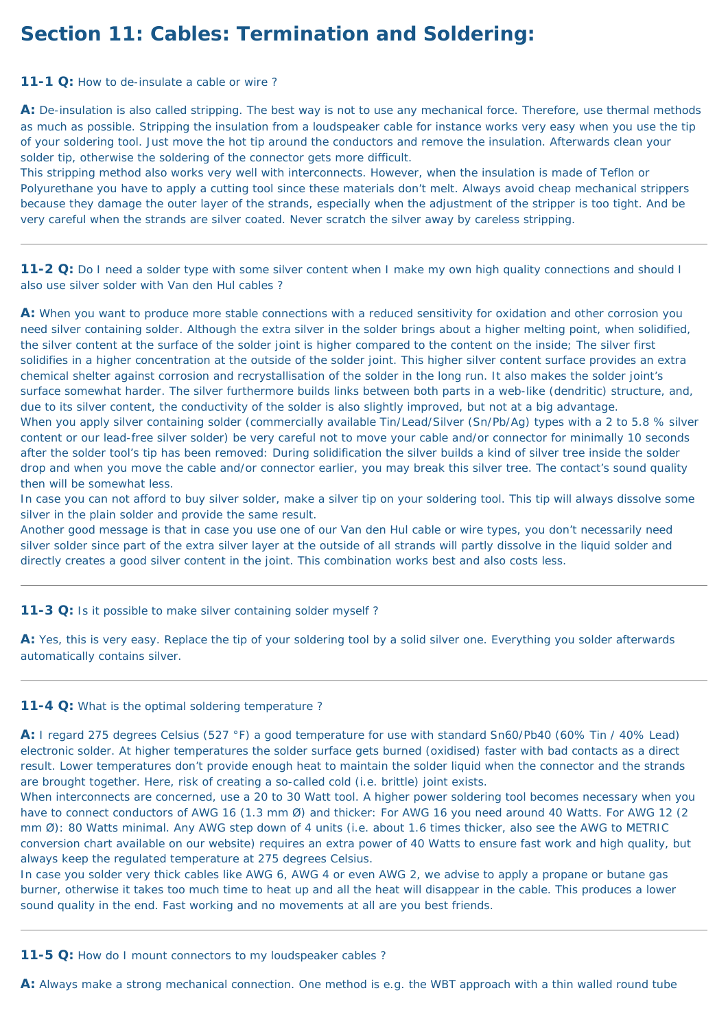# Section 11: Cables: Termination and Soldering:

**11-1 Q:** How to de-insulate a cable or wire ?

**A:** De-insulation is also called stripping. The best way is not to use any mechanical force. Therefore, use thermal methods as much as possible. Stripping the insulation from a loudspeaker cable for instance works very easy when you use the tip of your soldering tool. Just move the hot tip around the conductors and remove the insulation. Afterwards clean your solder tip, otherwise the soldering of the connector gets more difficult.
This stripping method also works very well with interconnects. However, when the insulation is made of Teflon or Polyurethane you have to apply a cutting tool since these materials don't melt. Always avoid cheap mechanical strippers because they damage the outer layer of the strands, especially when the adjustment of the stripper is too tight. And be very careful when the strands are silver coated. Never scratch the silver away by careless stripping.

---

**11-2 Q:** Do I need a solder type with some silver content when I make my own high quality connections and should I also use silver solder with Van den Hul cables ?

**A:** When you want to produce more stable connections with a reduced sensitivity for oxidation and other corrosion you need silver containing solder. Although the extra silver in the solder brings about a higher melting point, when solidified, the silver content at the surface of the solder joint is higher compared to the content on the inside; The silver first solidifies in a higher concentration at the outside of the solder joint. This higher silver content surface provides an extra chemical shelter against corrosion and recrystallisation of the solder in the long run. It also makes the solder joint's surface somewhat harder. The silver furthermore builds links between both parts in a web-like (dendritic) structure, and, due to its silver content, the conductivity of the solder is also slightly improved, but not at a big advantage.
When you apply silver containing solder (commercially available Tin/Lead/Silver (Sn/Pb/Ag) types with a 2 to 5.8 % silver content or our lead-free silver solder) be very careful not to move your cable and/or connector for minimally 10 seconds after the solder tool's tip has been removed: During solidification the silver builds a kind of silver tree inside the solder drop and when you move the cable and/or connector earlier, you may break this silver tree. The contact's sound quality then will be somewhat less.
In case you can not afford to buy silver solder, make a silver tip on your soldering tool. This tip will always dissolve some silver in the plain solder and provide the same result.
Another good message is that in case you use one of our Van den Hul cable or wire types, you don't necessarily need silver solder since part of the extra silver layer at the outside of all strands will partly dissolve in the liquid solder and directly creates a good silver content in the joint. This combination works best and also costs less.

---

**11-3 Q:** Is it possible to make silver containing solder myself ?

**A:** Yes, this is very easy. Replace the tip of your soldering tool by a solid silver one. Everything you solder afterwards automatically contains silver.

---

**11-4 Q:** What is the optimal soldering temperature ?

**A:** I regard 275 degrees Celsius (527 °F) a good temperature for use with standard Sn60/Pb40 (60% Tin / 40% Lead) electronic solder. At higher temperatures the solder surface gets burned (oxidised) faster with bad contacts as a direct result. Lower temperatures don't provide enough heat to maintain the solder liquid when the connector and the strands are brought together. Here, risk of creating a so-called cold (i.e. brittle) joint exists.
When interconnects are concerned, use a 20 to 30 Watt tool. A higher power soldering tool becomes necessary when you have to connect conductors of AWG 16 (1.3 mm Ø) and thicker: For AWG 16 you need around 40 Watts. For AWG 12 (2 mm Ø): 80 Watts minimal. Any AWG step down of 4 units (i.e. about 1.6 times thicker, also see the AWG to METRIC conversion chart available on our website) requires an extra power of 40 Watts to ensure fast work and high quality, but always keep the regulated temperature at 275 degrees Celsius.
In case you solder very thick cables like AWG 6, AWG 4 or even AWG 2, we advise to apply a propane or butane gas burner, otherwise it takes too much time to heat up and all the heat will disappear in the cable. This produces a lower sound quality in the end. Fast working and no movements at all are you best friends.

---

**11-5 Q:** How do I mount connectors to my loudspeaker cables ?

**A:** Always make a strong mechanical connection. One method is e.g. the WBT approach with a thin walled round tube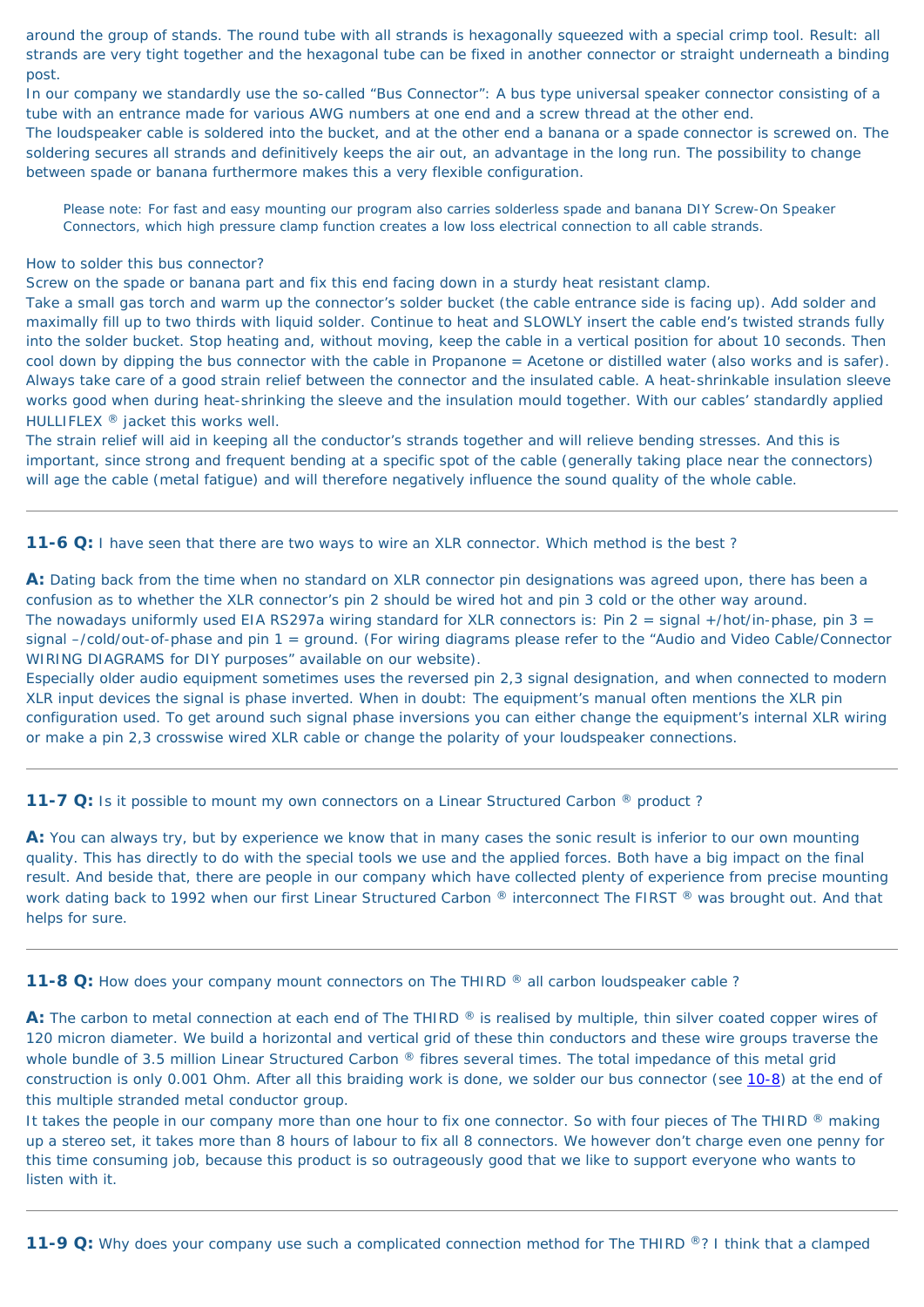around the group of stands. The round tube with all strands is hexagonally squeezed with a special crimp tool. Result: all strands are very tight together and the hexagonal tube can be fixed in another connector or straight underneath a binding post.
In our company we standardly use the so-called “Bus Connector”: A bus type universal speaker connector consisting of a tube with an entrance made for various AWG numbers at one end and a screw thread at the other end.
The loudspeaker cable is soldered into the bucket, and at the other end a banana or a spade connector is screwed on. The soldering secures all strands and definitively keeps the air out, an advantage in the long run. The possibility to change between spade or banana furthermore makes this a very flexible configuration.

> Please note: For fast and easy mounting our program also carries solderless spade and banana DIY Screw-On Speaker Connectors, which high pressure clamp function creates a low loss electrical connection to all cable strands.

How to solder this bus connector?
Screw on the spade or banana part and fix this end facing down in a sturdy heat resistant clamp.
Take a small gas torch and warm up the connector’s solder bucket (the cable entrance side is facing up). Add solder and maximally fill up to two thirds with liquid solder. Continue to heat and SLOWLY insert the cable end’s twisted strands fully into the solder bucket. Stop heating and, without moving, keep the cable in a vertical position for about 10 seconds. Then cool down by dipping the bus connector with the cable in Propanone = Acetone or distilled water (also works and is safer).
Always take care of a good strain relief between the connector and the insulated cable. A heat-shrinkable insulation sleeve works good when during heat-shrinking the sleeve and the insulation mould together. With our cables’ standardly applied HULLIFLEX ® jacket this works well.
The strain relief will aid in keeping all the conductor’s strands together and will relieve bending stresses. And this is important, since strong and frequent bending at a specific spot of the cable (generally taking place near the connectors) will age the cable (metal fatigue) and will therefore negatively influence the sound quality of the whole cable.

---

**11-6 Q:** I have seen that there are two ways to wire an XLR connector. Which method is the best ?

**A:** Dating back from the time when no standard on XLR connector pin designations was agreed upon, there has been a confusion as to whether the XLR connector’s pin 2 should be wired hot and pin 3 cold or the other way around.
The nowadays uniformly used EIA RS297a wiring standard for XLR connectors is: Pin 2 = signal +/hot/in-phase, pin 3 = signal –/cold/out-of-phase and pin 1 = ground. (For wiring diagrams please refer to the “Audio and Video Cable/Connector WIRING DIAGRAMS for DIY purposes” available on our website).
Especially older audio equipment sometimes uses the reversed pin 2,3 signal designation, and when connected to modern XLR input devices the signal is phase inverted. When in doubt: The equipment’s manual often mentions the XLR pin configuration used. To get around such signal phase inversions you can either change the equipment’s internal XLR wiring or make a pin 2,3 crosswise wired XLR cable or change the polarity of your loudspeaker connections.

---

**11-7 Q:** Is it possible to mount my own connectors on a Linear Structured Carbon ® product ?

**A:** You can always try, but by experience we know that in many cases the sonic result is inferior to our own mounting quality. This has directly to do with the special tools we use and the applied forces. Both have a big impact on the final result. And beside that, there are people in our company which have collected plenty of experience from precise mounting work dating back to 1992 when our first Linear Structured Carbon ® interconnect The FIRST ® was brought out. And that helps for sure.

---

**11-8 Q:** How does your company mount connectors on The THIRD ® all carbon loudspeaker cable ?

**A:** The carbon to metal connection at each end of The THIRD ® is realised by multiple, thin silver coated copper wires of 120 micron diameter. We build a horizontal and vertical grid of these thin conductors and these wire groups traverse the whole bundle of 3.5 million Linear Structured Carbon ® fibres several times. The total impedance of this metal grid construction is only 0.001 Ohm. After all this braiding work is done, we solder our bus connector (see 10-8) at the end of this multiple stranded metal conductor group.
It takes the people in our company more than one hour to fix one connector. So with four pieces of The THIRD ® making up a stereo set, it takes more than 8 hours of labour to fix all 8 connectors. We however don’t charge even one penny for this time consuming job, because this product is so outrageously good that we like to support everyone who wants to listen with it.

---

**11-9 Q:** Why does your company use such a complicated connection method for The THIRD ®? I think that a clamped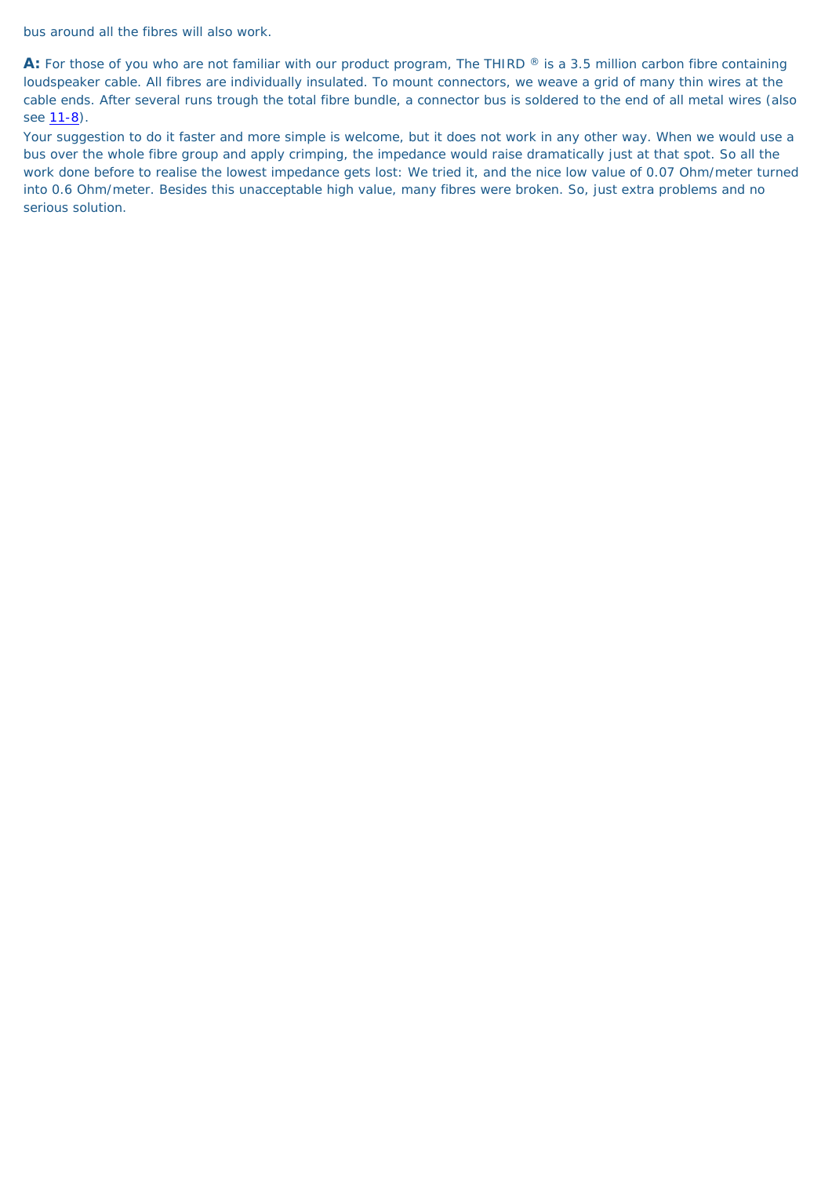bus around all the fibres will also work.

**A:** For those of you who are not familiar with our product program, The THIRD ® is a 3.5 million carbon fibre containing loudspeaker cable. All fibres are individually insulated. To mount connectors, we weave a grid of many thin wires at the cable ends. After several runs trough the total fibre bundle, a connector bus is soldered to the end of all metal wires (also see 11-8).

Your suggestion to do it faster and more simple is welcome, but it does not work in any other way. When we would use a bus over the whole fibre group and apply crimping, the impedance would raise dramatically just at that spot. So all the work done before to realise the lowest impedance gets lost: We tried it, and the nice low value of 0.07 Ohm/meter turned into 0.6 Ohm/meter. Besides this unacceptable high value, many fibres were broken. So, just extra problems and no serious solution.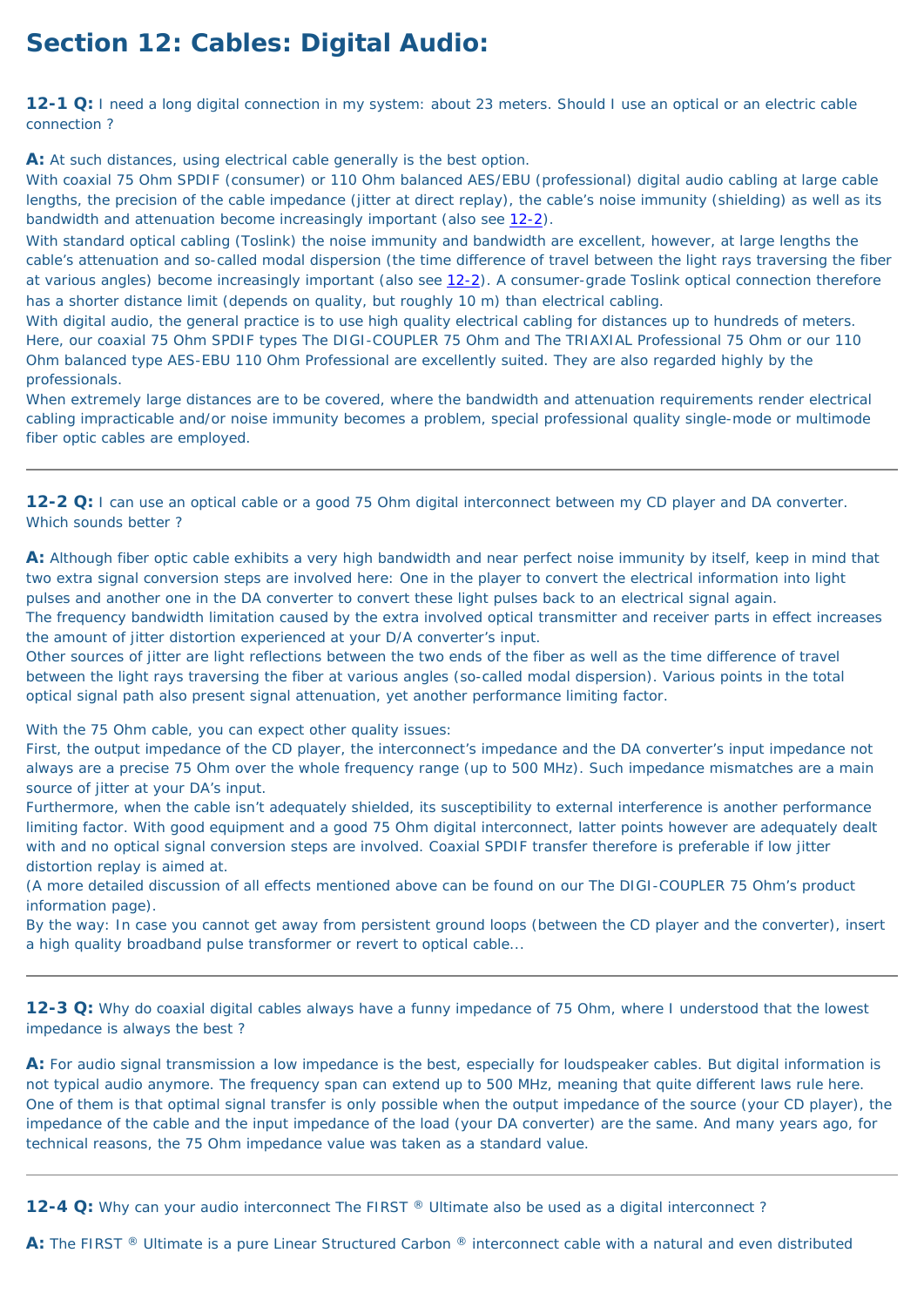# Section 12: Cables: Digital Audio:

**12-1 Q:** I need a long digital connection in my system: about 23 meters. Should I use an optical or an electric cable connection ?

**A:** At such distances, using electrical cable generally is the best option.
With coaxial 75 Ohm SPDIF (consumer) or 110 Ohm balanced AES/EBU (professional) digital audio cabling at large cable lengths, the precision of the cable impedance (jitter at direct replay), the cable's noise immunity (shielding) as well as its bandwidth and attenuation become increasingly important (also see 12-2).
With standard optical cabling (Toslink) the noise immunity and bandwidth are excellent, however, at large lengths the cable's attenuation and so-called modal dispersion (the time difference of travel between the light rays traversing the fiber at various angles) become increasingly important (also see 12-2). A consumer-grade Toslink optical connection therefore has a shorter distance limit (depends on quality, but roughly 10 m) than electrical cabling.
With digital audio, the general practice is to use high quality electrical cabling for distances up to hundreds of meters. Here, our coaxial 75 Ohm SPDIF types The DIGI-COUPLER 75 Ohm and The TRIAXIAL Professional 75 Ohm or our 110 Ohm balanced type AES-EBU 110 Ohm Professional are excellently suited. They are also regarded highly by the professionals.
When extremely large distances are to be covered, where the bandwidth and attenuation requirements render electrical cabling impracticable and/or noise immunity becomes a problem, special professional quality single-mode or multimode fiber optic cables are employed.

---

**12-2 Q:** I can use an optical cable or a good 75 Ohm digital interconnect between my CD player and DA converter. Which sounds better ?

**A:** Although fiber optic cable exhibits a very high bandwidth and near perfect noise immunity by itself, keep in mind that two extra signal conversion steps are involved here: One in the player to convert the electrical information into light pulses and another one in the DA converter to convert these light pulses back to an electrical signal again.
The frequency bandwidth limitation caused by the extra involved optical transmitter and receiver parts in effect increases the amount of jitter distortion experienced at your D/A converter's input.
Other sources of jitter are light reflections between the two ends of the fiber as well as the time difference of travel between the light rays traversing the fiber at various angles (so-called modal dispersion). Various points in the total optical signal path also present signal attenuation, yet another performance limiting factor.

With the 75 Ohm cable, you can expect other quality issues:
First, the output impedance of the CD player, the interconnect's impedance and the DA converter's input impedance not always are a precise 75 Ohm over the whole frequency range (up to 500 MHz). Such impedance mismatches are a main source of jitter at your DA's input.
Furthermore, when the cable isn't adequately shielded, its susceptibility to external interference is another performance limiting factor. With good equipment and a good 75 Ohm digital interconnect, latter points however are adequately dealt with and no optical signal conversion steps are involved. Coaxial SPDIF transfer therefore is preferable if low jitter distortion replay is aimed at.
(A more detailed discussion of all effects mentioned above can be found on our The DIGI-COUPLER 75 Ohm's product information page).
By the way: In case you cannot get away from persistent ground loops (between the CD player and the converter), insert a high quality broadband pulse transformer or revert to optical cable...

---

**12-3 Q:** Why do coaxial digital cables always have a funny impedance of 75 Ohm, where I understood that the lowest impedance is always the best ?

**A:** For audio signal transmission a low impedance is the best, especially for loudspeaker cables. But digital information is not typical audio anymore. The frequency span can extend up to 500 MHz, meaning that quite different laws rule here. One of them is that optimal signal transfer is only possible when the output impedance of the source (your CD player), the impedance of the cable and the input impedance of the load (your DA converter) are the same. And many years ago, for technical reasons, the 75 Ohm impedance value was taken as a standard value.

---

**12-4 Q:** Why can your audio interconnect The FIRST ® Ultimate also be used as a digital interconnect ?

**A:** The FIRST ® Ultimate is a pure Linear Structured Carbon ® interconnect cable with a natural and even distributed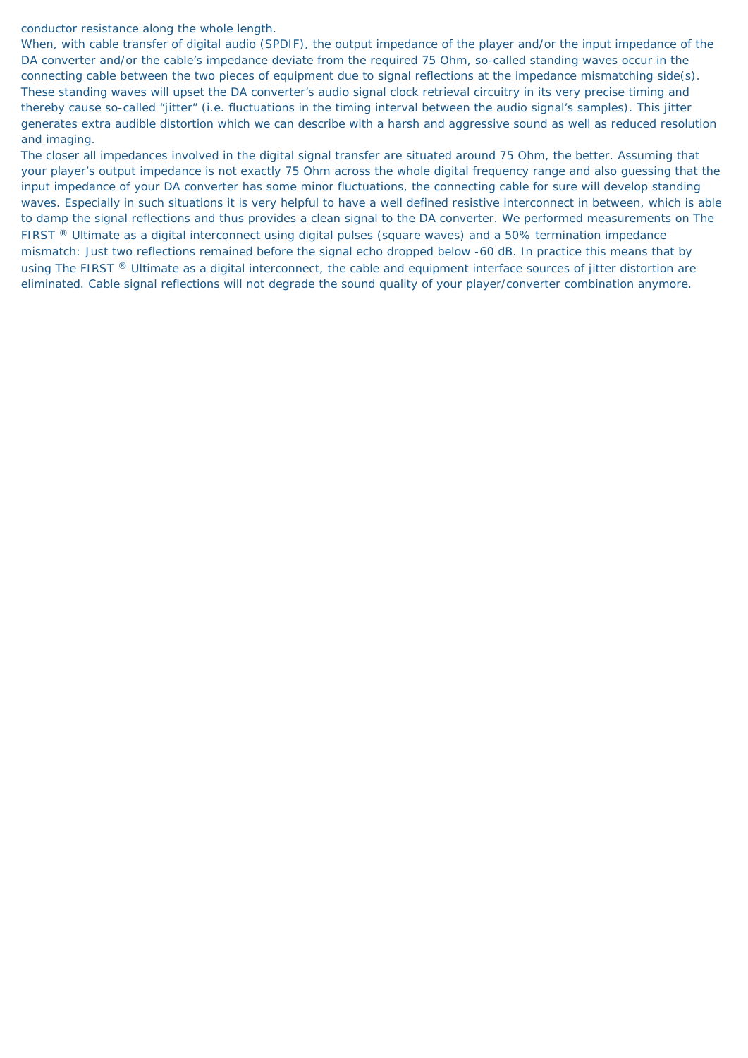conductor resistance along the whole length.

When, with cable transfer of digital audio (SPDIF), the output impedance of the player and/or the input impedance of the DA converter and/or the cable's impedance deviate from the required 75 Ohm, so-called standing waves occur in the connecting cable between the two pieces of equipment due to signal reflections at the impedance mismatching side(s). These standing waves will upset the DA converter's audio signal clock retrieval circuitry in its very precise timing and thereby cause so-called "jitter" (i.e. fluctuations in the timing interval between the audio signal's samples). This jitter generates extra audible distortion which we can describe with a harsh and aggressive sound as well as reduced resolution and imaging.

The closer all impedances involved in the digital signal transfer are situated around 75 Ohm, the better. Assuming that your player's output impedance is not exactly 75 Ohm across the whole digital frequency range and also guessing that the input impedance of your DA converter has some minor fluctuations, the connecting cable for sure will develop standing waves. Especially in such situations it is very helpful to have a well defined resistive interconnect in between, which is able to damp the signal reflections and thus provides a clean signal to the DA converter. We performed measurements on The FIRST ® Ultimate as a digital interconnect using digital pulses (square waves) and a 50% termination impedance mismatch: Just two reflections remained before the signal echo dropped below -60 dB. In practice this means that by using The FIRST ® Ultimate as a digital interconnect, the cable and equipment interface sources of jitter distortion are eliminated. Cable signal reflections will not degrade the sound quality of your player/converter combination anymore.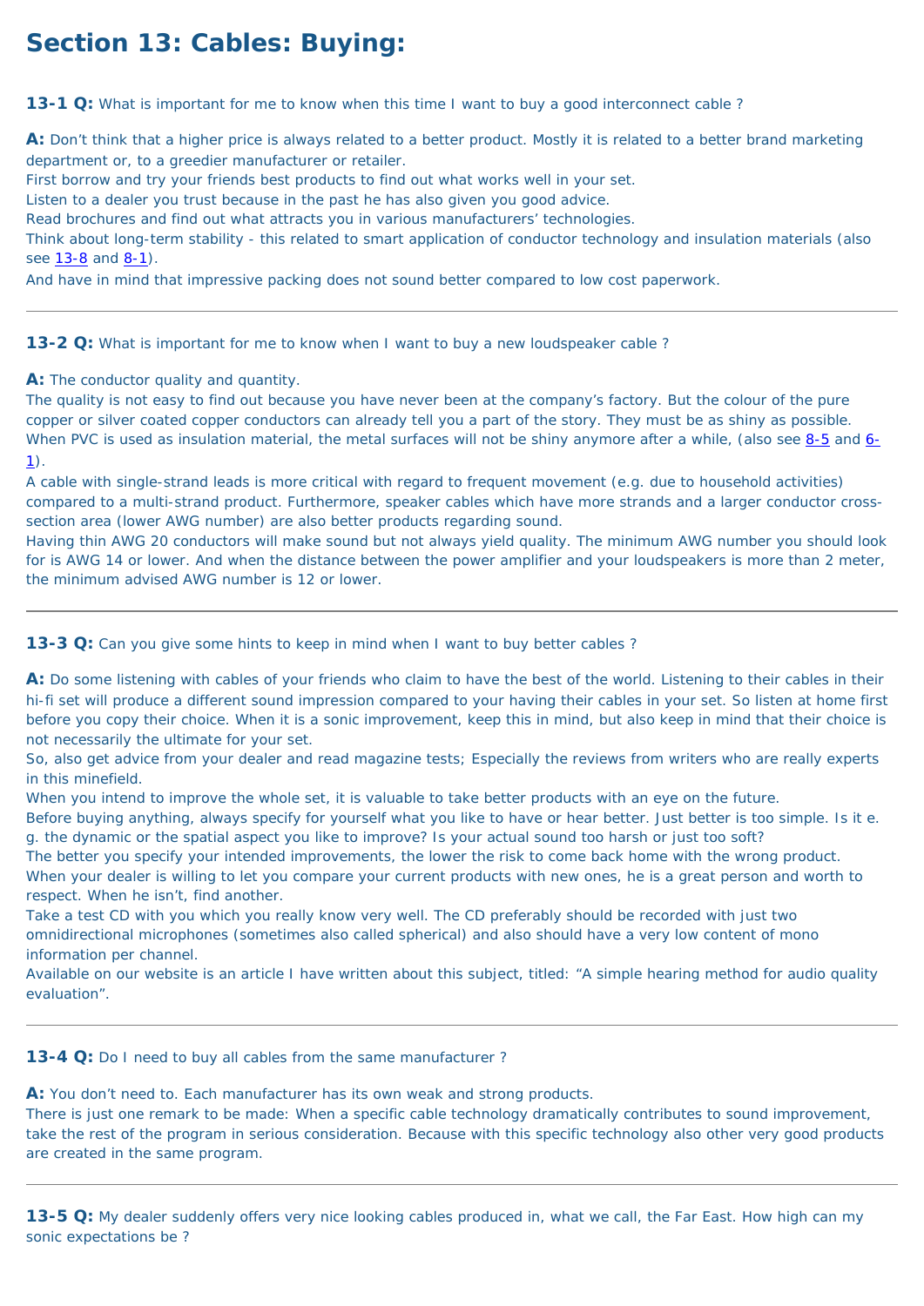# Section 13: Cables: Buying:

**13-1 Q:** What is important for me to know when this time I want to buy a good interconnect cable ?

**A:** Don't think that a higher price is always related to a better product. Mostly it is related to a better brand marketing department or, to a greedier manufacturer or retailer.
First borrow and try your friends best products to find out what works well in your set.
Listen to a dealer you trust because in the past he has also given you good advice.
Read brochures and find out what attracts you in various manufacturers' technologies.
Think about long-term stability - this related to smart application of conductor technology and insulation materials (also see 13-8 and 8-1).
And have in mind that impressive packing does not sound better compared to low cost paperwork.

---

**13-2 Q:** What is important for me to know when I want to buy a new loudspeaker cable ?

**A:** The conductor quality and quantity.
The quality is not easy to find out because you have never been at the company's factory. But the colour of the pure copper or silver coated copper conductors can already tell you a part of the story. They must be as shiny as possible. When PVC is used as insulation material, the metal surfaces will not be shiny anymore after a while, (also see 8-5 and 6-1).
A cable with single-strand leads is more critical with regard to frequent movement (e.g. due to household activities) compared to a multi-strand product. Furthermore, speaker cables which have more strands and a larger conductor cross-section area (lower AWG number) are also better products regarding sound.
Having thin AWG 20 conductors will make sound but not always yield quality. The minimum AWG number you should look for is AWG 14 or lower. And when the distance between the power amplifier and your loudspeakers is more than 2 meter, the minimum advised AWG number is 12 or lower.

---

**13-3 Q:** Can you give some hints to keep in mind when I want to buy better cables ?

**A:** Do some listening with cables of your friends who claim to have the best of the world. Listening to their cables in their hi-fi set will produce a different sound impression compared to your having their cables in your set. So listen at home first before you copy their choice. When it is a sonic improvement, keep this in mind, but also keep in mind that their choice is not necessarily the ultimate for your set.
So, also get advice from your dealer and read magazine tests; Especially the reviews from writers who are really experts in this minefield.
When you intend to improve the whole set, it is valuable to take better products with an eye on the future.
Before buying anything, always specify for yourself what you like to have or hear better. Just better is too simple. Is it e. g. the dynamic or the spatial aspect you like to improve? Is your actual sound too harsh or just too soft?
The better you specify your intended improvements, the lower the risk to come back home with the wrong product.
When your dealer is willing to let you compare your current products with new ones, he is a great person and worth to respect. When he isn't, find another.
Take a test CD with you which you really know very well. The CD preferably should be recorded with just two omnidirectional microphones (sometimes also called spherical) and also should have a very low content of mono information per channel.
Available on our website is an article I have written about this subject, titled: "A simple hearing method for audio quality evaluation".

---

**13-4 Q:** Do I need to buy all cables from the same manufacturer ?

**A:** You don't need to. Each manufacturer has its own weak and strong products.
There is just one remark to be made: When a specific cable technology dramatically contributes to sound improvement, take the rest of the program in serious consideration. Because with this specific technology also other very good products are created in the same program.

---

**13-5 Q:** My dealer suddenly offers very nice looking cables produced in, what we call, the Far East. How high can my sonic expectations be ?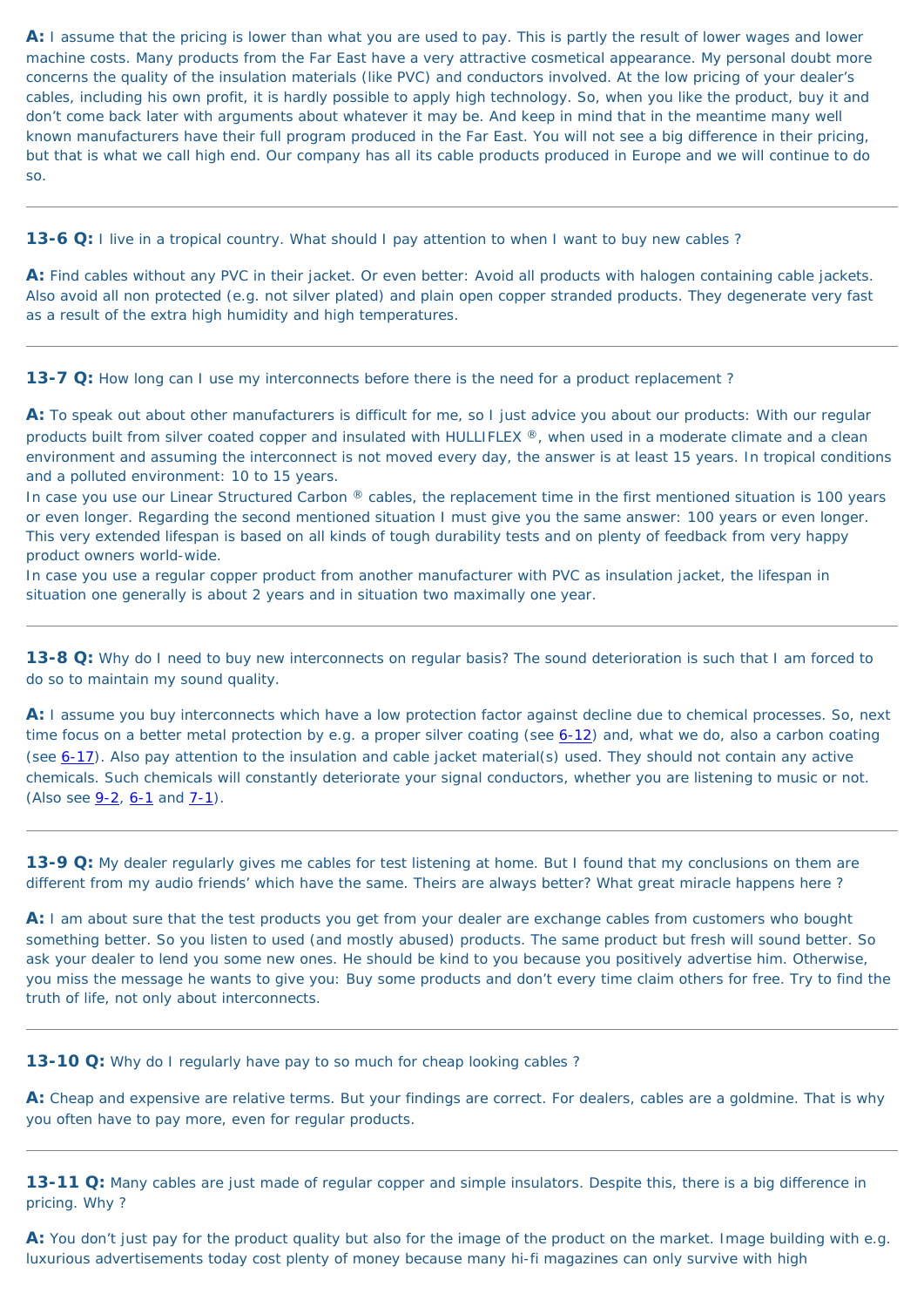**A:** I assume that the pricing is lower than what you are used to pay. This is partly the result of lower wages and lower machine costs. Many products from the Far East have a very attractive cosmetical appearance. My personal doubt more concerns the quality of the insulation materials (like PVC) and conductors involved. At the low pricing of your dealer's cables, including his own profit, it is hardly possible to apply high technology. So, when you like the product, buy it and don't come back later with arguments about whatever it may be. And keep in mind that in the meantime many well known manufacturers have their full program produced in the Far East. You will not see a big difference in their pricing, but that is what we call high end. Our company has all its cable products produced in Europe and we will continue to do so.

---

**13-6 Q:** I live in a tropical country. What should I pay attention to when I want to buy new cables ?

**A:** Find cables without any PVC in their jacket. Or even better: Avoid all products with halogen containing cable jackets. Also avoid all non protected (e.g. not silver plated) and plain open copper stranded products. They degenerate very fast as a result of the extra high humidity and high temperatures.

---

**13-7 Q:** How long can I use my interconnects before there is the need for a product replacement ?

**A:** To speak out about other manufacturers is difficult for me, so I just advice you about our products: With our regular products built from silver coated copper and insulated with HULLIFLEX ®, when used in a moderate climate and a clean environment and assuming the interconnect is not moved every day, the answer is at least 15 years. In tropical conditions and a polluted environment: 10 to 15 years.
In case you use our Linear Structured Carbon ® cables, the replacement time in the first mentioned situation is 100 years or even longer. Regarding the second mentioned situation I must give you the same answer: 100 years or even longer. This very extended lifespan is based on all kinds of tough durability tests and on plenty of feedback from very happy product owners world-wide.
In case you use a regular copper product from another manufacturer with PVC as insulation jacket, the lifespan in situation one generally is about 2 years and in situation two maximally one year.

---

**13-8 Q:** Why do I need to buy new interconnects on regular basis? The sound deterioration is such that I am forced to do so to maintain my sound quality.

**A:** I assume you buy interconnects which have a low protection factor against decline due to chemical processes. So, next time focus on a better metal protection by e.g. a proper silver coating (see 6-12) and, what we do, also a carbon coating (see 6-17). Also pay attention to the insulation and cable jacket material(s) used. They should not contain any active chemicals. Such chemicals will constantly deteriorate your signal conductors, whether you are listening to music or not. (Also see 9-2, 6-1 and 7-1).

---

**13-9 Q:** My dealer regularly gives me cables for test listening at home. But I found that my conclusions on them are different from my audio friends' which have the same. Theirs are always better? What great miracle happens here ?

**A:** I am about sure that the test products you get from your dealer are exchange cables from customers who bought something better. So you listen to used (and mostly abused) products. The same product but fresh will sound better. So ask your dealer to lend you some new ones. He should be kind to you because you positively advertise him. Otherwise, you miss the message he wants to give you: Buy some products and don't every time claim others for free. Try to find the truth of life, not only about interconnects.

---

**13-10 Q:** Why do I regularly have pay to so much for cheap looking cables ?

**A:** Cheap and expensive are relative terms. But your findings are correct. For dealers, cables are a goldmine. That is why you often have to pay more, even for regular products.

---

**13-11 Q:** Many cables are just made of regular copper and simple insulators. Despite this, there is a big difference in pricing. Why ?

**A:** You don't just pay for the product quality but also for the image of the product on the market. Image building with e.g. luxurious advertisements today cost plenty of money because many hi-fi magazines can only survive with high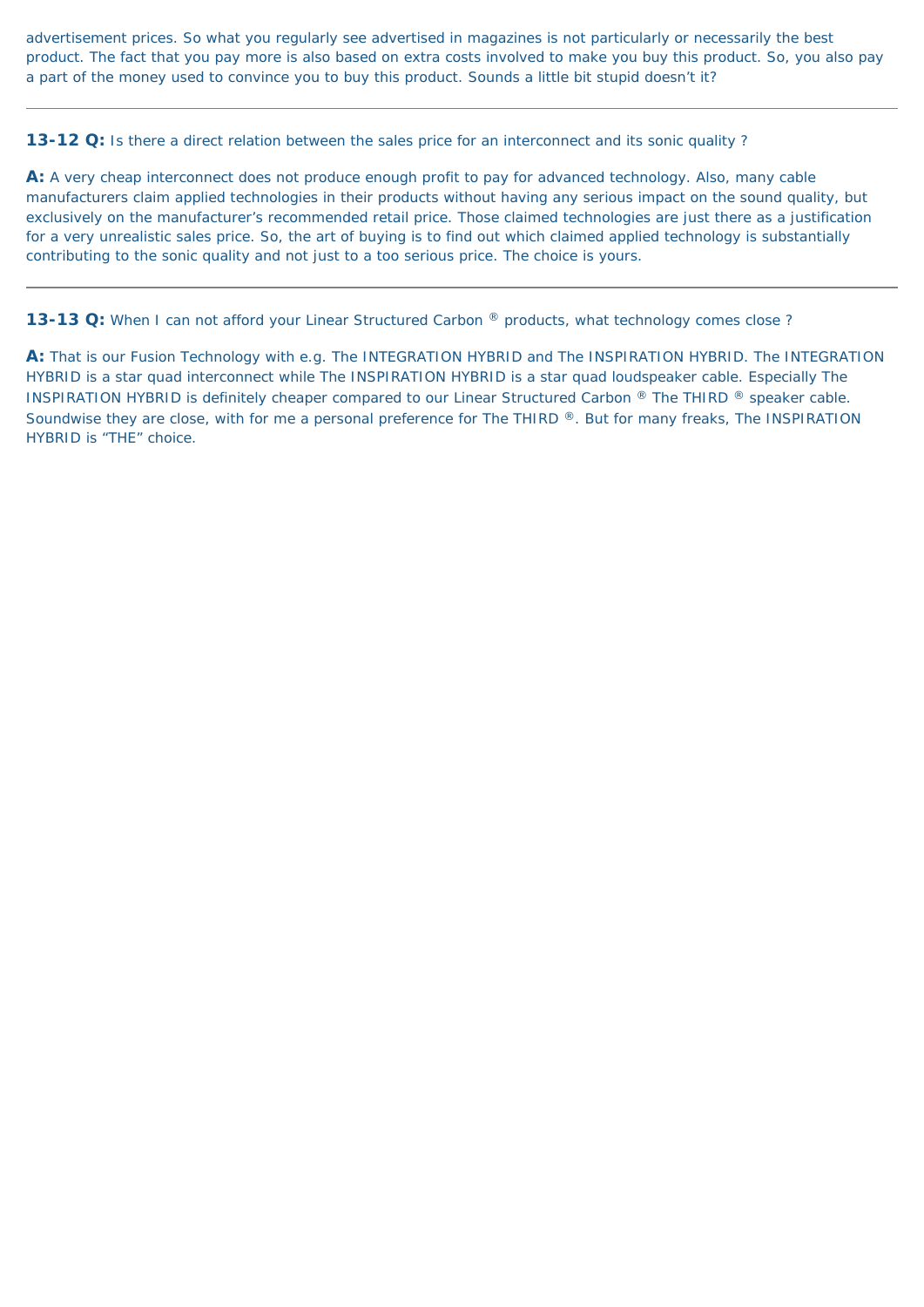advertisement prices. So what you regularly see advertised in magazines is not particularly or necessarily the best product. The fact that you pay more is also based on extra costs involved to make you buy this product. So, you also pay a part of the money used to convince you to buy this product. Sounds a little bit stupid doesn't it?

---

**13-12 Q:** Is there a direct relation between the sales price for an interconnect and its sonic quality ?

**A:** A very cheap interconnect does not produce enough profit to pay for advanced technology. Also, many cable manufacturers claim applied technologies in their products without having any serious impact on the sound quality, but exclusively on the manufacturer's recommended retail price. Those claimed technologies are just there as a justification for a very unrealistic sales price. So, the art of buying is to find out which claimed applied technology is substantially contributing to the sonic quality and not just to a too serious price. The choice is yours.

---

**13-13 Q:** When I can not afford your Linear Structured Carbon ® products, what technology comes close ?

**A:** That is our Fusion Technology with e.g. The INTEGRATION HYBRID and The INSPIRATION HYBRID. The INTEGRATION HYBRID is a star quad interconnect while The INSPIRATION HYBRID is a star quad loudspeaker cable. Especially The INSPIRATION HYBRID is definitely cheaper compared to our Linear Structured Carbon ® The THIRD ® speaker cable. Soundwise they are close, with for me a personal preference for The THIRD ®. But for many freaks, The INSPIRATION HYBRID is "THE" choice.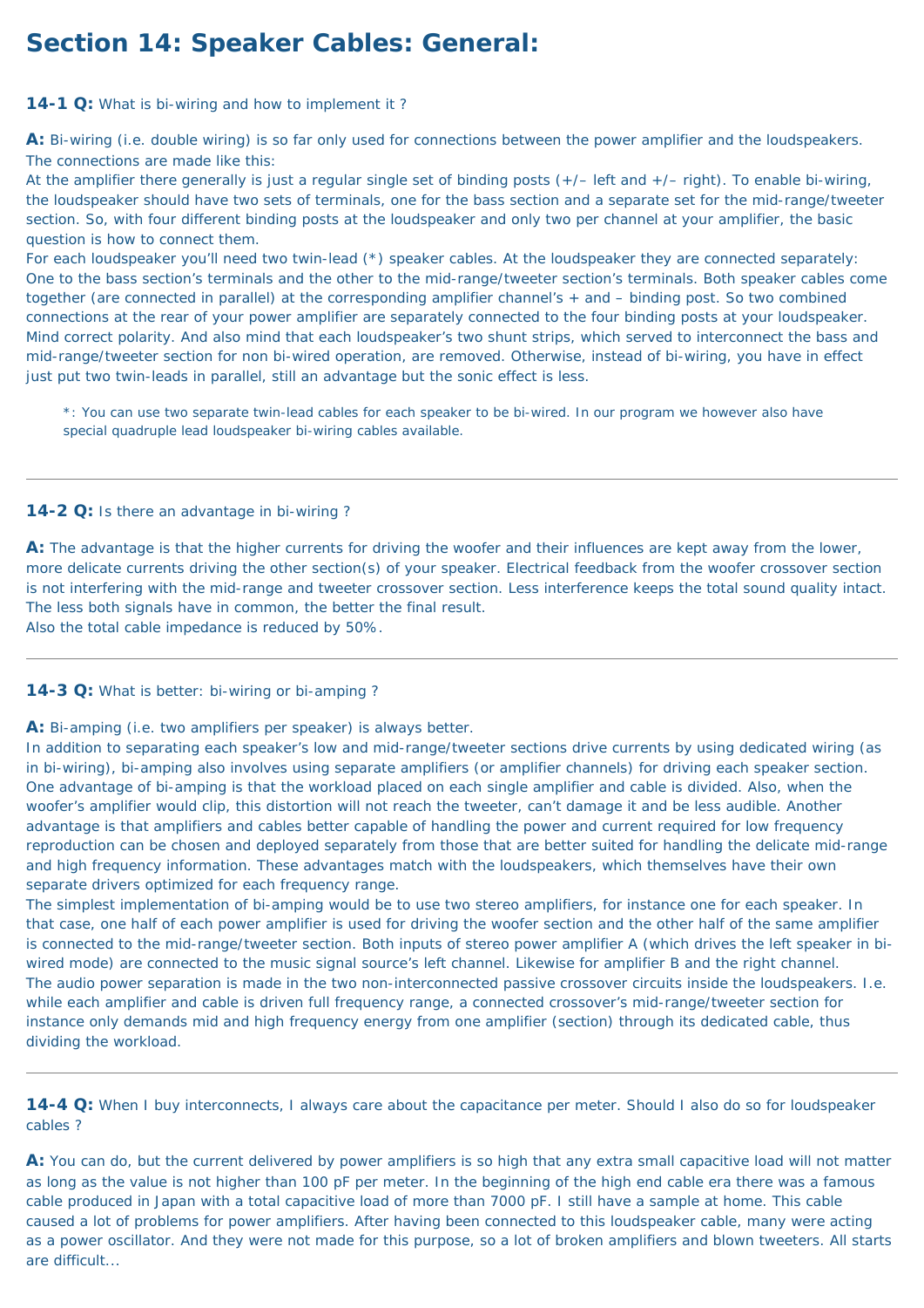# Section 14: Speaker Cables: General:

**14-1 Q:** What is bi-wiring and how to implement it ?

**A:** Bi-wiring (i.e. double wiring) is so far only used for connections between the power amplifier and the loudspeakers. The connections are made like this:
At the amplifier there generally is just a regular single set of binding posts (+/– left and +/– right). To enable bi-wiring, the loudspeaker should have two sets of terminals, one for the bass section and a separate set for the mid-range/tweeter section. So, with four different binding posts at the loudspeaker and only two per channel at your amplifier, the basic question is how to connect them.
For each loudspeaker you'll need two twin-lead (*) speaker cables. At the loudspeaker they are connected separately: One to the bass section's terminals and the other to the mid-range/tweeter section's terminals. Both speaker cables come together (are connected in parallel) at the corresponding amplifier channel's + and – binding post. So two combined connections at the rear of your power amplifier are separately connected to the four binding posts at your loudspeaker. Mind correct polarity. And also mind that each loudspeaker's two shunt strips, which served to interconnect the bass and mid-range/tweeter section for non bi-wired operation, are removed. Otherwise, instead of bi-wiring, you have in effect just put two twin-leads in parallel, still an advantage but the sonic effect is less.

> *: You can use two separate twin-lead cables for each speaker to be bi-wired. In our program we however also have special quadruple lead loudspeaker bi-wiring cables available.

---

**14-2 Q:** Is there an advantage in bi-wiring ?

**A:** The advantage is that the higher currents for driving the woofer and their influences are kept away from the lower, more delicate currents driving the other section(s) of your speaker. Electrical feedback from the woofer crossover section is not interfering with the mid-range and tweeter crossover section. Less interference keeps the total sound quality intact. The less both signals have in common, the better the final result.
Also the total cable impedance is reduced by 50%.

---

**14-3 Q:** What is better: bi-wiring or bi-amping ?

**A:** Bi-amping (i.e. two amplifiers per speaker) is always better.
In addition to separating each speaker's low and mid-range/tweeter sections drive currents by using dedicated wiring (as in bi-wiring), bi-amping also involves using separate amplifiers (or amplifier channels) for driving each speaker section. One advantage of bi-amping is that the workload placed on each single amplifier and cable is divided. Also, when the woofer's amplifier would clip, this distortion will not reach the tweeter, can't damage it and be less audible. Another advantage is that amplifiers and cables better capable of handling the power and current required for low frequency reproduction can be chosen and deployed separately from those that are better suited for handling the delicate mid-range and high frequency information. These advantages match with the loudspeakers, which themselves have their own separate drivers optimized for each frequency range.
The simplest implementation of bi-amping would be to use two stereo amplifiers, for instance one for each speaker. In that case, one half of each power amplifier is used for driving the woofer section and the other half of the same amplifier is connected to the mid-range/tweeter section. Both inputs of stereo power amplifier A (which drives the left speaker in bi-wired mode) are connected to the music signal source's left channel. Likewise for amplifier B and the right channel.
The audio power separation is made in the two non-interconnected passive crossover circuits inside the loudspeakers. I.e. while each amplifier and cable is driven full frequency range, a connected crossover's mid-range/tweeter section for instance only demands mid and high frequency energy from one amplifier (section) through its dedicated cable, thus dividing the workload.

---

**14-4 Q:** When I buy interconnects, I always care about the capacitance per meter. Should I also do so for loudspeaker cables ?

**A:** You can do, but the current delivered by power amplifiers is so high that any extra small capacitive load will not matter as long as the value is not higher than 100 pF per meter. In the beginning of the high end cable era there was a famous cable produced in Japan with a total capacitive load of more than 7000 pF. I still have a sample at home. This cable caused a lot of problems for power amplifiers. After having been connected to this loudspeaker cable, many were acting as a power oscillator. And they were not made for this purpose, so a lot of broken amplifiers and blown tweeters. All starts are difficult...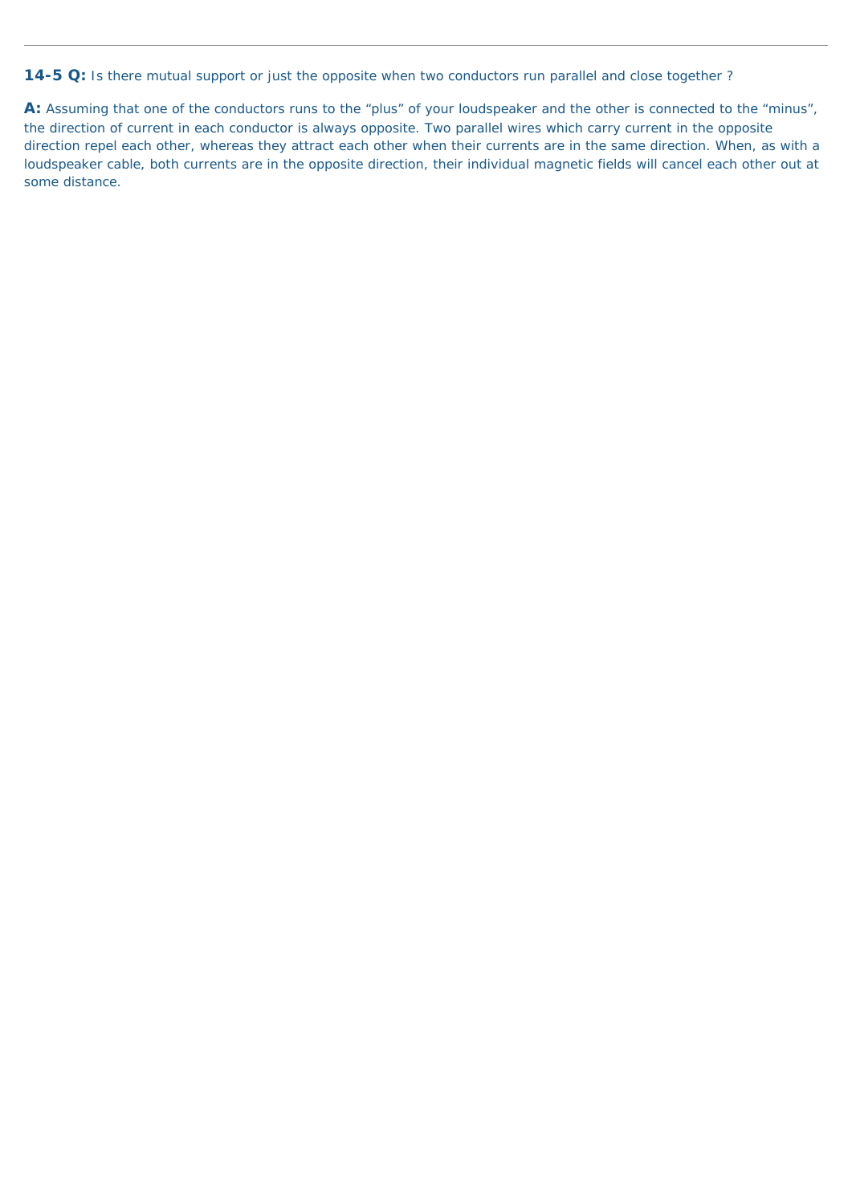**14-5 Q:** Is there mutual support or just the opposite when two conductors run parallel and close together ?

**A:** Assuming that one of the conductors runs to the “plus” of your loudspeaker and the other is connected to the “minus”, the direction of current in each conductor is always opposite. Two parallel wires which carry current in the opposite direction repel each other, whereas they attract each other when their currents are in the same direction. When, as with a loudspeaker cable, both currents are in the opposite direction, their individual magnetic fields will cancel each other out at some distance.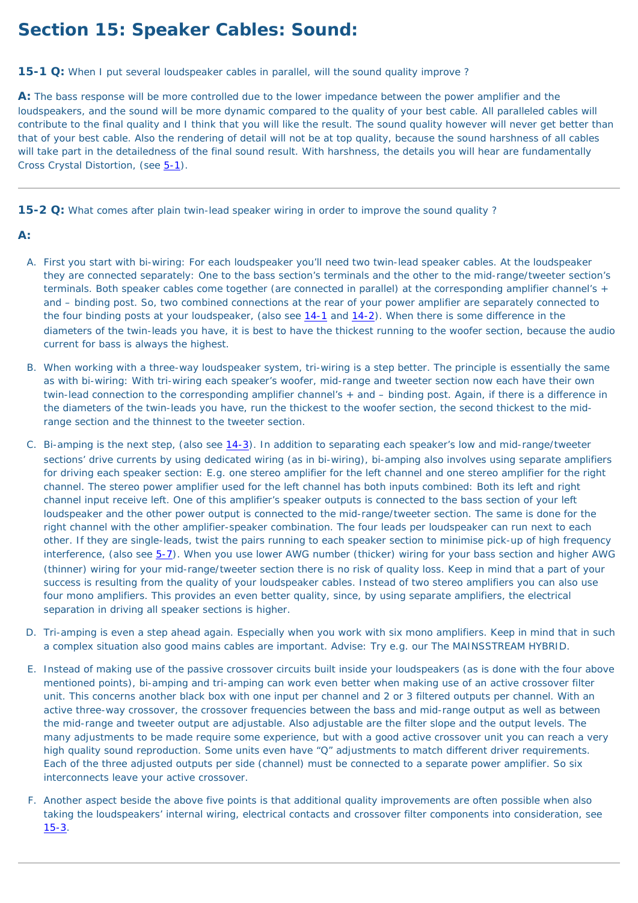# Section 15: Speaker Cables: Sound:

**15-1 Q:** When I put several loudspeaker cables in parallel, will the sound quality improve ?

**A:** The bass response will be more controlled due to the lower impedance between the power amplifier and the loudspeakers, and the sound will be more dynamic compared to the quality of your best cable. All paralleled cables will contribute to the final quality and I think that you will like the result. The sound quality however will never get better than that of your best cable. Also the rendering of detail will not be at top quality, because the sound harshness of all cables will take part in the detailedness of the final sound result. With harshness, the details you will hear are fundamentally Cross Crystal Distortion, (see 5-1).

---

**15-2 Q:** What comes after plain twin-lead speaker wiring in order to improve the sound quality ?

**A:**

A. First you start with bi-wiring: For each loudspeaker you'll need two twin-lead speaker cables. At the loudspeaker they are connected separately: One to the bass section's terminals and the other to the mid-range/tweeter section's terminals. Both speaker cables come together (are connected in parallel) at the corresponding amplifier channel's + and – binding post. So, two combined connections at the rear of your power amplifier are separately connected to the four binding posts at your loudspeaker, (also see 14-1 and 14-2). When there is some difference in the diameters of the twin-leads you have, it is best to have the thickest running to the woofer section, because the audio current for bass is always the highest.

B. When working with a three-way loudspeaker system, tri-wiring is a step better. The principle is essentially the same as with bi-wiring: With tri-wiring each speaker's woofer, mid-range and tweeter section now each have their own twin-lead connection to the corresponding amplifier channel's + and – binding post. Again, if there is a difference in the diameters of the twin-leads you have, run the thickest to the woofer section, the second thickest to the mid-range section and the thinnest to the tweeter section.

C. Bi-amping is the next step, (also see 14-3). In addition to separating each speaker's low and mid-range/tweeter sections' drive currents by using dedicated wiring (as in bi-wiring), bi-amping also involves using separate amplifiers for driving each speaker section: E.g. one stereo amplifier for the left channel and one stereo amplifier for the right channel. The stereo power amplifier used for the left channel has both inputs combined: Both its left and right channel input receive left. One of this amplifier's speaker outputs is connected to the bass section of your left loudspeaker and the other power output is connected to the mid-range/tweeter section. The same is done for the right channel with the other amplifier-speaker combination. The four leads per loudspeaker can run next to each other. If they are single-leads, twist the pairs running to each speaker section to minimise pick-up of high frequency interference, (also see 5-7). When you use lower AWG number (thicker) wiring for your bass section and higher AWG (thinner) wiring for your mid-range/tweeter section there is no risk of quality loss. Keep in mind that a part of your success is resulting from the quality of your loudspeaker cables. Instead of two stereo amplifiers you can also use four mono amplifiers. This provides an even better quality, since, by using separate amplifiers, the electrical separation in driving all speaker sections is higher.

D. Tri-amping is even a step ahead again. Especially when you work with six mono amplifiers. Keep in mind that in such a complex situation also good mains cables are important. Advise: Try e.g. our The MAINSSTREAM HYBRID.

E. Instead of making use of the passive crossover circuits built inside your loudspeakers (as is done with the four above mentioned points), bi-amping and tri-amping can work even better when making use of an active crossover filter unit. This concerns another black box with one input per channel and 2 or 3 filtered outputs per channel. With an active three-way crossover, the crossover frequencies between the bass and mid-range output as well as between the mid-range and tweeter output are adjustable. Also adjustable are the filter slope and the output levels. The many adjustments to be made require some experience, but with a good active crossover unit you can reach a very high quality sound reproduction. Some units even have "Q" adjustments to match different driver requirements. Each of the three adjusted outputs per side (channel) must be connected to a separate power amplifier. So six interconnects leave your active crossover.

F. Another aspect beside the above five points is that additional quality improvements are often possible when also taking the loudspeakers' internal wiring, electrical contacts and crossover filter components into consideration, see 15-3.

---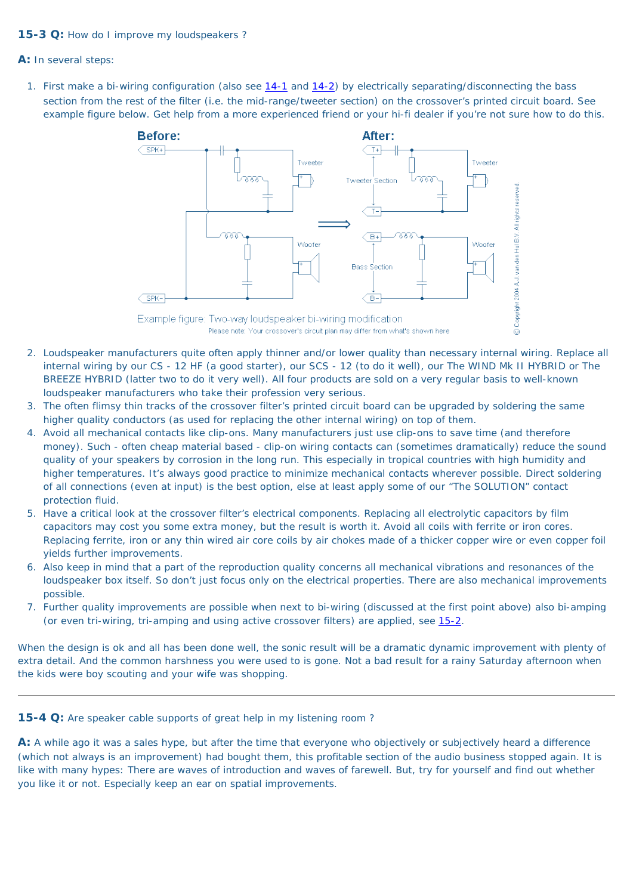**15-3 Q:** How do I improve my loudspeakers ?

**A:** In several steps:

1. First make a bi-wiring configuration (also see 14-1 and 14-2) by electrically separating/disconnecting the bass section from the rest of the filter (i.e. the mid-range/tweeter section) on the crossover's printed circuit board. See example figure below. Get help from a more experienced friend or your hi-fi dealer if you're not sure how to do this.

   Example figure: Two-way loudspeaker bi-wiring modification

   Please note: Your crossover's circuit plan may differ from what's shown here

2. Loudspeaker manufacturers quite often apply thinner and/or lower quality than necessary internal wiring. Replace all internal wiring by our CS - 12 HF (a good starter), our SCS - 12 (to do it well), our The WIND Mk II HYBRID or The BREEZE HYBRID (latter two to do it very well). All four products are sold on a very regular basis to well-known loudspeaker manufacturers who take their profession very serious.
3. The often flimsy thin tracks of the crossover filter's printed circuit board can be upgraded by soldering the same higher quality conductors (as used for replacing the other internal wiring) on top of them.
4. Avoid all mechanical contacts like clip-ons. Many manufacturers just use clip-ons to save time (and therefore money). Such - often cheap material based - clip-on wiring contacts can (sometimes dramatically) reduce the sound quality of your speakers by corrosion in the long run. This especially in tropical countries with high humidity and higher temperatures. It's always good practice to minimize mechanical contacts wherever possible. Direct soldering of all connections (even at input) is the best option, else at least apply some of our "The SOLUTION" contact protection fluid.
5. Have a critical look at the crossover filter's electrical components. Replacing all electrolytic capacitors by film capacitors may cost you some extra money, but the result is worth it. Avoid all coils with ferrite or iron cores. Replacing ferrite, iron or any thin wired air core coils by air chokes made of a thicker copper wire or even copper foil yields further improvements.
6. Also keep in mind that a part of the reproduction quality concerns all mechanical vibrations and resonances of the loudspeaker box itself. So don't just focus only on the electrical properties. There are also mechanical improvements possible.
7. Further quality improvements are possible when next to bi-wiring (discussed at the first point above) also bi-amping (or even tri-wiring, tri-amping and using active crossover filters) are applied, see 15-2.

When the design is ok and all has been done well, the sonic result will be a dramatic dynamic improvement with plenty of extra detail. And the common harshness you were used to is gone. Not a bad result for a rainy Saturday afternoon when the kids were boy scouting and your wife was shopping.

---

**15-4 Q:** Are speaker cable supports of great help in my listening room ?

**A:** A while ago it was a sales hype, but after the time that everyone who objectively or subjectively heard a difference (which not always is an improvement) had bought them, this profitable section of the audio business stopped again. It is like with many hypes: There are waves of introduction and waves of farewell. But, try for yourself and find out whether you like it or not. Especially keep an ear on spatial improvements.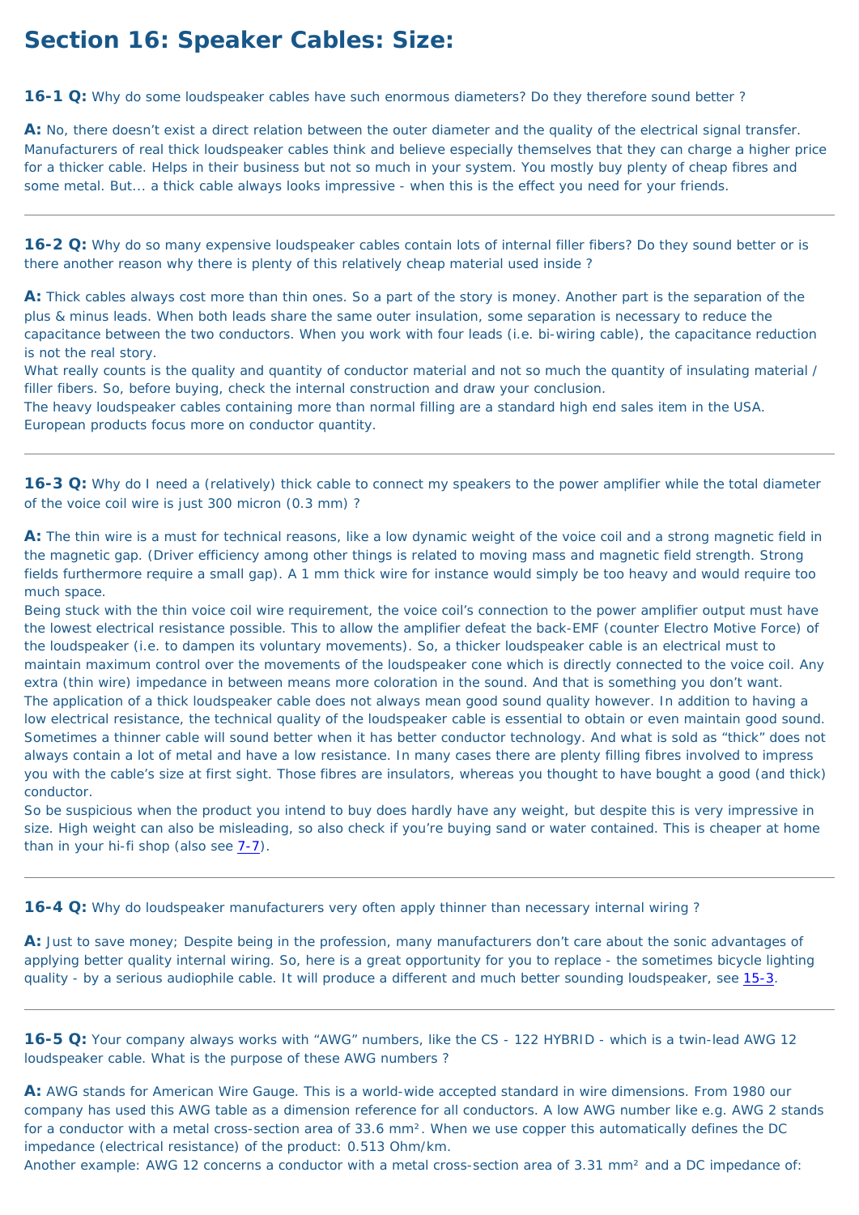# Section 16: Speaker Cables: Size:

**16-1 Q:** Why do some loudspeaker cables have such enormous diameters? Do they therefore sound better ?

**A:** No, there doesn't exist a direct relation between the outer diameter and the quality of the electrical signal transfer. Manufacturers of real thick loudspeaker cables think and believe especially themselves that they can charge a higher price for a thicker cable. Helps in their business but not so much in your system. You mostly buy plenty of cheap fibres and some metal. But... a thick cable always looks impressive - when this is the effect you need for your friends.

---

**16-2 Q:** Why do so many expensive loudspeaker cables contain lots of internal filler fibers? Do they sound better or is there another reason why there is plenty of this relatively cheap material used inside ?

**A:** Thick cables always cost more than thin ones. So a part of the story is money. Another part is the separation of the plus & minus leads. When both leads share the same outer insulation, some separation is necessary to reduce the capacitance between the two conductors. When you work with four leads (i.e. bi-wiring cable), the capacitance reduction is not the real story.
What really counts is the quality and quantity of conductor material and not so much the quantity of insulating material / filler fibers. So, before buying, check the internal construction and draw your conclusion.
The heavy loudspeaker cables containing more than normal filling are a standard high end sales item in the USA. European products focus more on conductor quantity.

---

**16-3 Q:** Why do I need a (relatively) thick cable to connect my speakers to the power amplifier while the total diameter of the voice coil wire is just 300 micron (0.3 mm) ?

**A:** The thin wire is a must for technical reasons, like a low dynamic weight of the voice coil and a strong magnetic field in the magnetic gap. (Driver efficiency among other things is related to moving mass and magnetic field strength. Strong fields furthermore require a small gap). A 1 mm thick wire for instance would simply be too heavy and would require too much space.
Being stuck with the thin voice coil wire requirement, the voice coil's connection to the power amplifier output must have the lowest electrical resistance possible. This to allow the amplifier defeat the back-EMF (counter Electro Motive Force) of the loudspeaker (i.e. to dampen its voluntary movements). So, a thicker loudspeaker cable is an electrical must to maintain maximum control over the movements of the loudspeaker cone which is directly connected to the voice coil. Any extra (thin wire) impedance in between means more coloration in the sound. And that is something you don't want.
The application of a thick loudspeaker cable does not always mean good sound quality however. In addition to having a low electrical resistance, the technical quality of the loudspeaker cable is essential to obtain or even maintain good sound. Sometimes a thinner cable will sound better when it has better conductor technology. And what is sold as "thick" does not always contain a lot of metal and have a low resistance. In many cases there are plenty filling fibres involved to impress you with the cable's size at first sight. Those fibres are insulators, whereas you thought to have bought a good (and thick) conductor.
So be suspicious when the product you intend to buy does hardly have any weight, but despite this is very impressive in size. High weight can also be misleading, so also check if you're buying sand or water contained. This is cheaper at home than in your hi-fi shop (also see 7-7).

---

**16-4 Q:** Why do loudspeaker manufacturers very often apply thinner than necessary internal wiring ?

**A:** Just to save money; Despite being in the profession, many manufacturers don't care about the sonic advantages of applying better quality internal wiring. So, here is a great opportunity for you to replace - the sometimes bicycle lighting quality - by a serious audiophile cable. It will produce a different and much better sounding loudspeaker, see 15-3.

---

**16-5 Q:** Your company always works with "AWG" numbers, like the CS - 122 HYBRID - which is a twin-lead AWG 12 loudspeaker cable. What is the purpose of these AWG numbers ?

**A:** AWG stands for American Wire Gauge. This is a world-wide accepted standard in wire dimensions. From 1980 our company has used this AWG table as a dimension reference for all conductors. A low AWG number like e.g. AWG 2 stands for a conductor with a metal cross-section area of 33.6 mm². When we use copper this automatically defines the DC impedance (electrical resistance) of the product: 0.513 Ohm/km.
Another example: AWG 12 concerns a conductor with a metal cross-section area of 3.31 mm² and a DC impedance of: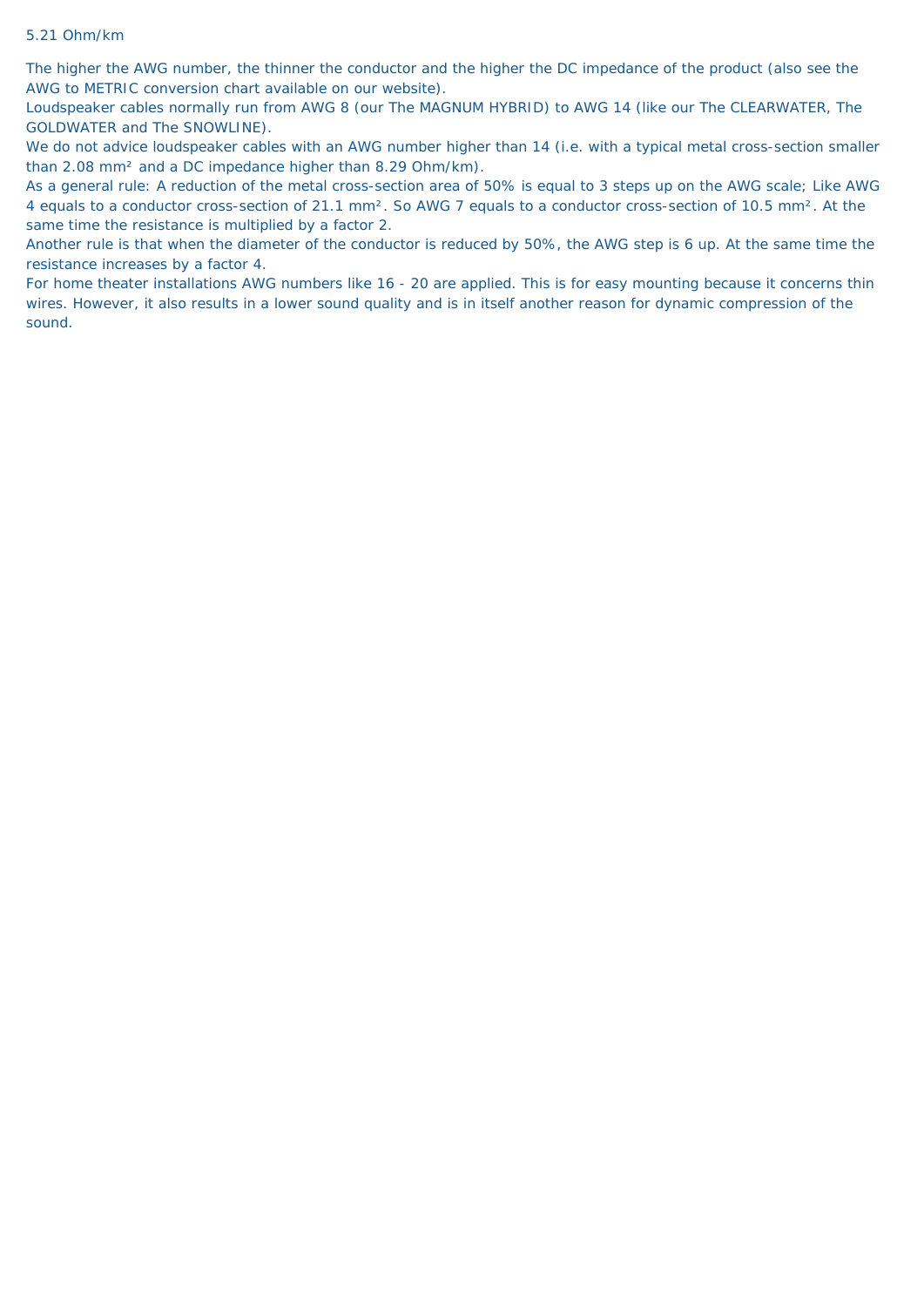5.21 Ohm/km

The higher the AWG number, the thinner the conductor and the higher the DC impedance of the product (also see the AWG to METRIC conversion chart available on our website).
Loudspeaker cables normally run from AWG 8 (our The MAGNUM HYBRID) to AWG 14 (like our The CLEARWATER, The GOLDWATER and The SNOWLINE).
We do not advice loudspeaker cables with an AWG number higher than 14 (i.e. with a typical metal cross-section smaller than 2.08 mm² and a DC impedance higher than 8.29 Ohm/km).
As a general rule: A reduction of the metal cross-section area of 50% is equal to 3 steps up on the AWG scale; Like AWG 4 equals to a conductor cross-section of 21.1 mm². So AWG 7 equals to a conductor cross-section of 10.5 mm². At the same time the resistance is multiplied by a factor 2.
Another rule is that when the diameter of the conductor is reduced by 50%, the AWG step is 6 up. At the same time the resistance increases by a factor 4.
For home theater installations AWG numbers like 16 - 20 are applied. This is for easy mounting because it concerns thin wires. However, it also results in a lower sound quality and is in itself another reason for dynamic compression of the sound.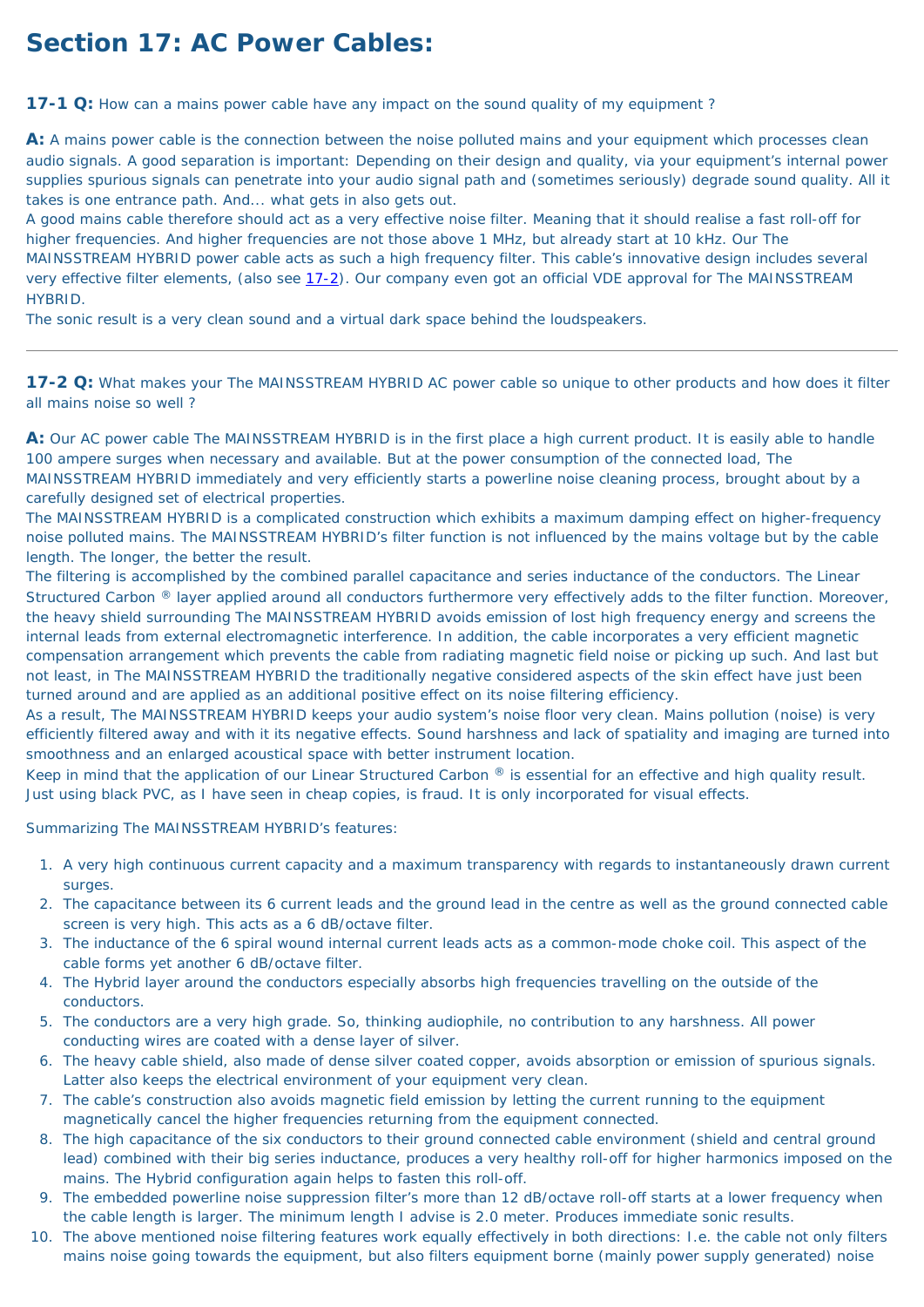# Section 17: AC Power Cables:

**17-1 Q:** How can a mains power cable have any impact on the sound quality of my equipment ?

**A:** A mains power cable is the connection between the noise polluted mains and your equipment which processes clean audio signals. A good separation is important: Depending on their design and quality, via your equipment's internal power supplies spurious signals can penetrate into your audio signal path and (sometimes seriously) degrade sound quality. All it takes is one entrance path. And... what gets in also gets out.
A good mains cable therefore should act as a very effective noise filter. Meaning that it should realise a fast roll-off for higher frequencies. And higher frequencies are not those above 1 MHz, but already start at 10 kHz. Our The MAINSSTREAM HYBRID power cable acts as such a high frequency filter. This cable's innovative design includes several very effective filter elements, (also see 17-2). Our company even got an official VDE approval for The MAINSSTREAM HYBRID.
The sonic result is a very clean sound and a virtual dark space behind the loudspeakers.

---

**17-2 Q:** What makes your The MAINSSTREAM HYBRID AC power cable so unique to other products and how does it filter all mains noise so well ?

**A:** Our AC power cable The MAINSSTREAM HYBRID is in the first place a high current product. It is easily able to handle 100 ampere surges when necessary and available. But at the power consumption of the connected load, The MAINSSTREAM HYBRID immediately and very efficiently starts a powerline noise cleaning process, brought about by a carefully designed set of electrical properties.
The MAINSSTREAM HYBRID is a complicated construction which exhibits a maximum damping effect on higher-frequency noise polluted mains. The MAINSSTREAM HYBRID's filter function is not influenced by the mains voltage but by the cable length. The longer, the better the result.
The filtering is accomplished by the combined parallel capacitance and series inductance of the conductors. The Linear Structured Carbon ® layer applied around all conductors furthermore very effectively adds to the filter function. Moreover, the heavy shield surrounding The MAINSSTREAM HYBRID avoids emission of lost high frequency energy and screens the internal leads from external electromagnetic interference. In addition, the cable incorporates a very efficient magnetic compensation arrangement which prevents the cable from radiating magnetic field noise or picking up such. And last but not least, in The MAINSSTREAM HYBRID the traditionally negative considered aspects of the skin effect have just been turned around and are applied as an additional positive effect on its noise filtering efficiency.
As a result, The MAINSSTREAM HYBRID keeps your audio system's noise floor very clean. Mains pollution (noise) is very efficiently filtered away and with it its negative effects. Sound harshness and lack of spatiality and imaging are turned into smoothness and an enlarged acoustical space with better instrument location.
Keep in mind that the application of our Linear Structured Carbon ® is essential for an effective and high quality result. Just using black PVC, as I have seen in cheap copies, is fraud. It is only incorporated for visual effects.

Summarizing The MAINSSTREAM HYBRID's features:

1. A very high continuous current capacity and a maximum transparency with regards to instantaneously drawn current surges.
2. The capacitance between its 6 current leads and the ground lead in the centre as well as the ground connected cable screen is very high. This acts as a 6 dB/octave filter.
3. The inductance of the 6 spiral wound internal current leads acts as a common-mode choke coil. This aspect of the cable forms yet another 6 dB/octave filter.
4. The Hybrid layer around the conductors especially absorbs high frequencies travelling on the outside of the conductors.
5. The conductors are a very high grade. So, thinking audiophile, no contribution to any harshness. All power conducting wires are coated with a dense layer of silver.
6. The heavy cable shield, also made of dense silver coated copper, avoids absorption or emission of spurious signals. Latter also keeps the electrical environment of your equipment very clean.
7. The cable's construction also avoids magnetic field emission by letting the current running to the equipment magnetically cancel the higher frequencies returning from the equipment connected.
8. The high capacitance of the six conductors to their ground connected cable environment (shield and central ground lead) combined with their big series inductance, produces a very healthy roll-off for higher harmonics imposed on the mains. The Hybrid configuration again helps to fasten this roll-off.
9. The embedded powerline noise suppression filter's more than 12 dB/octave roll-off starts at a lower frequency when the cable length is larger. The minimum length I advise is 2.0 meter. Produces immediate sonic results.
10. The above mentioned noise filtering features work equally effectively in both directions: I.e. the cable not only filters mains noise going towards the equipment, but also filters equipment borne (mainly power supply generated) noise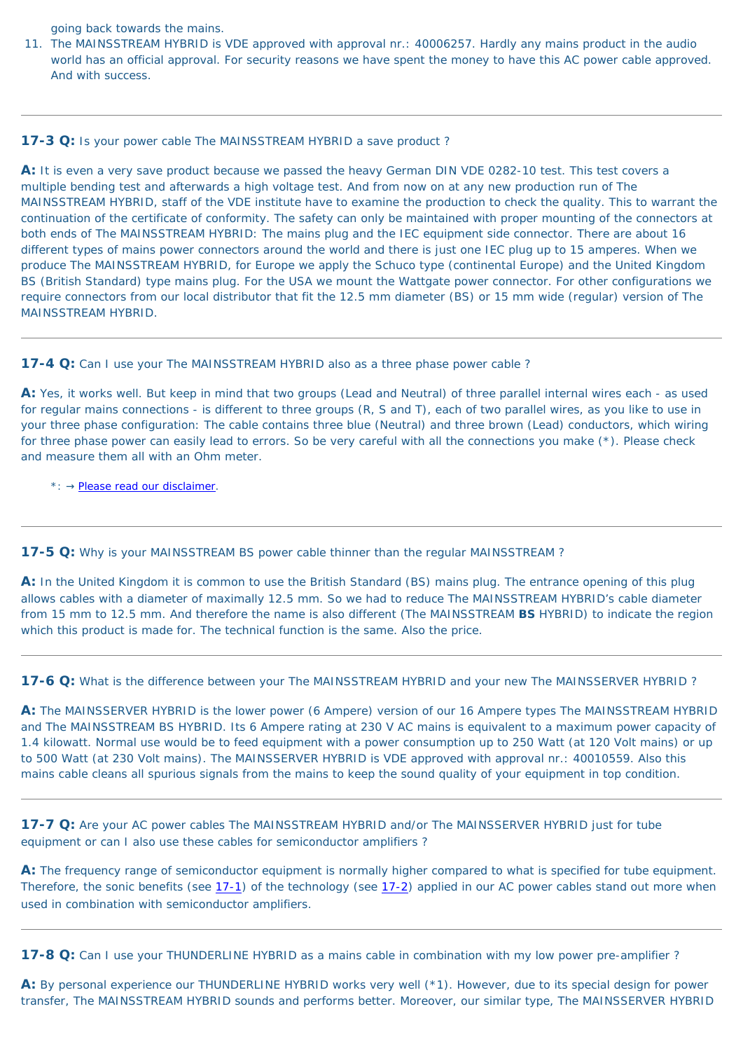going back towards the mains.

11. The MAINSSTREAM HYBRID is VDE approved with approval nr.: 40006257. Hardly any mains product in the audio world has an official approval. For security reasons we have spent the money to have this AC power cable approved. And with success.

---

**17-3 Q:** Is your power cable The MAINSSTREAM HYBRID a save product ?

**A:** It is even a very save product because we passed the heavy German DIN VDE 0282-10 test. This test covers a multiple bending test and afterwards a high voltage test. And from now on at any new production run of The MAINSSTREAM HYBRID, staff of the VDE institute have to examine the production to check the quality. This to warrant the continuation of the certificate of conformity. The safety can only be maintained with proper mounting of the connectors at both ends of The MAINSSTREAM HYBRID: The mains plug and the IEC equipment side connector. There are about 16 different types of mains power connectors around the world and there is just one IEC plug up to 15 amperes. When we produce The MAINSSTREAM HYBRID, for Europe we apply the Schuco type (continental Europe) and the United Kingdom BS (British Standard) type mains plug. For the USA we mount the Wattgate power connector. For other configurations we require connectors from our local distributor that fit the 12.5 mm diameter (BS) or 15 mm wide (regular) version of The MAINSSTREAM HYBRID.

---

**17-4 Q:** Can I use your The MAINSSTREAM HYBRID also as a three phase power cable ?

**A:** Yes, it works well. But keep in mind that two groups (Lead and Neutral) of three parallel internal wires each - as used for regular mains connections - is different to three groups (R, S and T), each of two parallel wires, as you like to use in your three phase configuration: The cable contains three blue (Neutral) and three brown (Lead) conductors, which wiring for three phase power can easily lead to errors. So be very careful with all the connections you make (*). Please check and measure them all with an Ohm meter.

*: → Please read our disclaimer.

---

**17-5 Q:** Why is your MAINSSTREAM BS power cable thinner than the regular MAINSSTREAM ?

**A:** In the United Kingdom it is common to use the British Standard (BS) mains plug. The entrance opening of this plug allows cables with a diameter of maximally 12.5 mm. So we had to reduce The MAINSSTREAM HYBRID's cable diameter from 15 mm to 12.5 mm. And therefore the name is also different (The MAINSSTREAM **BS** HYBRID) to indicate the region which this product is made for. The technical function is the same. Also the price.

---

**17-6 Q:** What is the difference between your The MAINSSTREAM HYBRID and your new The MAINSSERVER HYBRID ?

**A:** The MAINSSERVER HYBRID is the lower power (6 Ampere) version of our 16 Ampere types The MAINSSTREAM HYBRID and The MAINSSTREAM BS HYBRID. Its 6 Ampere rating at 230 V AC mains is equivalent to a maximum power capacity of 1.4 kilowatt. Normal use would be to feed equipment with a power consumption up to 250 Watt (at 120 Volt mains) or up to 500 Watt (at 230 Volt mains). The MAINSSERVER HYBRID is VDE approved with approval nr.: 40010559. Also this mains cable cleans all spurious signals from the mains to keep the sound quality of your equipment in top condition.

---

**17-7 Q:** Are your AC power cables The MAINSSTREAM HYBRID and/or The MAINSSERVER HYBRID just for tube equipment or can I also use these cables for semiconductor amplifiers ?

**A:** The frequency range of semiconductor equipment is normally higher compared to what is specified for tube equipment. Therefore, the sonic benefits (see 17-1) of the technology (see 17-2) applied in our AC power cables stand out more when used in combination with semiconductor amplifiers.

---

**17-8 Q:** Can I use your THUNDERLINE HYBRID as a mains cable in combination with my low power pre-amplifier ?

**A:** By personal experience our THUNDERLINE HYBRID works very well (*1). However, due to its special design for power transfer, The MAINSSTREAM HYBRID sounds and performs better. Moreover, our similar type, The MAINSSERVER HYBRID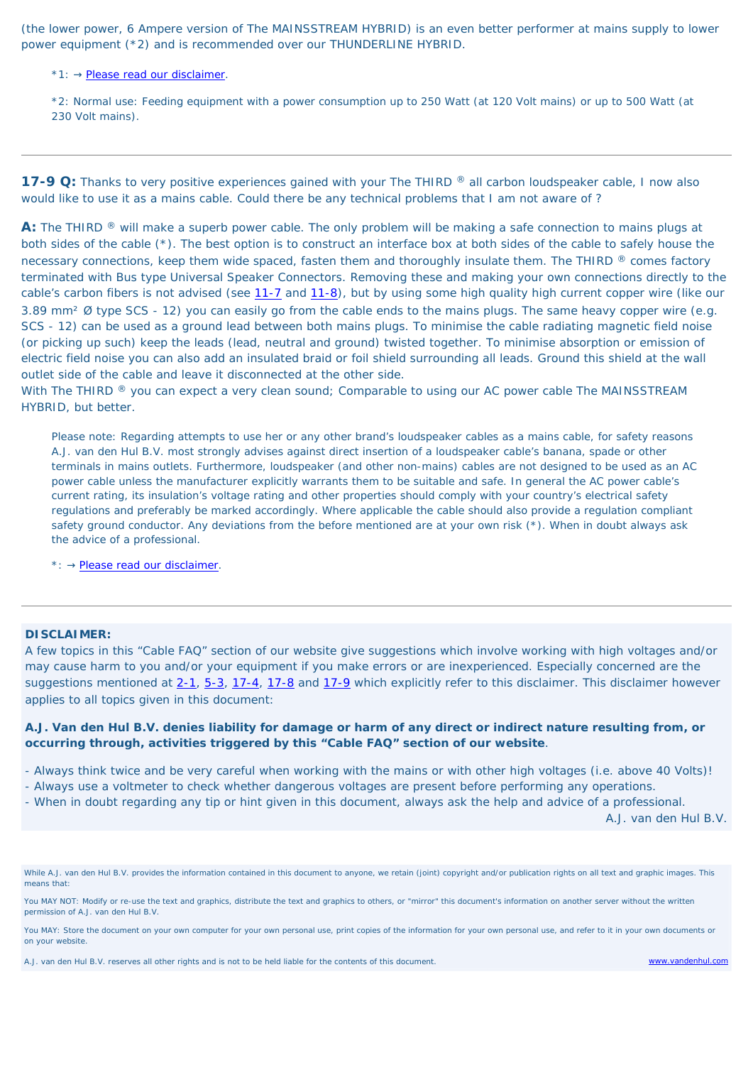(the lower power, 6 Ampere version of The MAINSSTREAM HYBRID) is an even better performer at mains supply to lower power equipment (*2) and is recommended over our THUNDERLINE HYBRID.

> *1: → [Please read our disclaimer](#).
>
> *2: Normal use: Feeding equipment with a power consumption up to 250 Watt (at 120 Volt mains) or up to 500 Watt (at 230 Volt mains).

---

**17-9 Q:** Thanks to very positive experiences gained with your The THIRD ® all carbon loudspeaker cable, I now also would like to use it as a mains cable. Could there be any technical problems that I am not aware of ?

**A:** The THIRD ® will make a superb power cable. The only problem will be making a safe connection to mains plugs at both sides of the cable (*). The best option is to construct an interface box at both sides of the cable to safely house the necessary connections, keep them wide spaced, fasten them and thoroughly insulate them. The THIRD ® comes factory terminated with Bus type Universal Speaker Connectors. Removing these and making your own connections directly to the cable's carbon fibers is not advised (see [11-7](#) and [11-8](#)), but by using some high quality high current copper wire (like our 3.89 mm² Ø type SCS - 12) you can easily go from the cable ends to the mains plugs. The same heavy copper wire (e.g. SCS - 12) can be used as a ground lead between both mains plugs. To minimise the cable radiating magnetic field noise (or picking up such) keep the leads (lead, neutral and ground) twisted together. To minimise absorption or emission of electric field noise you can also add an insulated braid or foil shield surrounding all leads. Ground this shield at the wall outlet side of the cable and leave it disconnected at the other side.
With The THIRD ® you can expect a very clean sound; Comparable to using our AC power cable The MAINSSTREAM HYBRID, but better.

> Please note: Regarding attempts to use her or any other brand's loudspeaker cables as a mains cable, for safety reasons A.J. van den Hul B.V. most strongly advises against direct insertion of a loudspeaker cable's banana, spade or other terminals in mains outlets. Furthermore, loudspeaker (and other non-mains) cables are not designed to be used as an AC power cable unless the manufacturer explicitly warrants them to be suitable and safe. In general the AC power cable's current rating, its insulation's voltage rating and other properties should comply with your country's electrical safety regulations and preferably be marked accordingly. Where applicable the cable should also provide a regulation compliant safety ground conductor. Any deviations from the before mentioned are at your own risk (*). When in doubt always ask the advice of a professional.
>
> *: → [Please read our disclaimer](#).

---

**DISCLAIMER:**
A few topics in this "Cable FAQ" section of our website give suggestions which involve working with high voltages and/or may cause harm to you and/or your equipment if you make errors or are inexperienced. Especially concerned are the suggestions mentioned at [2-1](#), [5-3](#), [17-4](#), [17-8](#) and [17-9](#) which explicitly refer to this disclaimer. This disclaimer however applies to all topics given in this document:

**A.J. Van den Hul B.V. denies liability for damage or harm of any direct or indirect nature resulting from, or occurring through, activities triggered by this "Cable FAQ" section of our website**.

- Always think twice and be very careful when working with the mains or with other high voltages (i.e. above 40 Volts)!
- Always use a voltmeter to check whether dangerous voltages are present before performing any operations.
- When in doubt regarding any tip or hint given in this document, always ask the help and advice of a professional.

A.J. van den Hul B.V.

While A.J. van den Hul B.V. provides the information contained in this document to anyone, we retain (joint) copyright and/or publication rights on all text and graphic images. This means that:

You MAY NOT: Modify or re-use the text and graphics, distribute the text and graphics to others, or "mirror" this document's information on another server without the written permission of A.J. van den Hul B.V.

You MAY: Store the document on your own computer for your own personal use, print copies of the information for your own personal use, and refer to it in your own documents or on your website.

A.J. van den Hul B.V. reserves all other rights and is not to be held liable for the contents of this document. [www.vandenhul.com](http://www.vandenhul.com)